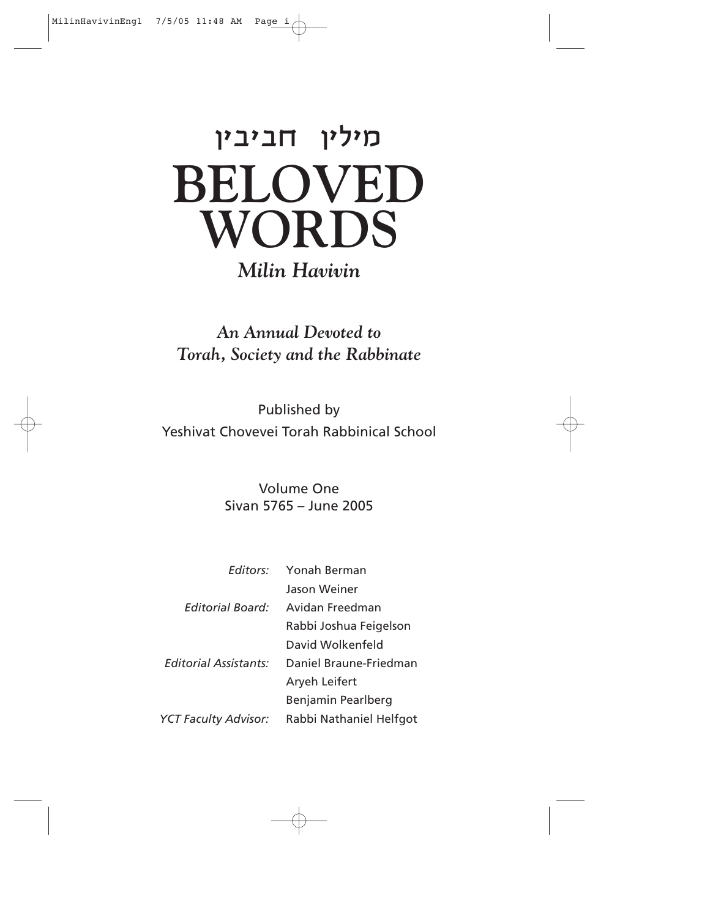# מילין חביבין
# BELOVED WORDS

## *Milin Havivin*

### *An Annual Devoted to Torah, Society and the Rabbinate*

Published by
Yeshivat Chovevei Torah Rabbinical School

Volume One
Sivan 5765 – June 2005

| | |
|---|---|
| *Editors:* | Yonah Berman |
| | Jason Weiner |
| *Editorial Board:* | Avidan Freedman |
| | Rabbi Joshua Feigelson |
| | David Wolkenfeld |
| *Editorial Assistants:* | Daniel Braune-Friedman |
| | Aryeh Leifert |
| | Benjamin Pearlberg |
| *YCT Faculty Advisor:* | Rabbi Nathaniel Helfgot |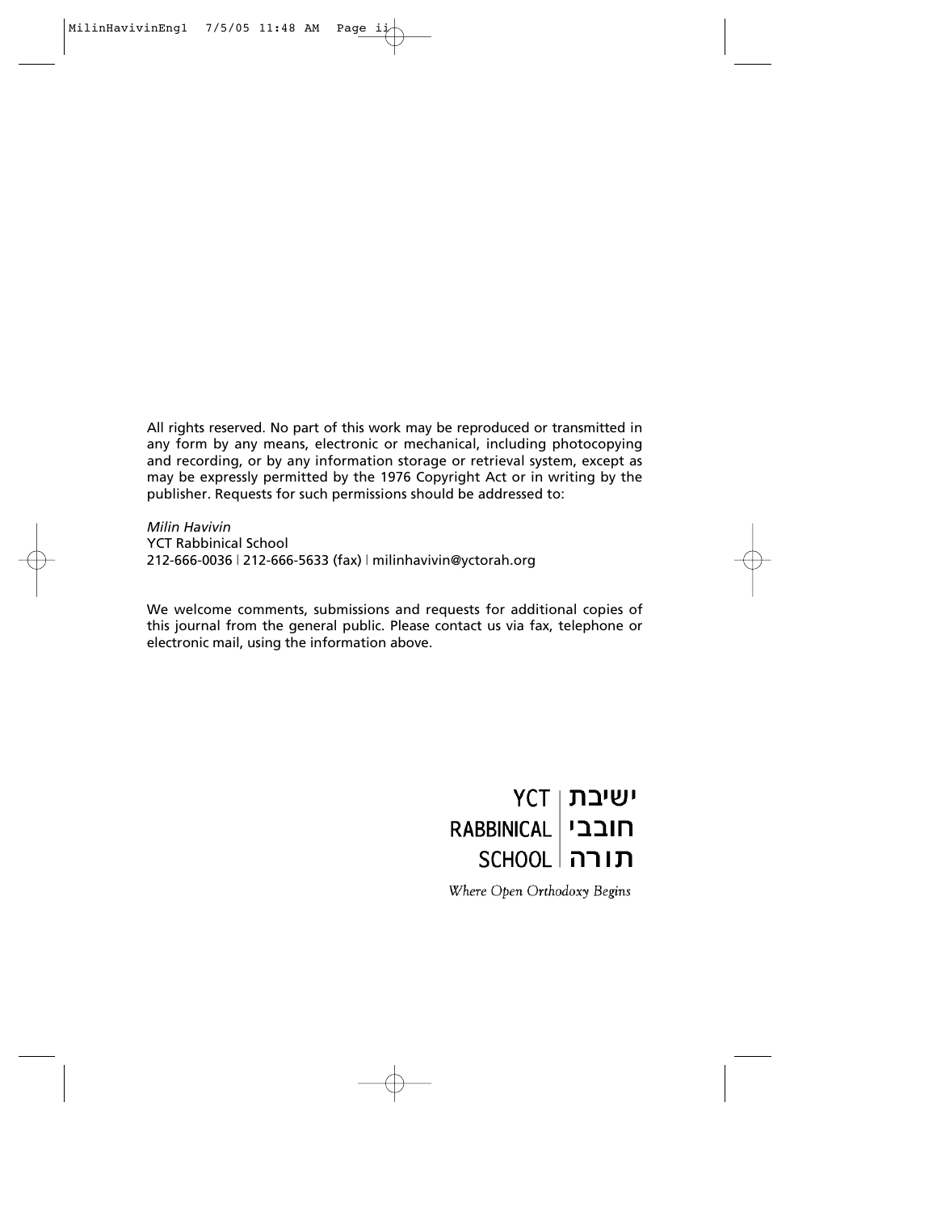All rights reserved. No part of this work may be reproduced or transmitted in any form by any means, electronic or mechanical, including photocopying and recording, or by any information storage or retrieval system, except as may be expressly permitted by the 1976 Copyright Act or in writing by the publisher. Requests for such permissions should be addressed to:

*Milin Havivin*
YCT Rabbinical School
212-666-0036 | 212-666-5633 (fax) | milinhavivin@yctorah.org

We welcome comments, submissions and requests for additional copies of this journal from the general public. Please contact us via fax, telephone or electronic mail, using the information above.

YCT RABBINICAL SCHOOL | ישיבת חובבי תורה

*Where Open Orthodoxy Begins*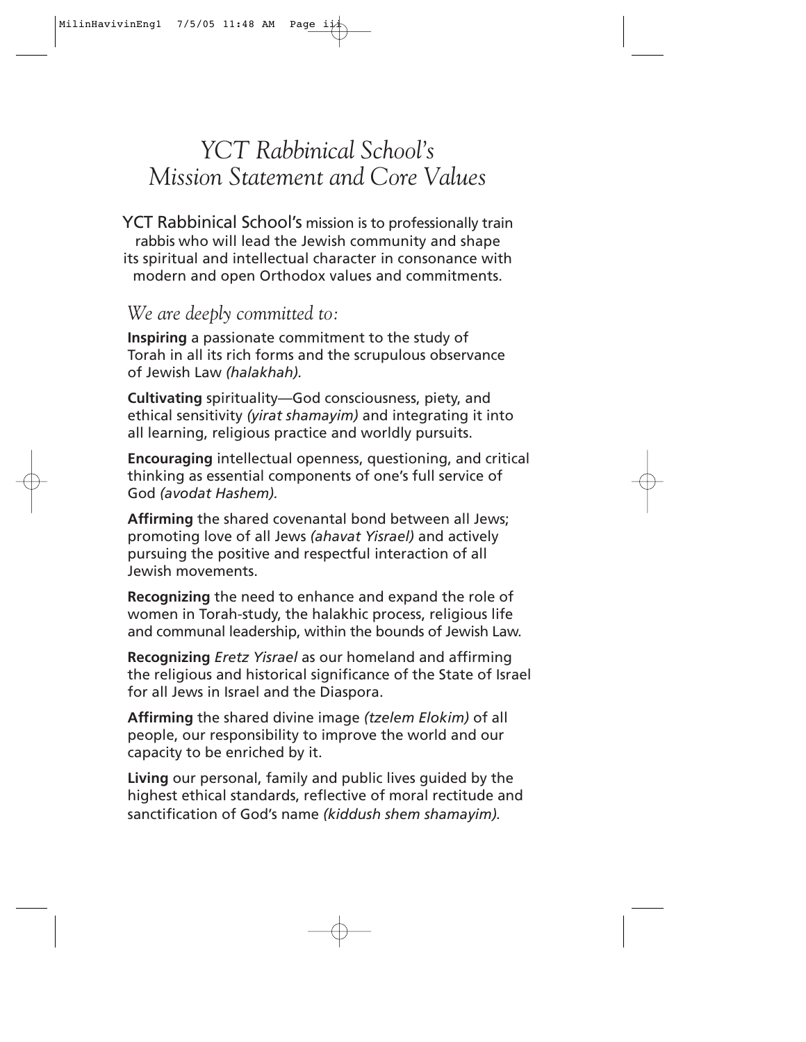# *YCT Rabbinical School's Mission Statement and Core Values*

YCT Rabbinical School's mission is to professionally train rabbis who will lead the Jewish community and shape its spiritual and intellectual character in consonance with modern and open Orthodox values and commitments.

## *We are deeply committed to:*

**Inspiring** a passionate commitment to the study of Torah in all its rich forms and the scrupulous observance of Jewish Law *(halakhah).*

**Cultivating** spirituality—God consciousness, piety, and ethical sensitivity *(yirat shamayim)* and integrating it into all learning, religious practice and worldly pursuits.

**Encouraging** intellectual openness, questioning, and critical thinking as essential components of one's full service of God *(avodat Hashem).*

**Affirming** the shared covenantal bond between all Jews; promoting love of all Jews *(ahavat Yisrael)* and actively pursuing the positive and respectful interaction of all Jewish movements.

**Recognizing** the need to enhance and expand the role of women in Torah-study, the halakhic process, religious life and communal leadership, within the bounds of Jewish Law.

**Recognizing** *Eretz Yisrael* as our homeland and affirming the religious and historical significance of the State of Israel for all Jews in Israel and the Diaspora.

**Affirming** the shared divine image *(tzelem Elokim)* of all people, our responsibility to improve the world and our capacity to be enriched by it.

**Living** our personal, family and public lives guided by the highest ethical standards, reflective of moral rectitude and sanctification of God's name *(kiddush shem shamayim).*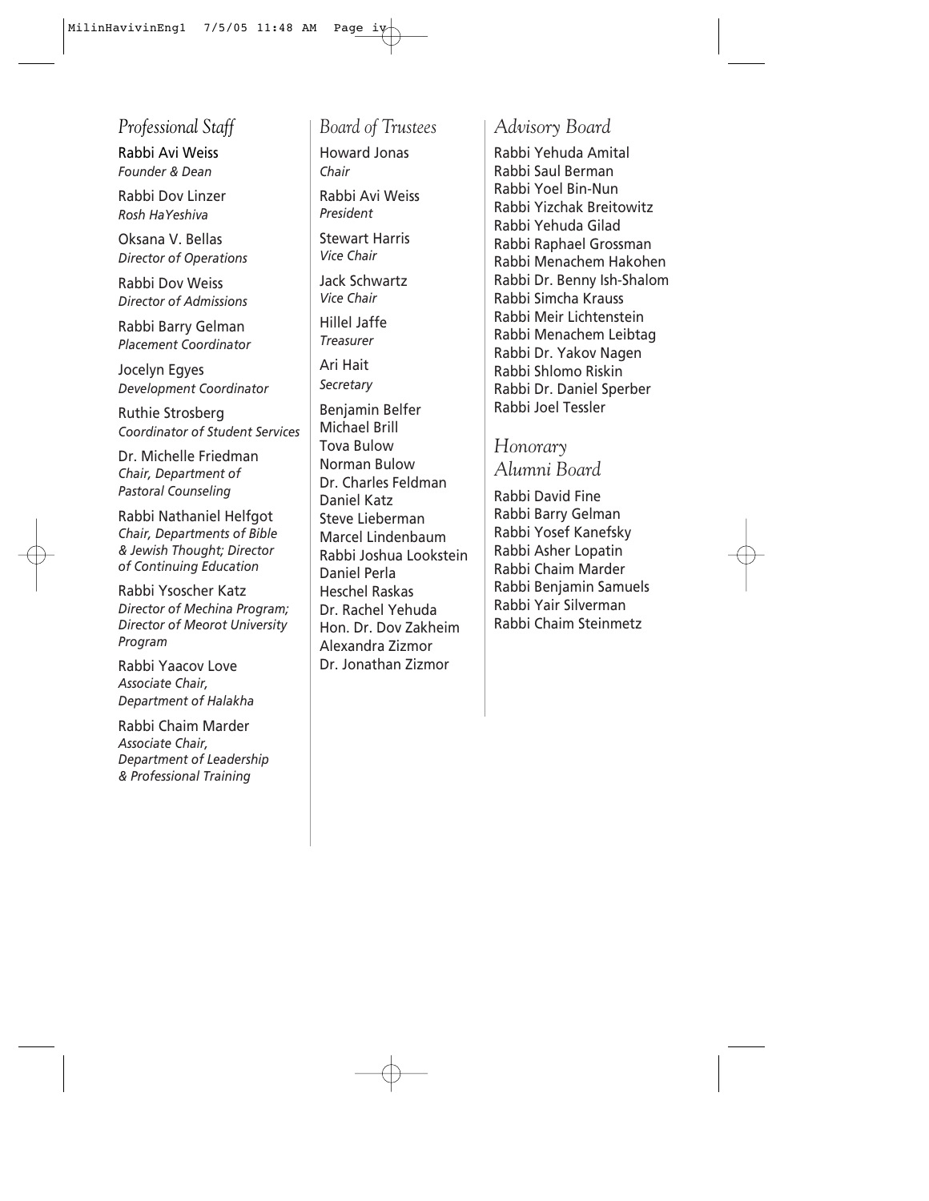## *Professional Staff*

Rabbi Avi Weiss
*Founder & Dean*

Rabbi Dov Linzer
*Rosh HaYeshiva*

Oksana V. Bellas
*Director of Operations*

Rabbi Dov Weiss
*Director of Admissions*

Rabbi Barry Gelman
*Placement Coordinator*

Jocelyn Egyes
*Development Coordinator*

Ruthie Strosberg
*Coordinator of Student Services*

Dr. Michelle Friedman
*Chair, Department of Pastoral Counseling*

Rabbi Nathaniel Helfgot
*Chair, Departments of Bible & Jewish Thought; Director of Continuing Education*

Rabbi Ysoscher Katz
*Director of Mechina Program; Director of Meorot University Program*

Rabbi Yaacov Love
*Associate Chair, Department of Halakha*

Rabbi Chaim Marder
*Associate Chair, Department of Leadership & Professional Training*

## *Board of Trustees*

Howard Jonas
*Chair*

Rabbi Avi Weiss
*President*

Stewart Harris
*Vice Chair*

Jack Schwartz
*Vice Chair*

Hillel Jaffe
*Treasurer*

Ari Hait
*Secretary*

Benjamin Belfer
Michael Brill
Tova Bulow
Norman Bulow
Dr. Charles Feldman
Daniel Katz
Steve Lieberman
Marcel Lindenbaum
Rabbi Joshua Lookstein
Daniel Perla
Heschel Raskas
Dr. Rachel Yehuda
Hon. Dr. Dov Zakheim
Alexandra Zizmor
Dr. Jonathan Zizmor

## *Advisory Board*

Rabbi Yehuda Amital
Rabbi Saul Berman
Rabbi Yoel Bin-Nun
Rabbi Yizchak Breitowitz
Rabbi Yehuda Gilad
Rabbi Raphael Grossman
Rabbi Menachem Hakohen
Rabbi Dr. Benny Ish-Shalom
Rabbi Simcha Krauss
Rabbi Meir Lichtenstein
Rabbi Menachem Leibtag
Rabbi Dr. Yakov Nagen
Rabbi Shlomo Riskin
Rabbi Dr. Daniel Sperber
Rabbi Joel Tessler

## *Honorary Alumni Board*

Rabbi David Fine
Rabbi Barry Gelman
Rabbi Yosef Kanefsky
Rabbi Asher Lopatin
Rabbi Chaim Marder
Rabbi Benjamin Samuels
Rabbi Yair Silverman
Rabbi Chaim Steinmetz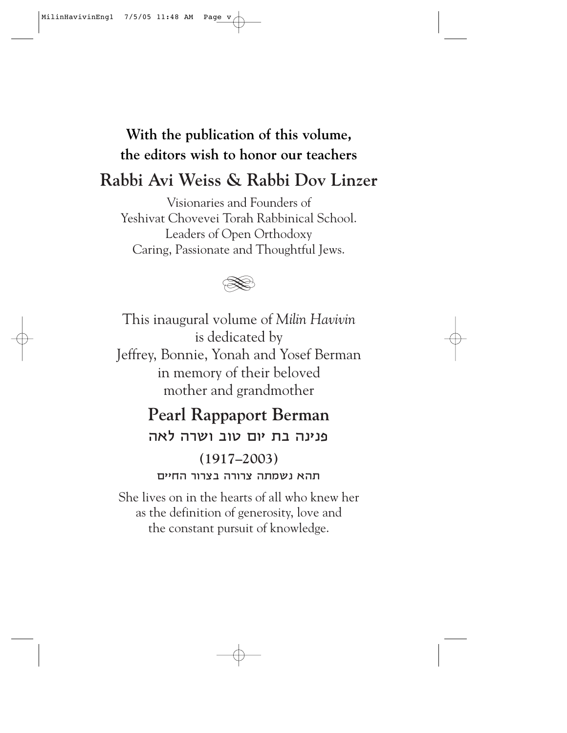**With the publication of this volume, the editors wish to honor our teachers**

## Rabbi Avi Weiss & Rabbi Dov Linzer

Visionaries and Founders of
Yeshivat Chovevei Torah Rabbinical School.
Leaders of Open Orthodoxy
Caring, Passionate and Thoughtful Jews.

This inaugural volume of *Milin Havivin*
is dedicated by
Jeffrey, Bonnie, Yonah and Yosef Berman
in memory of their beloved
mother and grandmother

## Pearl Rappaport Berman

**פנינה בת יום טוב ושרה לאה**

**(1917–2003)**

תהא נשמתה צרורה בצרור החיים

She lives on in the hearts of all who knew her
as the definition of generosity, love and
the constant pursuit of knowledge.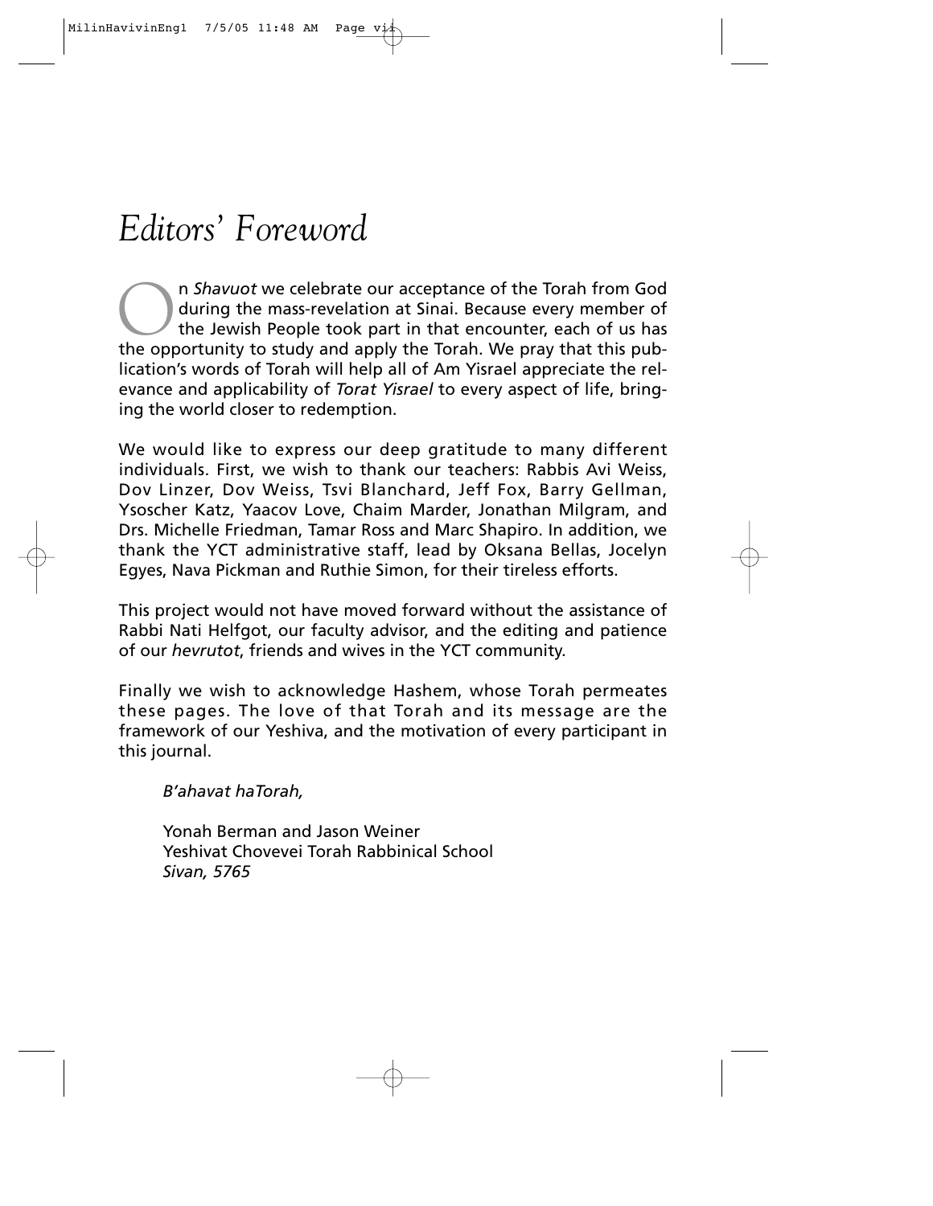# *Editors' Foreword*

On *Shavuot* we celebrate our acceptance of the Torah from God during the mass-revelation at Sinai. Because every member of the Jewish People took part in that encounter, each of us has the opportunity to study and apply the Torah. We pray that this publication's words of Torah will help all of Am Yisrael appreciate the relevance and applicability of *Torat Yisrael* to every aspect of life, bringing the world closer to redemption.

We would like to express our deep gratitude to many different individuals. First, we wish to thank our teachers: Rabbis Avi Weiss, Dov Linzer, Dov Weiss, Tsvi Blanchard, Jeff Fox, Barry Gellman, Ysoscher Katz, Yaacov Love, Chaim Marder, Jonathan Milgram, and Drs. Michelle Friedman, Tamar Ross and Marc Shapiro. In addition, we thank the YCT administrative staff, lead by Oksana Bellas, Jocelyn Egyes, Nava Pickman and Ruthie Simon, for their tireless efforts.

This project would not have moved forward without the assistance of Rabbi Nati Helfgot, our faculty advisor, and the editing and patience of our *hevrutot*, friends and wives in the YCT community.

Finally we wish to acknowledge Hashem, whose Torah permeates these pages. The love of that Torah and its message are the framework of our Yeshiva, and the motivation of every participant in this journal.

*B'ahavat haTorah,*

Yonah Berman and Jason Weiner
Yeshivat Chovevei Torah Rabbinical School
*Sivan, 5765*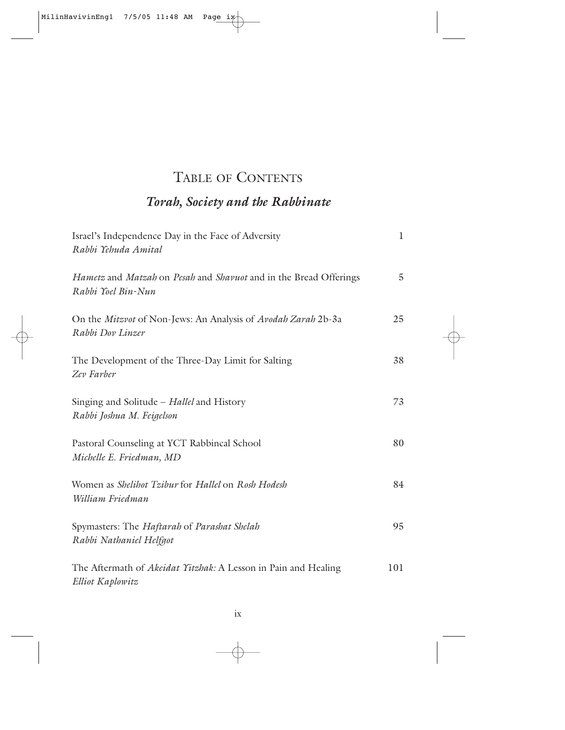# Table of Contents

## *Torah, Society and the Rabbinate*

| | |
|---|---|
| Israel's Independence Day in the Face of Adversity<br>*Rabbi Yehuda Amital* | 1 |
| *Hametz* and *Matzah* on *Pesah* and *Shavuot* and in the Bread Offerings<br>*Rabbi Yoel Bin-Nun* | 5 |
| On the *Mitzvot* of Non-Jews: An Analysis of *Avodah Zarah* 2b-3a<br>*Rabbi Dov Linzer* | 25 |
| The Development of the Three-Day Limit for Salting<br>*Zev Farber* | 38 |
| Singing and Solitude – *Hallel* and History<br>*Rabbi Joshua M. Feigelson* | 73 |
| Pastoral Counseling at YCT Rabbincal School<br>*Michelle E. Friedman, MD* | 80 |
| Women as *Shelihot Tzibur* for *Hallel* on *Rosh Hodesh*<br>*William Friedman* | 84 |
| Spymasters: The *Haftarah* of *Parashat Shelah*<br>*Rabbi Nathaniel Helfgot* | 95 |
| The Aftermath of *Akeidat Yitzhak:* A Lesson in Pain and Healing<br>*Elliot Kaplowitz* | 101 |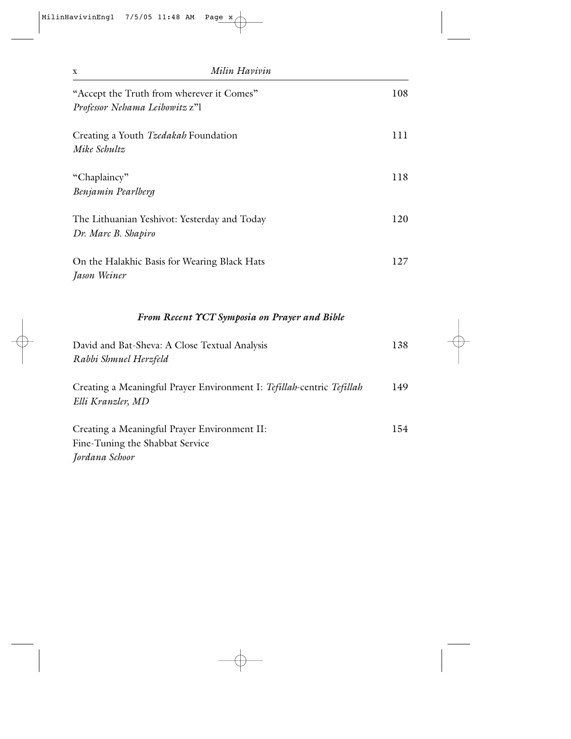"Accept the Truth from wherever it Comes" 108
*Professor Nehama Leibowitz* z"l

Creating a Youth *Tzedakah* Foundation 111
*Mike Schultz*

"Chaplaincy" 118
*Benjamin Pearlberg*

The Lithuanian Yeshivot: Yesterday and Today 120
*Dr. Marc B. Shapiro*

On the Halakhic Basis for Wearing Black Hats 127
*Jason Weiner*

### *From Recent YCT Symposia on Prayer and Bible*

David and Bat-Sheva: A Close Textual Analysis 138
*Rabbi Shmuel Herzfeld*

Creating a Meaningful Prayer Environment I: *Tefillah*-centric *Tefillah* 149
*Elli Kranzler, MD*

Creating a Meaningful Prayer Environment II: Fine-Tuning the Shabbat Service 154
*Jordana Schoor*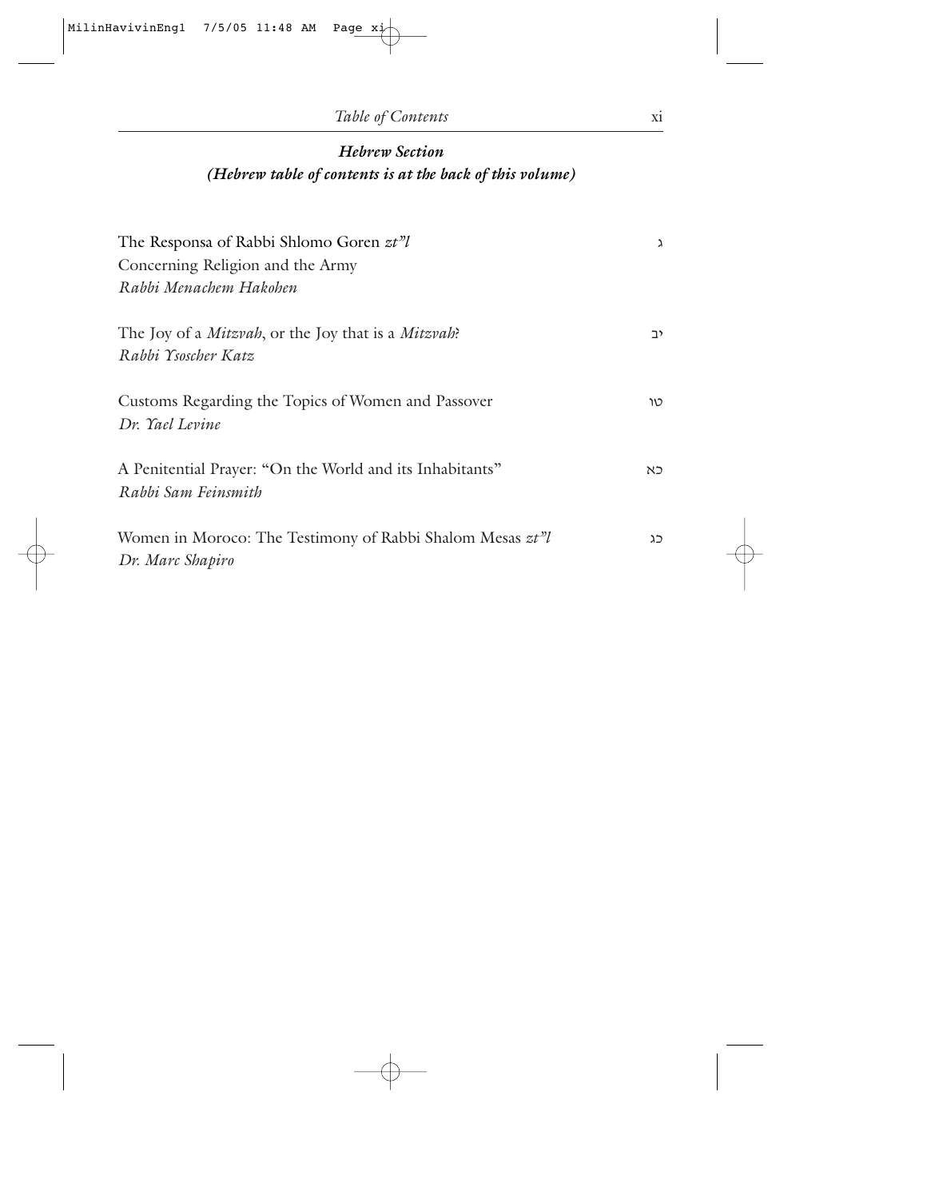***Hebrew Section***
***(Hebrew table of contents is at the back of this volume)***

| | |
|---|---|
| The Responsa of Rabbi Shlomo Goren *zt"l* Concerning Religion and the Army *Rabbi Menachem Hakohen* | ג |
| The Joy of a *Mitzvah*, or the Joy that is a *Mitzvah*? *Rabbi Ysoscher Katz* | יב |
| Customs Regarding the Topics of Women and Passover *Dr. Yael Levine* | טו |
| A Penitential Prayer: "On the World and its Inhabitants" *Rabbi Sam Feinsmith* | כא |
| Women in Moroco: The Testimony of Rabbi Shalom Mesas *zt"l* *Dr. Marc Shapiro* | כג |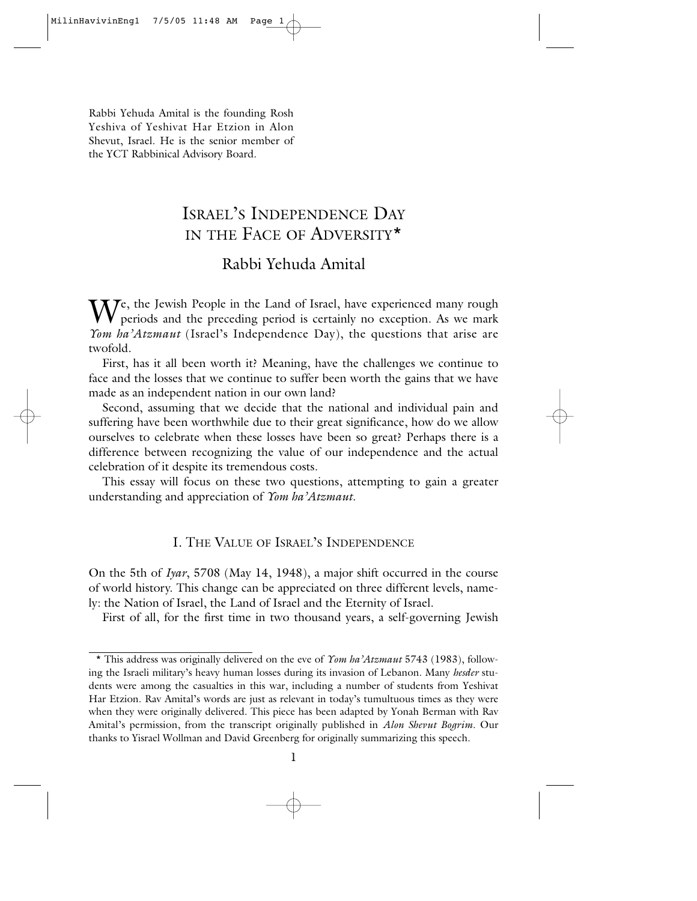Rabbi Yehuda Amital is the founding Rosh Yeshiva of Yeshivat Har Etzion in Alon Shevut, Israel. He is the senior member of the YCT Rabbinical Advisory Board.

# Israel's Independence Day in the Face of Adversity*

## Rabbi Yehuda Amital

We, the Jewish People in the Land of Israel, have experienced many rough periods and the preceding period is certainly no exception. As we mark *Yom ha'Atzmaut* (Israel's Independence Day), the questions that arise are twofold.

First, has it all been worth it? Meaning, have the challenges we continue to face and the losses that we continue to suffer been worth the gains that we have made as an independent nation in our own land?

Second, assuming that we decide that the national and individual pain and suffering have been worthwhile due to their great significance, how do we allow ourselves to celebrate when these losses have been so great? Perhaps there is a difference between recognizing the value of our independence and the actual celebration of it despite its tremendous costs.

This essay will focus on these two questions, attempting to gain a greater understanding and appreciation of *Yom ha'Atzmaut*.

### I. The Value of Israel's Independence

On the 5th of *Iyar*, 5708 (May 14, 1948), a major shift occurred in the course of world history. This change can be appreciated on three different levels, namely: the Nation of Israel, the Land of Israel and the Eternity of Israel.

First of all, for the first time in two thousand years, a self-governing Jewish

* This address was originally delivered on the eve of *Yom ha'Atzmaut* 5743 (1983), following the Israeli military's heavy human losses during its invasion of Lebanon. Many *hesder* students were among the casualties in this war, including a number of students from Yeshivat Har Etzion. Rav Amital's words are just as relevant in today's tumultuous times as they were when they were originally delivered. This piece has been adapted by Yonah Berman with Rav Amital's permission, from the transcript originally published in *Alon Shevut Bogrim*. Our thanks to Yisrael Wollman and David Greenberg for originally summarizing this speech.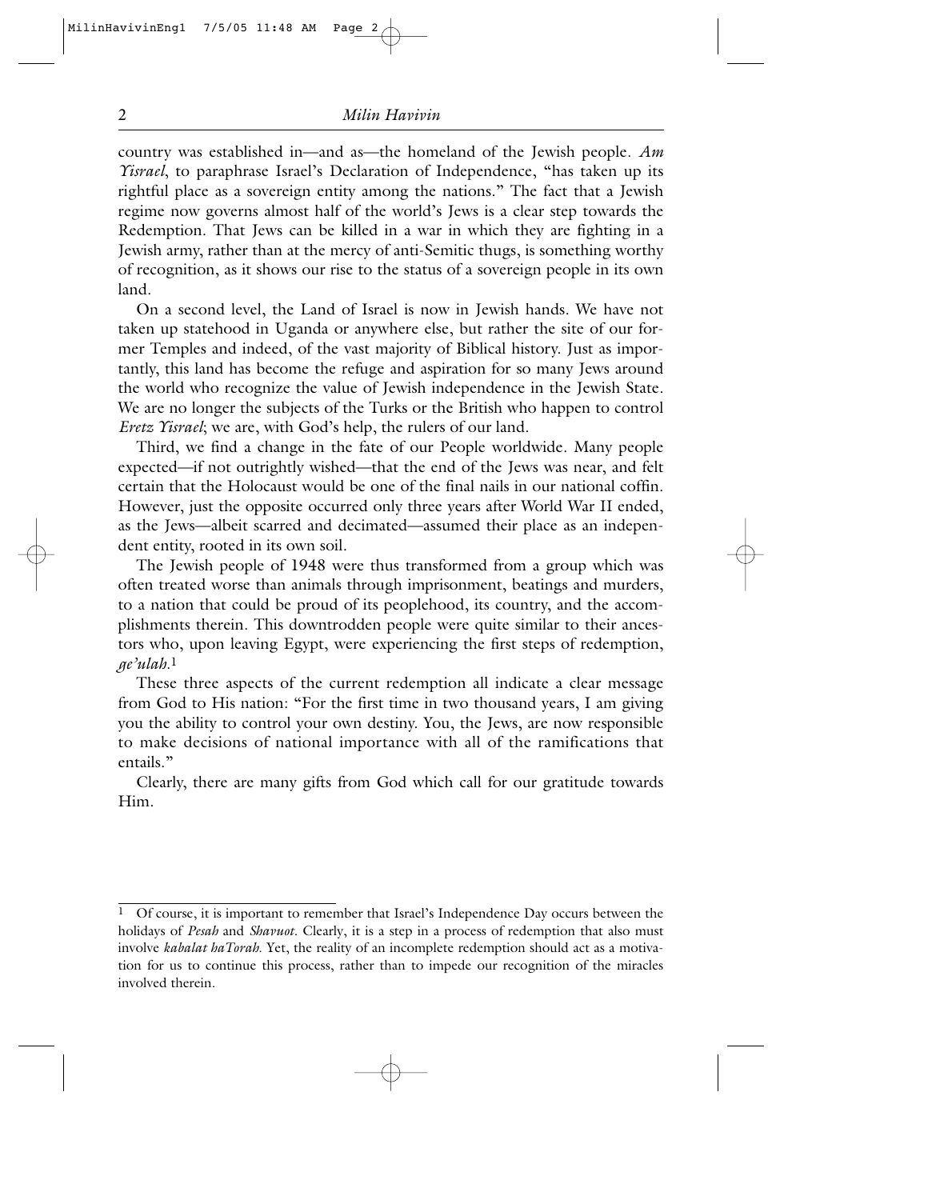country was established in—and as—the homeland of the Jewish people. *Am Yisrael*, to paraphrase Israel's Declaration of Independence, "has taken up its rightful place as a sovereign entity among the nations." The fact that a Jewish regime now governs almost half of the world's Jews is a clear step towards the Redemption. That Jews can be killed in a war in which they are fighting in a Jewish army, rather than at the mercy of anti-Semitic thugs, is something worthy of recognition, as it shows our rise to the status of a sovereign people in its own land.

On a second level, the Land of Israel is now in Jewish hands. We have not taken up statehood in Uganda or anywhere else, but rather the site of our former Temples and indeed, of the vast majority of Biblical history. Just as importantly, this land has become the refuge and aspiration for so many Jews around the world who recognize the value of Jewish independence in the Jewish State. We are no longer the subjects of the Turks or the British who happen to control *Eretz Yisrael*; we are, with God's help, the rulers of our land.

Third, we find a change in the fate of our People worldwide. Many people expected—if not outrightly wished—that the end of the Jews was near, and felt certain that the Holocaust would be one of the final nails in our national coffin. However, just the opposite occurred only three years after World War II ended, as the Jews—albeit scarred and decimated—assumed their place as an independent entity, rooted in its own soil.

The Jewish people of 1948 were thus transformed from a group which was often treated worse than animals through imprisonment, beatings and murders, to a nation that could be proud of its peoplehood, its country, and the accomplishments therein. This downtrodden people were quite similar to their ancestors who, upon leaving Egypt, were experiencing the first steps of redemption, *ge'ulah*.[1]

These three aspects of the current redemption all indicate a clear message from God to His nation: "For the first time in two thousand years, I am giving you the ability to control your own destiny. You, the Jews, are now responsible to make decisions of national importance with all of the ramifications that entails."

Clearly, there are many gifts from God which call for our gratitude towards Him.

---

[1] Of course, it is important to remember that Israel's Independence Day occurs between the holidays of *Pesah* and *Shavuot*. Clearly, it is a step in a process of redemption that also must involve *kabalat haTorah*. Yet, the reality of an incomplete redemption should act as a motivation for us to continue this process, rather than to impede our recognition of the miracles involved therein.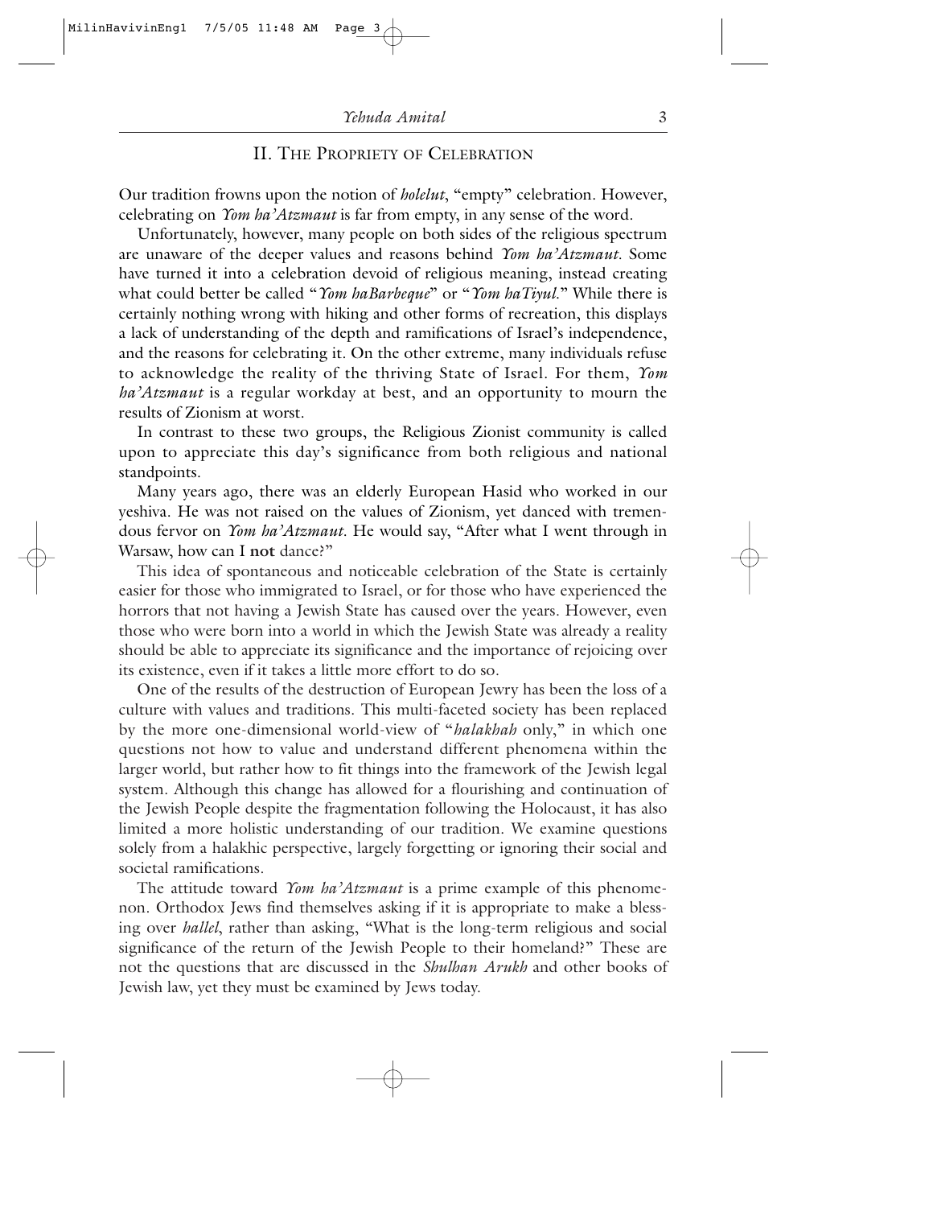## II. The Propriety of Celebration

Our tradition frowns upon the notion of *holelut*, "empty" celebration. However, celebrating on *Yom ha'Atzmaut* is far from empty, in any sense of the word.

Unfortunately, however, many people on both sides of the religious spectrum are unaware of the deeper values and reasons behind *Yom ha'Atzmaut*. Some have turned it into a celebration devoid of religious meaning, instead creating what could better be called "*Yom haBarbeque*" or "*Yom haTiyul*." While there is certainly nothing wrong with hiking and other forms of recreation, this displays a lack of understanding of the depth and ramifications of Israel's independence, and the reasons for celebrating it. On the other extreme, many individuals refuse to acknowledge the reality of the thriving State of Israel. For them, *Yom ha'Atzmaut* is a regular workday at best, and an opportunity to mourn the results of Zionism at worst.

In contrast to these two groups, the Religious Zionist community is called upon to appreciate this day's significance from both religious and national standpoints.

Many years ago, there was an elderly European Hasid who worked in our yeshiva. He was not raised on the values of Zionism, yet danced with tremendous fervor on *Yom ha'Atzmaut*. He would say, "After what I went through in Warsaw, how can I **not** dance?"

This idea of spontaneous and noticeable celebration of the State is certainly easier for those who immigrated to Israel, or for those who have experienced the horrors that not having a Jewish State has caused over the years. However, even those who were born into a world in which the Jewish State was already a reality should be able to appreciate its significance and the importance of rejoicing over its existence, even if it takes a little more effort to do so.

One of the results of the destruction of European Jewry has been the loss of a culture with values and traditions. This multi-faceted society has been replaced by the more one-dimensional world-view of "*halakhah* only," in which one questions not how to value and understand different phenomena within the larger world, but rather how to fit things into the framework of the Jewish legal system. Although this change has allowed for a flourishing and continuation of the Jewish People despite the fragmentation following the Holocaust, it has also limited a more holistic understanding of our tradition. We examine questions solely from a halakhic perspective, largely forgetting or ignoring their social and societal ramifications.

The attitude toward *Yom ha'Atzmaut* is a prime example of this phenomenon. Orthodox Jews find themselves asking if it is appropriate to make a blessing over *hallel*, rather than asking, "What is the long-term religious and social significance of the return of the Jewish People to their homeland?" These are not the questions that are discussed in the *Shulhan Arukh* and other books of Jewish law, yet they must be examined by Jews today.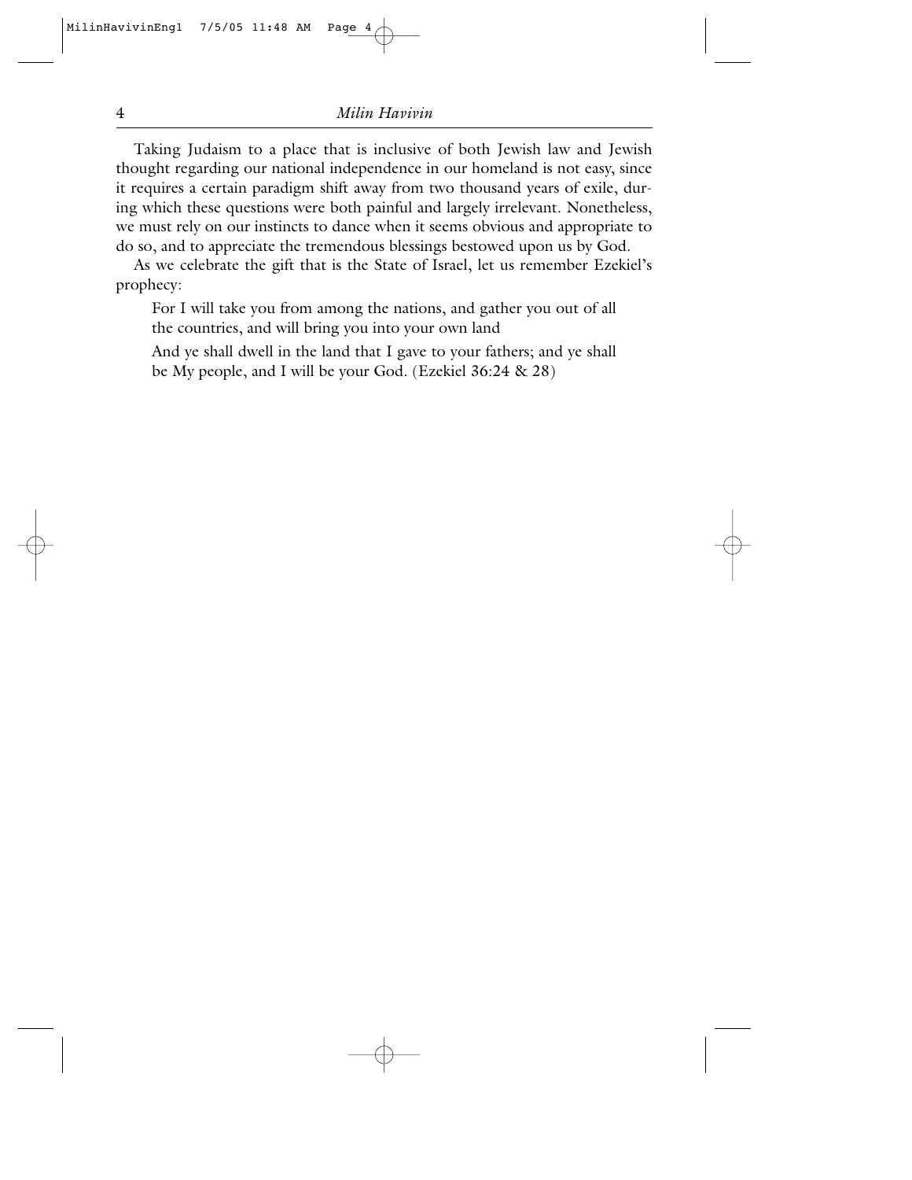Taking Judaism to a place that is inclusive of both Jewish law and Jewish thought regarding our national independence in our homeland is not easy, since it requires a certain paradigm shift away from two thousand years of exile, during which these questions were both painful and largely irrelevant. Nonetheless, we must rely on our instincts to dance when it seems obvious and appropriate to do so, and to appreciate the tremendous blessings bestowed upon us by God.

As we celebrate the gift that is the State of Israel, let us remember Ezekiel's prophecy:

> For I will take you from among the nations, and gather you out of all the countries, and will bring you into your own land
>
> And ye shall dwell in the land that I gave to your fathers; and ye shall be My people, and I will be your God. (Ezekiel 36:24 & 28)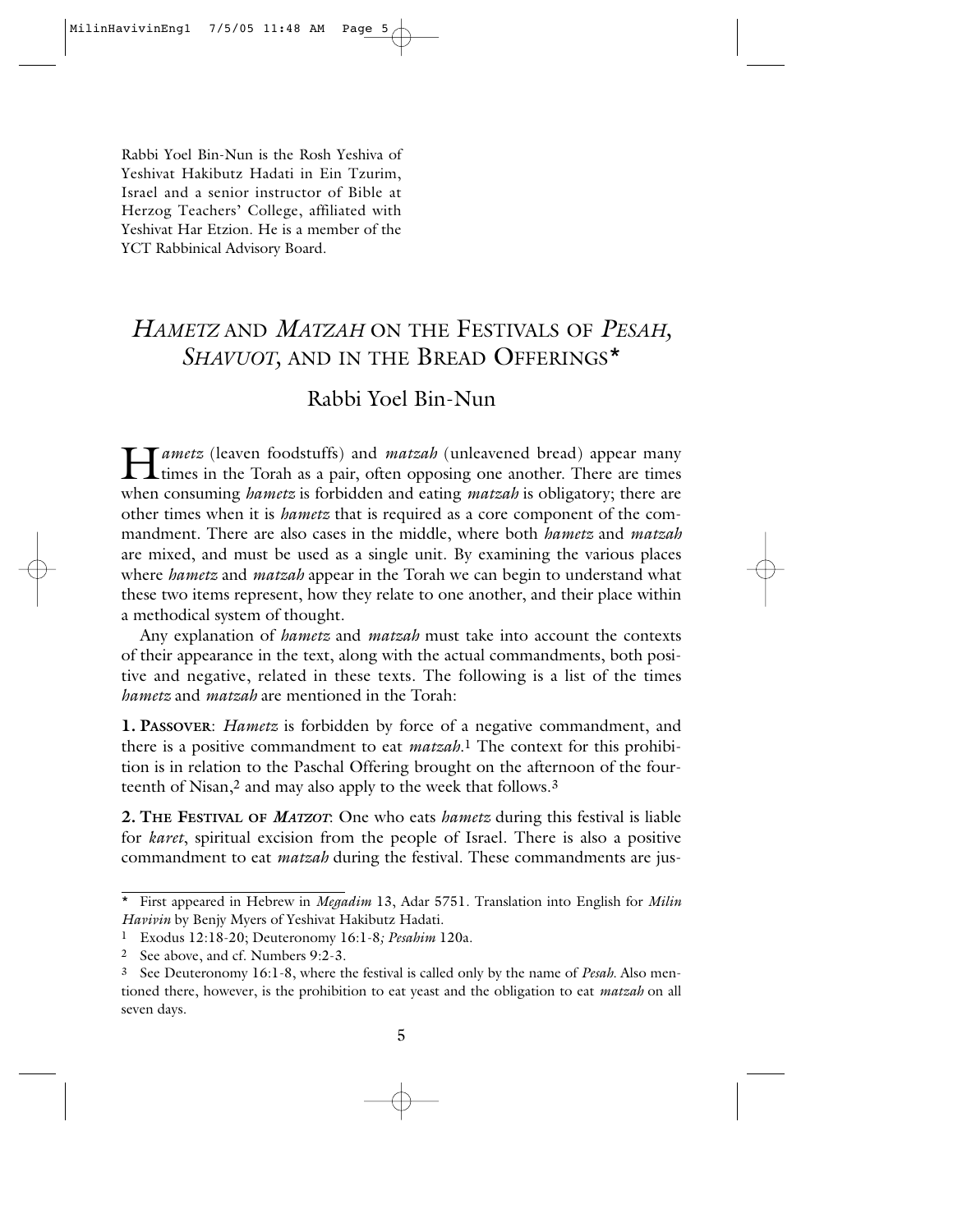Rabbi Yoel Bin-Nun is the Rosh Yeshiva of Yeshivat Hakibutz Hadati in Ein Tzurim, Israel and a senior instructor of Bible at Herzog Teachers' College, affiliated with Yeshivat Har Etzion. He is a member of the YCT Rabbinical Advisory Board.

# *HAMETZ* AND *MATZAH* ON THE FESTIVALS OF *PESAH*, *SHAVUOT*, AND IN THE BREAD OFFERINGS*

## Rabbi Yoel Bin-Nun

*Hametz* (leaven foodstuffs) and *matzah* (unleavened bread) appear many times in the Torah as a pair, often opposing one another. There are times when consuming *hametz* is forbidden and eating *matzah* is obligatory; there are other times when it is *hametz* that is required as a core component of the commandment. There are also cases in the middle, where both *hametz* and *matzah* are mixed, and must be used as a single unit. By examining the various places where *hametz* and *matzah* appear in the Torah we can begin to understand what these two items represent, how they relate to one another, and their place within a methodical system of thought.

Any explanation of *hametz* and *matzah* must take into account the contexts of their appearance in the text, along with the actual commandments, both positive and negative, related in these texts. The following is a list of the times *hametz* and *matzah* are mentioned in the Torah:

**1. PASSOVER**: *Hametz* is forbidden by force of a negative commandment, and there is a positive commandment to eat *matzah*.[1] The context for this prohibition is in relation to the Paschal Offering brought on the afternoon of the fourteenth of Nisan,[2] and may also apply to the week that follows.[3]

**2. THE FESTIVAL OF *MATZOT***: One who eats *hametz* during this festival is liable for *karet*, spiritual excision from the people of Israel. There is also a positive commandment to eat *matzah* during the festival. These commandments are jus-

---

\* First appeared in Hebrew in *Megadim* 13, Adar 5751. Translation into English for *Milin Havivin* by Benjy Myers of Yeshivat Hakibutz Hadati.

[1] Exodus 12:18-20; Deuteronomy 16:1-8; *Pesahim* 120a.

[2] See above, and cf. Numbers 9:2-3.

[3] See Deuteronomy 16:1-8, where the festival is called only by the name of *Pesah*. Also mentioned there, however, is the prohibition to eat yeast and the obligation to eat *matzah* on all seven days.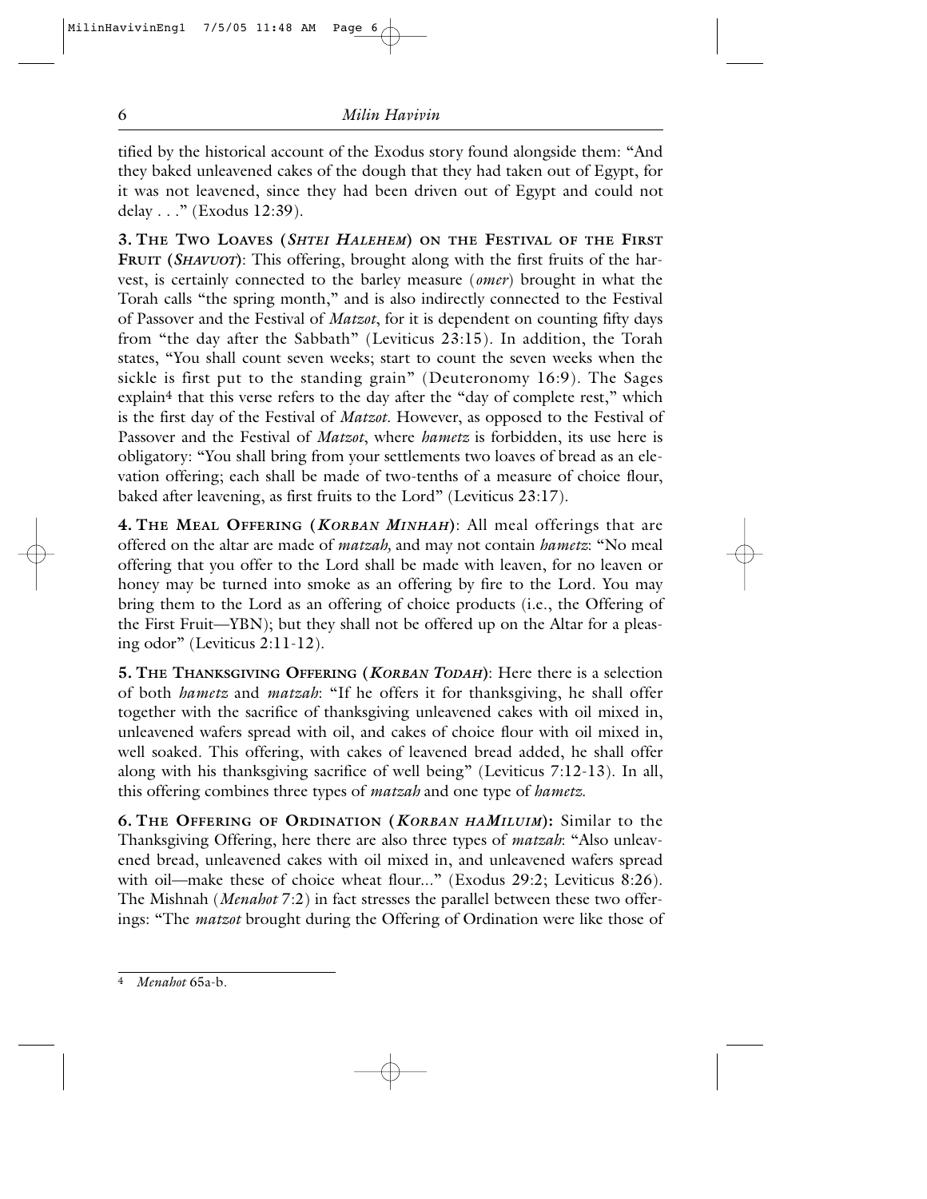tified by the historical account of the Exodus story found alongside them: "And they baked unleavened cakes of the dough that they had taken out of Egypt, for it was not leavened, since they had been driven out of Egypt and could not delay . . ." (Exodus 12:39).

**3. The Two Loaves (*Shtei Halehem*) on the Festival of the First Fruit (*Shavuot*)**: This offering, brought along with the first fruits of the harvest, is certainly connected to the barley measure (*omer*) brought in what the Torah calls "the spring month," and is also indirectly connected to the Festival of Passover and the Festival of *Matzot*, for it is dependent on counting fifty days from "the day after the Sabbath" (Leviticus 23:15). In addition, the Torah states, "You shall count seven weeks; start to count the seven weeks when the sickle is first put to the standing grain" (Deuteronomy 16:9). The Sages explain[4] that this verse refers to the day after the "day of complete rest," which is the first day of the Festival of *Matzot*. However, as opposed to the Festival of Passover and the Festival of *Matzot*, where *hametz* is forbidden, its use here is obligatory: "You shall bring from your settlements two loaves of bread as an elevation offering; each shall be made of two-tenths of a measure of choice flour, baked after leavening, as first fruits to the Lord" (Leviticus 23:17).

**4. The Meal Offering (*Korban Minhah*)**: All meal offerings that are offered on the altar are made of *matzah,* and may not contain *hametz*: "No meal offering that you offer to the Lord shall be made with leaven, for no leaven or honey may be turned into smoke as an offering by fire to the Lord. You may bring them to the Lord as an offering of choice products (i.e., the Offering of the First Fruit—YBN); but they shall not be offered up on the Altar for a pleasing odor" (Leviticus 2:11-12).

**5. The Thanksgiving Offering (*Korban Todah*)**: Here there is a selection of both *hametz* and *matzah*: "If he offers it for thanksgiving, he shall offer together with the sacrifice of thanksgiving unleavened cakes with oil mixed in, unleavened wafers spread with oil, and cakes of choice flour with oil mixed in, well soaked. This offering, with cakes of leavened bread added, he shall offer along with his thanksgiving sacrifice of well being" (Leviticus 7:12-13). In all, this offering combines three types of *matzah* and one type of *hametz*.

**6. The Offering of Ordination (*Korban haMiluim*):** Similar to the Thanksgiving Offering, here there are also three types of *matzah*: "Also unleavened bread, unleavened cakes with oil mixed in, and unleavened wafers spread with oil—make these of choice wheat flour..." (Exodus 29:2; Leviticus 8:26). The Mishnah (*Menahot* 7:2) in fact stresses the parallel between these two offerings: "The *matzot* brought during the Offering of Ordination were like those of

---

[4] *Menahot* 65a-b.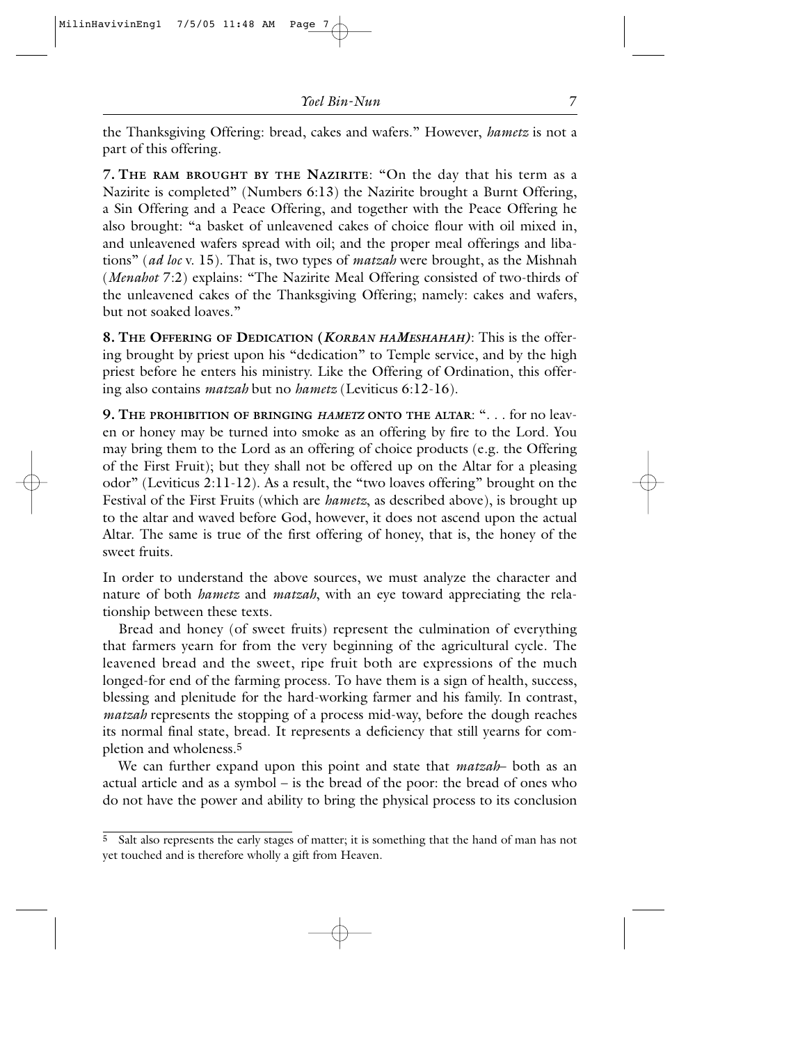the Thanksgiving Offering: bread, cakes and wafers." However, *hametz* is not a part of this offering.

**7. The ram brought by the Nazirite**: "On the day that his term as a Nazirite is completed" (Numbers 6:13) the Nazirite brought a Burnt Offering, a Sin Offering and a Peace Offering, and together with the Peace Offering he also brought: "a basket of unleavened cakes of choice flour with oil mixed in, and unleavened wafers spread with oil; and the proper meal offerings and libations" (*ad loc* v. 15). That is, two types of *matzah* were brought, as the Mishnah (*Menahot* 7:2) explains: "The Nazirite Meal Offering consisted of two-thirds of the unleavened cakes of the Thanksgiving Offering; namely: cakes and wafers, but not soaked loaves."

**8. The Offering of Dedication (*Korban haMeshahah*)**: This is the offering brought by priest upon his "dedication" to Temple service, and by the high priest before he enters his ministry. Like the Offering of Ordination, this offering also contains *matzah* but no *hametz* (Leviticus 6:12-16).

**9. The prohibition of bringing *hametz* onto the altar**: ". . . for no leaven or honey may be turned into smoke as an offering by fire to the Lord. You may bring them to the Lord as an offering of choice products (e.g. the Offering of the First Fruit); but they shall not be offered up on the Altar for a pleasing odor" (Leviticus 2:11-12). As a result, the "two loaves offering" brought on the Festival of the First Fruits (which are *hametz*, as described above), is brought up to the altar and waved before God, however, it does not ascend upon the actual Altar. The same is true of the first offering of honey, that is, the honey of the sweet fruits.

In order to understand the above sources, we must analyze the character and nature of both *hametz* and *matzah*, with an eye toward appreciating the relationship between these texts.

Bread and honey (of sweet fruits) represent the culmination of everything that farmers yearn for from the very beginning of the agricultural cycle. The leavened bread and the sweet, ripe fruit both are expressions of the much longed-for end of the farming process. To have them is a sign of health, success, blessing and plenitude for the hard-working farmer and his family. In contrast, *matzah* represents the stopping of a process mid-way, before the dough reaches its normal final state, bread. It represents a deficiency that still yearns for completion and wholeness.[5]

We can further expand upon this point and state that *matzah*– both as an actual article and as a symbol – is the bread of the poor: the bread of ones who do not have the power and ability to bring the physical process to its conclusion

---

[5] Salt also represents the early stages of matter; it is something that the hand of man has not yet touched and is therefore wholly a gift from Heaven.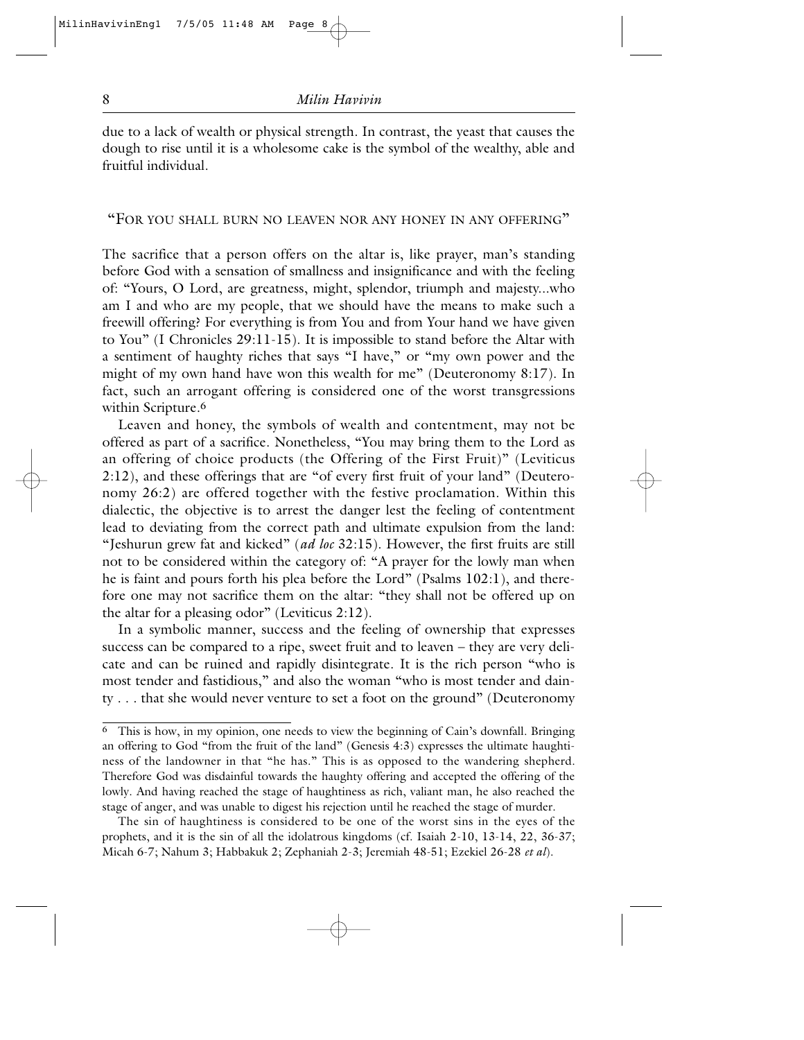due to a lack of wealth or physical strength. In contrast, the yeast that causes the dough to rise until it is a wholesome cake is the symbol of the wealthy, able and fruitful individual.

## "For you shall burn no leaven nor any honey in any offering"

The sacrifice that a person offers on the altar is, like prayer, man's standing before God with a sensation of smallness and insignificance and with the feeling of: "Yours, O Lord, are greatness, might, splendor, triumph and majesty...who am I and who are my people, that we should have the means to make such a freewill offering? For everything is from You and from Your hand we have given to You" (I Chronicles 29:11-15). It is impossible to stand before the Altar with a sentiment of haughty riches that says "I have," or "my own power and the might of my own hand have won this wealth for me" (Deuteronomy 8:17). In fact, such an arrogant offering is considered one of the worst transgressions within Scripture.[6]

Leaven and honey, the symbols of wealth and contentment, may not be offered as part of a sacrifice. Nonetheless, "You may bring them to the Lord as an offering of choice products (the Offering of the First Fruit)" (Leviticus 2:12), and these offerings that are "of every first fruit of your land" (Deuteronomy 26:2) are offered together with the festive proclamation. Within this dialectic, the objective is to arrest the danger lest the feeling of contentment lead to deviating from the correct path and ultimate expulsion from the land: "Jeshurun grew fat and kicked" (*ad loc* 32:15). However, the first fruits are still not to be considered within the category of: "A prayer for the lowly man when he is faint and pours forth his plea before the Lord" (Psalms 102:1), and therefore one may not sacrifice them on the altar: "they shall not be offered up on the altar for a pleasing odor" (Leviticus 2:12).

In a symbolic manner, success and the feeling of ownership that expresses success can be compared to a ripe, sweet fruit and to leaven – they are very delicate and can be ruined and rapidly disintegrate. It is the rich person "who is most tender and fastidious," and also the woman "who is most tender and dainty . . . that she would never venture to set a foot on the ground" (Deuteronomy

---

[6] This is how, in my opinion, one needs to view the beginning of Cain's downfall. Bringing an offering to God "from the fruit of the land" (Genesis 4:3) expresses the ultimate haughtiness of the landowner in that "he has." This is as opposed to the wandering shepherd. Therefore God was disdainful towards the haughty offering and accepted the offering of the lowly. And having reached the stage of haughtiness as rich, valiant man, he also reached the stage of anger, and was unable to digest his rejection until he reached the stage of murder.

The sin of haughtiness is considered to be one of the worst sins in the eyes of the prophets, and it is the sin of all the idolatrous kingdoms (cf. Isaiah 2-10, 13-14, 22, 36-37; Micah 6-7; Nahum 3; Habbakuk 2; Zephaniah 2-3; Jeremiah 48-51; Ezekiel 26-28 *et al*).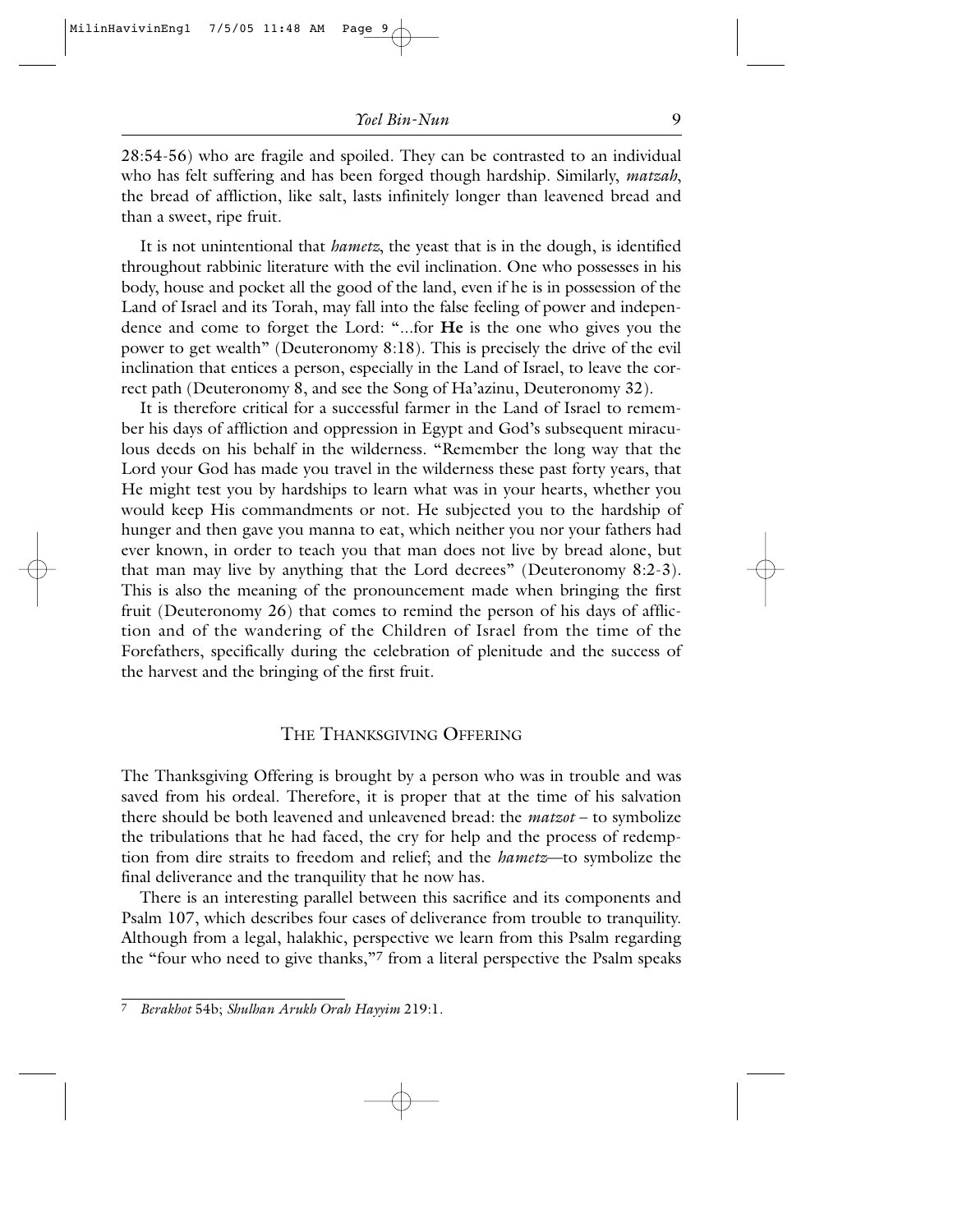28:54-56) who are fragile and spoiled. They can be contrasted to an individual who has felt suffering and has been forged though hardship. Similarly, *matzah*, the bread of affliction, like salt, lasts infinitely longer than leavened bread and than a sweet, ripe fruit.

It is not unintentional that *hametz*, the yeast that is in the dough, is identified throughout rabbinic literature with the evil inclination. One who possesses in his body, house and pocket all the good of the land, even if he is in possession of the Land of Israel and its Torah, may fall into the false feeling of power and independence and come to forget the Lord: "...for **He** is the one who gives you the power to get wealth" (Deuteronomy 8:18). This is precisely the drive of the evil inclination that entices a person, especially in the Land of Israel, to leave the correct path (Deuteronomy 8, and see the Song of Ha'azinu, Deuteronomy 32).

It is therefore critical for a successful farmer in the Land of Israel to remember his days of affliction and oppression in Egypt and God's subsequent miraculous deeds on his behalf in the wilderness. "Remember the long way that the Lord your God has made you travel in the wilderness these past forty years, that He might test you by hardships to learn what was in your hearts, whether you would keep His commandments or not. He subjected you to the hardship of hunger and then gave you manna to eat, which neither you nor your fathers had ever known, in order to teach you that man does not live by bread alone, but that man may live by anything that the Lord decrees" (Deuteronomy 8:2-3). This is also the meaning of the pronouncement made when bringing the first fruit (Deuteronomy 26) that comes to remind the person of his days of affliction and of the wandering of the Children of Israel from the time of the Forefathers, specifically during the celebration of plenitude and the success of the harvest and the bringing of the first fruit.

## The Thanksgiving Offering

The Thanksgiving Offering is brought by a person who was in trouble and was saved from his ordeal. Therefore, it is proper that at the time of his salvation there should be both leavened and unleavened bread: the *matzot* – to symbolize the tribulations that he had faced, the cry for help and the process of redemption from dire straits to freedom and relief; and the *hametz*—to symbolize the final deliverance and the tranquility that he now has.

There is an interesting parallel between this sacrifice and its components and Psalm 107, which describes four cases of deliverance from trouble to tranquility. Although from a legal, halakhic, perspective we learn from this Psalm regarding the "four who need to give thanks,"[7] from a literal perspective the Psalm speaks

---

7 *Berakhot* 54b; *Shulhan Arukh Orah Hayyim* 219:1.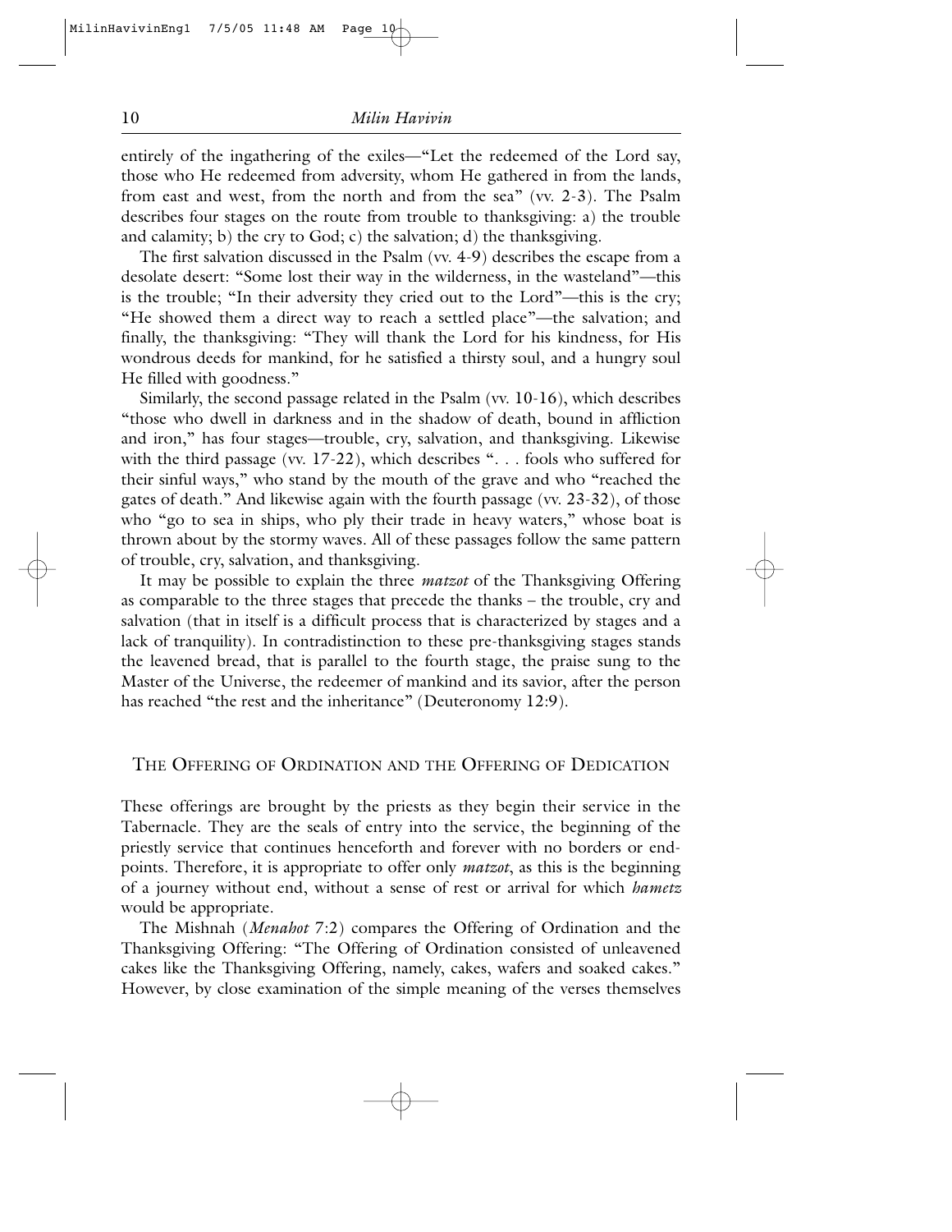entirely of the ingathering of the exiles—"Let the redeemed of the Lord say, those who He redeemed from adversity, whom He gathered in from the lands, from east and west, from the north and from the sea" (vv. 2-3). The Psalm describes four stages on the route from trouble to thanksgiving: a) the trouble and calamity; b) the cry to God; c) the salvation; d) the thanksgiving.

The first salvation discussed in the Psalm (vv. 4-9) describes the escape from a desolate desert: "Some lost their way in the wilderness, in the wasteland"—this is the trouble; "In their adversity they cried out to the Lord"—this is the cry; "He showed them a direct way to reach a settled place"—the salvation; and finally, the thanksgiving: "They will thank the Lord for his kindness, for His wondrous deeds for mankind, for he satisfied a thirsty soul, and a hungry soul He filled with goodness."

Similarly, the second passage related in the Psalm (vv. 10-16), which describes "those who dwell in darkness and in the shadow of death, bound in affliction and iron," has four stages—trouble, cry, salvation, and thanksgiving. Likewise with the third passage (vv. 17-22), which describes ". . . fools who suffered for their sinful ways," who stand by the mouth of the grave and who "reached the gates of death." And likewise again with the fourth passage (vv. 23-32), of those who "go to sea in ships, who ply their trade in heavy waters," whose boat is thrown about by the stormy waves. All of these passages follow the same pattern of trouble, cry, salvation, and thanksgiving.

It may be possible to explain the three *matzot* of the Thanksgiving Offering as comparable to the three stages that precede the thanks – the trouble, cry and salvation (that in itself is a difficult process that is characterized by stages and a lack of tranquility). In contradistinction to these pre-thanksgiving stages stands the leavened bread, that is parallel to the fourth stage, the praise sung to the Master of the Universe, the redeemer of mankind and its savior, after the person has reached "the rest and the inheritance" (Deuteronomy 12:9).

## The Offering of Ordination and the Offering of Dedication

These offerings are brought by the priests as they begin their service in the Tabernacle. They are the seals of entry into the service, the beginning of the priestly service that continues henceforth and forever with no borders or end-points. Therefore, it is appropriate to offer only *matzot*, as this is the beginning of a journey without end, without a sense of rest or arrival for which *hametz* would be appropriate.

The Mishnah (*Menahot* 7:2) compares the Offering of Ordination and the Thanksgiving Offering: "The Offering of Ordination consisted of unleavened cakes like the Thanksgiving Offering, namely, cakes, wafers and soaked cakes." However, by close examination of the simple meaning of the verses themselves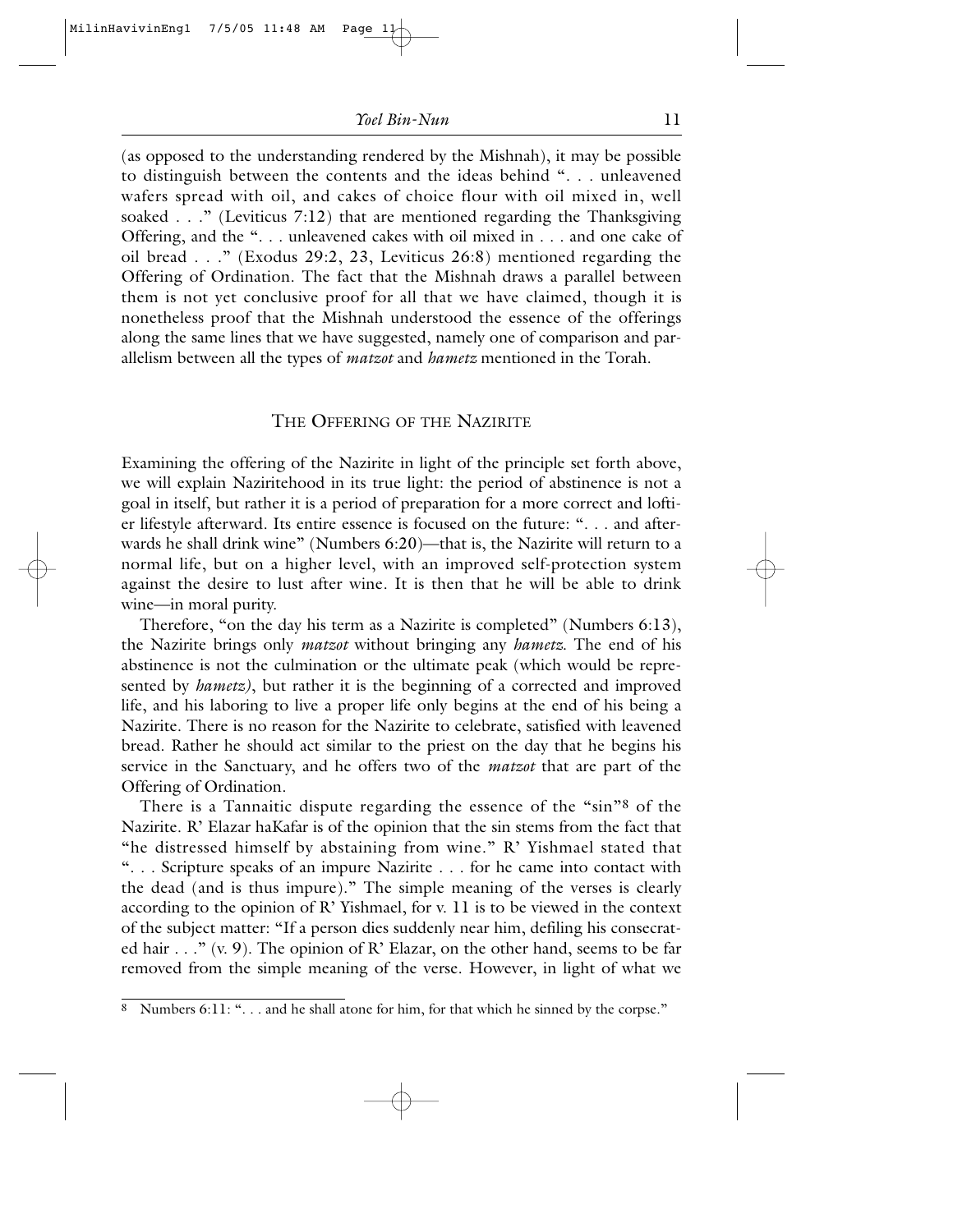(as opposed to the understanding rendered by the Mishnah), it may be possible to distinguish between the contents and the ideas behind ". . . unleavened wafers spread with oil, and cakes of choice flour with oil mixed in, well soaked . . ." (Leviticus 7:12) that are mentioned regarding the Thanksgiving Offering, and the ". . . unleavened cakes with oil mixed in . . . and one cake of oil bread . . ." (Exodus 29:2, 23, Leviticus 26:8) mentioned regarding the Offering of Ordination. The fact that the Mishnah draws a parallel between them is not yet conclusive proof for all that we have claimed, though it is nonetheless proof that the Mishnah understood the essence of the offerings along the same lines that we have suggested, namely one of comparison and parallelism between all the types of *matzot* and *hametz* mentioned in the Torah.

## The Offering of the Nazirite

Examining the offering of the Nazirite in light of the principle set forth above, we will explain Naziritehood in its true light: the period of abstinence is not a goal in itself, but rather it is a period of preparation for a more correct and loftier lifestyle afterward. Its entire essence is focused on the future: ". . . and afterwards he shall drink wine" (Numbers 6:20)—that is, the Nazirite will return to a normal life, but on a higher level, with an improved self-protection system against the desire to lust after wine. It is then that he will be able to drink wine—in moral purity.

Therefore, "on the day his term as a Nazirite is completed" (Numbers 6:13), the Nazirite brings only *matzot* without bringing any *hametz*. The end of his abstinence is not the culmination or the ultimate peak (which would be represented by *hametz)*, but rather it is the beginning of a corrected and improved life, and his laboring to live a proper life only begins at the end of his being a Nazirite. There is no reason for the Nazirite to celebrate, satisfied with leavened bread. Rather he should act similar to the priest on the day that he begins his service in the Sanctuary, and he offers two of the *matzot* that are part of the Offering of Ordination.

There is a Tannaitic dispute regarding the essence of the "sin"[8] of the Nazirite. R' Elazar haKafar is of the opinion that the sin stems from the fact that "he distressed himself by abstaining from wine." R' Yishmael stated that ". . . Scripture speaks of an impure Nazirite . . . for he came into contact with the dead (and is thus impure)." The simple meaning of the verses is clearly according to the opinion of R' Yishmael, for v. 11 is to be viewed in the context of the subject matter: "If a person dies suddenly near him, defiling his consecrated hair . . ." (v. 9). The opinion of R' Elazar, on the other hand, seems to be far removed from the simple meaning of the verse. However, in light of what we

---

[8] Numbers 6:11: ". . . and he shall atone for him, for that which he sinned by the corpse."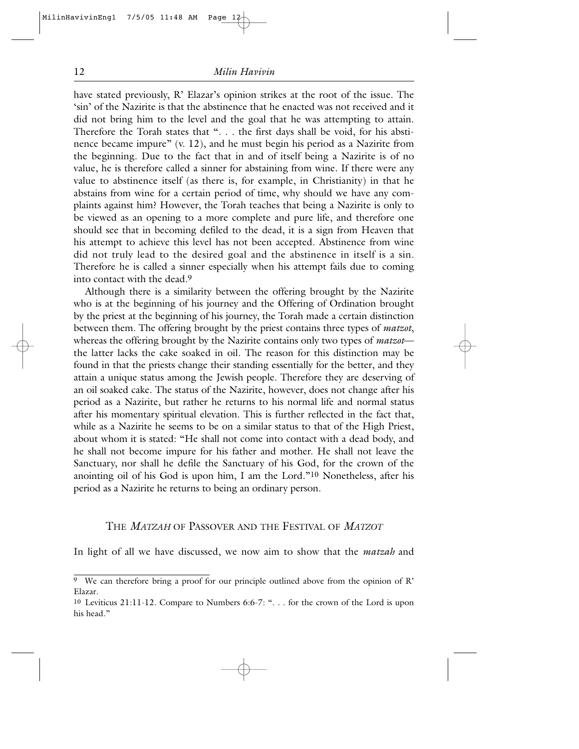have stated previously, R' Elazar's opinion strikes at the root of the issue. The 'sin' of the Nazirite is that the abstinence that he enacted was not received and it did not bring him to the level and the goal that he was attempting to attain. Therefore the Torah states that ". . . the first days shall be void, for his abstinence became impure" (v. 12), and he must begin his period as a Nazirite from the beginning. Due to the fact that in and of itself being a Nazirite is of no value, he is therefore called a sinner for abstaining from wine. If there were any value to abstinence itself (as there is, for example, in Christianity) in that he abstains from wine for a certain period of time, why should we have any complaints against him? However, the Torah teaches that being a Nazirite is only to be viewed as an opening to a more complete and pure life, and therefore one should see that in becoming defiled to the dead, it is a sign from Heaven that his attempt to achieve this level has not been accepted. Abstinence from wine did not truly lead to the desired goal and the abstinence in itself is a sin. Therefore he is called a sinner especially when his attempt fails due to coming into contact with the dead.[9]

Although there is a similarity between the offering brought by the Nazirite who is at the beginning of his journey and the Offering of Ordination brought by the priest at the beginning of his journey, the Torah made a certain distinction between them. The offering brought by the priest contains three types of *matzot*, whereas the offering brought by the Nazirite contains only two types of *matzot*—the latter lacks the cake soaked in oil. The reason for this distinction may be found in that the priests change their standing essentially for the better, and they attain a unique status among the Jewish people. Therefore they are deserving of an oil soaked cake. The status of the Nazirite, however, does not change after his period as a Nazirite, but rather he returns to his normal life and normal status after his momentary spiritual elevation. This is further reflected in the fact that, while as a Nazirite he seems to be on a similar status to that of the High Priest, about whom it is stated: "He shall not come into contact with a dead body, and he shall not become impure for his father and mother. He shall not leave the Sanctuary, nor shall he defile the Sanctuary of his God, for the crown of the anointing oil of his God is upon him, I am the Lord."[10] Nonetheless, after his period as a Nazirite he returns to being an ordinary person.

## The *Matzah* of Passover and the Festival of *Matzot*

In light of all we have discussed, we now aim to show that the *matzah* and

---

[9] We can therefore bring a proof for our principle outlined above from the opinion of R' Elazar.

[10] Leviticus 21:11-12. Compare to Numbers 6:6-7: ". . . for the crown of the Lord is upon his head."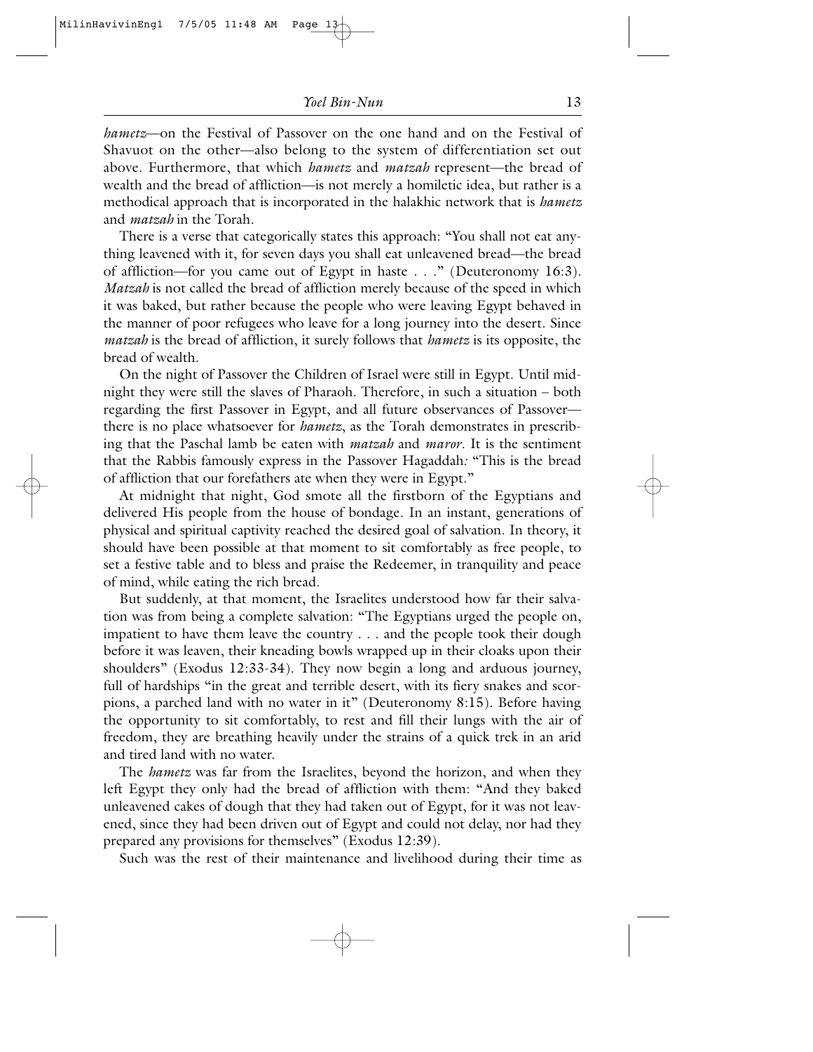*hametz*—on the Festival of Passover on the one hand and on the Festival of Shavuot on the other—also belong to the system of differentiation set out above. Furthermore, that which *hametz* and *matzah* represent—the bread of wealth and the bread of affliction—is not merely a homiletic idea, but rather is a methodical approach that is incorporated in the halakhic network that is *hametz* and *matzah* in the Torah.

There is a verse that categorically states this approach: "You shall not eat anything leavened with it, for seven days you shall eat unleavened bread—the bread of affliction—for you came out of Egypt in haste . . ." (Deuteronomy 16:3). *Matzah* is not called the bread of affliction merely because of the speed in which it was baked, but rather because the people who were leaving Egypt behaved in the manner of poor refugees who leave for a long journey into the desert. Since *matzah* is the bread of affliction, it surely follows that *hametz* is its opposite, the bread of wealth.

On the night of Passover the Children of Israel were still in Egypt. Until midnight they were still the slaves of Pharaoh. Therefore, in such a situation – both regarding the first Passover in Egypt, and all future observances of Passover—there is no place whatsoever for *hametz*, as the Torah demonstrates in prescribing that the Paschal lamb be eaten with *matzah* and *maror*. It is the sentiment that the Rabbis famously express in the Passover Hagaddah: "This is the bread of affliction that our forefathers ate when they were in Egypt."

At midnight that night, God smote all the firstborn of the Egyptians and delivered His people from the house of bondage. In an instant, generations of physical and spiritual captivity reached the desired goal of salvation. In theory, it should have been possible at that moment to sit comfortably as free people, to set a festive table and to bless and praise the Redeemer, in tranquility and peace of mind, while eating the rich bread.

But suddenly, at that moment, the Israelites understood how far their salvation was from being a complete salvation: "The Egyptians urged the people on, impatient to have them leave the country . . . and the people took their dough before it was leaven, their kneading bowls wrapped up in their cloaks upon their shoulders" (Exodus 12:33-34). They now begin a long and arduous journey, full of hardships "in the great and terrible desert, with its fiery snakes and scorpions, a parched land with no water in it" (Deuteronomy 8:15). Before having the opportunity to sit comfortably, to rest and fill their lungs with the air of freedom, they are breathing heavily under the strains of a quick trek in an arid and tired land with no water.

The *hametz* was far from the Israelites, beyond the horizon, and when they left Egypt they only had the bread of affliction with them: "And they baked unleavened cakes of dough that they had taken out of Egypt, for it was not leavened, since they had been driven out of Egypt and could not delay, nor had they prepared any provisions for themselves" (Exodus 12:39).

Such was the rest of their maintenance and livelihood during their time as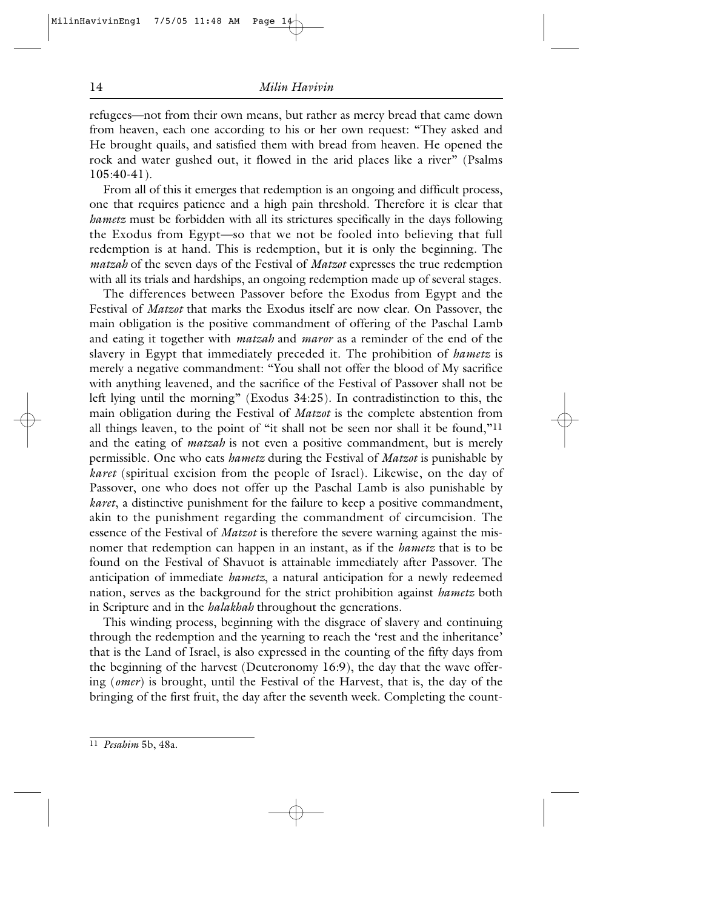refugees—not from their own means, but rather as mercy bread that came down from heaven, each one according to his or her own request: "They asked and He brought quails, and satisfied them with bread from heaven. He opened the rock and water gushed out, it flowed in the arid places like a river" (Psalms 105:40-41).

From all of this it emerges that redemption is an ongoing and difficult process, one that requires patience and a high pain threshold. Therefore it is clear that *hametz* must be forbidden with all its strictures specifically in the days following the Exodus from Egypt—so that we not be fooled into believing that full redemption is at hand. This is redemption, but it is only the beginning. The *matzah* of the seven days of the Festival of *Matzot* expresses the true redemption with all its trials and hardships, an ongoing redemption made up of several stages.

The differences between Passover before the Exodus from Egypt and the Festival of *Matzot* that marks the Exodus itself are now clear. On Passover, the main obligation is the positive commandment of offering of the Paschal Lamb and eating it together with *matzah* and *maror* as a reminder of the end of the slavery in Egypt that immediately preceded it. The prohibition of *hametz* is merely a negative commandment: "You shall not offer the blood of My sacrifice with anything leavened, and the sacrifice of the Festival of Passover shall not be left lying until the morning" (Exodus 34:25). In contradistinction to this, the main obligation during the Festival of *Matzot* is the complete abstention from all things leaven, to the point of "it shall not be seen nor shall it be found,"[11] and the eating of *matzah* is not even a positive commandment, but is merely permissible. One who eats *hametz* during the Festival of *Matzot* is punishable by *karet* (spiritual excision from the people of Israel). Likewise, on the day of Passover, one who does not offer up the Paschal Lamb is also punishable by *karet*, a distinctive punishment for the failure to keep a positive commandment, akin to the punishment regarding the commandment of circumcision. The essence of the Festival of *Matzot* is therefore the severe warning against the misnomer that redemption can happen in an instant, as if the *hametz* that is to be found on the Festival of Shavuot is attainable immediately after Passover. The anticipation of immediate *hametz*, a natural anticipation for a newly redeemed nation, serves as the background for the strict prohibition against *hametz* both in Scripture and in the *halakhah* throughout the generations.

This winding process, beginning with the disgrace of slavery and continuing through the redemption and the yearning to reach the 'rest and the inheritance' that is the Land of Israel, is also expressed in the counting of the fifty days from the beginning of the harvest (Deuteronomy 16:9), the day that the wave offering (*omer*) is brought, until the Festival of the Harvest, that is, the day of the bringing of the first fruit, the day after the seventh week. Completing the count-

---

[11] *Pesahim* 5b, 48a.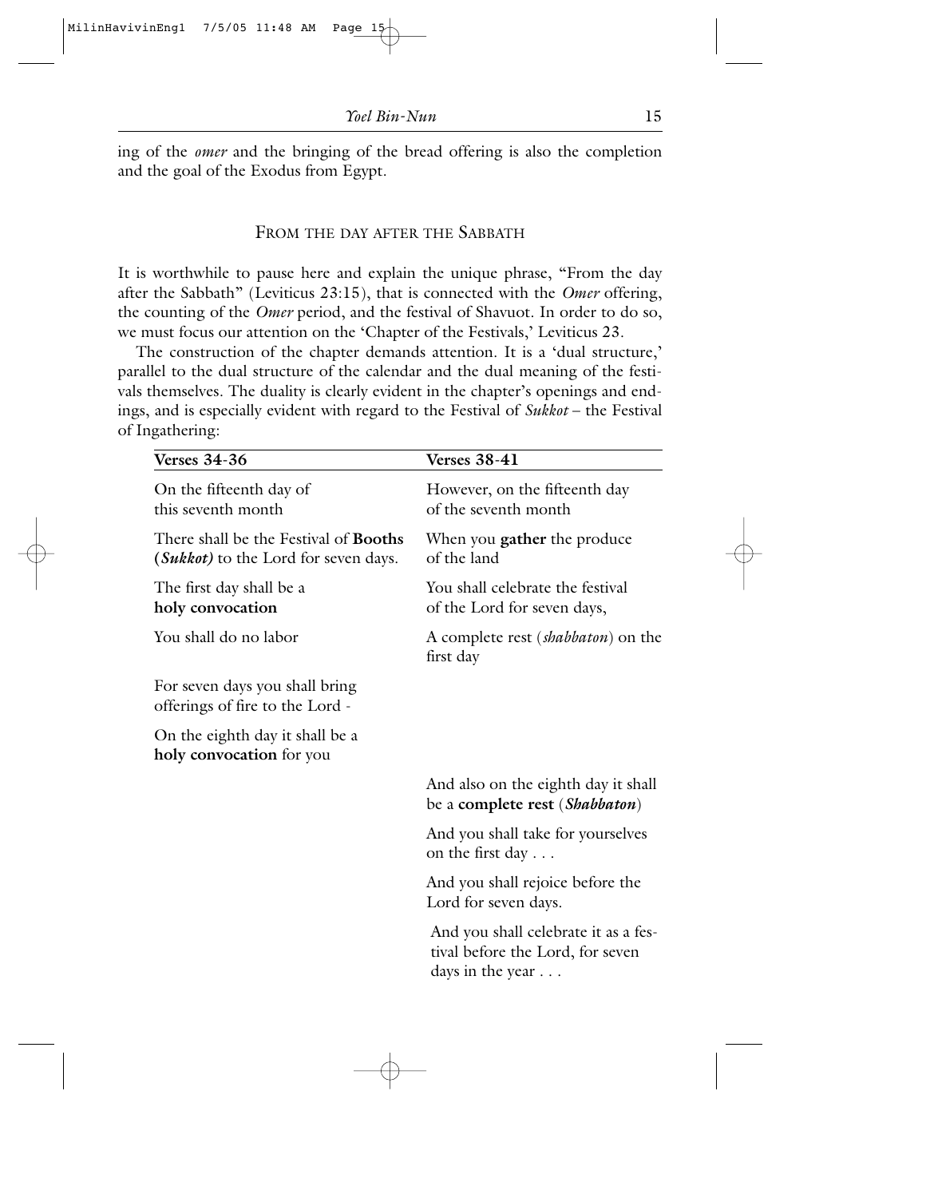ing of the *omer* and the bringing of the bread offering is also the completion and the goal of the Exodus from Egypt.

## FROM THE DAY AFTER THE SABBATH

It is worthwhile to pause here and explain the unique phrase, "From the day after the Sabbath" (Leviticus 23:15), that is connected with the *Omer* offering, the counting of the *Omer* period, and the festival of Shavuot. In order to do so, we must focus our attention on the 'Chapter of the Festivals,' Leviticus 23.

The construction of the chapter demands attention. It is a 'dual structure,' parallel to the dual structure of the calendar and the dual meaning of the festivals themselves. The duality is clearly evident in the chapter's openings and endings, and is especially evident with regard to the Festival of *Sukkot* – the Festival of Ingathering:

| **Verses 34-36** | **Verses 38-41** |
|---|---|
| On the fifteenth day of this seventh month | However, on the fifteenth day of the seventh month |
| There shall be the Festival of **Booths (*Sukkot*)** to the Lord for seven days. | When you **gather** the produce of the land |
| The first day shall be a **holy convocation** | You shall celebrate the festival of the Lord for seven days, |
| You shall do no labor | A complete rest (*shabbaton*) on the first day |
| For seven days you shall bring offerings of fire to the Lord - | |
| On the eighth day it shall be a **holy convocation** for you | |
| | And also on the eighth day it shall be a **complete rest** (***Shabbaton***) |
| | And you shall take for yourselves on the first day . . . |
| | And you shall rejoice before the Lord for seven days. |
| | And you shall celebrate it as a festival before the Lord, for seven days in the year . . . |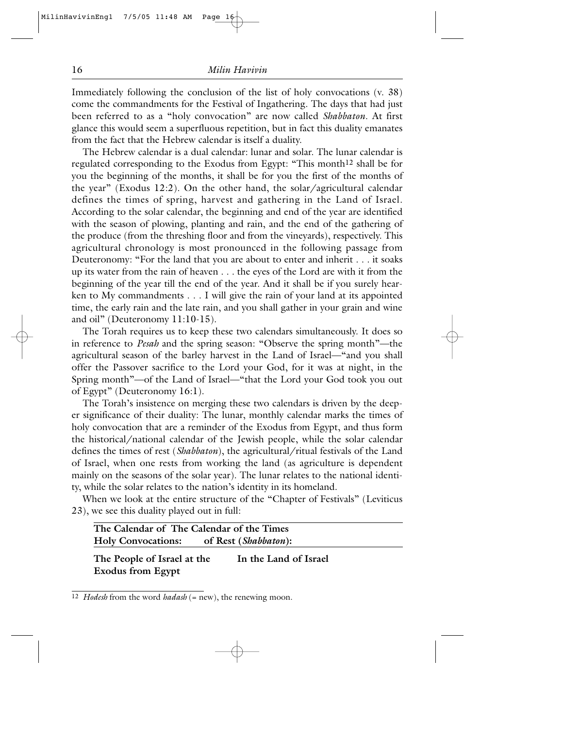Immediately following the conclusion of the list of holy convocations (v. 38) come the commandments for the Festival of Ingathering. The days that had just been referred to as a "holy convocation" are now called *Shabbaton*. At first glance this would seem a superfluous repetition, but in fact this duality emanates from the fact that the Hebrew calendar is itself a duality.

The Hebrew calendar is a dual calendar: lunar and solar. The lunar calendar is regulated corresponding to the Exodus from Egypt: "This month[12] shall be for you the beginning of the months, it shall be for you the first of the months of the year" (Exodus 12:2). On the other hand, the solar/agricultural calendar defines the times of spring, harvest and gathering in the Land of Israel. According to the solar calendar, the beginning and end of the year are identified with the season of plowing, planting and rain, and the end of the gathering of the produce (from the threshing floor and from the vineyards), respectively. This agricultural chronology is most pronounced in the following passage from Deuteronomy: "For the land that you are about to enter and inherit . . . it soaks up its water from the rain of heaven . . . the eyes of the Lord are with it from the beginning of the year till the end of the year. And it shall be if you surely hearken to My commandments . . . I will give the rain of your land at its appointed time, the early rain and the late rain, and you shall gather in your grain and wine and oil" (Deuteronomy 11:10-15).

The Torah requires us to keep these two calendars simultaneously. It does so in reference to *Pesah* and the spring season: "Observe the spring month"—the agricultural season of the barley harvest in the Land of Israel—"and you shall offer the Passover sacrifice to the Lord your God, for it was at night, in the Spring month"—of the Land of Israel—"that the Lord your God took you out of Egypt" (Deuteronomy 16:1).

The Torah's insistence on merging these two calendars is driven by the deeper significance of their duality: The lunar, monthly calendar marks the times of holy convocation that are a reminder of the Exodus from Egypt, and thus form the historical/national calendar of the Jewish people, while the solar calendar defines the times of rest (*Shabbaton*), the agricultural/ritual festivals of the Land of Israel, when one rests from working the land (as agriculture is dependent mainly on the seasons of the solar year). The lunar relates to the national identity, while the solar relates to the nation's identity in its homeland.

When we look at the entire structure of the "Chapter of Festivals" (Leviticus 23), we see this duality played out in full:

| **The Calendar of Holy Convocations:** | **The Calendar of the Times of Rest (*Shabbaton*):** |
|---|---|
| **The People of Israel at the Exodus from Egypt** | **In the Land of Israel** |

[12] *Hodesh* from the word *hadash* (= new), the renewing moon.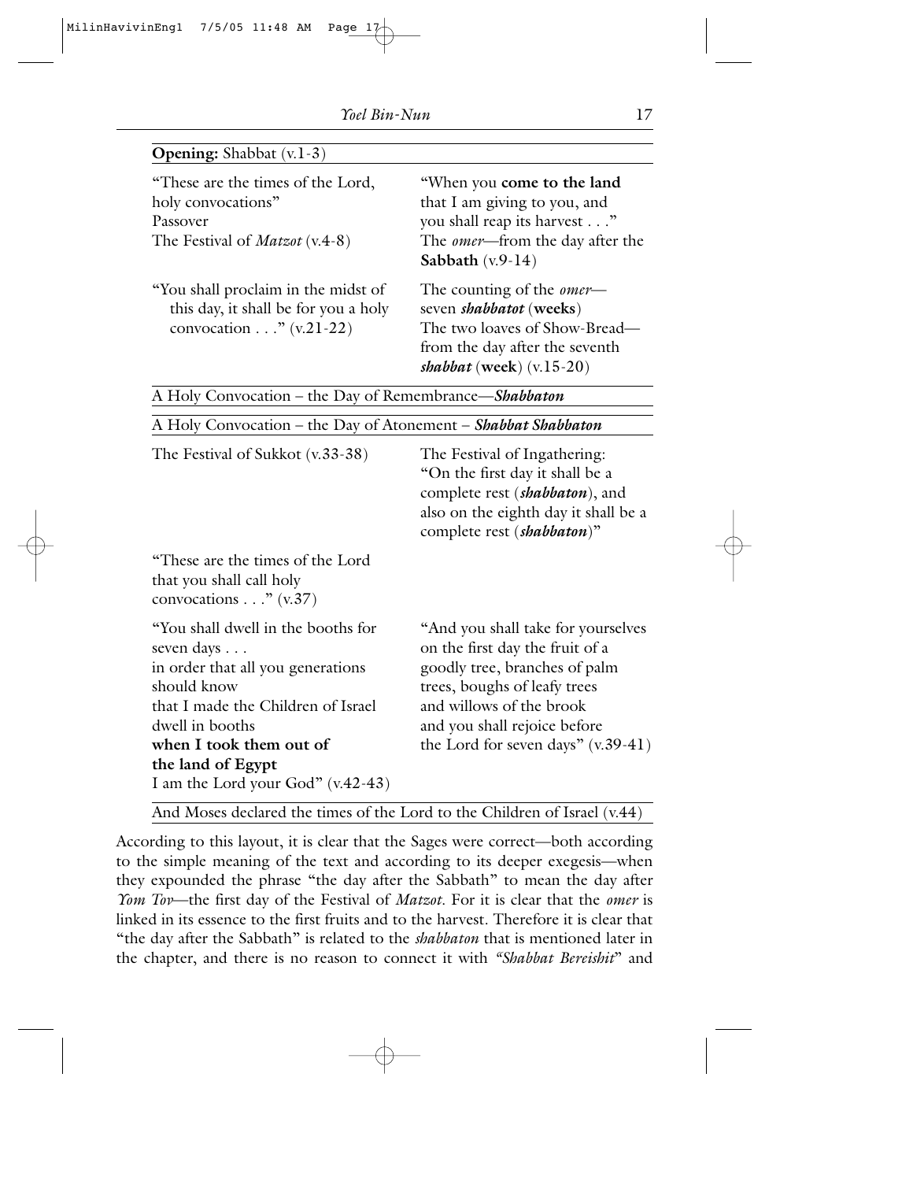| **Opening:** Shabbat (v.1-3) | |
|---|---|
| "These are the times of the Lord, holy convocations"<br>Passover<br>The Festival of *Matzot* (v.4-8) | "When you **come to the land** that I am giving to you, and you shall reap its harvest . . ."<br>The *omer*—from the day after the **Sabbath** (v.9-14) |
| "You shall proclaim in the midst of this day, it shall be for you a holy convocation . . ." (v.21-22) | The counting of the *omer*—seven ***shabbatot*** (**weeks**)<br>The two loaves of Show-Bread—from the day after the seventh ***shabbat*** (**week**) (v.15-20) |
| A Holy Convocation – the Day of Remembrance—***Shabbaton*** | |
| A Holy Convocation – the Day of Atonement – ***Shabbat Shabbaton*** | |
| The Festival of Sukkot (v.33-38) | The Festival of Ingathering: "On the first day it shall be a complete rest (***shabbaton***), and also on the eighth day it shall be a complete rest (***shabbaton***)" |
| "These are the times of the Lord that you shall call holy convocations . . ." (v.37) | |
| "You shall dwell in the booths for seven days . . .<br>in order that all you generations should know<br>that I made the Children of Israel dwell in booths<br>**when I took them out of the land of Egypt**<br>I am the Lord your God" (v.42-43) | "And you shall take for yourselves on the first day the fruit of a goodly tree, branches of palm trees, boughs of leafy trees and willows of the brook and you shall rejoice before the Lord for seven days" (v.39-41) |
| And Moses declared the times of the Lord to the Children of Israel (v.44) | |

According to this layout, it is clear that the Sages were correct—both according to the simple meaning of the text and according to its deeper exegesis—when they expounded the phrase "the day after the Sabbath" to mean the day after *Yom Tov*—the first day of the Festival of *Matzot*. For it is clear that the *omer* is linked in its essence to the first fruits and to the harvest. Therefore it is clear that "the day after the Sabbath" is related to the *shabbaton* that is mentioned later in the chapter, and there is no reason to connect it with *"Shabbat Bereishit*" and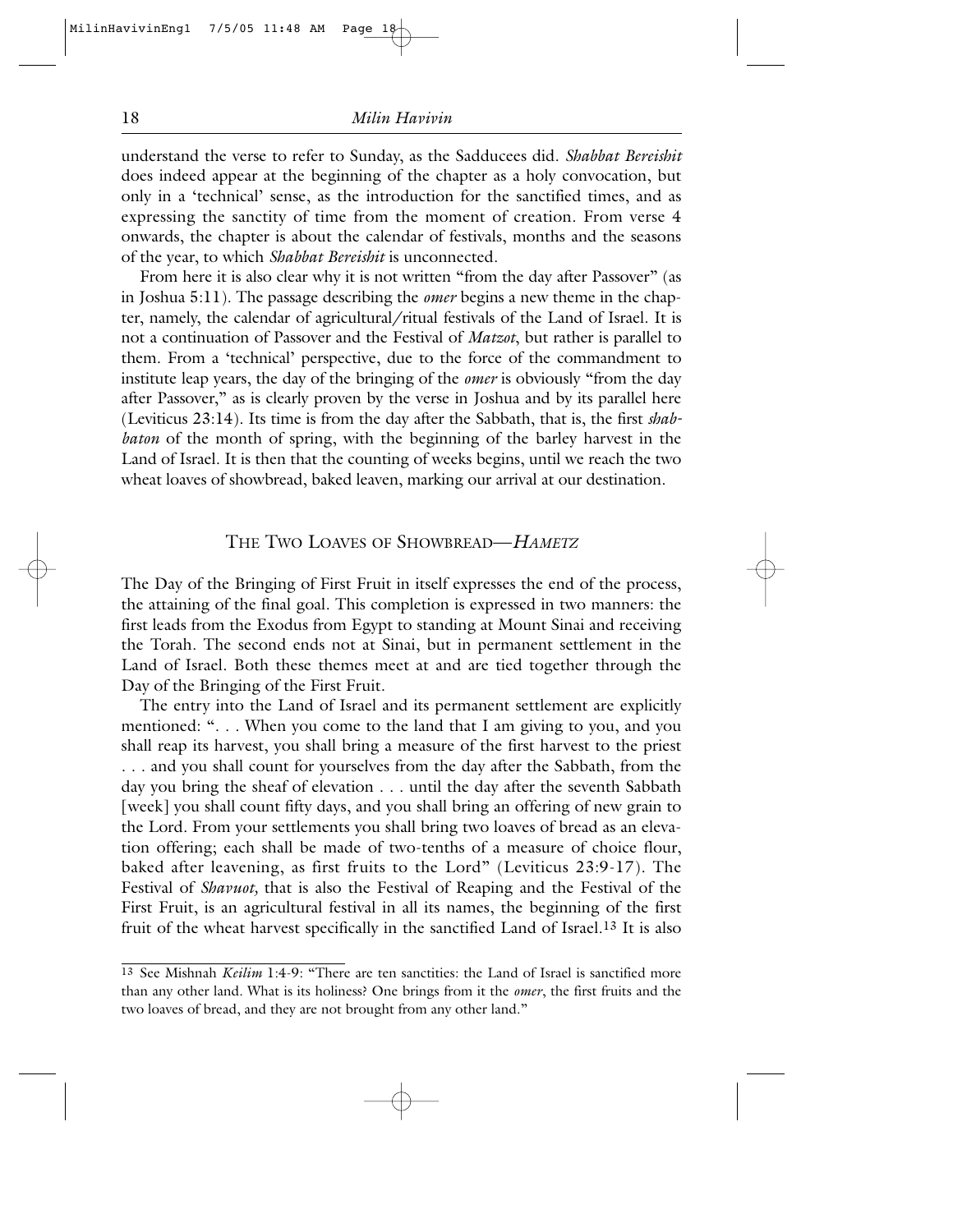understand the verse to refer to Sunday, as the Sadducees did. *Shabbat Bereishit* does indeed appear at the beginning of the chapter as a holy convocation, but only in a 'technical' sense, as the introduction for the sanctified times, and as expressing the sanctity of time from the moment of creation. From verse 4 onwards, the chapter is about the calendar of festivals, months and the seasons of the year, to which *Shabbat Bereishit* is unconnected.

From here it is also clear why it is not written "from the day after Passover" (as in Joshua 5:11). The passage describing the *omer* begins a new theme in the chapter, namely, the calendar of agricultural/ritual festivals of the Land of Israel. It is not a continuation of Passover and the Festival of *Matzot*, but rather is parallel to them. From a 'technical' perspective, due to the force of the commandment to institute leap years, the day of the bringing of the *omer* is obviously "from the day after Passover," as is clearly proven by the verse in Joshua and by its parallel here (Leviticus 23:14). Its time is from the day after the Sabbath, that is, the first *shabbaton* of the month of spring, with the beginning of the barley harvest in the Land of Israel. It is then that the counting of weeks begins, until we reach the two wheat loaves of showbread, baked leaven, marking our arrival at our destination.

## The Two Loaves of Showbread—*Hametz*

The Day of the Bringing of First Fruit in itself expresses the end of the process, the attaining of the final goal. This completion is expressed in two manners: the first leads from the Exodus from Egypt to standing at Mount Sinai and receiving the Torah. The second ends not at Sinai, but in permanent settlement in the Land of Israel. Both these themes meet at and are tied together through the Day of the Bringing of the First Fruit.

The entry into the Land of Israel and its permanent settlement are explicitly mentioned: ". . . When you come to the land that I am giving to you, and you shall reap its harvest, you shall bring a measure of the first harvest to the priest . . . and you shall count for yourselves from the day after the Sabbath, from the day you bring the sheaf of elevation . . . until the day after the seventh Sabbath [week] you shall count fifty days, and you shall bring an offering of new grain to the Lord. From your settlements you shall bring two loaves of bread as an elevation offering; each shall be made of two-tenths of a measure of choice flour, baked after leavening, as first fruits to the Lord" (Leviticus 23:9-17). The Festival of *Shavuot,* that is also the Festival of Reaping and the Festival of the First Fruit, is an agricultural festival in all its names, the beginning of the first fruit of the wheat harvest specifically in the sanctified Land of Israel.[13] It is also

[13] See Mishnah *Keilim* 1:4-9: "There are ten sanctities: the Land of Israel is sanctified more than any other land. What is its holiness? One brings from it the *omer*, the first fruits and the two loaves of bread, and they are not brought from any other land."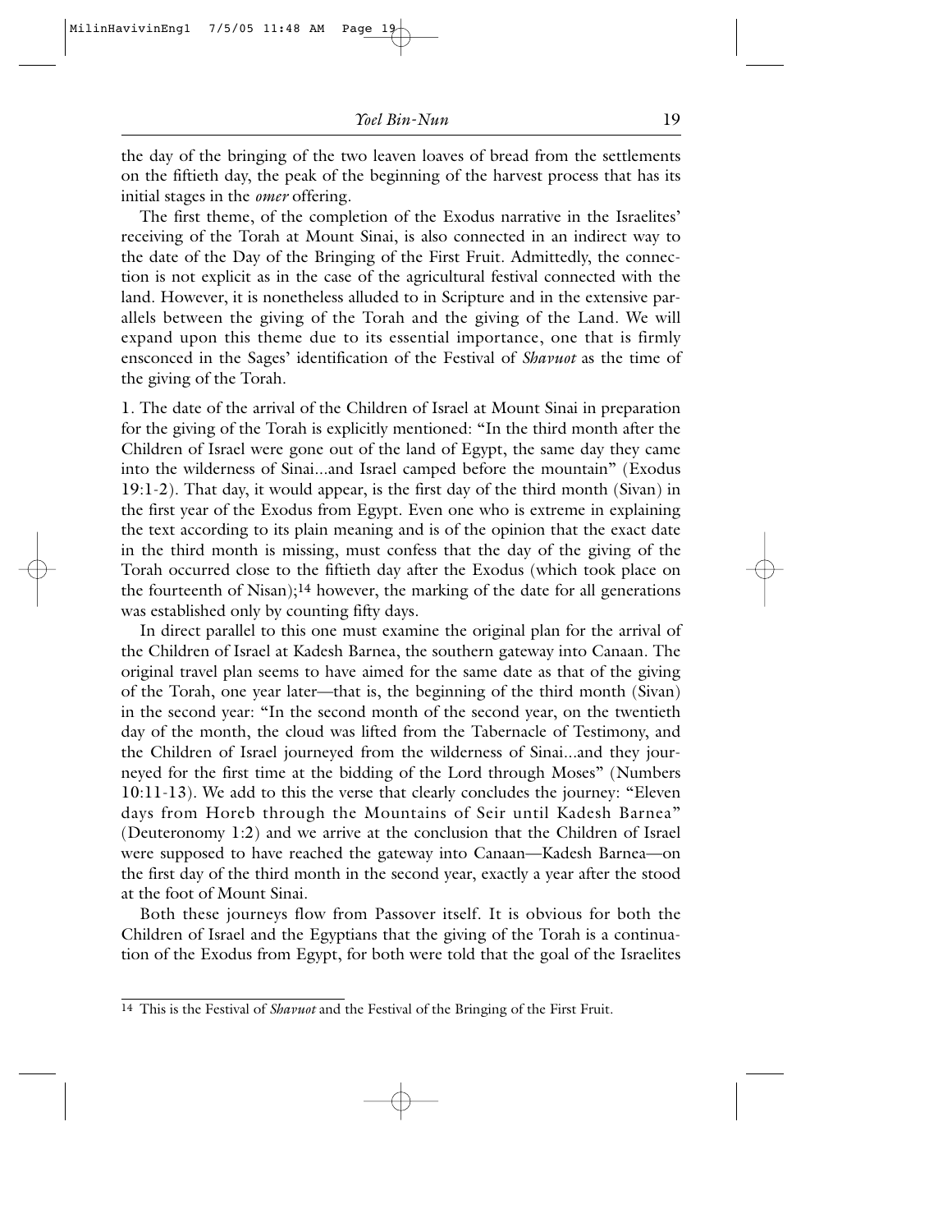the day of the bringing of the two leaven loaves of bread from the settlements on the fiftieth day, the peak of the beginning of the harvest process that has its initial stages in the *omer* offering.

The first theme, of the completion of the Exodus narrative in the Israelites' receiving of the Torah at Mount Sinai, is also connected in an indirect way to the date of the Day of the Bringing of the First Fruit. Admittedly, the connection is not explicit as in the case of the agricultural festival connected with the land. However, it is nonetheless alluded to in Scripture and in the extensive parallels between the giving of the Torah and the giving of the Land. We will expand upon this theme due to its essential importance, one that is firmly ensconced in the Sages' identification of the Festival of *Shavuot* as the time of the giving of the Torah.

1. The date of the arrival of the Children of Israel at Mount Sinai in preparation for the giving of the Torah is explicitly mentioned: "In the third month after the Children of Israel were gone out of the land of Egypt, the same day they came into the wilderness of Sinai...and Israel camped before the mountain" (Exodus 19:1-2). That day, it would appear, is the first day of the third month (Sivan) in the first year of the Exodus from Egypt. Even one who is extreme in explaining the text according to its plain meaning and is of the opinion that the exact date in the third month is missing, must confess that the day of the giving of the Torah occurred close to the fiftieth day after the Exodus (which took place on the fourteenth of Nisan);[14] however, the marking of the date for all generations was established only by counting fifty days.

In direct parallel to this one must examine the original plan for the arrival of the Children of Israel at Kadesh Barnea, the southern gateway into Canaan. The original travel plan seems to have aimed for the same date as that of the giving of the Torah, one year later—that is, the beginning of the third month (Sivan) in the second year: "In the second month of the second year, on the twentieth day of the month, the cloud was lifted from the Tabernacle of Testimony, and the Children of Israel journeyed from the wilderness of Sinai...and they journeyed for the first time at the bidding of the Lord through Moses" (Numbers 10:11-13). We add to this the verse that clearly concludes the journey: "Eleven days from Horeb through the Mountains of Seir until Kadesh Barnea" (Deuteronomy 1:2) and we arrive at the conclusion that the Children of Israel were supposed to have reached the gateway into Canaan—Kadesh Barnea—on the first day of the third month in the second year, exactly a year after the stood at the foot of Mount Sinai.

Both these journeys flow from Passover itself. It is obvious for both the Children of Israel and the Egyptians that the giving of the Torah is a continuation of the Exodus from Egypt, for both were told that the goal of the Israelites

---

[14] This is the Festival of *Shavuot* and the Festival of the Bringing of the First Fruit.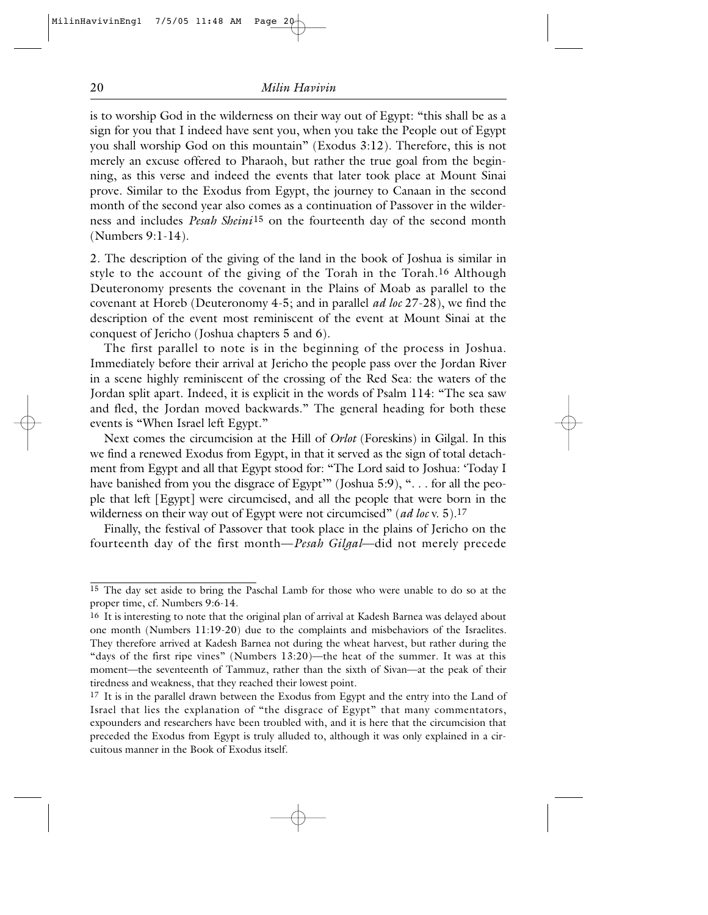is to worship God in the wilderness on their way out of Egypt: "this shall be as a sign for you that I indeed have sent you, when you take the People out of Egypt you shall worship God on this mountain" (Exodus 3:12). Therefore, this is not merely an excuse offered to Pharaoh, but rather the true goal from the beginning, as this verse and indeed the events that later took place at Mount Sinai prove. Similar to the Exodus from Egypt, the journey to Canaan in the second month of the second year also comes as a continuation of Passover in the wilderness and includes *Pesah Sheini*[15] on the fourteenth day of the second month (Numbers 9:1-14).

2. The description of the giving of the land in the book of Joshua is similar in style to the account of the giving of the Torah in the Torah.[16] Although Deuteronomy presents the covenant in the Plains of Moab as parallel to the covenant at Horeb (Deuteronomy 4-5; and in parallel *ad loc* 27-28), we find the description of the event most reminiscent of the event at Mount Sinai at the conquest of Jericho (Joshua chapters 5 and 6).

The first parallel to note is in the beginning of the process in Joshua. Immediately before their arrival at Jericho the people pass over the Jordan River in a scene highly reminiscent of the crossing of the Red Sea: the waters of the Jordan split apart. Indeed, it is explicit in the words of Psalm 114: "The sea saw and fled, the Jordan moved backwards." The general heading for both these events is "When Israel left Egypt."

Next comes the circumcision at the Hill of *Orlot* (Foreskins) in Gilgal. In this we find a renewed Exodus from Egypt, in that it served as the sign of total detachment from Egypt and all that Egypt stood for: "The Lord said to Joshua: 'Today I have banished from you the disgrace of Egypt'" (Joshua 5:9), ". . . for all the people that left [Egypt] were circumcised, and all the people that were born in the wilderness on their way out of Egypt were not circumcised" (*ad loc* v. 5).[17]

Finally, the festival of Passover that took place in the plains of Jericho on the fourteenth day of the first month—*Pesah Gilgal*—did not merely precede

---

[15] The day set aside to bring the Paschal Lamb for those who were unable to do so at the proper time, cf. Numbers 9:6-14.

[16] It is interesting to note that the original plan of arrival at Kadesh Barnea was delayed about one month (Numbers 11:19-20) due to the complaints and misbehaviors of the Israelites. They therefore arrived at Kadesh Barnea not during the wheat harvest, but rather during the "days of the first ripe vines" (Numbers 13:20)—the heat of the summer. It was at this moment—the seventeenth of Tammuz, rather than the sixth of Sivan—at the peak of their tiredness and weakness, that they reached their lowest point.

[17] It is in the parallel drawn between the Exodus from Egypt and the entry into the Land of Israel that lies the explanation of "the disgrace of Egypt" that many commentators, expounders and researchers have been troubled with, and it is here that the circumcision that preceded the Exodus from Egypt is truly alluded to, although it was only explained in a circuitous manner in the Book of Exodus itself.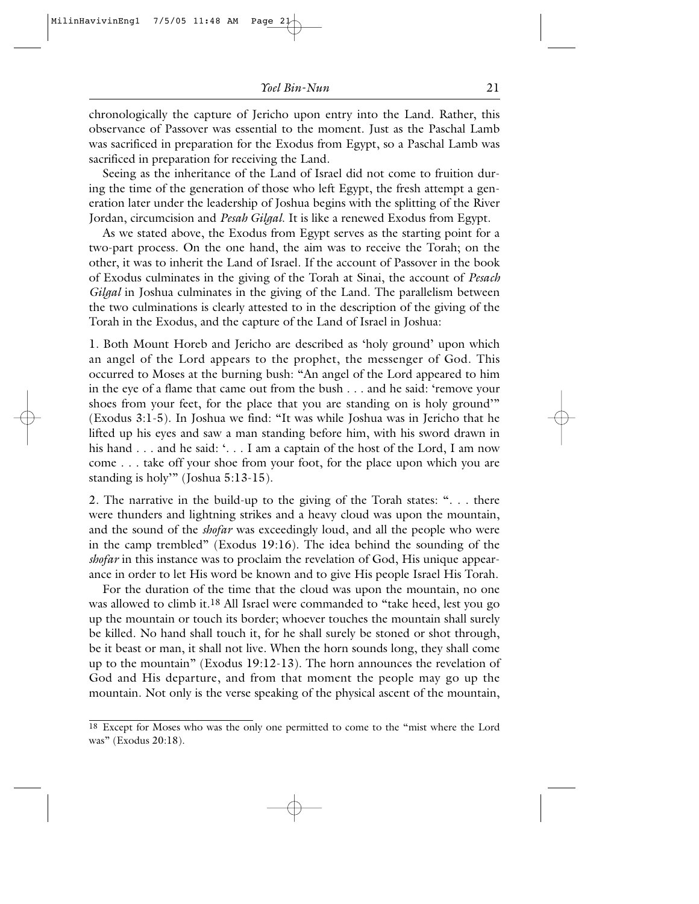chronologically the capture of Jericho upon entry into the Land. Rather, this observance of Passover was essential to the moment. Just as the Paschal Lamb was sacrificed in preparation for the Exodus from Egypt, so a Paschal Lamb was sacrificed in preparation for receiving the Land.

Seeing as the inheritance of the Land of Israel did not come to fruition during the time of the generation of those who left Egypt, the fresh attempt a generation later under the leadership of Joshua begins with the splitting of the River Jordan, circumcision and *Pesah Gilgal*. It is like a renewed Exodus from Egypt.

As we stated above, the Exodus from Egypt serves as the starting point for a two-part process. On the one hand, the aim was to receive the Torah; on the other, it was to inherit the Land of Israel. If the account of Passover in the book of Exodus culminates in the giving of the Torah at Sinai, the account of *Pesach Gilgal* in Joshua culminates in the giving of the Land. The parallelism between the two culminations is clearly attested to in the description of the giving of the Torah in the Exodus, and the capture of the Land of Israel in Joshua:

1. Both Mount Horeb and Jericho are described as 'holy ground' upon which an angel of the Lord appears to the prophet, the messenger of God. This occurred to Moses at the burning bush: "An angel of the Lord appeared to him in the eye of a flame that came out from the bush . . . and he said: 'remove your shoes from your feet, for the place that you are standing on is holy ground'" (Exodus 3:1-5). In Joshua we find: "It was while Joshua was in Jericho that he lifted up his eyes and saw a man standing before him, with his sword drawn in his hand . . . and he said: '. . . I am a captain of the host of the Lord, I am now come . . . take off your shoe from your foot, for the place upon which you are standing is holy'" (Joshua 5:13-15).

2. The narrative in the build-up to the giving of the Torah states: ". . . there were thunders and lightning strikes and a heavy cloud was upon the mountain, and the sound of the *shofar* was exceedingly loud, and all the people who were in the camp trembled" (Exodus 19:16). The idea behind the sounding of the *shofar* in this instance was to proclaim the revelation of God, His unique appearance in order to let His word be known and to give His people Israel His Torah.

For the duration of the time that the cloud was upon the mountain, no one was allowed to climb it.[18] All Israel were commanded to "take heed, lest you go up the mountain or touch its border; whoever touches the mountain shall surely be killed. No hand shall touch it, for he shall surely be stoned or shot through, be it beast or man, it shall not live. When the horn sounds long, they shall come up to the mountain" (Exodus 19:12-13). The horn announces the revelation of God and His departure, and from that moment the people may go up the mountain. Not only is the verse speaking of the physical ascent of the mountain,

---

[18] Except for Moses who was the only one permitted to come to the "mist where the Lord was" (Exodus 20:18).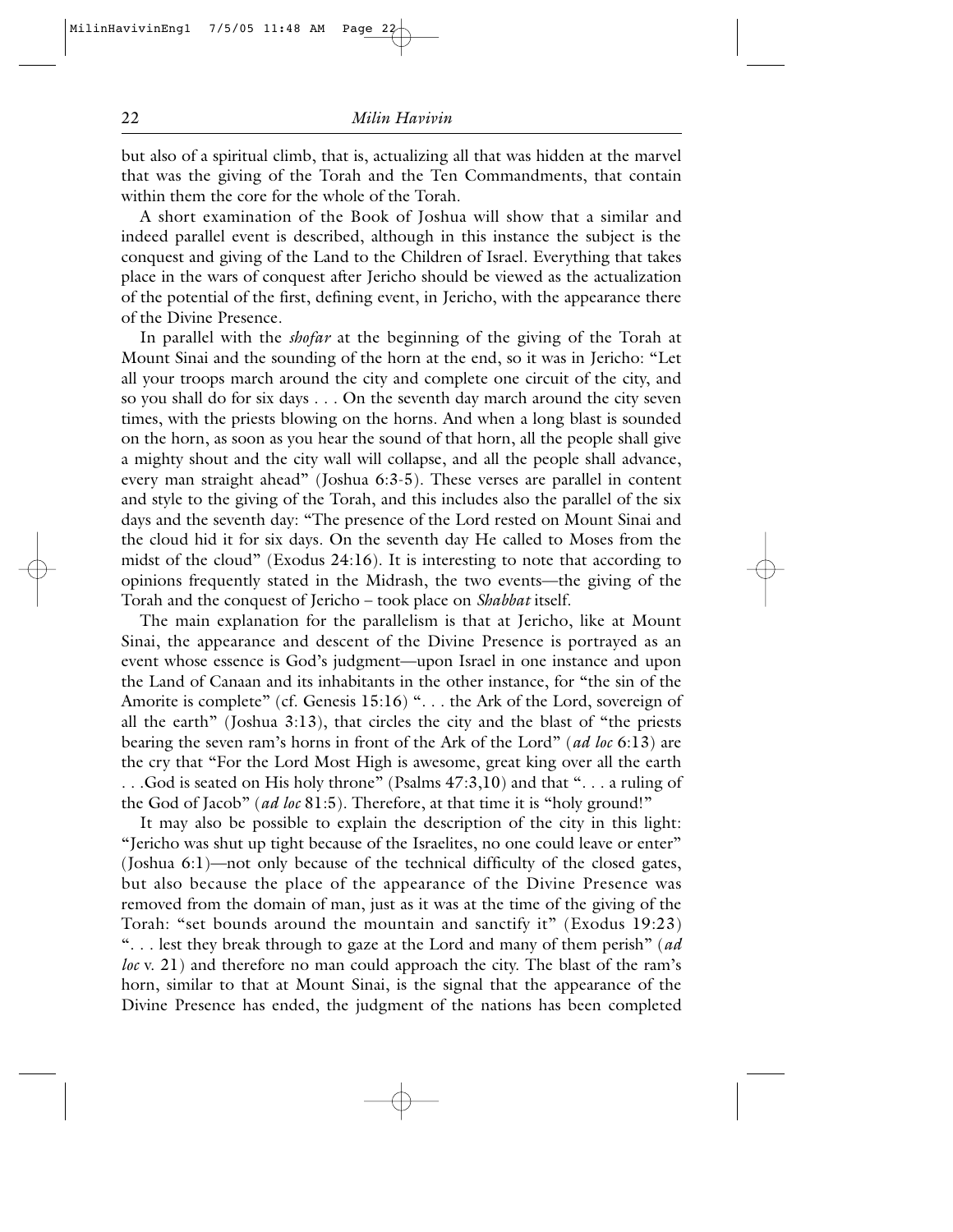but also of a spiritual climb, that is, actualizing all that was hidden at the marvel that was the giving of the Torah and the Ten Commandments, that contain within them the core for the whole of the Torah.

A short examination of the Book of Joshua will show that a similar and indeed parallel event is described, although in this instance the subject is the conquest and giving of the Land to the Children of Israel. Everything that takes place in the wars of conquest after Jericho should be viewed as the actualization of the potential of the first, defining event, in Jericho, with the appearance there of the Divine Presence.

In parallel with the *shofar* at the beginning of the giving of the Torah at Mount Sinai and the sounding of the horn at the end, so it was in Jericho: "Let all your troops march around the city and complete one circuit of the city, and so you shall do for six days . . . On the seventh day march around the city seven times, with the priests blowing on the horns. And when a long blast is sounded on the horn, as soon as you hear the sound of that horn, all the people shall give a mighty shout and the city wall will collapse, and all the people shall advance, every man straight ahead" (Joshua 6:3-5). These verses are parallel in content and style to the giving of the Torah, and this includes also the parallel of the six days and the seventh day: "The presence of the Lord rested on Mount Sinai and the cloud hid it for six days. On the seventh day He called to Moses from the midst of the cloud" (Exodus 24:16). It is interesting to note that according to opinions frequently stated in the Midrash, the two events—the giving of the Torah and the conquest of Jericho – took place on *Shabbat* itself.

The main explanation for the parallelism is that at Jericho, like at Mount Sinai, the appearance and descent of the Divine Presence is portrayed as an event whose essence is God's judgment—upon Israel in one instance and upon the Land of Canaan and its inhabitants in the other instance, for "the sin of the Amorite is complete" (cf. Genesis 15:16) ". . . the Ark of the Lord, sovereign of all the earth" (Joshua 3:13), that circles the city and the blast of "the priests bearing the seven ram's horns in front of the Ark of the Lord" (*ad loc* 6:13) are the cry that "For the Lord Most High is awesome, great king over all the earth . . .God is seated on His holy throne" (Psalms 47:3,10) and that ". . . a ruling of the God of Jacob" (*ad loc* 81:5). Therefore, at that time it is "holy ground!"

It may also be possible to explain the description of the city in this light: "Jericho was shut up tight because of the Israelites, no one could leave or enter" (Joshua 6:1)—not only because of the technical difficulty of the closed gates, but also because the place of the appearance of the Divine Presence was removed from the domain of man, just as it was at the time of the giving of the Torah: "set bounds around the mountain and sanctify it" (Exodus 19:23) ". . . lest they break through to gaze at the Lord and many of them perish" (*ad loc* v. 21) and therefore no man could approach the city. The blast of the ram's horn, similar to that at Mount Sinai, is the signal that the appearance of the Divine Presence has ended, the judgment of the nations has been completed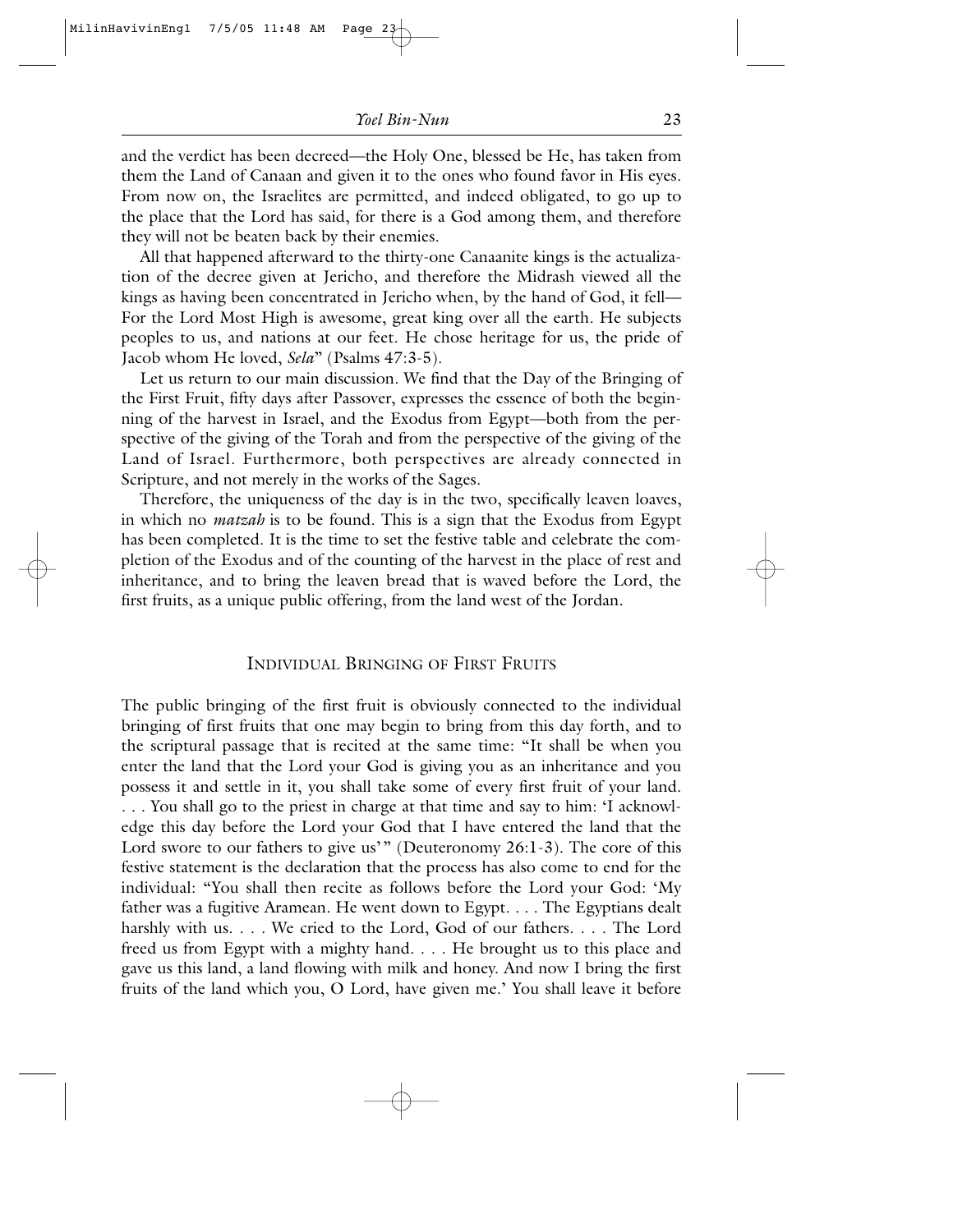and the verdict has been decreed—the Holy One, blessed be He, has taken from them the Land of Canaan and given it to the ones who found favor in His eyes. From now on, the Israelites are permitted, and indeed obligated, to go up to the place that the Lord has said, for there is a God among them, and therefore they will not be beaten back by their enemies.

All that happened afterward to the thirty-one Canaanite kings is the actualization of the decree given at Jericho, and therefore the Midrash viewed all the kings as having been concentrated in Jericho when, by the hand of God, it fell—For the Lord Most High is awesome, great king over all the earth. He subjects peoples to us, and nations at our feet. He chose heritage for us, the pride of Jacob whom He loved, *Sela*" (Psalms 47:3-5).

Let us return to our main discussion. We find that the Day of the Bringing of the First Fruit, fifty days after Passover, expresses the essence of both the beginning of the harvest in Israel, and the Exodus from Egypt—both from the perspective of the giving of the Torah and from the perspective of the giving of the Land of Israel. Furthermore, both perspectives are already connected in Scripture, and not merely in the works of the Sages.

Therefore, the uniqueness of the day is in the two, specifically leaven loaves, in which no *matzah* is to be found. This is a sign that the Exodus from Egypt has been completed. It is the time to set the festive table and celebrate the completion of the Exodus and of the counting of the harvest in the place of rest and inheritance, and to bring the leaven bread that is waved before the Lord, the first fruits, as a unique public offering, from the land west of the Jordan.

## Individual Bringing of First Fruits

The public bringing of the first fruit is obviously connected to the individual bringing of first fruits that one may begin to bring from this day forth, and to the scriptural passage that is recited at the same time: "It shall be when you enter the land that the Lord your God is giving you as an inheritance and you possess it and settle in it, you shall take some of every first fruit of your land. . . . You shall go to the priest in charge at that time and say to him: 'I acknowledge this day before the Lord your God that I have entered the land that the Lord swore to our fathers to give us'" (Deuteronomy 26:1-3). The core of this festive statement is the declaration that the process has also come to end for the individual: "You shall then recite as follows before the Lord your God: 'My father was a fugitive Aramean. He went down to Egypt. . . . The Egyptians dealt harshly with us. . . . We cried to the Lord, God of our fathers. . . . The Lord freed us from Egypt with a mighty hand. . . . He brought us to this place and gave us this land, a land flowing with milk and honey. And now I bring the first fruits of the land which you, O Lord, have given me.' You shall leave it before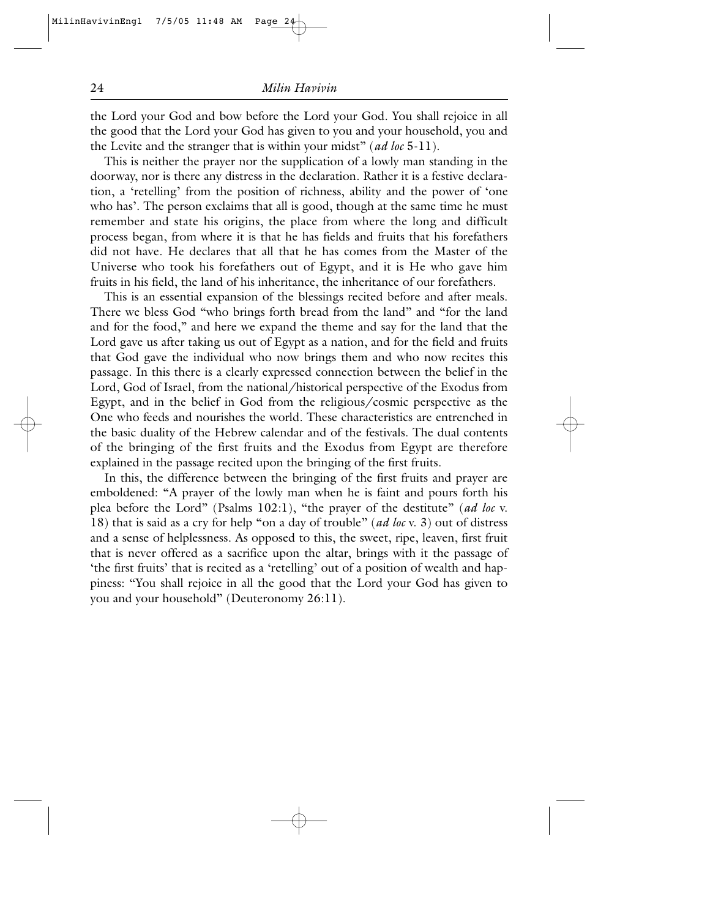the Lord your God and bow before the Lord your God. You shall rejoice in all the good that the Lord your God has given to you and your household, you and the Levite and the stranger that is within your midst" (*ad loc* 5-11).

This is neither the prayer nor the supplication of a lowly man standing in the doorway, nor is there any distress in the declaration. Rather it is a festive declaration, a 'retelling' from the position of richness, ability and the power of 'one who has'. The person exclaims that all is good, though at the same time he must remember and state his origins, the place from where the long and difficult process began, from where it is that he has fields and fruits that his forefathers did not have. He declares that all that he has comes from the Master of the Universe who took his forefathers out of Egypt, and it is He who gave him fruits in his field, the land of his inheritance, the inheritance of our forefathers.

This is an essential expansion of the blessings recited before and after meals. There we bless God "who brings forth bread from the land" and "for the land and for the food," and here we expand the theme and say for the land that the Lord gave us after taking us out of Egypt as a nation, and for the field and fruits that God gave the individual who now brings them and who now recites this passage. In this there is a clearly expressed connection between the belief in the Lord, God of Israel, from the national/historical perspective of the Exodus from Egypt, and in the belief in God from the religious/cosmic perspective as the One who feeds and nourishes the world. These characteristics are entrenched in the basic duality of the Hebrew calendar and of the festivals. The dual contents of the bringing of the first fruits and the Exodus from Egypt are therefore explained in the passage recited upon the bringing of the first fruits.

In this, the difference between the bringing of the first fruits and prayer are emboldened: "A prayer of the lowly man when he is faint and pours forth his plea before the Lord" (Psalms 102:1), "the prayer of the destitute" (*ad loc* v. 18) that is said as a cry for help "on a day of trouble" (*ad loc* v. 3) out of distress and a sense of helplessness. As opposed to this, the sweet, ripe, leaven, first fruit that is never offered as a sacrifice upon the altar, brings with it the passage of 'the first fruits' that is recited as a 'retelling' out of a position of wealth and happiness: "You shall rejoice in all the good that the Lord your God has given to you and your household" (Deuteronomy 26:11).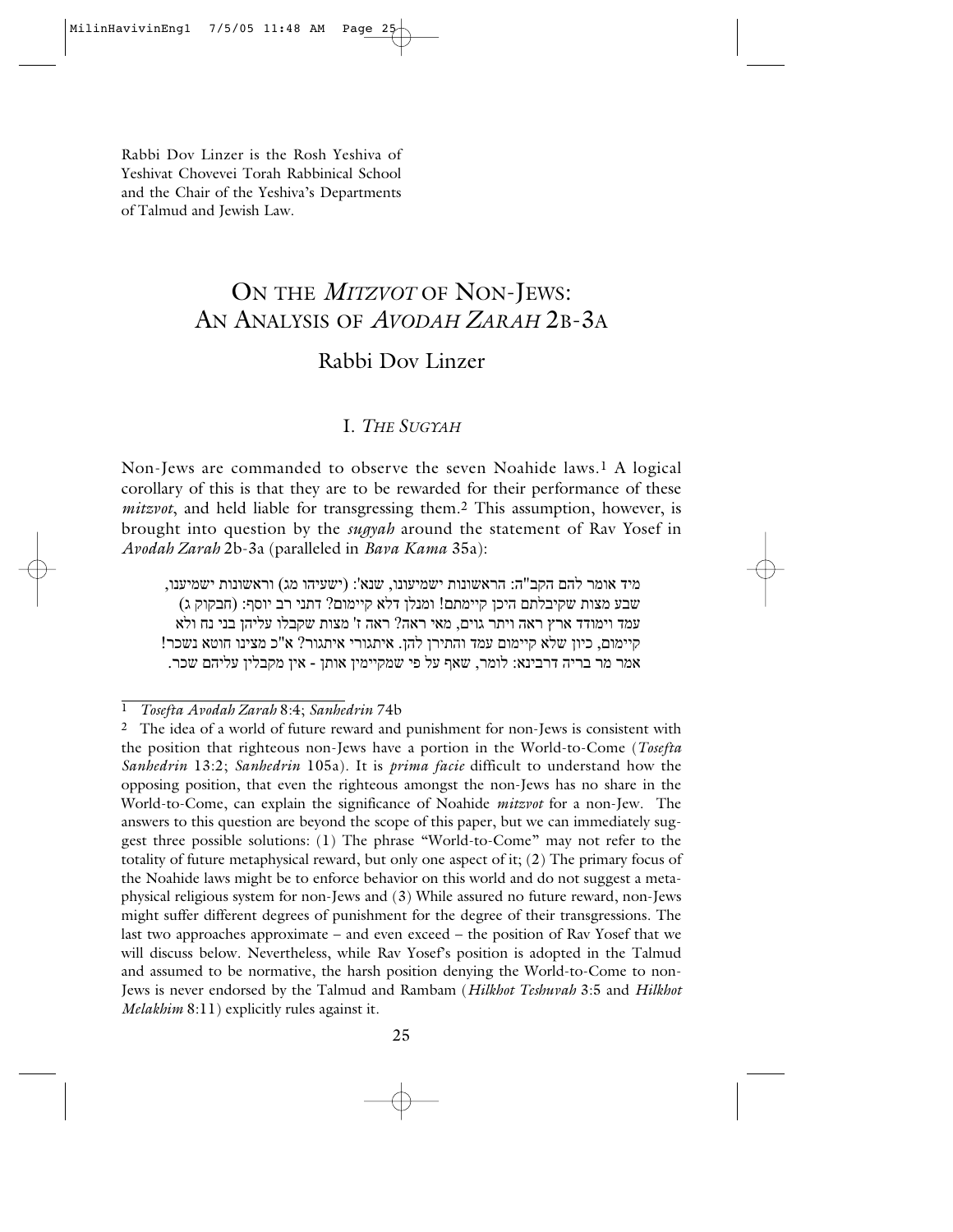Rabbi Dov Linzer is the Rosh Yeshiva of Yeshivat Chovevei Torah Rabbinical School and the Chair of the Yeshiva's Departments of Talmud and Jewish Law.

# ON THE *MITZVOT* OF NON-JEWS: AN ANALYSIS OF *AVODAH ZARAH* 2B-3A

## Rabbi Dov Linzer

### I. *THE SUGYAH*

Non-Jews are commanded to observe the seven Noahide laws.[1] A logical corollary of this is that they are to be rewarded for their performance of these *mitzvot*, and held liable for transgressing them.[2] This assumption, however, is brought into question by the *sugyah* around the statement of Rav Yosef in *Avodah Zarah* 2b-3a (paralleled in *Bava Kama* 35a):

> מיד אומר להם הקב"ה: הראשונות ישמיעונו, שנא': (ישעיהו מג) וראשונות ישמיעונו, שבע מצות שקיבלתם היכן קיימתם! ומנלן דלא קיימום? דתני רב יוסף: (חבקוק ג) עמד וימודד ארץ ראה ויתר גוים, מאי ראה? ראה ז' מצות שקבלו עליהן בני נח ולא קיימום, כיון שלא קיימום עמד והתירן להן. איתגורי איתגור? א"כ מצינו חוטא נשכר! אמר מר בריה דרבינא: לומר, שאף על פי שמקיימין אותן - אין מקבלין עליהם שכר.

---

[1] *Tosefta Avodah Zarah* 8:4; *Sanhedrin* 74b

[2] The idea of a world of future reward and punishment for non-Jews is consistent with the position that righteous non-Jews have a portion in the World-to-Come (*Tosefta Sanhedrin* 13:2; *Sanhedrin* 105a). It is *prima facie* difficult to understand how the opposing position, that even the righteous amongst the non-Jews has no share in the World-to-Come, can explain the significance of Noahide *mitzvot* for a non-Jew. The answers to this question are beyond the scope of this paper, but we can immediately suggest three possible solutions: (1) The phrase "World-to-Come" may not refer to the totality of future metaphysical reward, but only one aspect of it; (2) The primary focus of the Noahide laws might be to enforce behavior on this world and do not suggest a metaphysical religious system for non-Jews and (3) While assured no future reward, non-Jews might suffer different degrees of punishment for the degree of their transgressions. The last two approaches approximate – and even exceed – the position of Rav Yosef that we will discuss below. Nevertheless, while Rav Yosef's position is adopted in the Talmud and assumed to be normative, the harsh position denying the World-to-Come to non-Jews is never endorsed by the Talmud and Rambam (*Hilkhot Teshuvah* 3:5 and *Hilkhot Melakhim* 8:11) explicitly rules against it.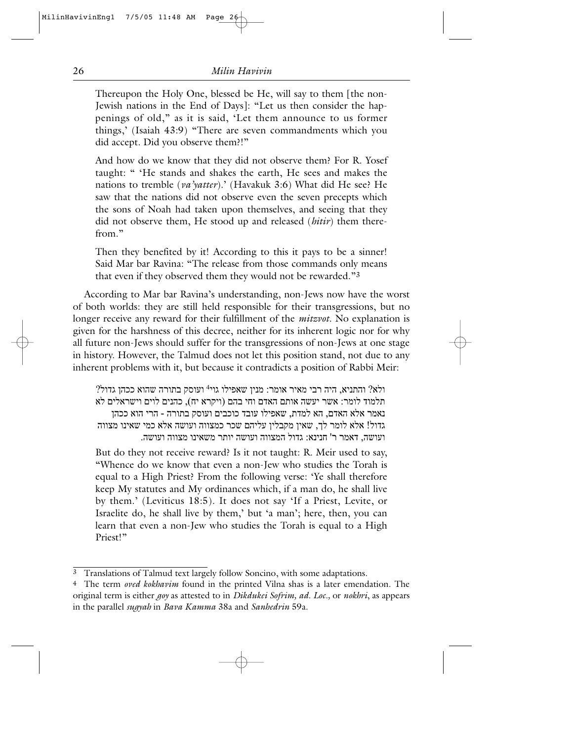> Thereupon the Holy One, blessed be He, will say to them [the non-Jewish nations in the End of Days]: "Let us then consider the happenings of old," as it is said, 'Let them announce to us former things,' (Isaiah 43:9) "There are seven commandments which you did accept. Did you observe them?!"
>
> And how do we know that they did not observe them? For R. Yosef taught: " 'He stands and shakes the earth, He sees and makes the nations to tremble (*va'yatter*).' (Havakuk 3:6) What did He see? He saw that the nations did not observe even the seven precepts which the sons of Noah had taken upon themselves, and seeing that they did not observe them, He stood up and released (*hitir*) them therefrom."
>
> Then they benefited by it! According to this it pays to be a sinner! Said Mar bar Ravina: "The release from those commands only means that even if they observed them they would not be rewarded."[3]

According to Mar bar Ravina's understanding, non-Jews now have the worst of both worlds: they are still held responsible for their transgressions, but no longer receive any reward for their fulfillment of the *mitzvot*. No explanation is given for the harshness of this decree, neither for its inherent logic nor for why all future non-Jews should suffer for the transgressions of non-Jews at one stage in history. However, the Talmud does not let this position stand, not due to any inherent problems with it, but because it contradicts a position of Rabbi Meir:

> ולא? והתניא, היה רבי מאיר אומר: מנין שאפילו גוי[4] ועוסק בתורה שהוא ככהן גדול? תלמוד לומר: אשר יעשה אותם האדם וחי בהם (ויקרא יח), כהנים לוים וישראלים לא נאמר אלא האדם, הא למדת, שאפילו עובד כוכבים ועוסק בתורה - הרי הוא ככהן גדול! אלא לומר לך, שאין מקבלין עליהם שכר כמצווה ועושה אלא כמי שאינו מצווה ועושה, דאמר ר' חנינא: גדול המצווה ועושה יותר משאינו מצווה ועושה.
>
> But do they not receive reward? Is it not taught: R. Meir used to say, "Whence do we know that even a non-Jew who studies the Torah is equal to a High Priest? From the following verse: 'Ye shall therefore keep My statutes and My ordinances which, if a man do, he shall live by them.' (Leviticus 18:5). It does not say 'If a Priest, Levite, or Israelite do, he shall live by them,' but 'a man'; here, then, you can learn that even a non-Jew who studies the Torah is equal to a High Priest!"

---

[3] Translations of Talmud text largely follow Soncino, with some adaptations.

[4] The term *oved kokhavim* found in the printed Vilna shas is a later emendation. The original term is either *goy* as attested to in *Dikdukei Sofrim, ad. Loc.,* or *nokhri*, as appears in the parallel *sugyah* in *Bava Kamma* 38a and *Sanhedrin* 59a.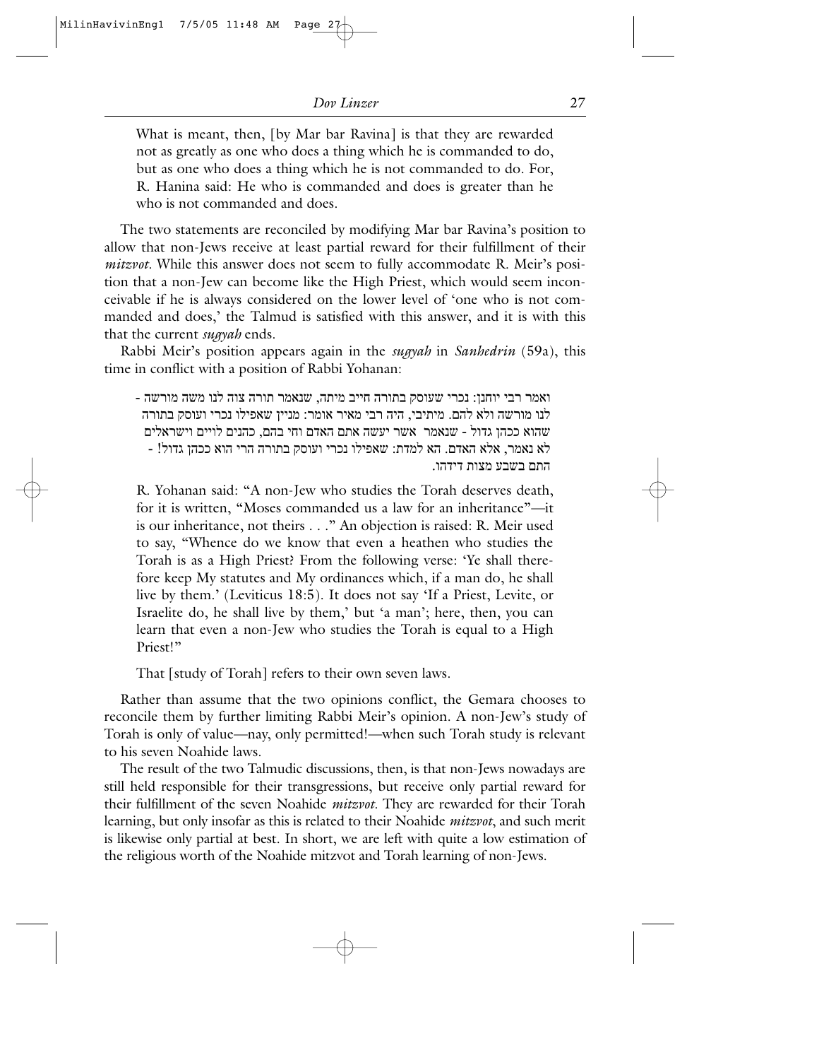What is meant, then, [by Mar bar Ravina] is that they are rewarded not as greatly as one who does a thing which he is commanded to do, but as one who does a thing which he is not commanded to do. For, R. Hanina said: He who is commanded and does is greater than he who is not commanded and does.

The two statements are reconciled by modifying Mar bar Ravina's position to allow that non-Jews receive at least partial reward for their fulfillment of their *mitzvot*. While this answer does not seem to fully accommodate R. Meir's position that a non-Jew can become like the High Priest, which would seem inconceivable if he is always considered on the lower level of 'one who is not commanded and does,' the Talmud is satisfied with this answer, and it is with this that the current *sugyah* ends.

Rabbi Meir's position appears again in the *sugyah* in *Sanhedrin* (59a), this time in conflict with a position of Rabbi Yohanan:

ואמר רבי יוחנן: נכרי שעוסק בתורה חייב מיתה, שנאמר תורה צוה לנו משה מורשה - לנו מורשה ולא להם. מיתיבי, היה רבי מאיר אומר: מניין שאפילו נכרי ועוסק בתורה שהוא ככהן גדול - שנאמר אשר יעשה אתם האדם וחי בהם, כהנים לויים וישראלים לא נאמר, אלא האדם. הא למדת: שאפילו נכרי ועוסק בתורה הרי הוא ככהן גדול! - התם בשבע מצות דידהו.

R. Yohanan said: "A non-Jew who studies the Torah deserves death, for it is written, "Moses commanded us a law for an inheritance"—it is our inheritance, not theirs . . ." An objection is raised: R. Meir used to say, "Whence do we know that even a heathen who studies the Torah is as a High Priest? From the following verse: 'Ye shall therefore keep My statutes and My ordinances which, if a man do, he shall live by them.' (Leviticus 18:5). It does not say 'If a Priest, Levite, or Israelite do, he shall live by them,' but 'a man'; here, then, you can learn that even a non-Jew who studies the Torah is equal to a High Priest!"

That [study of Torah] refers to their own seven laws.

Rather than assume that the two opinions conflict, the Gemara chooses to reconcile them by further limiting Rabbi Meir's opinion. A non-Jew's study of Torah is only of value—nay, only permitted!—when such Torah study is relevant to his seven Noahide laws.

The result of the two Talmudic discussions, then, is that non-Jews nowadays are still held responsible for their transgressions, but receive only partial reward for their fulfillment of the seven Noahide *mitzvot*. They are rewarded for their Torah learning, but only insofar as this is related to their Noahide *mitzvot*, and such merit is likewise only partial at best. In short, we are left with quite a low estimation of the religious worth of the Noahide mitzvot and Torah learning of non-Jews.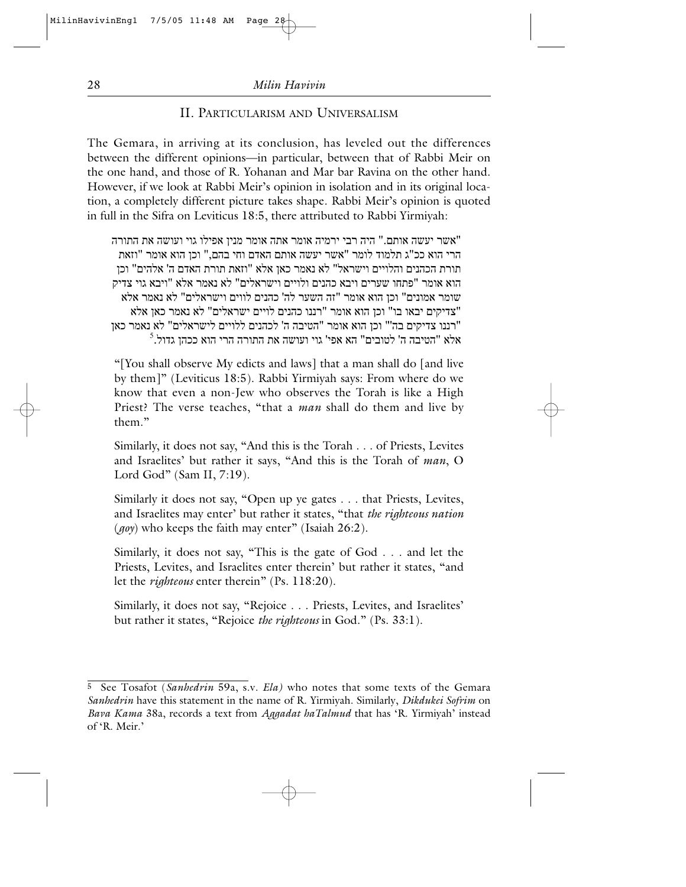## II. Particularism and Universalism

The Gemara, in arriving at its conclusion, has leveled out the differences between the different opinions—in particular, between that of Rabbi Meir on the one hand, and those of R. Yohanan and Mar bar Ravina on the other hand. However, if we look at Rabbi Meir's opinion in isolation and in its original location, a completely different picture takes shape. Rabbi Meir's opinion is quoted in full in the Sifra on Leviticus 18:5, there attributed to Rabbi Yirmiyah:

> "אשר יעשה אותם." היה רבי ירמיה אומר אתה אומר מנין אפילו גוי ועושה את התורה הרי הוא ככ"ג תלמוד לומר "אשר יעשה אותם האדם וחי בהם," וכן הוא אומר "וזאת תורת הכהנים והלויים וישראל" לא נאמר כאן אלא "וזאת תורת האדם ה' אלהים" וכן הוא אומר "פתחו שערים ויבא כהנים ולויים וישראלים" לא נאמר אלא "ויבא גוי צדיק שומר אמונים" וכן הוא אומר "זה השער לה' כהנים לוים וישראלים" לא נאמר אלא "צדיקים יבאו בו" וכן הוא אומר "רננו כהנים לויים ישראלים" לא נאמר כאן אלא "רננו צדיקים בה'" וכן הוא אומר "הטיבה ה' לכהנים ללויים לישראלים" לא נאמר כאן אלא "הטיבה ה' לטובים" הא אפי' גוי ועושה את התורה הרי הוא ככהן גדול.[5]
>
> "[You shall observe My edicts and laws] that a man shall do [and live by them]" (Leviticus 18:5). Rabbi Yirmiyah says: From where do we know that even a non-Jew who observes the Torah is like a High Priest? The verse teaches, "that a *man* shall do them and live by them."
>
> Similarly, it does not say, "And this is the Torah . . . of Priests, Levites and Israelites' but rather it says, "And this is the Torah of *man*, O Lord God" (Sam II, 7:19).
>
> Similarly it does not say, "Open up ye gates . . . that Priests, Levites, and Israelites may enter' but rather it states, "that *the righteous nation* (*goy*) who keeps the faith may enter" (Isaiah 26:2).
>
> Similarly, it does not say, "This is the gate of God . . . and let the Priests, Levites, and Israelites enter therein' but rather it states, "and let the *righteous* enter therein" (Ps. 118:20).
>
> Similarly, it does not say, "Rejoice . . . Priests, Levites, and Israelites' but rather it states, "Rejoice *the righteous* in God." (Ps. 33:1).

---

[5] See Tosafot (*Sanhedrin* 59a, s.v. *Ela)* who notes that some texts of the Gemara *Sanhedrin* have this statement in the name of R. Yirmiyah. Similarly, *Dikdukei Sofrim* on *Bava Kama* 38a, records a text from *Aggadat haTalmud* that has 'R. Yirmiyah' instead of 'R. Meir.'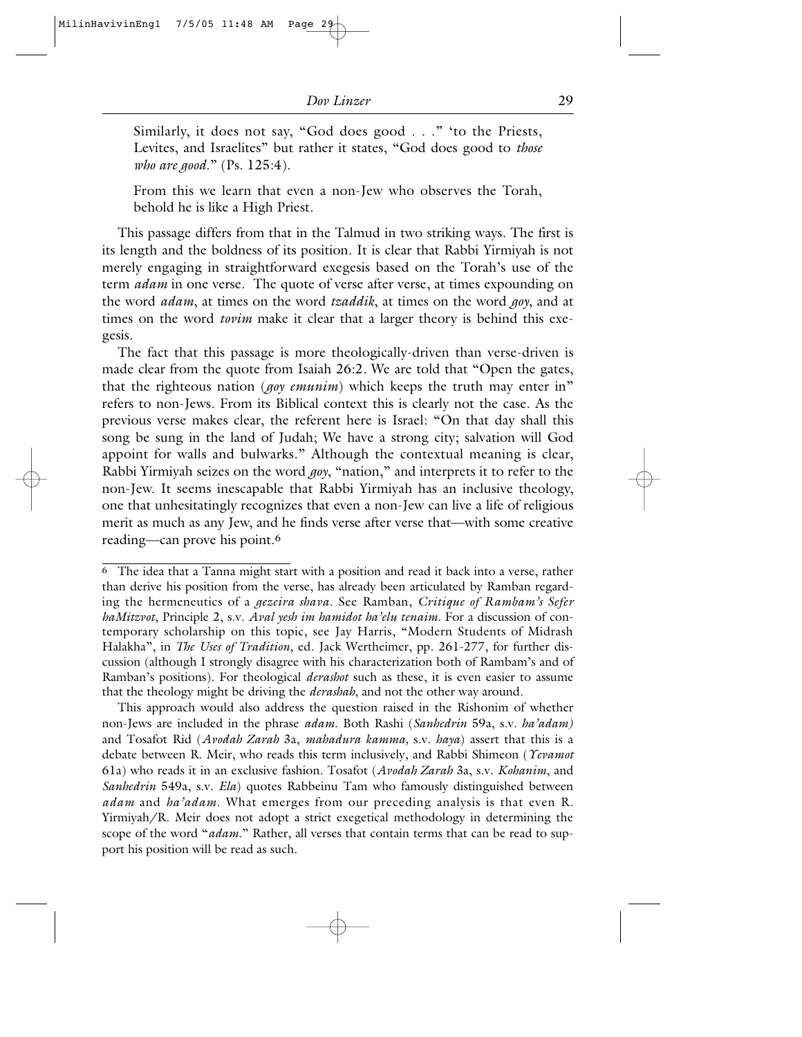Similarly, it does not say, "God does good . . ." 'to the Priests, Levites, and Israelites" but rather it states, "God does good to *those who are good*." (Ps. 125:4).

From this we learn that even a non-Jew who observes the Torah, behold he is like a High Priest.

This passage differs from that in the Talmud in two striking ways. The first is its length and the boldness of its position. It is clear that Rabbi Yirmiyah is not merely engaging in straightforward exegesis based on the Torah's use of the term *adam* in one verse. The quote of verse after verse, at times expounding on the word *adam*, at times on the word *tzaddik*, at times on the word *goy*, and at times on the word *tovim* make it clear that a larger theory is behind this exegesis.

The fact that this passage is more theologically-driven than verse-driven is made clear from the quote from Isaiah 26:2. We are told that "Open the gates, that the righteous nation (*goy emunim*) which keeps the truth may enter in" refers to non-Jews. From its Biblical context this is clearly not the case. As the previous verse makes clear, the referent here is Israel: "On that day shall this song be sung in the land of Judah; We have a strong city; salvation will God appoint for walls and bulwarks." Although the contextual meaning is clear, Rabbi Yirmiyah seizes on the word *goy*, "nation," and interprets it to refer to the non-Jew. It seems inescapable that Rabbi Yirmiyah has an inclusive theology, one that unhesitatingly recognizes that even a non-Jew can live a life of religious merit as much as any Jew, and he finds verse after verse that—with some creative reading—can prove his point.[6]

---

[6] The idea that a Tanna might start with a position and read it back into a verse, rather than derive his position from the verse, has already been articulated by Ramban regarding the hermeneutics of a *gezeira shava*. See Ramban, *Critique of Rambam's Sefer haMitzvot*, Principle 2, s.v. *Aval yesh im hamidot ha'elu tenaim*. For a discussion of contemporary scholarship on this topic, see Jay Harris, "Modern Students of Midrash Halakha", in *The Uses of Tradition*, ed. Jack Wertheimer, pp. 261-277, for further discussion (although I strongly disagree with his characterization both of Rambam's and of Ramban's positions). For theological *derashot* such as these, it is even easier to assume that the theology might be driving the *derashah*, and not the other way around.

This approach would also address the question raised in the Rishonim of whether non-Jews are included in the phrase *adam*. Both Rashi (*Sanhedrin* 59a, s.v. *ha'adam)* and Tosafot Rid (*Avodah Zarah* 3a, *mahadura kamma*, s.v. *haya*) assert that this is a debate between R. Meir, who reads this term inclusively, and Rabbi Shimeon (*Yevamot* 61a) who reads it in an exclusive fashion. Tosafot (*Avodah Zarah* 3a, s.v. *Kohanim*, and *Sanhedrin* 549a, s.v. *Ela*) quotes Rabbeinu Tam who famously distinguished between *adam* and *ha'adam*. What emerges from our preceding analysis is that even R. Yirmiyah/R. Meir does not adopt a strict exegetical methodology in determining the scope of the word "*adam*." Rather, all verses that contain terms that can be read to support his position will be read as such.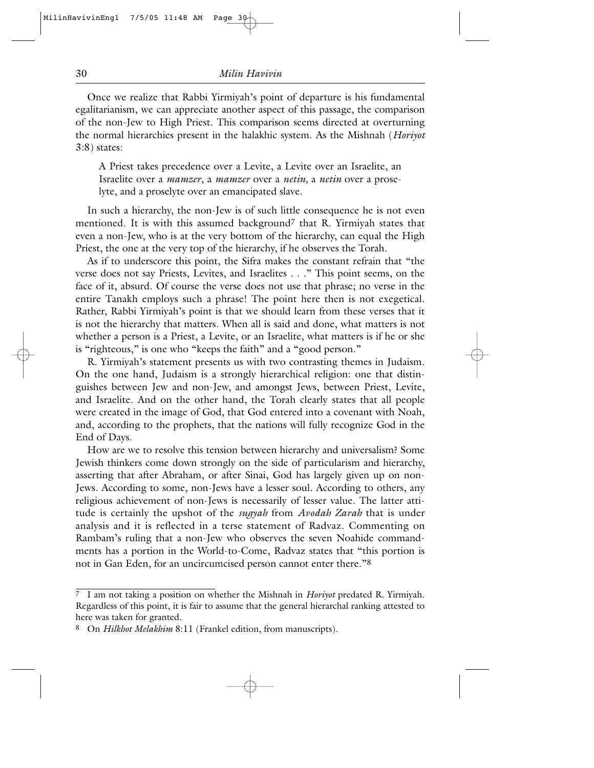Once we realize that Rabbi Yirmiyah's point of departure is his fundamental egalitarianism, we can appreciate another aspect of this passage, the comparison of the non-Jew to High Priest. This comparison seems directed at overturning the normal hierarchies present in the halakhic system. As the Mishnah (*Horiyot* 3:8) states:

> A Priest takes precedence over a Levite, a Levite over an Israelite, an Israelite over a *mamzer*, a *mamzer* over a *netin,* a *netin* over a proselyte, and a proselyte over an emancipated slave.

In such a hierarchy, the non-Jew is of such little consequence he is not even mentioned. It is with this assumed background[7] that R. Yirmiyah states that even a non-Jew, who is at the very bottom of the hierarchy, can equal the High Priest, the one at the very top of the hierarchy, if he observes the Torah.

As if to underscore this point, the Sifra makes the constant refrain that "the verse does not say Priests, Levites, and Israelites . . ." This point seems, on the face of it, absurd. Of course the verse does not use that phrase; no verse in the entire Tanakh employs such a phrase! The point here then is not exegetical. Rather, Rabbi Yirmiyah's point is that we should learn from these verses that it is not the hierarchy that matters. When all is said and done, what matters is not whether a person is a Priest, a Levite, or an Israelite, what matters is if he or she is "righteous," is one who "keeps the faith" and a "good person."

R. Yirmiyah's statement presents us with two contrasting themes in Judaism. On the one hand, Judaism is a strongly hierarchical religion: one that distinguishes between Jew and non-Jew, and amongst Jews, between Priest, Levite, and Israelite. And on the other hand, the Torah clearly states that all people were created in the image of God, that God entered into a covenant with Noah, and, according to the prophets, that the nations will fully recognize God in the End of Days.

How are we to resolve this tension between hierarchy and universalism? Some Jewish thinkers come down strongly on the side of particularism and hierarchy, asserting that after Abraham, or after Sinai, God has largely given up on non-Jews. According to some, non-Jews have a lesser soul. According to others, any religious achievement of non-Jews is necessarily of lesser value. The latter attitude is certainly the upshot of the *sugyah* from *Avodah Zarah* that is under analysis and it is reflected in a terse statement of Radvaz. Commenting on Rambam's ruling that a non-Jew who observes the seven Noahide commandments has a portion in the World-to-Come, Radvaz states that "this portion is not in Gan Eden, for an uncircumcised person cannot enter there."[8]

---

[7] I am not taking a position on whether the Mishnah in *Horiyot* predated R. Yirmiyah. Regardless of this point, it is fair to assume that the general hierarchal ranking attested to here was taken for granted.

[8] On *Hilkhot Melakhim* 8:11 (Frankel edition, from manuscripts).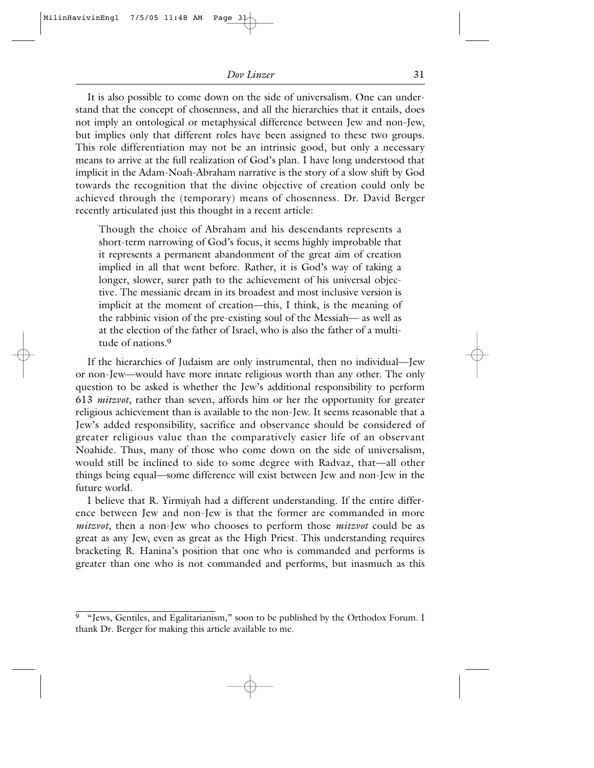It is also possible to come down on the side of universalism. One can understand that the concept of chosenness, and all the hierarchies that it entails, does not imply an ontological or metaphysical difference between Jew and non-Jew, but implies only that different roles have been assigned to these two groups. This role differentiation may not be an intrinsic good, but only a necessary means to arrive at the full realization of God's plan. I have long understood that implicit in the Adam-Noah-Abraham narrative is the story of a slow shift by God towards the recognition that the divine objective of creation could only be achieved through the (temporary) means of chosenness. Dr. David Berger recently articulated just this thought in a recent article:

> Though the choice of Abraham and his descendants represents a short-term narrowing of God's focus, it seems highly improbable that it represents a permanent abandonment of the great aim of creation implied in all that went before. Rather, it is God's way of taking a longer, slower, surer path to the achievement of his universal objective. The messianic dream in its broadest and most inclusive version is implicit at the moment of creation—this, I think, is the meaning of the rabbinic vision of the pre-existing soul of the Messiah— as well as at the election of the father of Israel, who is also the father of a multitude of nations.[9]

If the hierarchies of Judaism are only instrumental, then no individual—Jew or non-Jew—would have more innate religious worth than any other. The only question to be asked is whether the Jew's additional responsibility to perform 613 *mitzvot*, rather than seven, affords him or her the opportunity for greater religious achievement than is available to the non-Jew. It seems reasonable that a Jew's added responsibility, sacrifice and observance should be considered of greater religious value than the comparatively easier life of an observant Noahide. Thus, many of those who come down on the side of universalism, would still be inclined to side to some degree with Radvaz, that—all other things being equal—some difference will exist between Jew and non-Jew in the future world.

I believe that R. Yirmiyah had a different understanding. If the entire difference between Jew and non-Jew is that the former are commanded in more *mitzvot*, then a non-Jew who chooses to perform those *mitzvot* could be as great as any Jew, even as great as the High Priest. This understanding requires bracketing R. Hanina's position that one who is commanded and performs is greater than one who is not commanded and performs, but inasmuch as this

---

[9] "Jews, Gentiles, and Egalitarianism," soon to be published by the Orthodox Forum. I thank Dr. Berger for making this article available to me.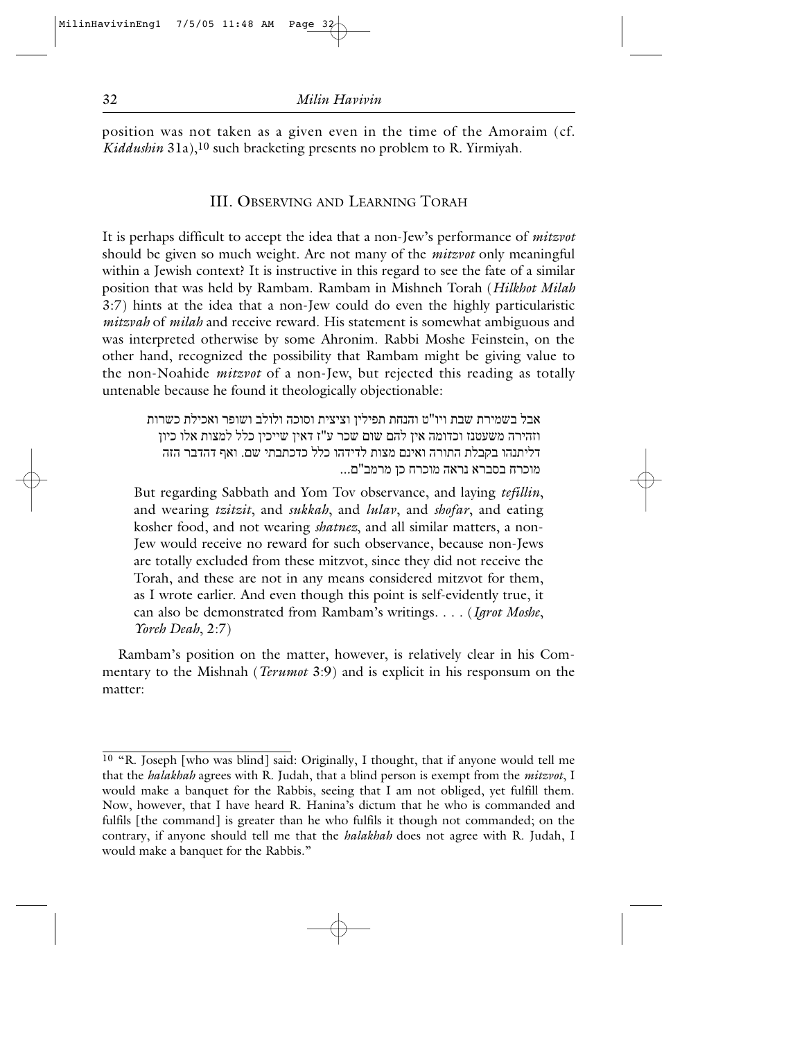position was not taken as a given even in the time of the Amoraim (cf. *Kiddushin* 31a),[10] such bracketing presents no problem to R. Yirmiyah.

## III. Observing and Learning Torah

It is perhaps difficult to accept the idea that a non-Jew's performance of *mitzvot* should be given so much weight. Are not many of the *mitzvot* only meaningful within a Jewish context? It is instructive in this regard to see the fate of a similar position that was held by Rambam. Rambam in Mishneh Torah (*Hilkhot Milah* 3:7) hints at the idea that a non-Jew could do even the highly particularistic *mitzvah* of *milah* and receive reward. His statement is somewhat ambiguous and was interpreted otherwise by some Ahronim. Rabbi Moshe Feinstein, on the other hand, recognized the possibility that Rambam might be giving value to the non-Noahide *mitzvot* of a non-Jew, but rejected this reading as totally untenable because he found it theologically objectionable:

> אבל בשמירת שבת ויו"ט והנחת תפילין וציצית וסוכה ולולב ושופר ואכילת כשרות וזהירה משעטנז וכדומה אין להם שום שכר ע"ז דאין שייכין כלל למצות אלו כיון דליתנהו בקבלת התורה ואינם מצות לדידהו כלל כדכתבתי שם. ואף דהדבר הזה מוכרח בסברא נראה מוכרח כן מרמב"ם...
>
> But regarding Sabbath and Yom Tov observance, and laying *tefillin*, and wearing *tzitzit*, and *sukkah*, and *lulav*, and *shofar*, and eating kosher food, and not wearing *shatnez*, and all similar matters, a non-Jew would receive no reward for such observance, because non-Jews are totally excluded from these mitzvot, since they did not receive the Torah, and these are not in any means considered mitzvot for them, as I wrote earlier. And even though this point is self-evidently true, it can also be demonstrated from Rambam's writings. . . . (*Igrot Moshe*, *Yoreh Deah*, 2:7)

Rambam's position on the matter, however, is relatively clear in his Commentary to the Mishnah (*Terumot* 3:9) and is explicit in his responsum on the matter:

---

[10] "R. Joseph [who was blind] said: Originally, I thought, that if anyone would tell me that the *halakhah* agrees with R. Judah, that a blind person is exempt from the *mitzvot*, I would make a banquet for the Rabbis, seeing that I am not obliged, yet fulfill them. Now, however, that I have heard R. Hanina's dictum that he who is commanded and fulfils [the command] is greater than he who fulfils it though not commanded; on the contrary, if anyone should tell me that the *halakhah* does not agree with R. Judah, I would make a banquet for the Rabbis."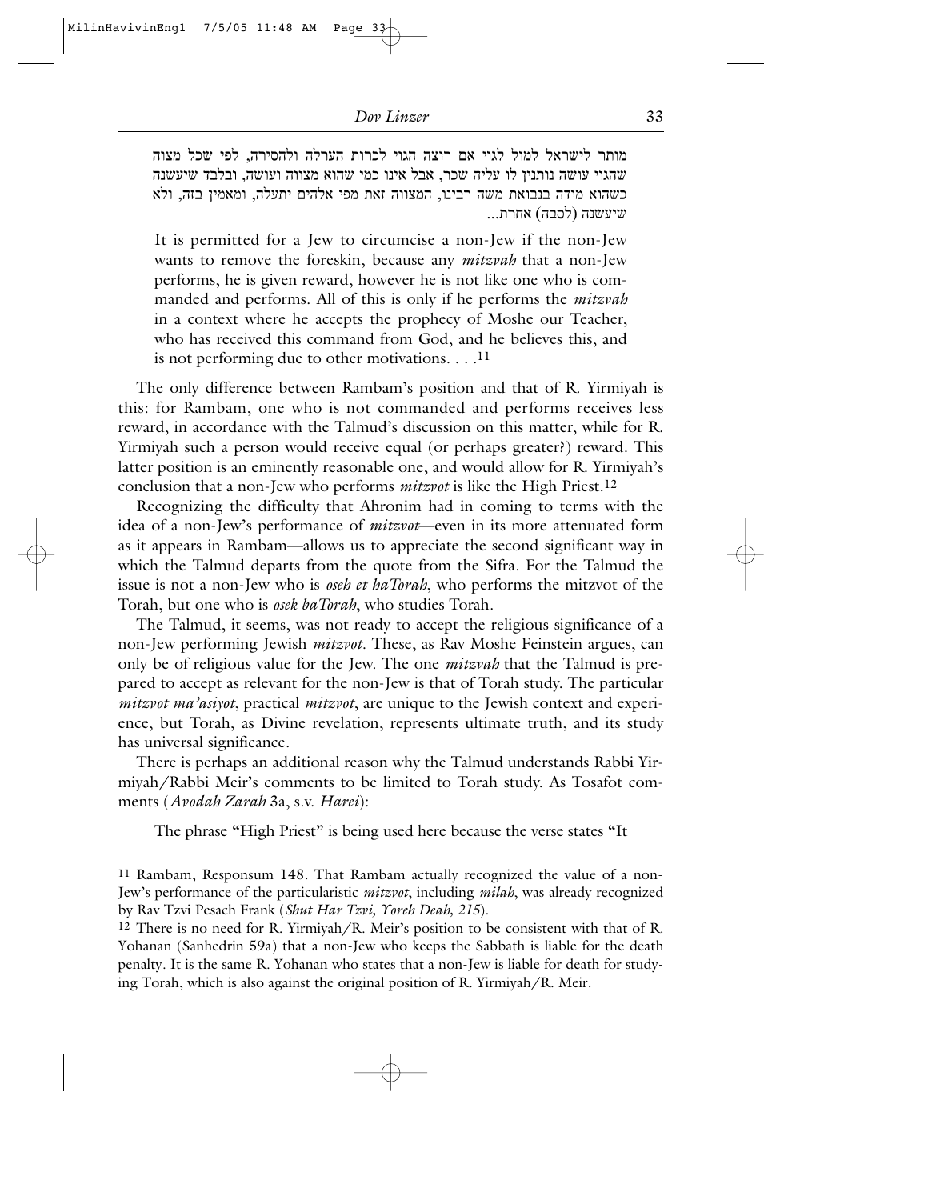מותר לישראל למול לגוי אם רוצה הגוי לכרות הערלה ולהסירה, לפי שכל מצוה שהגוי עושה נותנין לו עליה שכר, אבל אינו כמי שהוא מצווה ועושה, ובלבד שיעשנה כשהוא מודה בנבואת משה רבינו, המצווה זאת מפי אלהים יתעלה, ומאמין בזה, ולא שיעשנה (לסבה) אחרת...

> It is permitted for a Jew to circumcise a non-Jew if the non-Jew wants to remove the foreskin, because any *mitzvah* that a non-Jew performs, he is given reward, however he is not like one who is commanded and performs. All of this is only if he performs the *mitzvah* in a context where he accepts the prophecy of Moshe our Teacher, who has received this command from God, and he believes this, and is not performing due to other motivations. . . .[11]

The only difference between Rambam's position and that of R. Yirmiyah is this: for Rambam, one who is not commanded and performs receives less reward, in accordance with the Talmud's discussion on this matter, while for R. Yirmiyah such a person would receive equal (or perhaps greater?) reward. This latter position is an eminently reasonable one, and would allow for R. Yirmiyah's conclusion that a non-Jew who performs *mitzvot* is like the High Priest.[12]

Recognizing the difficulty that Ahronim had in coming to terms with the idea of a non-Jew's performance of *mitzvot*—even in its more attenuated form as it appears in Rambam—allows us to appreciate the second significant way in which the Talmud departs from the quote from the Sifra. For the Talmud the issue is not a non-Jew who is *oseh et haTorah*, who performs the mitzvot of the Torah, but one who is *osek baTorah*, who studies Torah.

The Talmud, it seems, was not ready to accept the religious significance of a non-Jew performing Jewish *mitzvot*. These, as Rav Moshe Feinstein argues, can only be of religious value for the Jew. The one *mitzvah* that the Talmud is prepared to accept as relevant for the non-Jew is that of Torah study. The particular *mitzvot ma'asiyot*, practical *mitzvot*, are unique to the Jewish context and experience, but Torah, as Divine revelation, represents ultimate truth, and its study has universal significance.

There is perhaps an additional reason why the Talmud understands Rabbi Yirmiyah/Rabbi Meir's comments to be limited to Torah study. As Tosafot comments (*Avodah Zarah* 3a, s.v. *Harei*):

> The phrase "High Priest" is being used here because the verse states "It

---

[11] Rambam, Responsum 148. That Rambam actually recognized the value of a non-Jew's performance of the particularistic *mitzvot*, including *milah*, was already recognized by Rav Tzvi Pesach Frank (*Shut Har Tzvi, Yoreh Deah, 215*).

[12] There is no need for R. Yirmiyah/R. Meir's position to be consistent with that of R. Yohanan (Sanhedrin 59a) that a non-Jew who keeps the Sabbath is liable for the death penalty. It is the same R. Yohanan who states that a non-Jew is liable for death for studying Torah, which is also against the original position of R. Yirmiyah/R. Meir.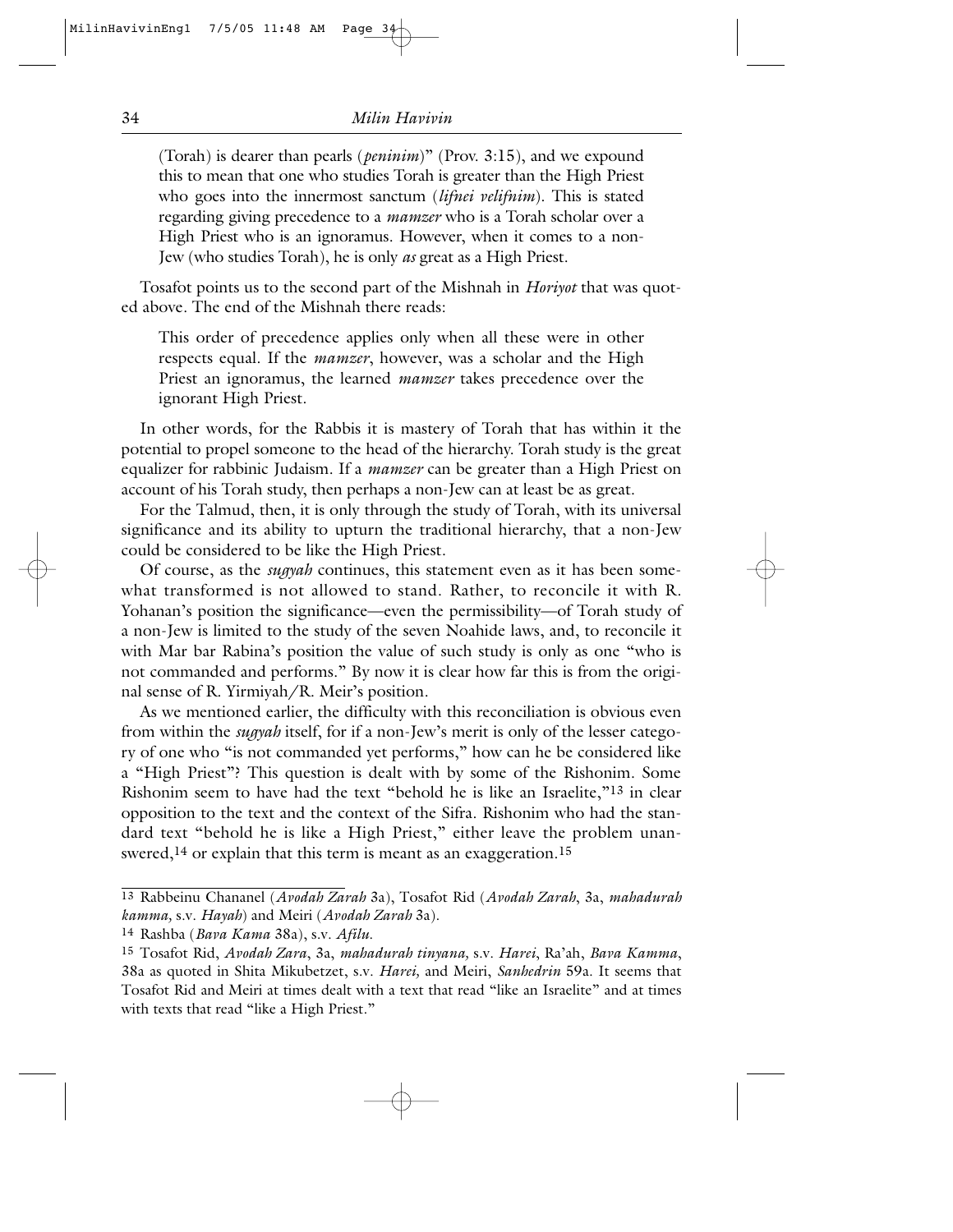(Torah) is dearer than pearls (*peninim*)" (Prov. 3:15), and we expound this to mean that one who studies Torah is greater than the High Priest who goes into the innermost sanctum (*lifnei velifnim*). This is stated regarding giving precedence to a *mamzer* who is a Torah scholar over a High Priest who is an ignoramus. However, when it comes to a non-Jew (who studies Torah), he is only *as* great as a High Priest.

Tosafot points us to the second part of the Mishnah in *Horiyot* that was quoted above. The end of the Mishnah there reads:

> This order of precedence applies only when all these were in other respects equal. If the *mamzer*, however, was a scholar and the High Priest an ignoramus, the learned *mamzer* takes precedence over the ignorant High Priest.

In other words, for the Rabbis it is mastery of Torah that has within it the potential to propel someone to the head of the hierarchy. Torah study is the great equalizer for rabbinic Judaism. If a *mamzer* can be greater than a High Priest on account of his Torah study, then perhaps a non-Jew can at least be as great.

For the Talmud, then, it is only through the study of Torah, with its universal significance and its ability to upturn the traditional hierarchy, that a non-Jew could be considered to be like the High Priest.

Of course, as the *sugyah* continues, this statement even as it has been somewhat transformed is not allowed to stand. Rather, to reconcile it with R. Yohanan's position the significance—even the permissibility—of Torah study of a non-Jew is limited to the study of the seven Noahide laws, and, to reconcile it with Mar bar Rabina's position the value of such study is only as one "who is not commanded and performs." By now it is clear how far this is from the original sense of R. Yirmiyah/R. Meir's position.

As we mentioned earlier, the difficulty with this reconciliation is obvious even from within the *sugyah* itself, for if a non-Jew's merit is only of the lesser category of one who "is not commanded yet performs," how can he be considered like a "High Priest"? This question is dealt with by some of the Rishonim. Some Rishonim seem to have had the text "behold he is like an Israelite,"[13] in clear opposition to the text and the context of the Sifra. Rishonim who had the standard text "behold he is like a High Priest," either leave the problem unanswered,[14] or explain that this term is meant as an exaggeration.[15]

---

[13] Rabbeinu Chananel (*Avodah Zarah* 3a), Tosafot Rid (*Avodah Zarah*, 3a, *mahadurah kamma,* s.v. *Hayah*) and Meiri (*Avodah Zarah* 3a).

[14] Rashba (*Bava Kama* 38a), s.v. *Afilu.*

[15] Tosafot Rid, *Avodah Zara*, 3a, *mahadurah tinyana,* s.v. *Harei*, Ra'ah, *Bava Kamma*, 38a as quoted in Shita Mikubetzet, s.v. *Harei,* and Meiri, *Sanhedrin* 59a. It seems that Tosafot Rid and Meiri at times dealt with a text that read "like an Israelite" and at times with texts that read "like a High Priest."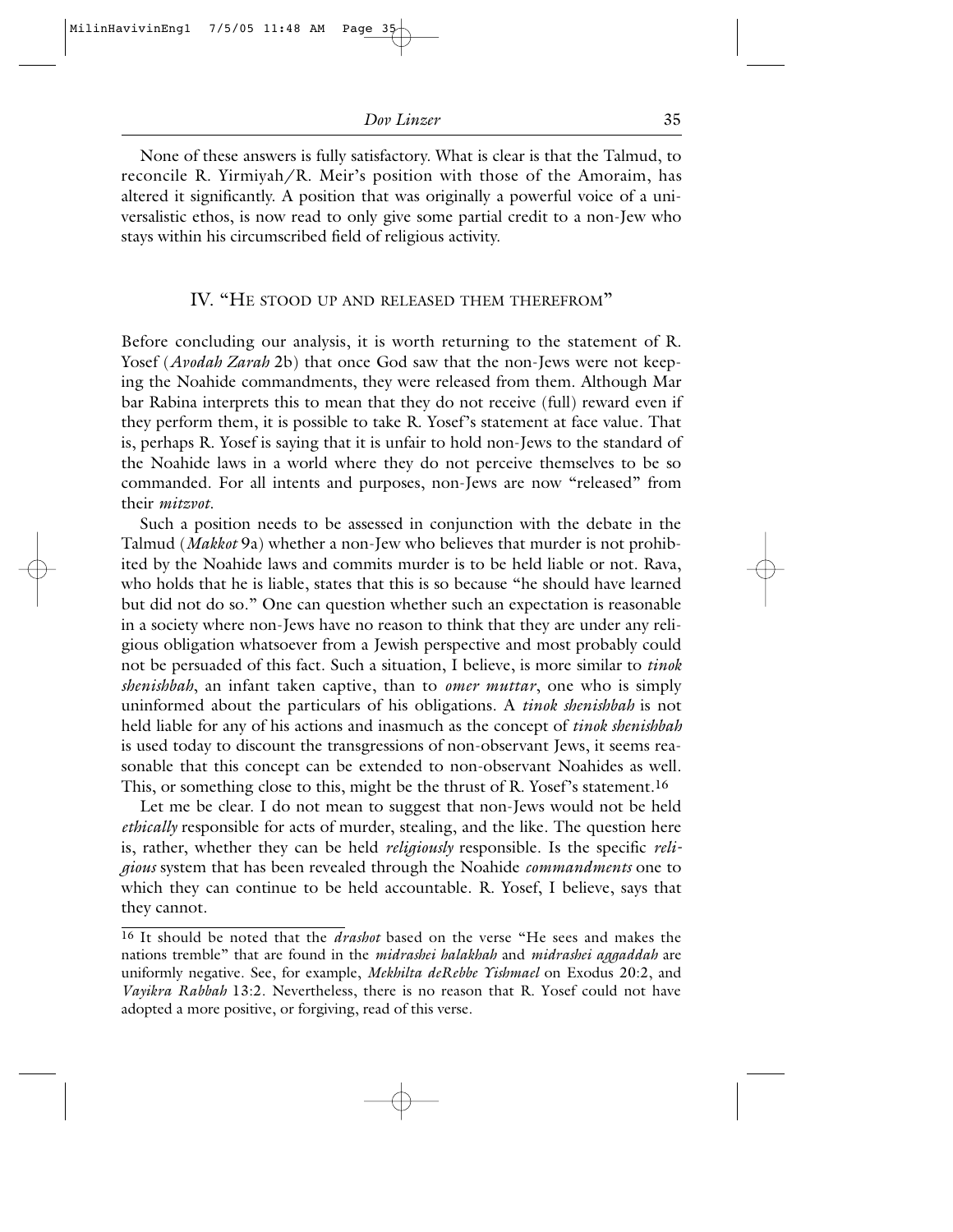None of these answers is fully satisfactory. What is clear is that the Talmud, to reconcile R. Yirmiyah/R. Meir's position with those of the Amoraim, has altered it significantly. A position that was originally a powerful voice of a universalistic ethos, is now read to only give some partial credit to a non-Jew who stays within his circumscribed field of religious activity.

## IV. "He stood up and released them therefrom"

Before concluding our analysis, it is worth returning to the statement of R. Yosef (*Avodah Zarah* 2b) that once God saw that the non-Jews were not keeping the Noahide commandments, they were released from them. Although Mar bar Rabina interprets this to mean that they do not receive (full) reward even if they perform them, it is possible to take R. Yosef's statement at face value. That is, perhaps R. Yosef is saying that it is unfair to hold non-Jews to the standard of the Noahide laws in a world where they do not perceive themselves to be so commanded. For all intents and purposes, non-Jews are now "released" from their *mitzvot*.

Such a position needs to be assessed in conjunction with the debate in the Talmud (*Makkot* 9a) whether a non-Jew who believes that murder is not prohibited by the Noahide laws and commits murder is to be held liable or not. Rava, who holds that he is liable, states that this is so because "he should have learned but did not do so." One can question whether such an expectation is reasonable in a society where non-Jews have no reason to think that they are under any religious obligation whatsoever from a Jewish perspective and most probably could not be persuaded of this fact. Such a situation, I believe, is more similar to *tinok shenishbah*, an infant taken captive, than to *omer muttar*, one who is simply uninformed about the particulars of his obligations. A *tinok shenishbah* is not held liable for any of his actions and inasmuch as the concept of *tinok shenishbah* is used today to discount the transgressions of non-observant Jews, it seems reasonable that this concept can be extended to non-observant Noahides as well. This, or something close to this, might be the thrust of R. Yosef's statement.[16]

Let me be clear. I do not mean to suggest that non-Jews would not be held *ethically* responsible for acts of murder, stealing, and the like. The question here is, rather, whether they can be held *religiously* responsible. Is the specific *religious* system that has been revealed through the Noahide *commandments* one to which they can continue to be held accountable. R. Yosef, I believe, says that they cannot.

---

[16] It should be noted that the *drashot* based on the verse "He sees and makes the nations tremble" that are found in the *midrashei halakhah* and *midrashei aggadah* are uniformly negative. See, for example, *Mekhilta deRebbe Yishmael* on Exodus 20:2, and *Vayikra Rabbah* 13:2. Nevertheless, there is no reason that R. Yosef could not have adopted a more positive, or forgiving, read of this verse.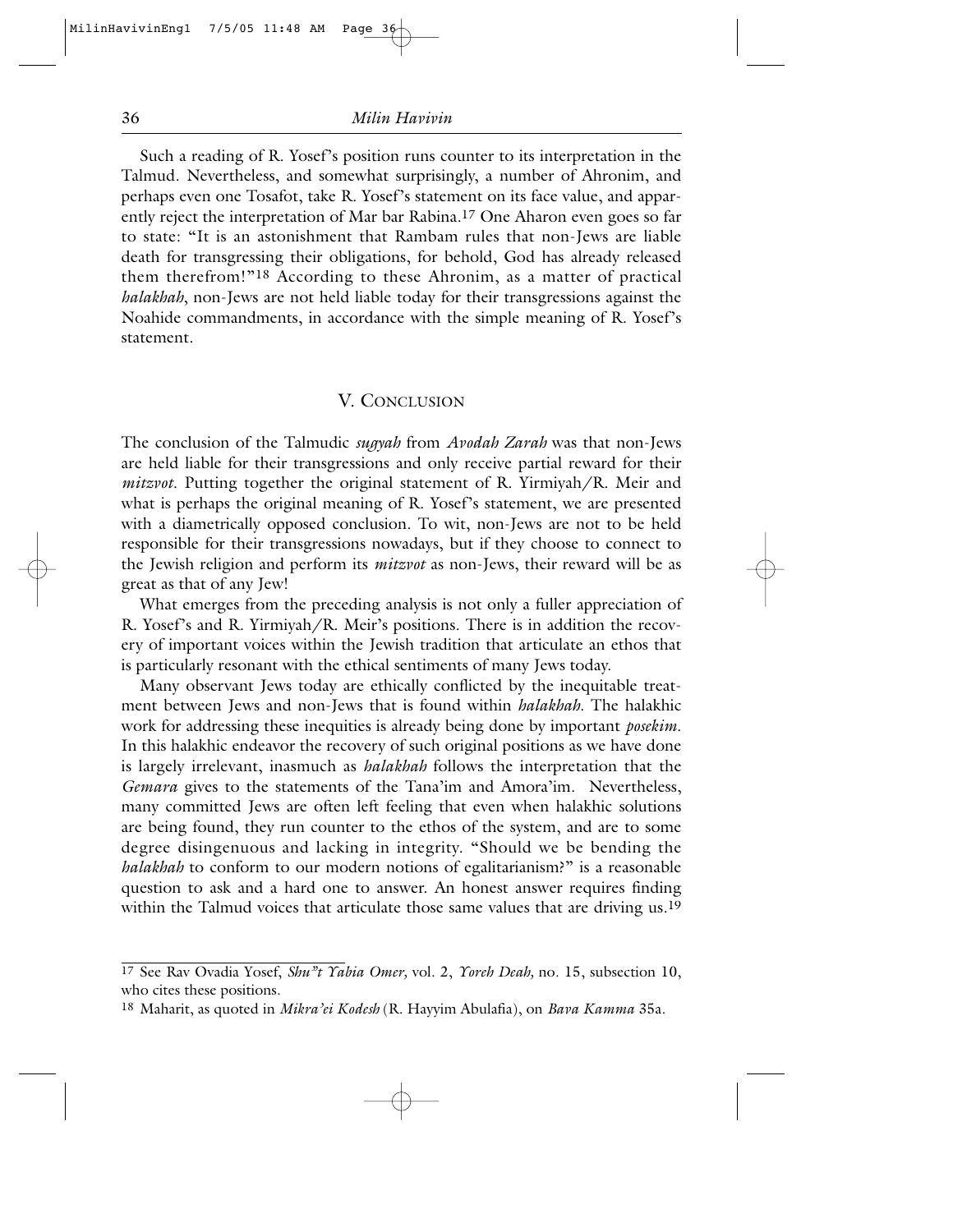Such a reading of R. Yosef's position runs counter to its interpretation in the Talmud. Nevertheless, and somewhat surprisingly, a number of Ahronim, and perhaps even one Tosafot, take R. Yosef's statement on its face value, and apparently reject the interpretation of Mar bar Rabina.[17] One Aharon even goes so far to state: "It is an astonishment that Rambam rules that non-Jews are liable death for transgressing their obligations, for behold, God has already released them therefrom!"[18] According to these Ahronim, as a matter of practical *halakhah*, non-Jews are not held liable today for their transgressions against the Noahide commandments, in accordance with the simple meaning of R. Yosef's statement.

## V. Conclusion

The conclusion of the Talmudic *sugyah* from *Avodah Zarah* was that non-Jews are held liable for their transgressions and only receive partial reward for their *mitzvot*. Putting together the original statement of R. Yirmiyah/R. Meir and what is perhaps the original meaning of R. Yosef's statement, we are presented with a diametrically opposed conclusion. To wit, non-Jews are not to be held responsible for their transgressions nowadays, but if they choose to connect to the Jewish religion and perform its *mitzvot* as non-Jews, their reward will be as great as that of any Jew!

What emerges from the preceding analysis is not only a fuller appreciation of R. Yosef's and R. Yirmiyah/R. Meir's positions. There is in addition the recovery of important voices within the Jewish tradition that articulate an ethos that is particularly resonant with the ethical sentiments of many Jews today.

Many observant Jews today are ethically conflicted by the inequitable treatment between Jews and non-Jews that is found within *halakhah*. The halakhic work for addressing these inequities is already being done by important *posekim*. In this halakhic endeavor the recovery of such original positions as we have done is largely irrelevant, inasmuch as *halakhah* follows the interpretation that the *Gemara* gives to the statements of the Tana'im and Amora'im. Nevertheless, many committed Jews are often left feeling that even when halakhic solutions are being found, they run counter to the ethos of the system, and are to some degree disingenuous and lacking in integrity. "Should we be bending the *halakhah* to conform to our modern notions of egalitarianism?" is a reasonable question to ask and a hard one to answer. An honest answer requires finding within the Talmud voices that articulate those same values that are driving us.[19]

---

[17] See Rav Ovadia Yosef, *Shu"t Yabia Omer,* vol. 2, *Yoreh Deah,* no. 15, subsection 10, who cites these positions.

[18] Maharit, as quoted in *Mikra'ei Kodesh* (R. Hayyim Abulafia), on *Bava Kamma* 35a.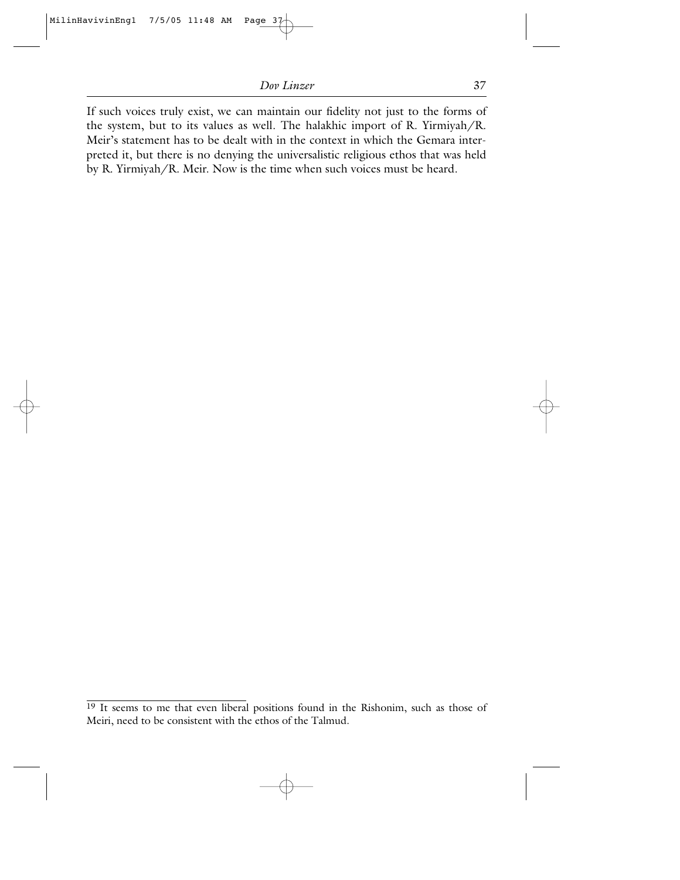If such voices truly exist, we can maintain our fidelity not just to the forms of the system, but to its values as well. The halakhic import of R. Yirmiyah/R. Meir's statement has to be dealt with in the context in which the Gemara interpreted it, but there is no denying the universalistic religious ethos that was held by R. Yirmiyah/R. Meir. Now is the time when such voices must be heard.

---

[19] It seems to me that even liberal positions found in the Rishonim, such as those of Meiri, need to be consistent with the ethos of the Talmud.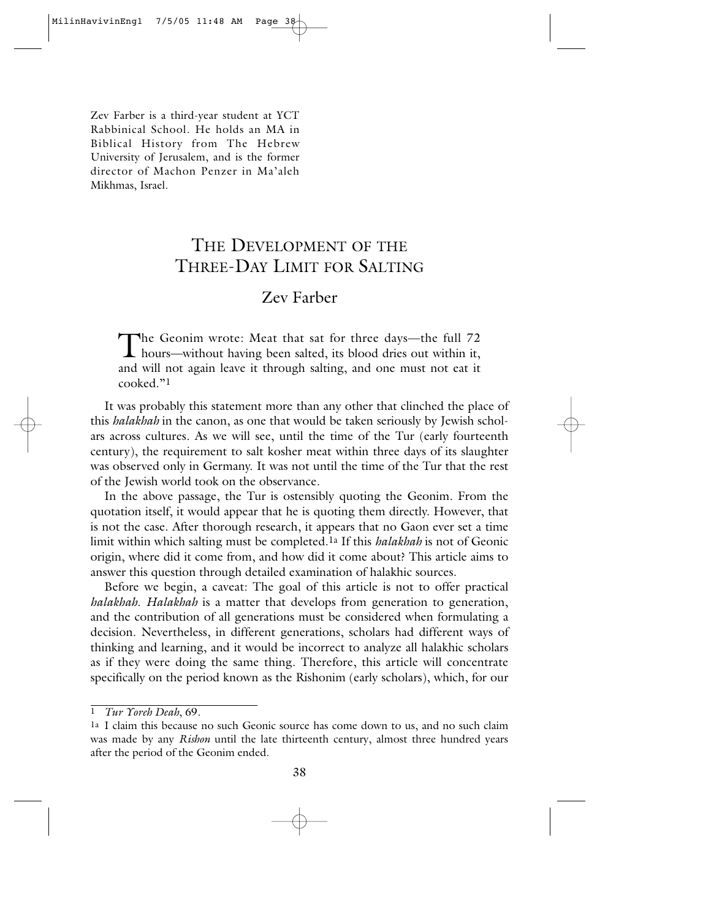Zev Farber is a third-year student at YCT Rabbinical School. He holds an MA in Biblical History from The Hebrew University of Jerusalem, and is the former director of Machon Penzer in Ma'aleh Mikhmas, Israel.

# The Development of the Three-Day Limit for Salting

## Zev Farber

The Geonim wrote: Meat that sat for three days—the full 72 hours—without having been salted, its blood dries out within it, and will not again leave it through salting, and one must not eat it cooked."[1]

It was probably this statement more than any other that clinched the place of this *halakhah* in the canon, as one that would be taken seriously by Jewish scholars across cultures. As we will see, until the time of the Tur (early fourteenth century), the requirement to salt kosher meat within three days of its slaughter was observed only in Germany. It was not until the time of the Tur that the rest of the Jewish world took on the observance.

In the above passage, the Tur is ostensibly quoting the Geonim. From the quotation itself, it would appear that he is quoting them directly. However, that is not the case. After thorough research, it appears that no Gaon ever set a time limit within which salting must be completed.[1a] If this *halakhah* is not of Geonic origin, where did it come from, and how did it come about? This article aims to answer this question through detailed examination of halakhic sources.

Before we begin, a caveat: The goal of this article is not to offer practical *halakhah*. *Halakhah* is a matter that develops from generation to generation, and the contribution of all generations must be considered when formulating a decision. Nevertheless, in different generations, scholars had different ways of thinking and learning, and it would be incorrect to analyze all halakhic scholars as if they were doing the same thing. Therefore, this article will concentrate specifically on the period known as the Rishonim (early scholars), which, for our

---

[1] *Tur Yoreh Deah*, 69.

[1a] I claim this because no such Geonic source has come down to us, and no such claim was made by any *Rishon* until the late thirteenth century, almost three hundred years after the period of the Geonim ended.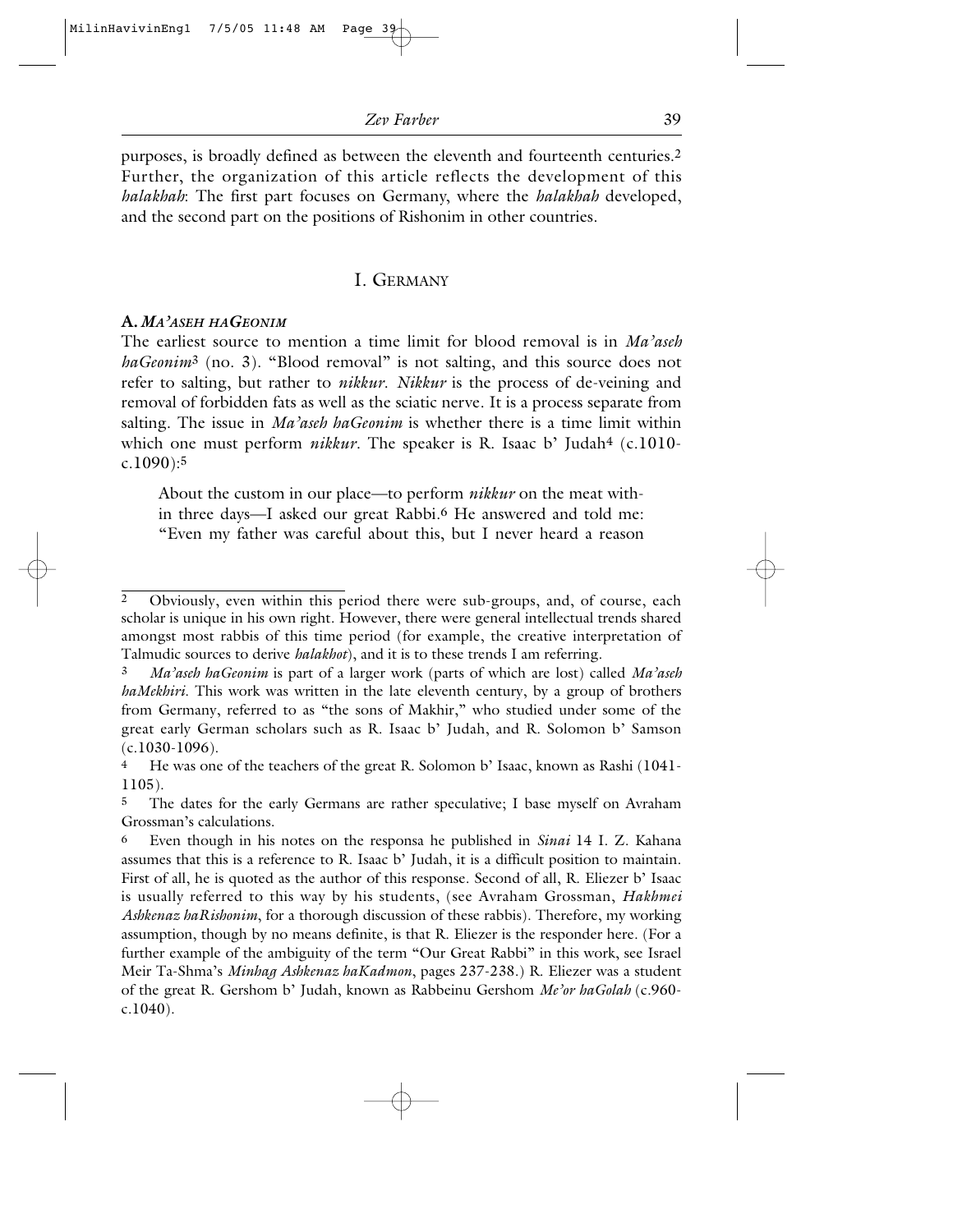purposes, is broadly defined as between the eleventh and fourteenth centuries.[2] Further, the organization of this article reflects the development of this *halakhah*: The first part focuses on Germany, where the *halakhah* developed, and the second part on the positions of Rishonim in other countries.

## I. Germany

### A. *Ma'aseh haGeonim*

The earliest source to mention a time limit for blood removal is in *Ma'aseh haGeonim*[3] (no. 3). "Blood removal" is not salting, and this source does not refer to salting, but rather to *nikkur*. *Nikkur* is the process of de-veining and removal of forbidden fats as well as the sciatic nerve. It is a process separate from salting. The issue in *Ma'aseh haGeonim* is whether there is a time limit within which one must perform *nikkur*. The speaker is R. Isaac b' Judah[4] (c.1010-c.1090):[5]

> About the custom in our place—to perform *nikkur* on the meat within three days—I asked our great Rabbi.[6] He answered and told me: "Even my father was careful about this, but I never heard a reason

---

[2] Obviously, even within this period there were sub-groups, and, of course, each scholar is unique in his own right. However, there were general intellectual trends shared amongst most rabbis of this time period (for example, the creative interpretation of Talmudic sources to derive *halakhot*), and it is to these trends I am referring.

[3] *Ma'aseh haGeonim* is part of a larger work (parts of which are lost) called *Ma'aseh haMekhiri*. This work was written in the late eleventh century, by a group of brothers from Germany, referred to as "the sons of Makhir," who studied under some of the great early German scholars such as R. Isaac b' Judah, and R. Solomon b' Samson (c.1030-1096).

[4] He was one of the teachers of the great R. Solomon b' Isaac, known as Rashi (1041-1105).

[5] The dates for the early Germans are rather speculative; I base myself on Avraham Grossman's calculations.

[6] Even though in his notes on the responsa he published in *Sinai* 14 I. Z. Kahana assumes that this is a reference to R. Isaac b' Judah, it is a difficult position to maintain. First of all, he is quoted as the author of this response. Second of all, R. Eliezer b' Isaac is usually referred to this way by his students, (see Avraham Grossman, *Hakhmei Ashkenaz haRishonim*, for a thorough discussion of these rabbis). Therefore, my working assumption, though by no means definite, is that R. Eliezer is the responder here. (For a further example of the ambiguity of the term "Our Great Rabbi" in this work, see Israel Meir Ta-Shma's *Minhag Ashkenaz haKadmon*, pages 237-238.) R. Eliezer was a student of the great R. Gershom b' Judah, known as Rabbeinu Gershom *Me'or haGolah* (c.960-c.1040).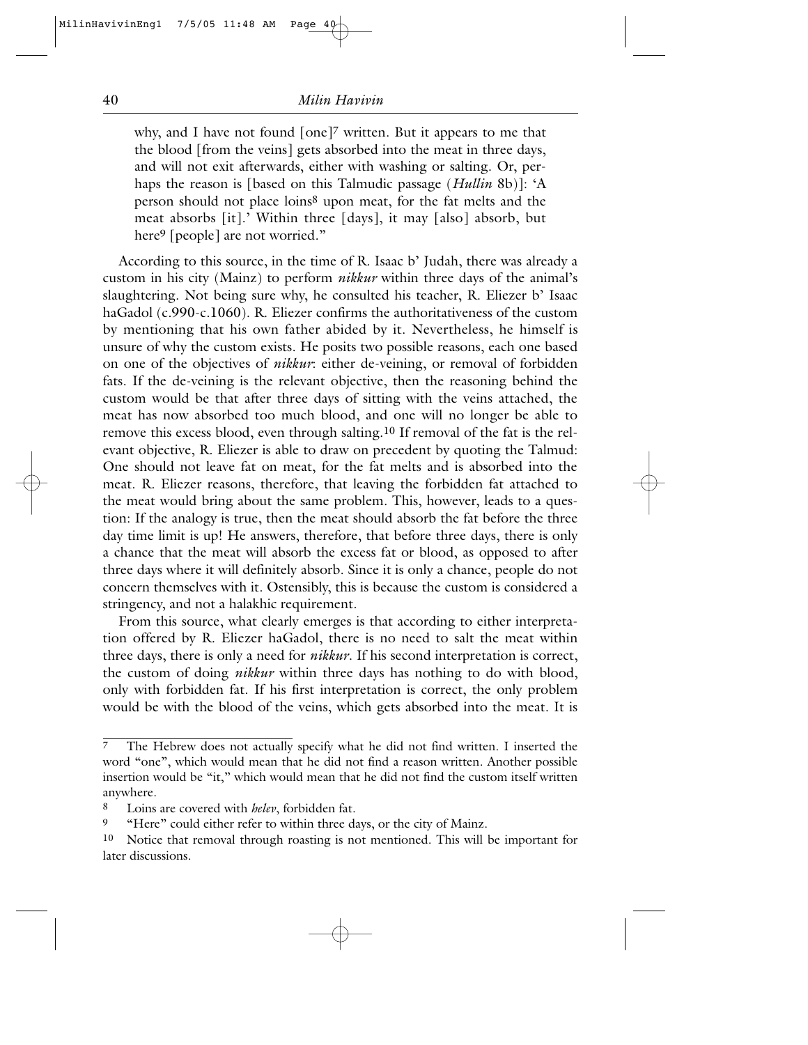why, and I have not found [one][7] written. But it appears to me that the blood [from the veins] gets absorbed into the meat in three days, and will not exit afterwards, either with washing or salting. Or, perhaps the reason is [based on this Talmudic passage (*Hullin* 8b)]: 'A person should not place loins[8] upon meat, for the fat melts and the meat absorbs [it].' Within three [days], it may [also] absorb, but here[9] [people] are not worried."

According to this source, in the time of R. Isaac b' Judah, there was already a custom in his city (Mainz) to perform *nikkur* within three days of the animal's slaughtering. Not being sure why, he consulted his teacher, R. Eliezer b' Isaac haGadol (c.990-c.1060). R. Eliezer confirms the authoritativeness of the custom by mentioning that his own father abided by it. Nevertheless, he himself is unsure of why the custom exists. He posits two possible reasons, each one based on one of the objectives of *nikkur*: either de-veining, or removal of forbidden fats. If the de-veining is the relevant objective, then the reasoning behind the custom would be that after three days of sitting with the veins attached, the meat has now absorbed too much blood, and one will no longer be able to remove this excess blood, even through salting.[10] If removal of the fat is the relevant objective, R. Eliezer is able to draw on precedent by quoting the Talmud: One should not leave fat on meat, for the fat melts and is absorbed into the meat. R. Eliezer reasons, therefore, that leaving the forbidden fat attached to the meat would bring about the same problem. This, however, leads to a question: If the analogy is true, then the meat should absorb the fat before the three day time limit is up! He answers, therefore, that before three days, there is only a chance that the meat will absorb the excess fat or blood, as opposed to after three days where it will definitely absorb. Since it is only a chance, people do not concern themselves with it. Ostensibly, this is because the custom is considered a stringency, and not a halakhic requirement.

From this source, what clearly emerges is that according to either interpretation offered by R. Eliezer haGadol, there is no need to salt the meat within three days, there is only a need for *nikkur*. If his second interpretation is correct, the custom of doing *nikkur* within three days has nothing to do with blood, only with forbidden fat. If his first interpretation is correct, the only problem would be with the blood of the veins, which gets absorbed into the meat. It is

---

[7] The Hebrew does not actually specify what he did not find written. I inserted the word "one", which would mean that he did not find a reason written. Another possible insertion would be "it," which would mean that he did not find the custom itself written anywhere.

[8] Loins are covered with *helev*, forbidden fat.

[9] "Here" could either refer to within three days, or the city of Mainz.

[10] Notice that removal through roasting is not mentioned. This will be important for later discussions.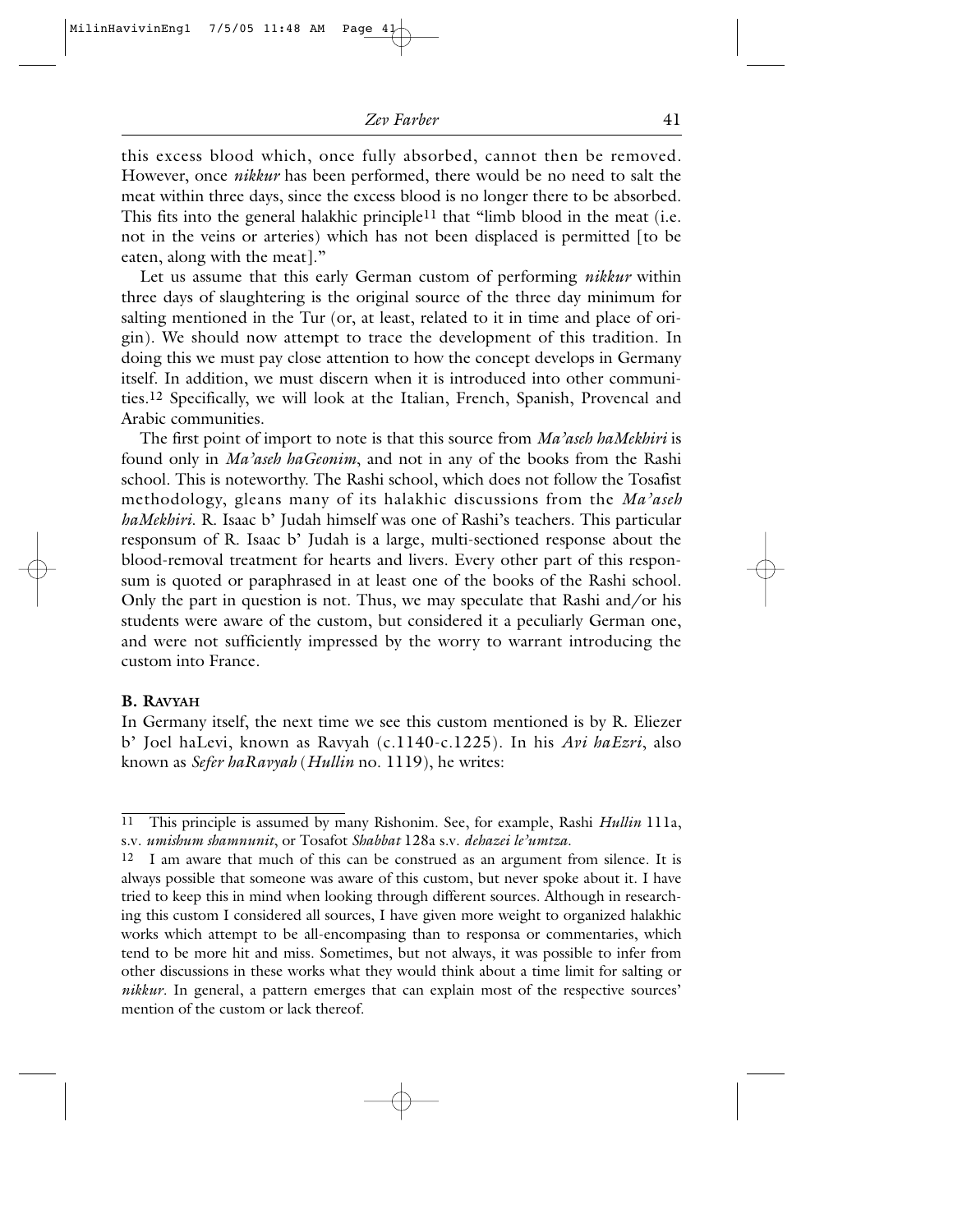this excess blood which, once fully absorbed, cannot then be removed. However, once *nikkur* has been performed, there would be no need to salt the meat within three days, since the excess blood is no longer there to be absorbed. This fits into the general halakhic principle[11] that "limb blood in the meat (i.e. not in the veins or arteries) which has not been displaced is permitted [to be eaten, along with the meat]."

Let us assume that this early German custom of performing *nikkur* within three days of slaughtering is the original source of the three day minimum for salting mentioned in the Tur (or, at least, related to it in time and place of origin). We should now attempt to trace the development of this tradition. In doing this we must pay close attention to how the concept develops in Germany itself. In addition, we must discern when it is introduced into other communities.[12] Specifically, we will look at the Italian, French, Spanish, Provencal and Arabic communities.

The first point of import to note is that this source from *Ma'aseh haMekhiri* is found only in *Ma'aseh haGeonim*, and not in any of the books from the Rashi school. This is noteworthy. The Rashi school, which does not follow the Tosafist methodology, gleans many of its halakhic discussions from the *Ma'aseh haMekhiri*. R. Isaac b' Judah himself was one of Rashi's teachers. This particular responsum of R. Isaac b' Judah is a large, multi-sectioned response about the blood-removal treatment for hearts and livers. Every other part of this responsum is quoted or paraphrased in at least one of the books of the Rashi school. Only the part in question is not. Thus, we may speculate that Rashi and/or his students were aware of the custom, but considered it a peculiarly German one, and were not sufficiently impressed by the worry to warrant introducing the custom into France.

### B. Ravyah

In Germany itself, the next time we see this custom mentioned is by R. Eliezer b' Joel haLevi, known as Ravyah (c.1140-c.1225). In his *Avi haEzri*, also known as *Sefer haRavyah* (*Hullin* no. 1119), he writes:

---

[11] This principle is assumed by many Rishonim. See, for example, Rashi *Hullin* 111a, s.v. *umishum shamnunit*, or Tosafot *Shabbat* 128a s.v. *dehazei le'umtza*.

[12] I am aware that much of this can be construed as an argument from silence. It is always possible that someone was aware of this custom, but never spoke about it. I have tried to keep this in mind when looking through different sources. Although in researching this custom I considered all sources, I have given more weight to organized halakhic works which attempt to be all-encompasing than to responsa or commentaries, which tend to be more hit and miss. Sometimes, but not always, it was possible to infer from other discussions in these works what they would think about a time limit for salting or *nikkur*. In general, a pattern emerges that can explain most of the respective sources' mention of the custom or lack thereof.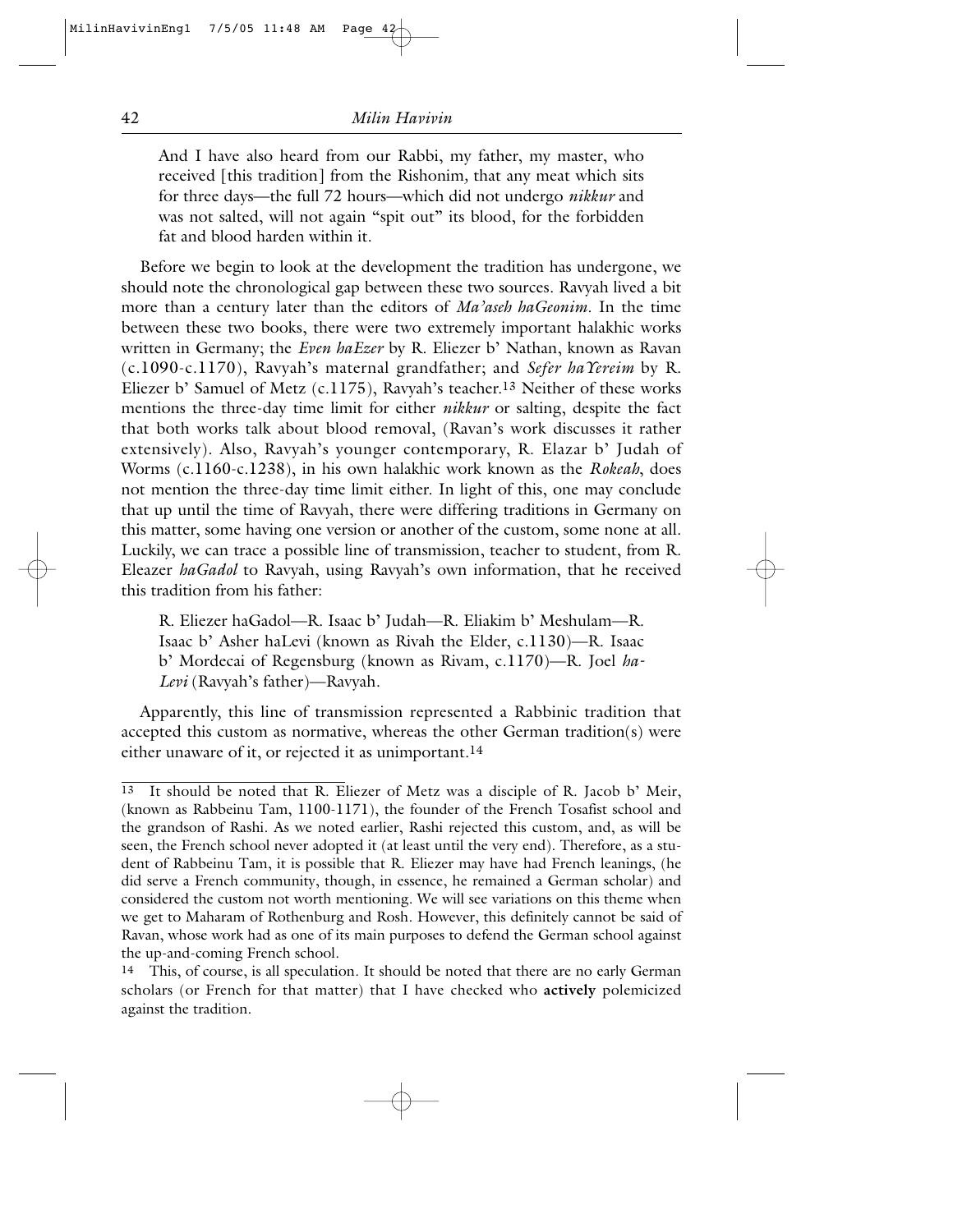> And I have also heard from our Rabbi, my father, my master, who received [this tradition] from the Rishonim, that any meat which sits for three days—the full 72 hours—which did not undergo *nikkur* and was not salted, will not again "spit out" its blood, for the forbidden fat and blood harden within it.

Before we begin to look at the development the tradition has undergone, we should note the chronological gap between these two sources. Ravyah lived a bit more than a century later than the editors of *Ma'aseh haGeonim*. In the time between these two books, there were two extremely important halakhic works written in Germany; the *Even haEzer* by R. Eliezer b' Nathan, known as Ravan (c.1090-c.1170), Ravyah's maternal grandfather; and *Sefer haYereim* by R. Eliezer b' Samuel of Metz (c.1175), Ravyah's teacher.[13] Neither of these works mentions the three-day time limit for either *nikkur* or salting, despite the fact that both works talk about blood removal, (Ravan's work discusses it rather extensively). Also, Ravyah's younger contemporary, R. Elazar b' Judah of Worms (c.1160-c.1238), in his own halakhic work known as the *Rokeah*, does not mention the three-day time limit either. In light of this, one may conclude that up until the time of Ravyah, there were differing traditions in Germany on this matter, some having one version or another of the custom, some none at all. Luckily, we can trace a possible line of transmission, teacher to student, from R. Eleazer *haGadol* to Ravyah, using Ravyah's own information, that he received this tradition from his father:

> R. Eliezer haGadol—R. Isaac b' Judah—R. Eliakim b' Meshulam—R. Isaac b' Asher haLevi (known as Rivah the Elder, c.1130)—R. Isaac b' Mordecai of Regensburg (known as Rivam, c.1170)—R. Joel *ha-Levi* (Ravyah's father)—Ravyah.

Apparently, this line of transmission represented a Rabbinic tradition that accepted this custom as normative, whereas the other German tradition(s) were either unaware of it, or rejected it as unimportant.[14]

---

[13] It should be noted that R. Eliezer of Metz was a disciple of R. Jacob b' Meir, (known as Rabbeinu Tam, 1100-1171), the founder of the French Tosafist school and the grandson of Rashi. As we noted earlier, Rashi rejected this custom, and, as will be seen, the French school never adopted it (at least until the very end). Therefore, as a student of Rabbeinu Tam, it is possible that R. Eliezer may have had French leanings, (he did serve a French community, though, in essence, he remained a German scholar) and considered the custom not worth mentioning. We will see variations on this theme when we get to Maharam of Rothenburg and Rosh. However, this definitely cannot be said of Ravan, whose work had as one of its main purposes to defend the German school against the up-and-coming French school.

[14] This, of course, is all speculation. It should be noted that there are no early German scholars (or French for that matter) that I have checked who **actively** polemicized against the tradition.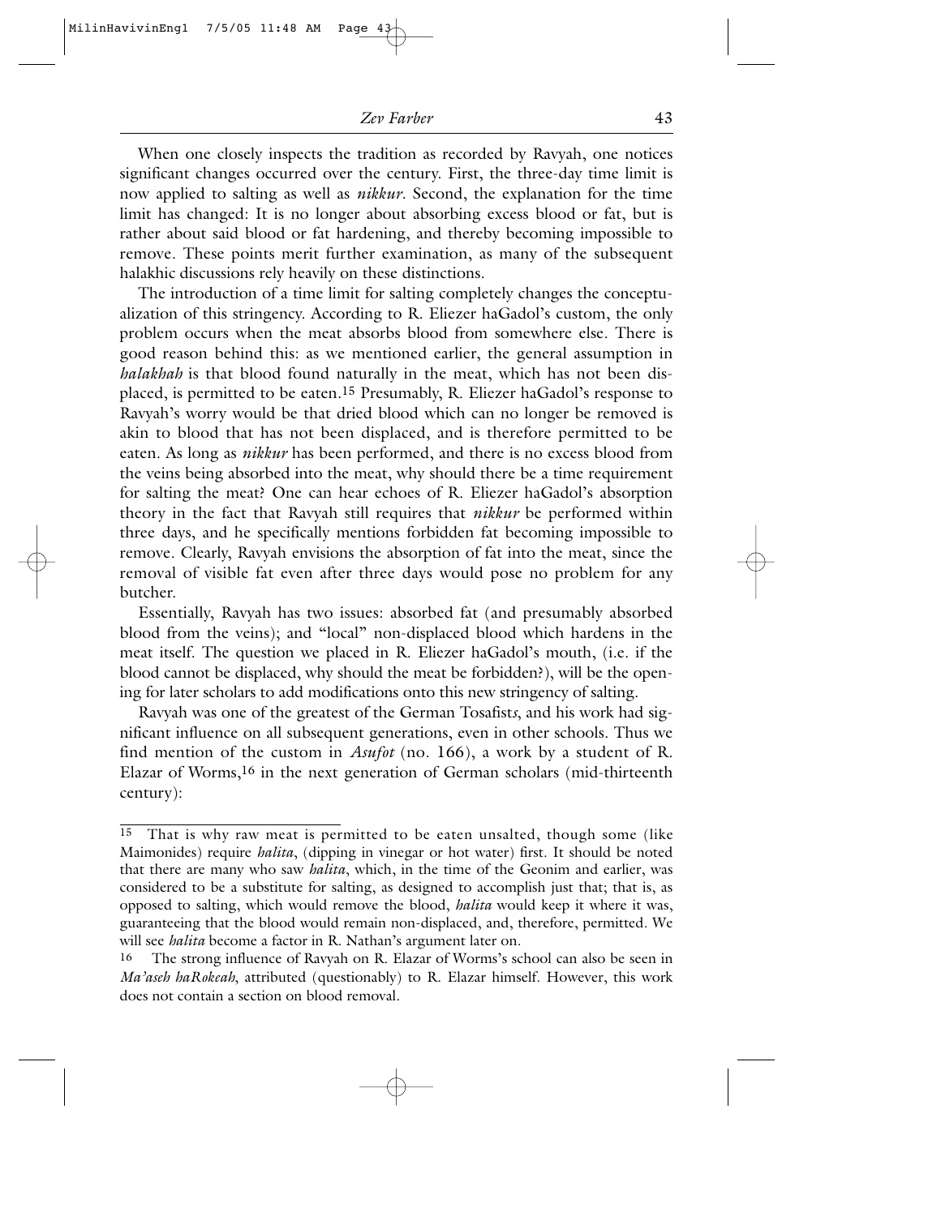When one closely inspects the tradition as recorded by Ravyah, one notices significant changes occurred over the century. First, the three-day time limit is now applied to salting as well as *nikkur*. Second, the explanation for the time limit has changed: It is no longer about absorbing excess blood or fat, but is rather about said blood or fat hardening, and thereby becoming impossible to remove. These points merit further examination, as many of the subsequent halakhic discussions rely heavily on these distinctions.

The introduction of a time limit for salting completely changes the conceptualization of this stringency. According to R. Eliezer haGadol's custom, the only problem occurs when the meat absorbs blood from somewhere else. There is good reason behind this: as we mentioned earlier, the general assumption in *halakhah* is that blood found naturally in the meat, which has not been displaced, is permitted to be eaten.[15] Presumably, R. Eliezer haGadol's response to Ravyah's worry would be that dried blood which can no longer be removed is akin to blood that has not been displaced, and is therefore permitted to be eaten. As long as *nikkur* has been performed, and there is no excess blood from the veins being absorbed into the meat, why should there be a time requirement for salting the meat? One can hear echoes of R. Eliezer haGadol's absorption theory in the fact that Ravyah still requires that *nikkur* be performed within three days, and he specifically mentions forbidden fat becoming impossible to remove. Clearly, Ravyah envisions the absorption of fat into the meat, since the removal of visible fat even after three days would pose no problem for any butcher.

Essentially, Ravyah has two issues: absorbed fat (and presumably absorbed blood from the veins); and "local" non-displaced blood which hardens in the meat itself. The question we placed in R. Eliezer haGadol's mouth, (i.e. if the blood cannot be displaced, why should the meat be forbidden?), will be the opening for later scholars to add modifications onto this new stringency of salting.

Ravyah was one of the greatest of the German Tosafist*s*, and his work had significant influence on all subsequent generations, even in other schools. Thus we find mention of the custom in *Asufot* (no. 166), a work by a student of R. Elazar of Worms,[16] in the next generation of German scholars (mid-thirteenth century):

---

[15] That is why raw meat is permitted to be eaten unsalted, though some (like Maimonides) require *halita*, (dipping in vinegar or hot water) first. It should be noted that there are many who saw *halita*, which, in the time of the Geonim and earlier, was considered to be a substitute for salting, as designed to accomplish just that; that is, as opposed to salting, which would remove the blood, *halita* would keep it where it was, guaranteeing that the blood would remain non-displaced, and, therefore, permitted. We will see *halita* become a factor in R. Nathan's argument later on.

[16] The strong influence of Ravyah on R. Elazar of Worms's school can also be seen in *Ma'aseh haRokeah*, attributed (questionably) to R. Elazar himself. However, this work does not contain a section on blood removal.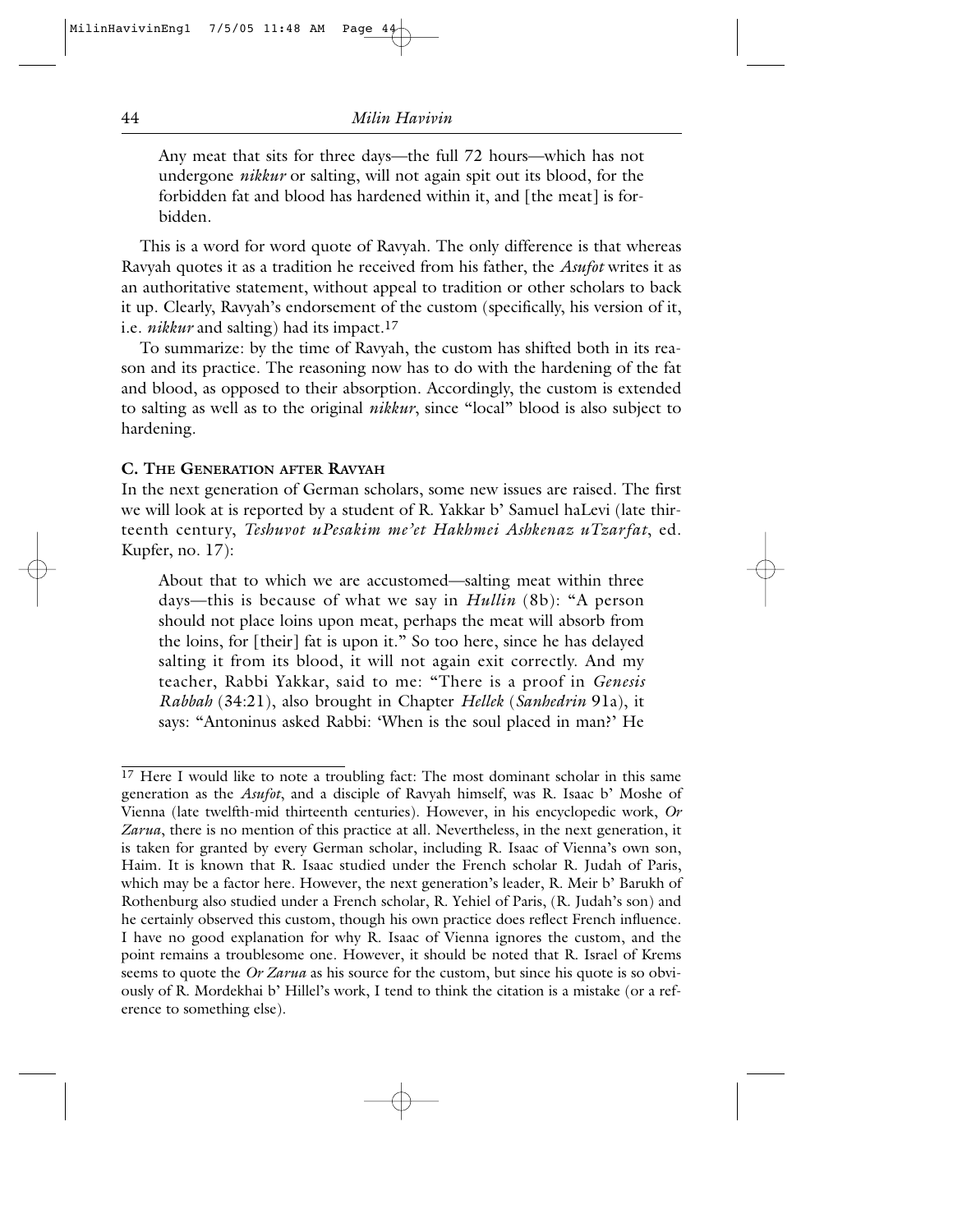Any meat that sits for three days—the full 72 hours—which has not undergone *nikkur* or salting, will not again spit out its blood, for the forbidden fat and blood has hardened within it, and [the meat] is forbidden.

This is a word for word quote of Ravyah. The only difference is that whereas Ravyah quotes it as a tradition he received from his father, the *Asufot* writes it as an authoritative statement, without appeal to tradition or other scholars to back it up. Clearly, Ravyah's endorsement of the custom (specifically, his version of it, i.e. *nikkur* and salting) had its impact.[17]

To summarize: by the time of Ravyah, the custom has shifted both in its reason and its practice. The reasoning now has to do with the hardening of the fat and blood, as opposed to their absorption. Accordingly, the custom is extended to salting as well as to the original *nikkur*, since "local" blood is also subject to hardening.

### C. The Generation after Ravyah

In the next generation of German scholars, some new issues are raised. The first we will look at is reported by a student of R. Yakkar b' Samuel haLevi (late thirteenth century, *Teshuvot uPesakim me'et Hakhmei Ashkenaz uTzarfat*, ed. Kupfer, no. 17):

> About that to which we are accustomed—salting meat within three days—this is because of what we say in *Hullin* (8b): "A person should not place loins upon meat, perhaps the meat will absorb from the loins, for [their] fat is upon it." So too here, since he has delayed salting it from its blood, it will not again exit correctly. And my teacher, Rabbi Yakkar, said to me: "There is a proof in *Genesis Rabbah* (34:21), also brought in Chapter *Hellek* (*Sanhedrin* 91a), it says: "Antoninus asked Rabbi: 'When is the soul placed in man?' He

---

[17] Here I would like to note a troubling fact: The most dominant scholar in this same generation as the *Asufot*, and a disciple of Ravyah himself, was R. Isaac b' Moshe of Vienna (late twelfth-mid thirteenth centuries). However, in his encyclopedic work, *Or Zarua*, there is no mention of this practice at all. Nevertheless, in the next generation, it is taken for granted by every German scholar, including R. Isaac of Vienna's own son, Haim. It is known that R. Isaac studied under the French scholar R. Judah of Paris, which may be a factor here. However, the next generation's leader, R. Meir b' Barukh of Rothenburg also studied under a French scholar, R. Yehiel of Paris, (R. Judah's son) and he certainly observed this custom, though his own practice does reflect French influence. I have no good explanation for why R. Isaac of Vienna ignores the custom, and the point remains a troublesome one. However, it should be noted that R. Israel of Krems seems to quote the *Or Zarua* as his source for the custom, but since his quote is so obviously of R. Mordekhai b' Hillel's work, I tend to think the citation is a mistake (or a reference to something else).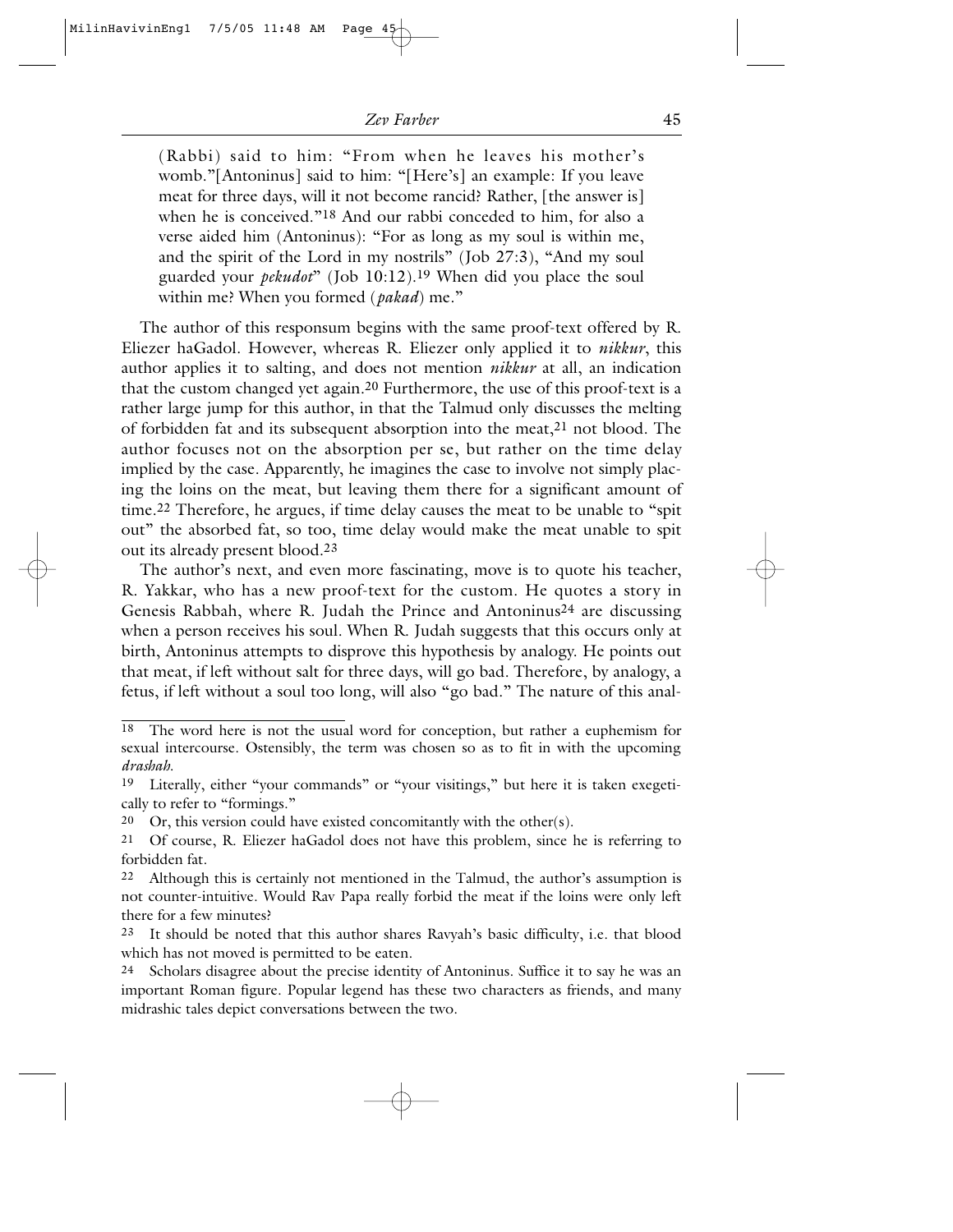(Rabbi) said to him: "From when he leaves his mother's womb."[Antoninus] said to him: "[Here's] an example: If you leave meat for three days, will it not become rancid? Rather, [the answer is] when he is conceived."[18] And our rabbi conceded to him, for also a verse aided him (Antoninus): "For as long as my soul is within me, and the spirit of the Lord in my nostrils" (Job 27:3), "And my soul guarded your *pekudot*" (Job 10:12).[19] When did you place the soul within me? When you formed (*pakad*) me."

The author of this responsum begins with the same proof-text offered by R. Eliezer haGadol. However, whereas R. Eliezer only applied it to *nikkur*, this author applies it to salting, and does not mention *nikkur* at all, an indication that the custom changed yet again.[20] Furthermore, the use of this proof-text is a rather large jump for this author, in that the Talmud only discusses the melting of forbidden fat and its subsequent absorption into the meat,[21] not blood. The author focuses not on the absorption per se, but rather on the time delay implied by the case. Apparently, he imagines the case to involve not simply placing the loins on the meat, but leaving them there for a significant amount of time.[22] Therefore, he argues, if time delay causes the meat to be unable to "spit out" the absorbed fat, so too, time delay would make the meat unable to spit out its already present blood.[23]

The author's next, and even more fascinating, move is to quote his teacher, R. Yakkar, who has a new proof-text for the custom. He quotes a story in Genesis Rabbah, where R. Judah the Prince and Antoninus[24] are discussing when a person receives his soul. When R. Judah suggests that this occurs only at birth, Antoninus attempts to disprove this hypothesis by analogy. He points out that meat, if left without salt for three days, will go bad. Therefore, by analogy, a fetus, if left without a soul too long, will also "go bad." The nature of this anal-

---

18 The word here is not the usual word for conception, but rather a euphemism for sexual intercourse. Ostensibly, the term was chosen so as to fit in with the upcoming *drashah*.

19 Literally, either "your commands" or "your visitings," but here it is taken exegetically to refer to "formings."

20 Or, this version could have existed concomitantly with the other(s).

21 Of course, R. Eliezer haGadol does not have this problem, since he is referring to forbidden fat.

22 Although this is certainly not mentioned in the Talmud, the author's assumption is not counter-intuitive. Would Rav Papa really forbid the meat if the loins were only left there for a few minutes?

23 It should be noted that this author shares Ravyah's basic difficulty, i.e. that blood which has not moved is permitted to be eaten.

24 Scholars disagree about the precise identity of Antoninus. Suffice it to say he was an important Roman figure. Popular legend has these two characters as friends, and many midrashic tales depict conversations between the two.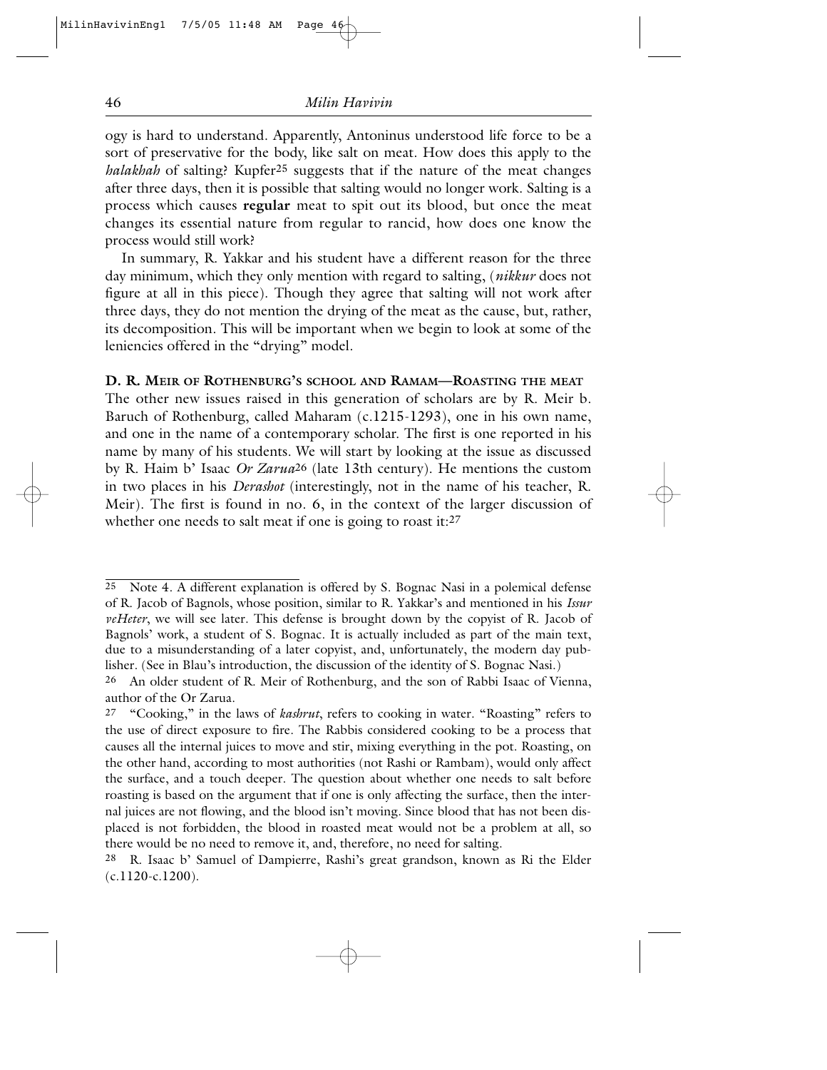ogy is hard to understand. Apparently, Antoninus understood life force to be a sort of preservative for the body, like salt on meat. How does this apply to the *halakhah* of salting? Kupfer[25] suggests that if the nature of the meat changes after three days, then it is possible that salting would no longer work. Salting is a process which causes **regular** meat to spit out its blood, but once the meat changes its essential nature from regular to rancid, how does one know the process would still work?

In summary, R. Yakkar and his student have a different reason for the three day minimum, which they only mention with regard to salting, (*nikkur* does not figure at all in this piece). Though they agree that salting will not work after three days, they do not mention the drying of the meat as the cause, but, rather, its decomposition. This will be important when we begin to look at some of the leniencies offered in the "drying" model.

**D. R. MEIR OF ROTHENBURG'S SCHOOL AND RAMAM—ROASTING THE MEAT**

The other new issues raised in this generation of scholars are by R. Meir b. Baruch of Rothenburg, called Maharam (c.1215-1293), one in his own name, and one in the name of a contemporary scholar. The first is one reported in his name by many of his students. We will start by looking at the issue as discussed by R. Haim b' Isaac *Or Zarua*[26] (late 13th century). He mentions the custom in two places in his *Derashot* (interestingly, not in the name of his teacher, R. Meir). The first is found in no. 6, in the context of the larger discussion of whether one needs to salt meat if one is going to roast it:[27]

---

[25] Note 4. A different explanation is offered by S. Bognac Nasi in a polemical defense of R. Jacob of Bagnols, whose position, similar to R. Yakkar's and mentioned in his *Issur veHeter*, we will see later. This defense is brought down by the copyist of R. Jacob of Bagnols' work, a student of S. Bognac. It is actually included as part of the main text, due to a misunderstanding of a later copyist, and, unfortunately, the modern day publisher. (See in Blau's introduction, the discussion of the identity of S. Bognac Nasi.)

[26] An older student of R. Meir of Rothenburg, and the son of Rabbi Isaac of Vienna, author of the Or Zarua.

[27] "Cooking," in the laws of *kashrut*, refers to cooking in water. "Roasting" refers to the use of direct exposure to fire. The Rabbis considered cooking to be a process that causes all the internal juices to move and stir, mixing everything in the pot. Roasting, on the other hand, according to most authorities (not Rashi or Rambam), would only affect the surface, and a touch deeper. The question about whether one needs to salt before roasting is based on the argument that if one is only affecting the surface, then the internal juices are not flowing, and the blood isn't moving. Since blood that has not been displaced is not forbidden, the blood in roasted meat would not be a problem at all, so there would be no need to remove it, and, therefore, no need for salting.

[28] R. Isaac b' Samuel of Dampierre, Rashi's great grandson, known as Ri the Elder (c.1120-c.1200).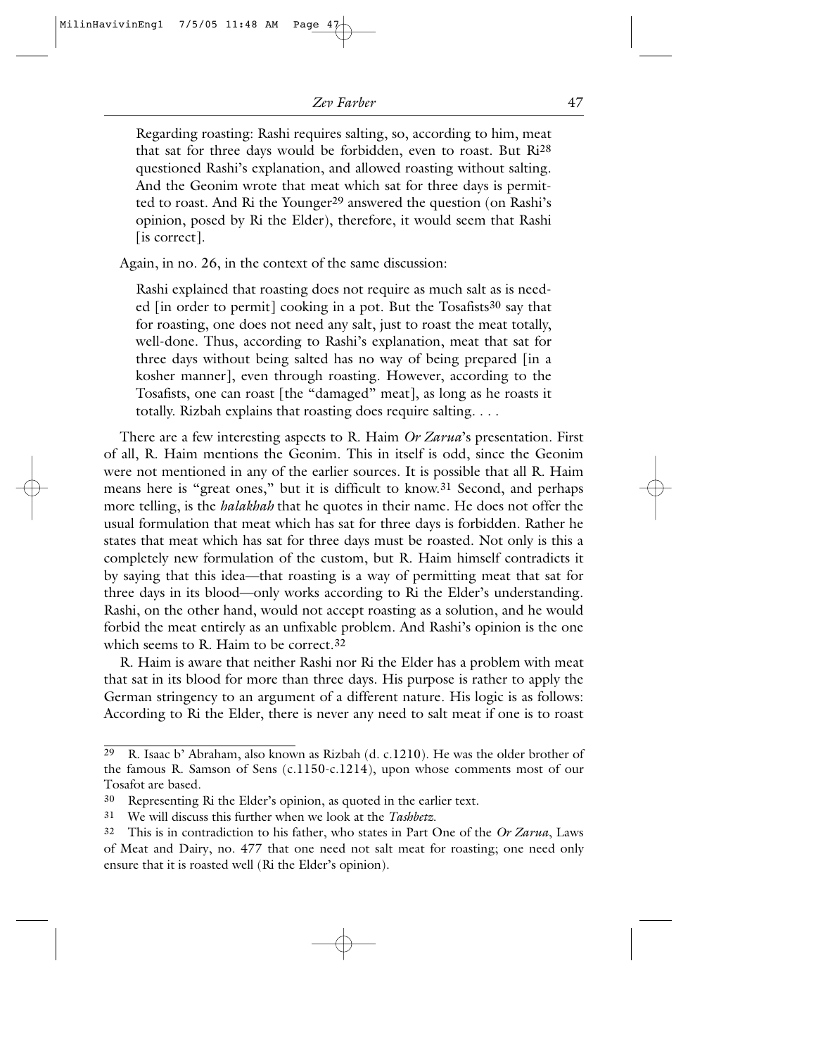> Regarding roasting: Rashi requires salting, so, according to him, meat that sat for three days would be forbidden, even to roast. But Ri[28] questioned Rashi's explanation, and allowed roasting without salting. And the Geonim wrote that meat which sat for three days is permitted to roast. And Ri the Younger[29] answered the question (on Rashi's opinion, posed by Ri the Elder), therefore, it would seem that Rashi [is correct].

Again, in no. 26, in the context of the same discussion:

> Rashi explained that roasting does not require as much salt as is needed [in order to permit] cooking in a pot. But the Tosafists[30] say that for roasting, one does not need any salt, just to roast the meat totally, well-done. Thus, according to Rashi's explanation, meat that sat for three days without being salted has no way of being prepared [in a kosher manner], even through roasting. However, according to the Tosafists, one can roast [the "damaged" meat], as long as he roasts it totally. Rizbah explains that roasting does require salting. . . .

There are a few interesting aspects to R. Haim *Or Zarua*'s presentation. First of all, R. Haim mentions the Geonim. This in itself is odd, since the Geonim were not mentioned in any of the earlier sources. It is possible that all R. Haim means here is "great ones," but it is difficult to know.[31] Second, and perhaps more telling, is the *halakhah* that he quotes in their name. He does not offer the usual formulation that meat which has sat for three days is forbidden. Rather he states that meat which has sat for three days must be roasted. Not only is this a completely new formulation of the custom, but R. Haim himself contradicts it by saying that this idea—that roasting is a way of permitting meat that sat for three days in its blood—only works according to Ri the Elder's understanding. Rashi, on the other hand, would not accept roasting as a solution, and he would forbid the meat entirely as an unfixable problem. And Rashi's opinion is the one which seems to R. Haim to be correct.[32]

R. Haim is aware that neither Rashi nor Ri the Elder has a problem with meat that sat in its blood for more than three days. His purpose is rather to apply the German stringency to an argument of a different nature. His logic is as follows: According to Ri the Elder, there is never any need to salt meat if one is to roast

---

[29] R. Isaac b' Abraham, also known as Rizbah (d. c.1210). He was the older brother of the famous R. Samson of Sens (c.1150-c.1214), upon whose comments most of our Tosafot are based.

[30] Representing Ri the Elder's opinion, as quoted in the earlier text.

[31] We will discuss this further when we look at the *Tashbetz*.

[32] This is in contradiction to his father, who states in Part One of the *Or Zarua*, Laws of Meat and Dairy, no. 477 that one need not salt meat for roasting; one need only ensure that it is roasted well (Ri the Elder's opinion).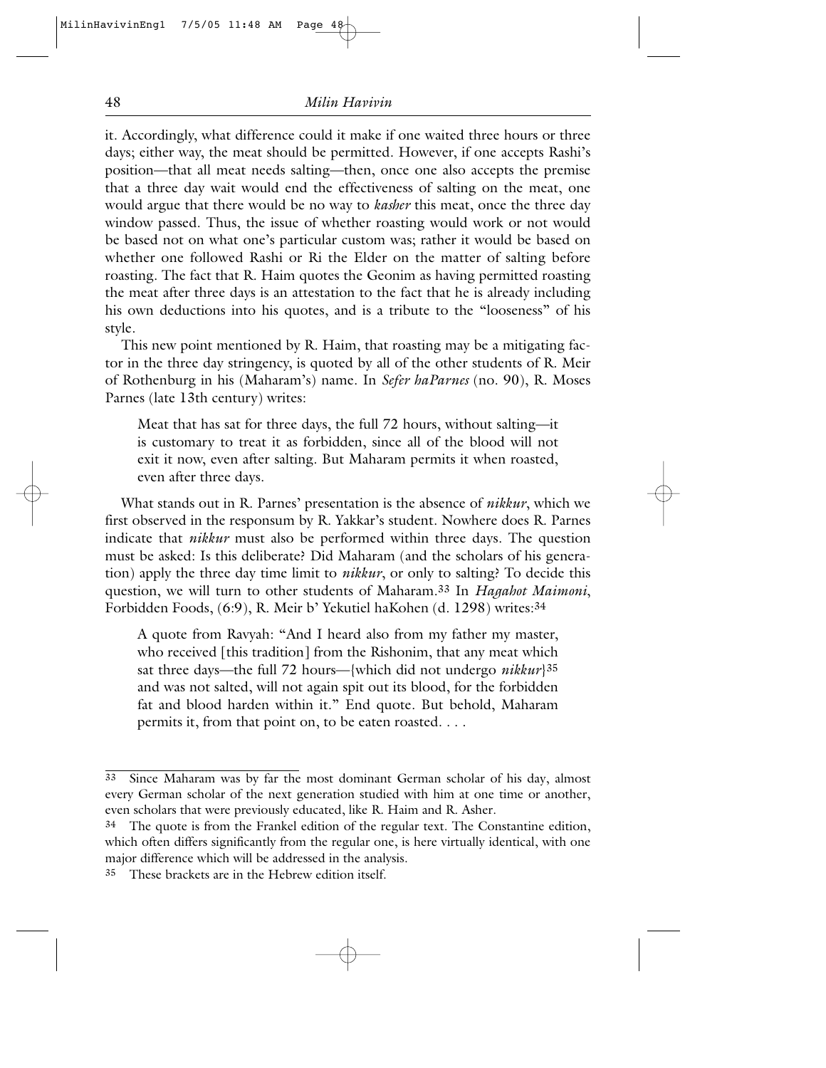it. Accordingly, what difference could it make if one waited three hours or three days; either way, the meat should be permitted. However, if one accepts Rashi's position—that all meat needs salting—then, once one also accepts the premise that a three day wait would end the effectiveness of salting on the meat, one would argue that there would be no way to *kasher* this meat, once the three day window passed. Thus, the issue of whether roasting would work or not would be based not on what one's particular custom was; rather it would be based on whether one followed Rashi or Ri the Elder on the matter of salting before roasting. The fact that R. Haim quotes the Geonim as having permitted roasting the meat after three days is an attestation to the fact that he is already including his own deductions into his quotes, and is a tribute to the "looseness" of his style.

This new point mentioned by R. Haim, that roasting may be a mitigating factor in the three day stringency, is quoted by all of the other students of R. Meir of Rothenburg in his (Maharam's) name. In *Sefer haParnes* (no. 90), R. Moses Parnes (late 13th century) writes:

> Meat that has sat for three days, the full 72 hours, without salting—it is customary to treat it as forbidden, since all of the blood will not exit it now, even after salting. But Maharam permits it when roasted, even after three days.

What stands out in R. Parnes' presentation is the absence of *nikkur*, which we first observed in the responsum by R. Yakkar's student. Nowhere does R. Parnes indicate that *nikkur* must also be performed within three days. The question must be asked: Is this deliberate? Did Maharam (and the scholars of his generation) apply the three day time limit to *nikkur*, or only to salting? To decide this question, we will turn to other students of Maharam.[33] In *Hagahot Maimoni*, Forbidden Foods, (6:9), R. Meir b' Yekutiel haKohen (d. 1298) writes:[34]

> A quote from Ravyah: "And I heard also from my father my master, who received [this tradition] from the Rishonim, that any meat which sat three days—the full 72 hours—{which did not undergo *nikkur*}[35] and was not salted, will not again spit out its blood, for the forbidden fat and blood harden within it." End quote. But behold, Maharam permits it, from that point on, to be eaten roasted. . . .

---

[33] Since Maharam was by far the most dominant German scholar of his day, almost every German scholar of the next generation studied with him at one time or another, even scholars that were previously educated, like R. Haim and R. Asher.

[34] The quote is from the Frankel edition of the regular text. The Constantine edition, which often differs significantly from the regular one, is here virtually identical, with one major difference which will be addressed in the analysis.

[35] These brackets are in the Hebrew edition itself.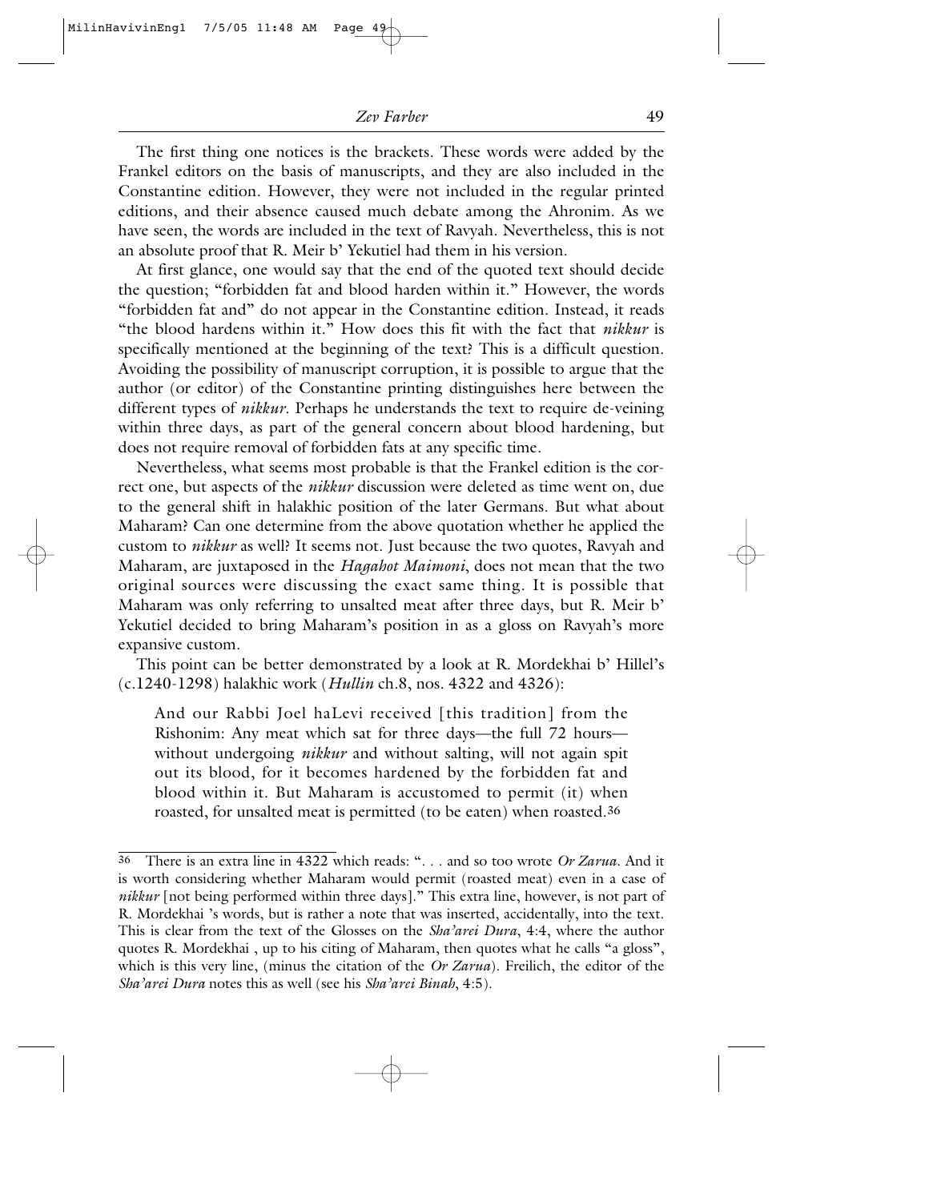The first thing one notices is the brackets. These words were added by the Frankel editors on the basis of manuscripts, and they are also included in the Constantine edition. However, they were not included in the regular printed editions, and their absence caused much debate among the Ahronim. As we have seen, the words are included in the text of Ravyah. Nevertheless, this is not an absolute proof that R. Meir b' Yekutiel had them in his version.

At first glance, one would say that the end of the quoted text should decide the question; "forbidden fat and blood harden within it." However, the words "forbidden fat and" do not appear in the Constantine edition. Instead, it reads "the blood hardens within it." How does this fit with the fact that *nikkur* is specifically mentioned at the beginning of the text? This is a difficult question. Avoiding the possibility of manuscript corruption, it is possible to argue that the author (or editor) of the Constantine printing distinguishes here between the different types of *nikkur*. Perhaps he understands the text to require de-veining within three days, as part of the general concern about blood hardening, but does not require removal of forbidden fats at any specific time.

Nevertheless, what seems most probable is that the Frankel edition is the correct one, but aspects of the *nikkur* discussion were deleted as time went on, due to the general shift in halakhic position of the later Germans. But what about Maharam? Can one determine from the above quotation whether he applied the custom to *nikkur* as well? It seems not. Just because the two quotes, Ravyah and Maharam, are juxtaposed in the *Hagahot Maimoni*, does not mean that the two original sources were discussing the exact same thing. It is possible that Maharam was only referring to unsalted meat after three days, but R. Meir b' Yekutiel decided to bring Maharam's position in as a gloss on Ravyah's more expansive custom.

This point can be better demonstrated by a look at R. Mordekhai b' Hillel's (c.1240-1298) halakhic work (*Hullin* ch.8, nos. 4322 and 4326):

> And our Rabbi Joel haLevi received [this tradition] from the Rishonim: Any meat which sat for three days—the full 72 hours—without undergoing *nikkur* and without salting, will not again spit out its blood, for it becomes hardened by the forbidden fat and blood within it. But Maharam is accustomed to permit (it) when roasted, for unsalted meat is permitted (to be eaten) when roasted.[36]

---

[36] There is an extra line in 4322 which reads: ". . . and so too wrote *Or Zarua*. And it is worth considering whether Maharam would permit (roasted meat) even in a case of *nikkur* [not being performed within three days]." This extra line, however, is not part of R. Mordekhai 's words, but is rather a note that was inserted, accidentally, into the text. This is clear from the text of the Glosses on the *Sha'arei Dura*, 4:4, where the author quotes R. Mordekhai , up to his citing of Maharam, then quotes what he calls "a gloss", which is this very line, (minus the citation of the *Or Zarua*). Freilich, the editor of the *Sha'arei Dura* notes this as well (see his *Sha'arei Binah*, 4:5).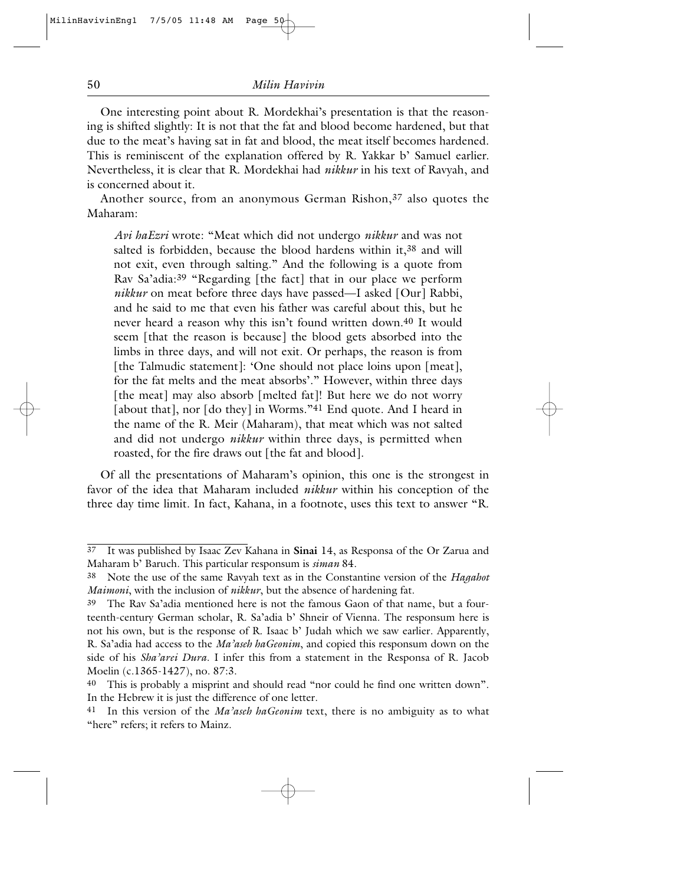One interesting point about R. Mordekhai's presentation is that the reasoning is shifted slightly: It is not that the fat and blood become hardened, but that due to the meat's having sat in fat and blood, the meat itself becomes hardened. This is reminiscent of the explanation offered by R. Yakkar b' Samuel earlier. Nevertheless, it is clear that R. Mordekhai had *nikkur* in his text of Ravyah, and is concerned about it.

Another source, from an anonymous German Rishon,[37] also quotes the Maharam:

> *Avi haEzri* wrote: "Meat which did not undergo *nikkur* and was not salted is forbidden, because the blood hardens within it,[38] and will not exit, even through salting." And the following is a quote from Rav Sa'adia:[39] "Regarding [the fact] that in our place we perform *nikkur* on meat before three days have passed—I asked [Our] Rabbi, and he said to me that even his father was careful about this, but he never heard a reason why this isn't found written down.[40] It would seem [that the reason is because] the blood gets absorbed into the limbs in three days, and will not exit. Or perhaps, the reason is from [the Talmudic statement]: 'One should not place loins upon [meat], for the fat melts and the meat absorbs'." However, within three days [the meat] may also absorb [melted fat]! But here we do not worry [about that], nor [do they] in Worms."[41] End quote. And I heard in the name of the R. Meir (Maharam), that meat which was not salted and did not undergo *nikkur* within three days, is permitted when roasted, for the fire draws out [the fat and blood].

Of all the presentations of Maharam's opinion, this one is the strongest in favor of the idea that Maharam included *nikkur* within his conception of the three day time limit. In fact, Kahana, in a footnote, uses this text to answer "R.

---

[37] It was published by Isaac Zev Kahana in **Sinai** 14, as Responsa of the Or Zarua and Maharam b' Baruch. This particular responsum is *siman* 84.

[38] Note the use of the same Ravyah text as in the Constantine version of the *Hagahot Maimoni*, with the inclusion of *nikkur*, but the absence of hardening fat.

[39] The Rav Sa'adia mentioned here is not the famous Gaon of that name, but a fourteenth-century German scholar, R. Sa'adia b' Shneir of Vienna. The responsum here is not his own, but is the response of R. Isaac b' Judah which we saw earlier. Apparently, R. Sa'adia had access to the *Ma'aseh haGeonim*, and copied this responsum down on the side of his *Sha'arei Dura*. I infer this from a statement in the Responsa of R. Jacob Moelin (c.1365-1427), no. 87:3.

[40] This is probably a misprint and should read "nor could he find one written down". In the Hebrew it is just the difference of one letter.

[41] In this version of the *Ma'aseh haGeonim* text, there is no ambiguity as to what "here" refers; it refers to Mainz.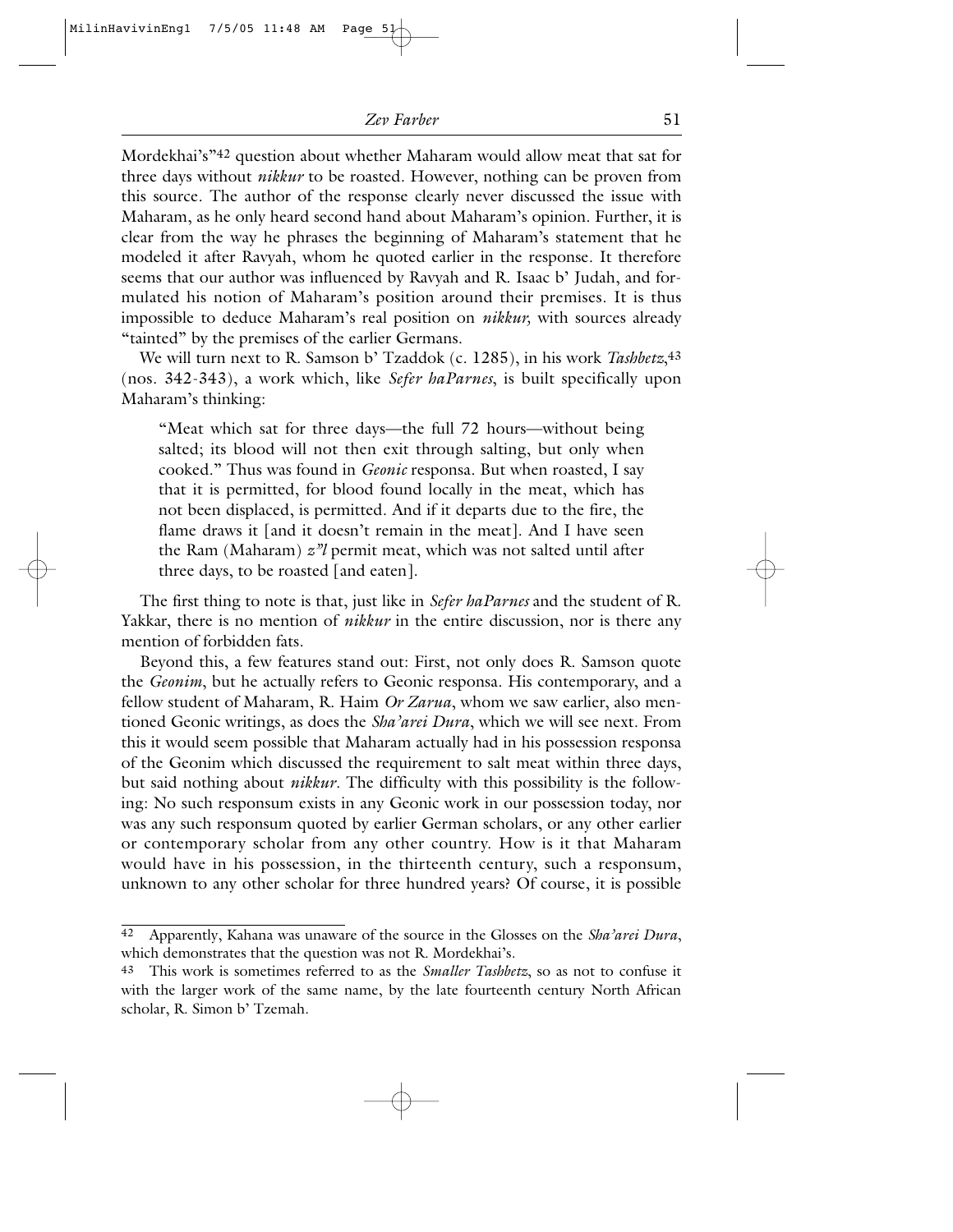Mordekhai's"[42] question about whether Maharam would allow meat that sat for three days without *nikkur* to be roasted. However, nothing can be proven from this source. The author of the response clearly never discussed the issue with Maharam, as he only heard second hand about Maharam's opinion. Further, it is clear from the way he phrases the beginning of Maharam's statement that he modeled it after Ravyah, whom he quoted earlier in the response. It therefore seems that our author was influenced by Ravyah and R. Isaac b' Judah, and formulated his notion of Maharam's position around their premises. It is thus impossible to deduce Maharam's real position on *nikkur,* with sources already "tainted" by the premises of the earlier Germans.

We will turn next to R. Samson b' Tzaddok (c. 1285), in his work *Tashbetz*,[43] (nos. 342-343), a work which, like *Sefer haParnes*, is built specifically upon Maharam's thinking:

> "Meat which sat for three days—the full 72 hours—without being salted; its blood will not then exit through salting, but only when cooked." Thus was found in *Geonic* responsa. But when roasted, I say that it is permitted, for blood found locally in the meat, which has not been displaced, is permitted. And if it departs due to the fire, the flame draws it [and it doesn't remain in the meat]. And I have seen the Ram (Maharam) *z"l* permit meat, which was not salted until after three days, to be roasted [and eaten].

The first thing to note is that, just like in *Sefer haParnes* and the student of R. Yakkar, there is no mention of *nikkur* in the entire discussion, nor is there any mention of forbidden fats.

Beyond this, a few features stand out: First, not only does R. Samson quote the *Geonim*, but he actually refers to Geonic responsa. His contemporary, and a fellow student of Maharam, R. Haim *Or Zarua*, whom we saw earlier, also mentioned Geonic writings, as does the *Sha'arei Dura*, which we will see next. From this it would seem possible that Maharam actually had in his possession responsa of the Geonim which discussed the requirement to salt meat within three days, but said nothing about *nikkur*. The difficulty with this possibility is the following: No such responsum exists in any Geonic work in our possession today, nor was any such responsum quoted by earlier German scholars, or any other earlier or contemporary scholar from any other country. How is it that Maharam would have in his possession, in the thirteenth century, such a responsum, unknown to any other scholar for three hundred years? Of course, it is possible

---

[42] Apparently, Kahana was unaware of the source in the Glosses on the *Sha'arei Dura*, which demonstrates that the question was not R. Mordekhai's.

[43] This work is sometimes referred to as the *Smaller Tashbetz*, so as not to confuse it with the larger work of the same name, by the late fourteenth century North African scholar, R. Simon b' Tzemah.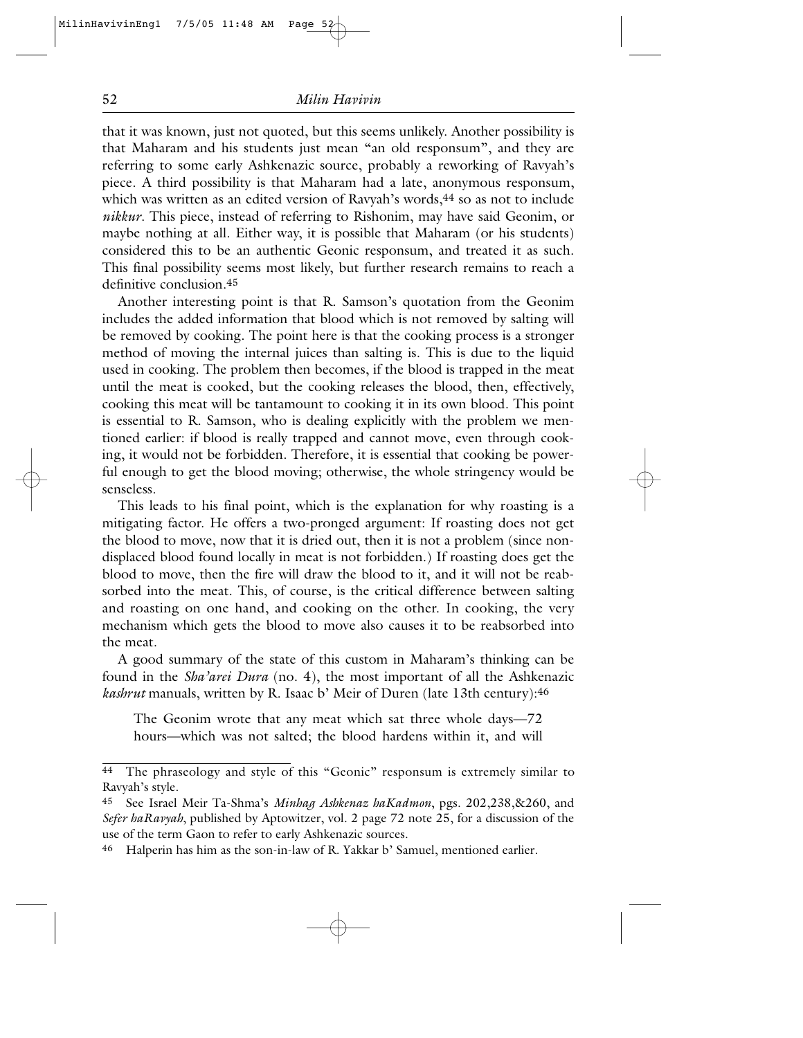that it was known, just not quoted, but this seems unlikely. Another possibility is that Maharam and his students just mean "an old responsum", and they are referring to some early Ashkenazic source, probably a reworking of Ravyah's piece. A third possibility is that Maharam had a late, anonymous responsum, which was written as an edited version of Ravyah's words,[44] so as not to include *nikkur*. This piece, instead of referring to Rishonim, may have said Geonim, or maybe nothing at all. Either way, it is possible that Maharam (or his students) considered this to be an authentic Geonic responsum, and treated it as such. This final possibility seems most likely, but further research remains to reach a definitive conclusion.[45]

Another interesting point is that R. Samson's quotation from the Geonim includes the added information that blood which is not removed by salting will be removed by cooking. The point here is that the cooking process is a stronger method of moving the internal juices than salting is. This is due to the liquid used in cooking. The problem then becomes, if the blood is trapped in the meat until the meat is cooked, but the cooking releases the blood, then, effectively, cooking this meat will be tantamount to cooking it in its own blood. This point is essential to R. Samson, who is dealing explicitly with the problem we mentioned earlier: if blood is really trapped and cannot move, even through cooking, it would not be forbidden. Therefore, it is essential that cooking be powerful enough to get the blood moving; otherwise, the whole stringency would be senseless.

This leads to his final point, which is the explanation for why roasting is a mitigating factor. He offers a two-pronged argument: If roasting does not get the blood to move, now that it is dried out, then it is not a problem (since non-displaced blood found locally in meat is not forbidden.) If roasting does get the blood to move, then the fire will draw the blood to it, and it will not be reabsorbed into the meat. This, of course, is the critical difference between salting and roasting on one hand, and cooking on the other. In cooking, the very mechanism which gets the blood to move also causes it to be reabsorbed into the meat.

A good summary of the state of this custom in Maharam's thinking can be found in the *Sha'arei Dura* (no. 4), the most important of all the Ashkenazic *kashrut* manuals, written by R. Isaac b' Meir of Duren (late 13th century):[46]

> The Geonim wrote that any meat which sat three whole days—72 hours—which was not salted; the blood hardens within it, and will

---

[44] The phraseology and style of this "Geonic" responsum is extremely similar to Ravyah's style.

[45] See Israel Meir Ta-Shma's *Minhag Ashkenaz haKadmon*, pgs. 202,238,&260, and *Sefer haRavyah*, published by Aptowitzer, vol. 2 page 72 note 25, for a discussion of the use of the term Gaon to refer to early Ashkenazic sources.

[46] Halperin has him as the son-in-law of R. Yakkar b' Samuel, mentioned earlier.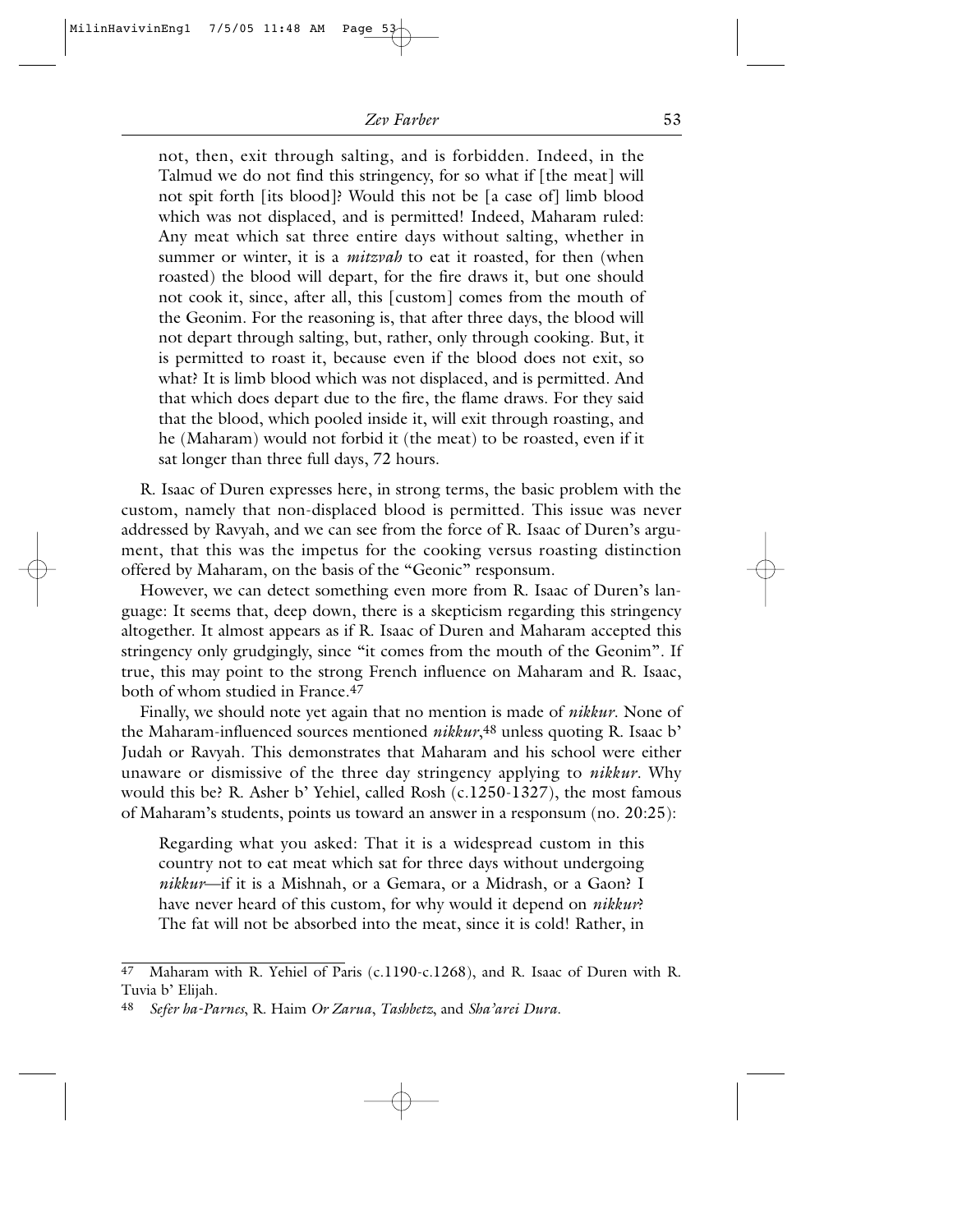> not, then, exit through salting, and is forbidden. Indeed, in the Talmud we do not find this stringency, for so what if [the meat] will not spit forth [its blood]? Would this not be [a case of] limb blood which was not displaced, and is permitted! Indeed, Maharam ruled: Any meat which sat three entire days without salting, whether in summer or winter, it is a *mitzvah* to eat it roasted, for then (when roasted) the blood will depart, for the fire draws it, but one should not cook it, since, after all, this [custom] comes from the mouth of the Geonim. For the reasoning is, that after three days, the blood will not depart through salting, but, rather, only through cooking. But, it is permitted to roast it, because even if the blood does not exit, so what? It is limb blood which was not displaced, and is permitted. And that which does depart due to the fire, the flame draws. For they said that the blood, which pooled inside it, will exit through roasting, and he (Maharam) would not forbid it (the meat) to be roasted, even if it sat longer than three full days, 72 hours.

R. Isaac of Duren expresses here, in strong terms, the basic problem with the custom, namely that non-displaced blood is permitted. This issue was never addressed by Ravyah, and we can see from the force of R. Isaac of Duren's argument, that this was the impetus for the cooking versus roasting distinction offered by Maharam, on the basis of the "Geonic" responsum.

However, we can detect something even more from R. Isaac of Duren's language: It seems that, deep down, there is a skepticism regarding this stringency altogether. It almost appears as if R. Isaac of Duren and Maharam accepted this stringency only grudgingly, since "it comes from the mouth of the Geonim". If true, this may point to the strong French influence on Maharam and R. Isaac, both of whom studied in France.[47]

Finally, we should note yet again that no mention is made of *nikkur*. None of the Maharam-influenced sources mentioned *nikkur*,[48] unless quoting R. Isaac b' Judah or Ravyah. This demonstrates that Maharam and his school were either unaware or dismissive of the three day stringency applying to *nikkur*. Why would this be? R. Asher b' Yehiel, called Rosh (c.1250-1327), the most famous of Maharam's students, points us toward an answer in a responsum (no. 20:25):

> Regarding what you asked: That it is a widespread custom in this country not to eat meat which sat for three days without undergoing *nikkur*—if it is a Mishnah, or a Gemara, or a Midrash, or a Gaon? I have never heard of this custom, for why would it depend on *nikkur*? The fat will not be absorbed into the meat, since it is cold! Rather, in

---

[47] Maharam with R. Yehiel of Paris (c.1190-c.1268), and R. Isaac of Duren with R. Tuvia b' Elijah.

[48] *Sefer ha-Parnes*, R. Haim *Or Zarua*, *Tashbetz*, and *Sha'arei Dura*.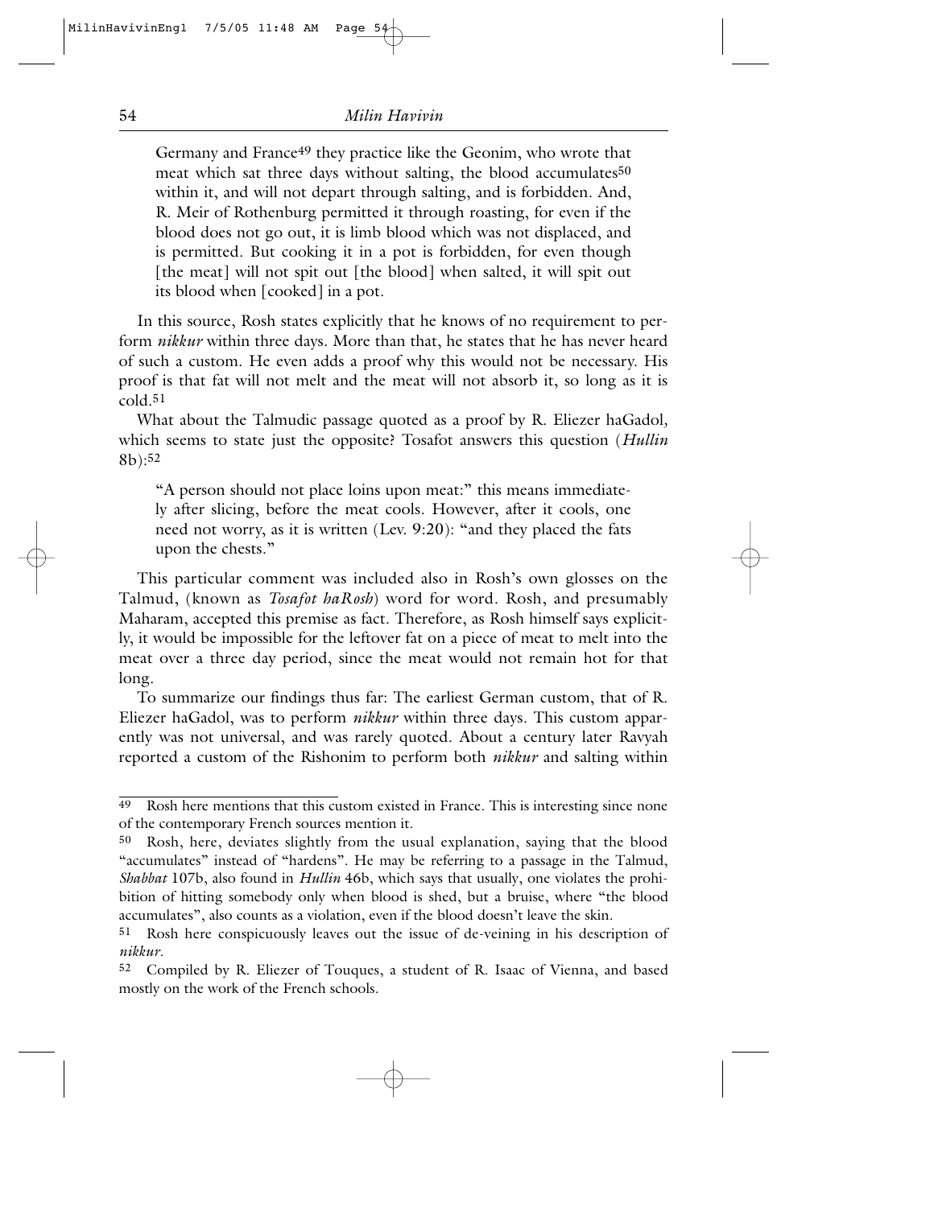Germany and France[49] they practice like the Geonim, who wrote that meat which sat three days without salting, the blood accumulates[50] within it, and will not depart through salting, and is forbidden. And, R. Meir of Rothenburg permitted it through roasting, for even if the blood does not go out, it is limb blood which was not displaced, and is permitted. But cooking it in a pot is forbidden, for even though [the meat] will not spit out [the blood] when salted, it will spit out its blood when [cooked] in a pot.

In this source, Rosh states explicitly that he knows of no requirement to perform *nikkur* within three days. More than that, he states that he has never heard of such a custom. He even adds a proof why this would not be necessary. His proof is that fat will not melt and the meat will not absorb it, so long as it is cold.[51]

What about the Talmudic passage quoted as a proof by R. Eliezer haGadol, which seems to state just the opposite? Tosafot answers this question (*Hullin* 8b):[52]

> "A person should not place loins upon meat:" this means immediately after slicing, before the meat cools. However, after it cools, one need not worry, as it is written (Lev. 9:20): "and they placed the fats upon the chests."

This particular comment was included also in Rosh's own glosses on the Talmud, (known as *Tosafot haRosh*) word for word. Rosh, and presumably Maharam, accepted this premise as fact. Therefore, as Rosh himself says explicitly, it would be impossible for the leftover fat on a piece of meat to melt into the meat over a three day period, since the meat would not remain hot for that long.

To summarize our findings thus far: The earliest German custom, that of R. Eliezer haGadol, was to perform *nikkur* within three days. This custom apparently was not universal, and was rarely quoted. About a century later Ravyah reported a custom of the Rishonim to perform both *nikkur* and salting within

---

49 Rosh here mentions that this custom existed in France. This is interesting since none of the contemporary French sources mention it.

50 Rosh, here, deviates slightly from the usual explanation, saying that the blood "accumulates" instead of "hardens". He may be referring to a passage in the Talmud, *Shabbat* 107b, also found in *Hullin* 46b, which says that usually, one violates the prohibition of hitting somebody only when blood is shed, but a bruise, where "the blood accumulates", also counts as a violation, even if the blood doesn't leave the skin.

51 Rosh here conspicuously leaves out the issue of de-veining in his description of *nikkur*.

52 Compiled by R. Eliezer of Touques, a student of R. Isaac of Vienna, and based mostly on the work of the French schools.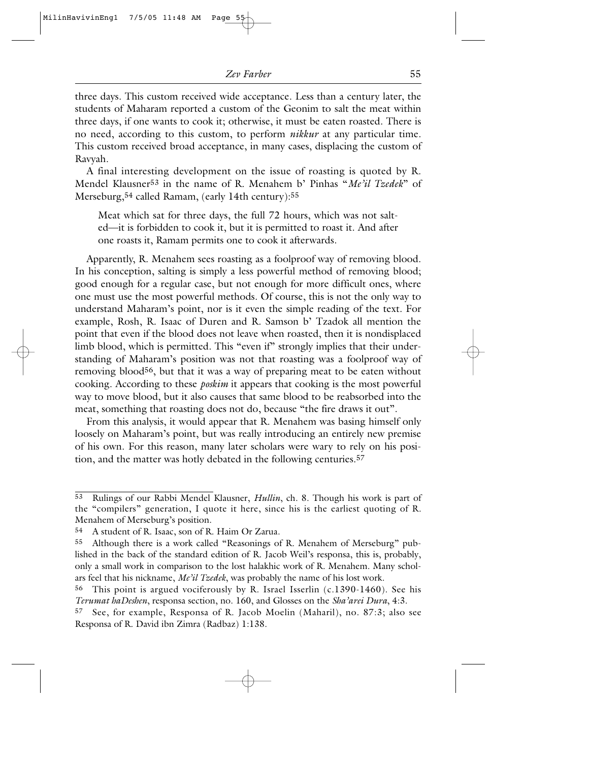three days. This custom received wide acceptance. Less than a century later, the students of Maharam reported a custom of the Geonim to salt the meat within three days, if one wants to cook it; otherwise, it must be eaten roasted. There is no need, according to this custom, to perform *nikkur* at any particular time. This custom received broad acceptance, in many cases, displacing the custom of Ravyah.

A final interesting development on the issue of roasting is quoted by R. Mendel Klausner[53] in the name of R. Menahem b' Pinhas "*Me'il Tzedek*" of Merseburg,[54] called Ramam, (early 14th century):[55]

> Meat which sat for three days, the full 72 hours, which was not salted—it is forbidden to cook it, but it is permitted to roast it. And after one roasts it, Ramam permits one to cook it afterwards.

Apparently, R. Menahem sees roasting as a foolproof way of removing blood. In his conception, salting is simply a less powerful method of removing blood; good enough for a regular case, but not enough for more difficult ones, where one must use the most powerful methods. Of course, this is not the only way to understand Maharam's point, nor is it even the simple reading of the text. For example, Rosh, R. Isaac of Duren and R. Samson b' Tzadok all mention the point that even if the blood does not leave when roasted, then it is nondisplaced limb blood, which is permitted. This "even if" strongly implies that their understanding of Maharam's position was not that roasting was a foolproof way of removing blood[56], but that it was a way of preparing meat to be eaten without cooking. According to these *poskim* it appears that cooking is the most powerful way to move blood, but it also causes that same blood to be reabsorbed into the meat, something that roasting does not do, because "the fire draws it out".

From this analysis, it would appear that R. Menahem was basing himself only loosely on Maharam's point, but was really introducing an entirely new premise of his own. For this reason, many later scholars were wary to rely on his position, and the matter was hotly debated in the following centuries.[57]

---

[53] Rulings of our Rabbi Mendel Klausner, *Hullin*, ch. 8. Though his work is part of the "compilers" generation, I quote it here, since his is the earliest quoting of R. Menahem of Merseburg's position.

[54] A student of R. Isaac, son of R. Haim Or Zarua.

[55] Although there is a work called "Reasonings of R. Menahem of Merseburg" published in the back of the standard edition of R. Jacob Weil's responsa, this is, probably, only a small work in comparison to the lost halakhic work of R. Menahem. Many scholars feel that his nickname, *Me'il Tzedek*, was probably the name of his lost work.

[56] This point is argued vociferously by R. Israel Isserlin (c.1390-1460). See his *Terumat haDeshen*, responsa section, no. 160, and Glosses on the *Sha'arei Dura*, 4:3.

[57] See, for example, Responsa of R. Jacob Moelin (Maharil), no. 87:3; also see Responsa of R. David ibn Zimra (Radbaz) 1:138.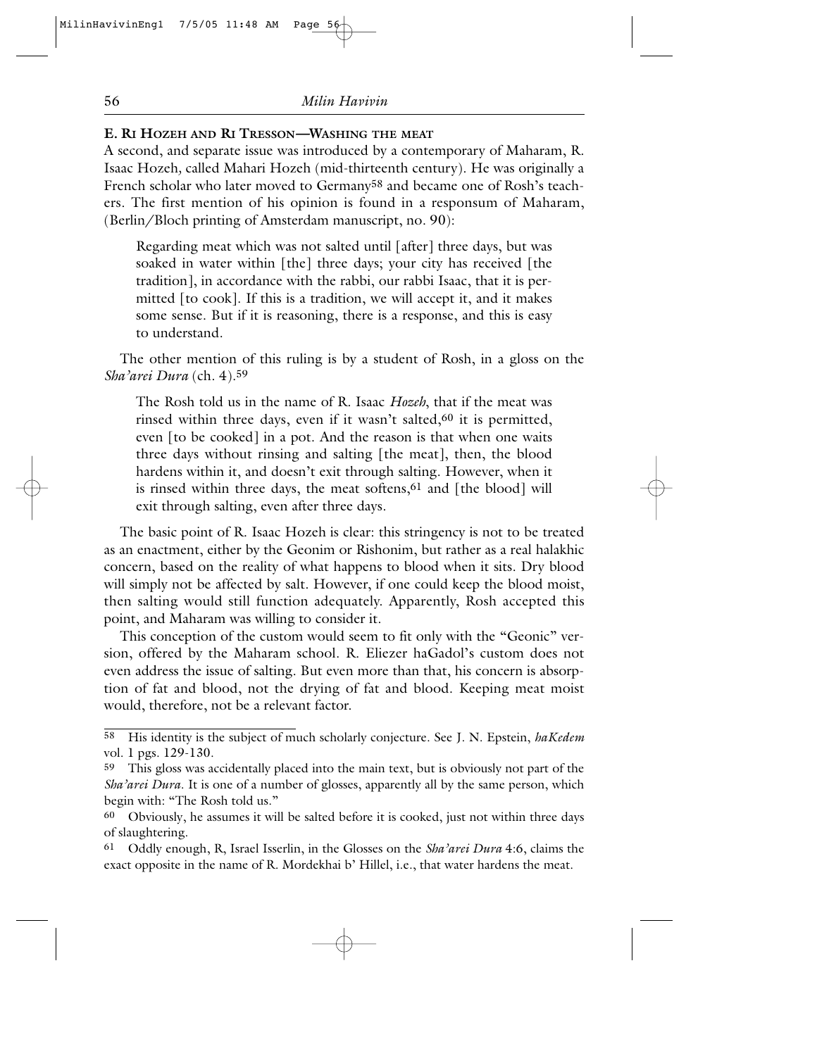### E. Ri Hozeh and Ri Tresson—Washing the meat

A second, and separate issue was introduced by a contemporary of Maharam, R. Isaac Hozeh, called Mahari Hozeh (mid-thirteenth century). He was originally a French scholar who later moved to Germany[58] and became one of Rosh's teachers. The first mention of his opinion is found in a responsum of Maharam, (Berlin/Bloch printing of Amsterdam manuscript, no. 90):

> Regarding meat which was not salted until [after] three days, but was soaked in water within [the] three days; your city has received [the tradition], in accordance with the rabbi, our rabbi Isaac, that it is permitted [to cook]. If this is a tradition, we will accept it, and it makes some sense. But if it is reasoning, there is a response, and this is easy to understand.

The other mention of this ruling is by a student of Rosh, in a gloss on the *Sha'arei Dura* (ch. 4).[59]

> The Rosh told us in the name of R. Isaac *Hozeh*, that if the meat was rinsed within three days, even if it wasn't salted,[60] it is permitted, even [to be cooked] in a pot. And the reason is that when one waits three days without rinsing and salting [the meat], then, the blood hardens within it, and doesn't exit through salting. However, when it is rinsed within three days, the meat softens,[61] and [the blood] will exit through salting, even after three days.

The basic point of R. Isaac Hozeh is clear: this stringency is not to be treated as an enactment, either by the Geonim or Rishonim, but rather as a real halakhic concern, based on the reality of what happens to blood when it sits. Dry blood will simply not be affected by salt. However, if one could keep the blood moist, then salting would still function adequately. Apparently, Rosh accepted this point, and Maharam was willing to consider it.

This conception of the custom would seem to fit only with the "Geonic" version, offered by the Maharam school. R. Eliezer haGadol's custom does not even address the issue of salting. But even more than that, his concern is absorption of fat and blood, not the drying of fat and blood. Keeping meat moist would, therefore, not be a relevant factor.

---

[58] His identity is the subject of much scholarly conjecture. See J. N. Epstein, *haKedem* vol. 1 pgs. 129-130.

[59] This gloss was accidentally placed into the main text, but is obviously not part of the *Sha'arei Dura*. It is one of a number of glosses, apparently all by the same person, which begin with: "The Rosh told us."

[60] Obviously, he assumes it will be salted before it is cooked, just not within three days of slaughtering.

[61] Oddly enough, R, Israel Isserlin, in the Glosses on the *Sha'arei Dura* 4:6, claims the exact opposite in the name of R. Mordekhai b' Hillel, i.e., that water hardens the meat.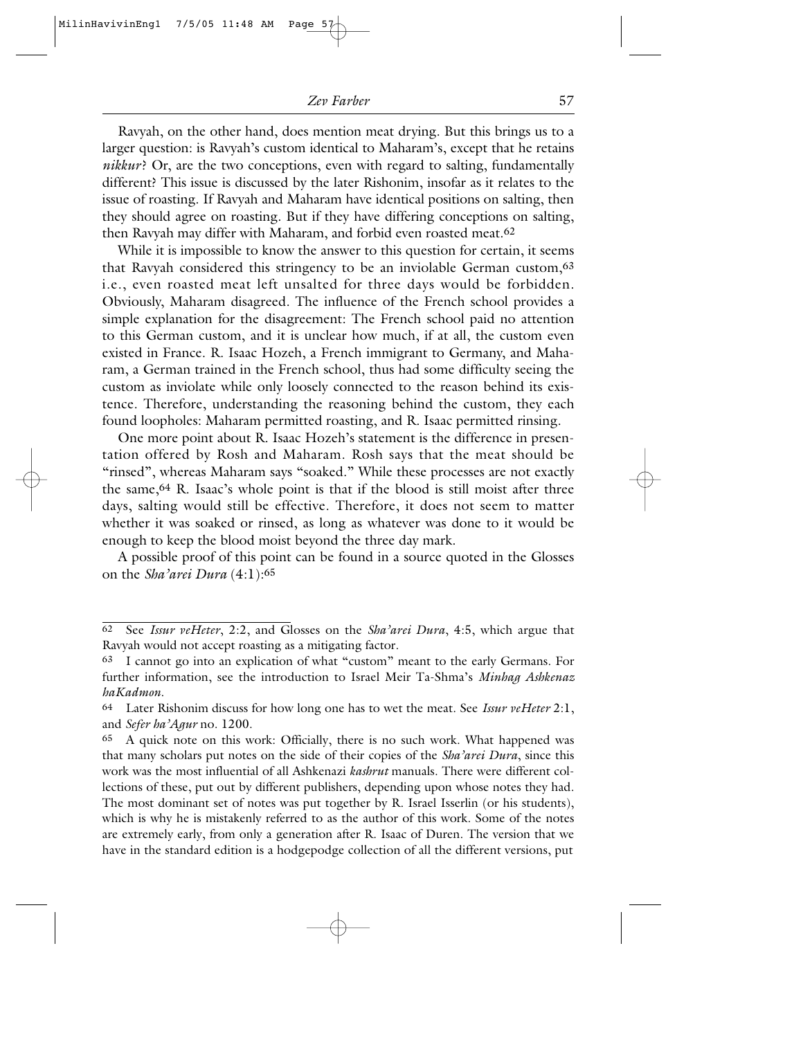Ravyah, on the other hand, does mention meat drying. But this brings us to a larger question: is Ravyah's custom identical to Maharam's, except that he retains *nikkur*? Or, are the two conceptions, even with regard to salting, fundamentally different? This issue is discussed by the later Rishonim, insofar as it relates to the issue of roasting. If Ravyah and Maharam have identical positions on salting, then they should agree on roasting. But if they have differing conceptions on salting, then Ravyah may differ with Maharam, and forbid even roasted meat.[62]

While it is impossible to know the answer to this question for certain, it seems that Ravyah considered this stringency to be an inviolable German custom,[63] i.e., even roasted meat left unsalted for three days would be forbidden. Obviously, Maharam disagreed. The influence of the French school provides a simple explanation for the disagreement: The French school paid no attention to this German custom, and it is unclear how much, if at all, the custom even existed in France. R. Isaac Hozeh, a French immigrant to Germany, and Maharam, a German trained in the French school, thus had some difficulty seeing the custom as inviolate while only loosely connected to the reason behind its existence. Therefore, understanding the reasoning behind the custom, they each found loopholes: Maharam permitted roasting, and R. Isaac permitted rinsing.

One more point about R. Isaac Hozeh's statement is the difference in presentation offered by Rosh and Maharam. Rosh says that the meat should be "rinsed", whereas Maharam says "soaked." While these processes are not exactly the same,[64] R. Isaac's whole point is that if the blood is still moist after three days, salting would still be effective. Therefore, it does not seem to matter whether it was soaked or rinsed, as long as whatever was done to it would be enough to keep the blood moist beyond the three day mark.

A possible proof of this point can be found in a source quoted in the Glosses on the *Sha'arei Dura* (4:1):[65]

---

62 See *Issur veHeter*, 2:2, and Glosses on the *Sha'arei Dura*, 4:5, which argue that Ravyah would not accept roasting as a mitigating factor.

63 I cannot go into an explication of what "custom" meant to the early Germans. For further information, see the introduction to Israel Meir Ta-Shma's *Minhag Ashkenaz haKadmon*.

64 Later Rishonim discuss for how long one has to wet the meat. See *Issur veHeter* 2:1, and *Sefer ha'Agur* no. 1200.

65 A quick note on this work: Officially, there is no such work. What happened was that many scholars put notes on the side of their copies of the *Sha'arei Dura*, since this work was the most influential of all Ashkenazi *kashrut* manuals. There were different collections of these, put out by different publishers, depending upon whose notes they had. The most dominant set of notes was put together by R. Israel Isserlin (or his students), which is why he is mistakenly referred to as the author of this work. Some of the notes are extremely early, from only a generation after R. Isaac of Duren. The version that we have in the standard edition is a hodgepodge collection of all the different versions, put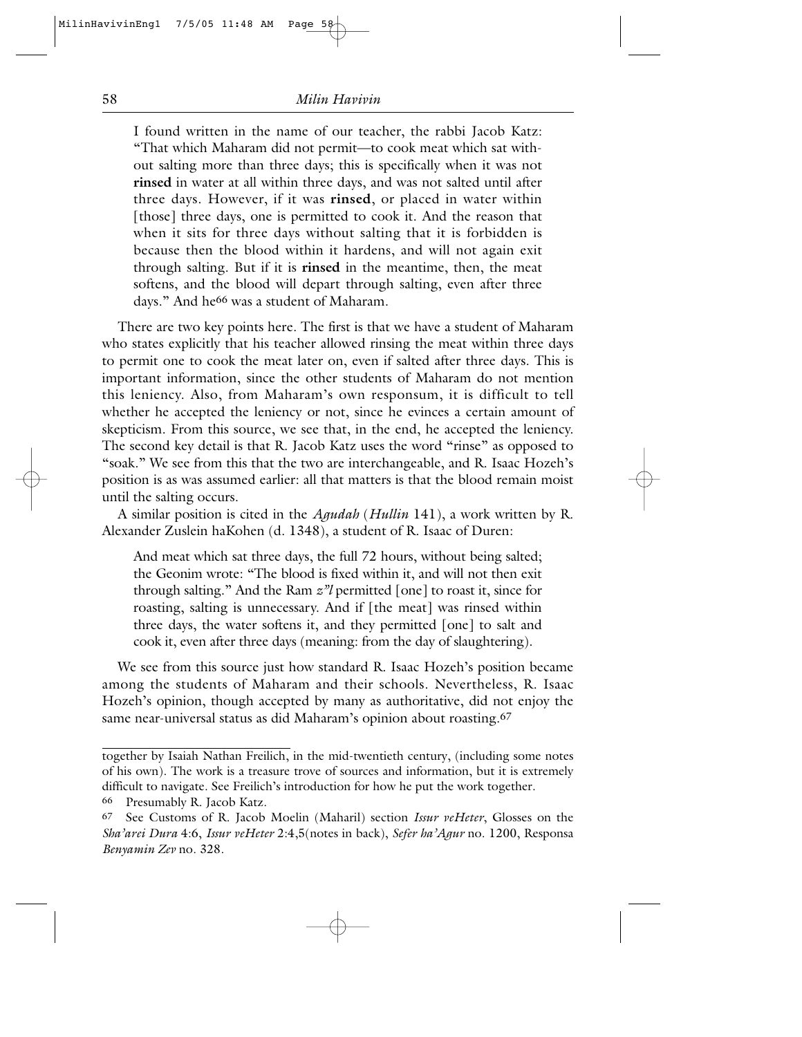> I found written in the name of our teacher, the rabbi Jacob Katz: "That which Maharam did not permit—to cook meat which sat without salting more than three days; this is specifically when it was not **rinsed** in water at all within three days, and was not salted until after three days. However, if it was **rinsed**, or placed in water within [those] three days, one is permitted to cook it. And the reason that when it sits for three days without salting that it is forbidden is because then the blood within it hardens, and will not again exit through salting. But if it is **rinsed** in the meantime, then, the meat softens, and the blood will depart through salting, even after three days." And he[66] was a student of Maharam.

There are two key points here. The first is that we have a student of Maharam who states explicitly that his teacher allowed rinsing the meat within three days to permit one to cook the meat later on, even if salted after three days. This is important information, since the other students of Maharam do not mention this leniency. Also, from Maharam's own responsum, it is difficult to tell whether he accepted the leniency or not, since he evinces a certain amount of skepticism. From this source, we see that, in the end, he accepted the leniency. The second key detail is that R. Jacob Katz uses the word "rinse" as opposed to "soak." We see from this that the two are interchangeable, and R. Isaac Hozeh's position is as was assumed earlier: all that matters is that the blood remain moist until the salting occurs.

A similar position is cited in the *Agudah* (*Hullin* 141), a work written by R. Alexander Zuslein haKohen (d. 1348), a student of R. Isaac of Duren:

> And meat which sat three days, the full 72 hours, without being salted; the Geonim wrote: "The blood is fixed within it, and will not then exit through salting." And the Ram *z"l* permitted [one] to roast it, since for roasting, salting is unnecessary. And if [the meat] was rinsed within three days, the water softens it, and they permitted [one] to salt and cook it, even after three days (meaning: from the day of slaughtering).

We see from this source just how standard R. Isaac Hozeh's position became among the students of Maharam and their schools. Nevertheless, R. Isaac Hozeh's opinion, though accepted by many as authoritative, did not enjoy the same near-universal status as did Maharam's opinion about roasting.[67]

---

together by Isaiah Nathan Freilich, in the mid-twentieth century, (including some notes of his own). The work is a treasure trove of sources and information, but it is extremely difficult to navigate. See Freilich's introduction for how he put the work together.

66 Presumably R. Jacob Katz.

67 See Customs of R. Jacob Moelin (Maharil) section *Issur veHeter*, Glosses on the *Sha'arei Dura* 4:6, *Issur veHeter* 2:4,5(notes in back), *Sefer ha'Agur* no. 1200, Responsa *Benyamin Zev* no. 328.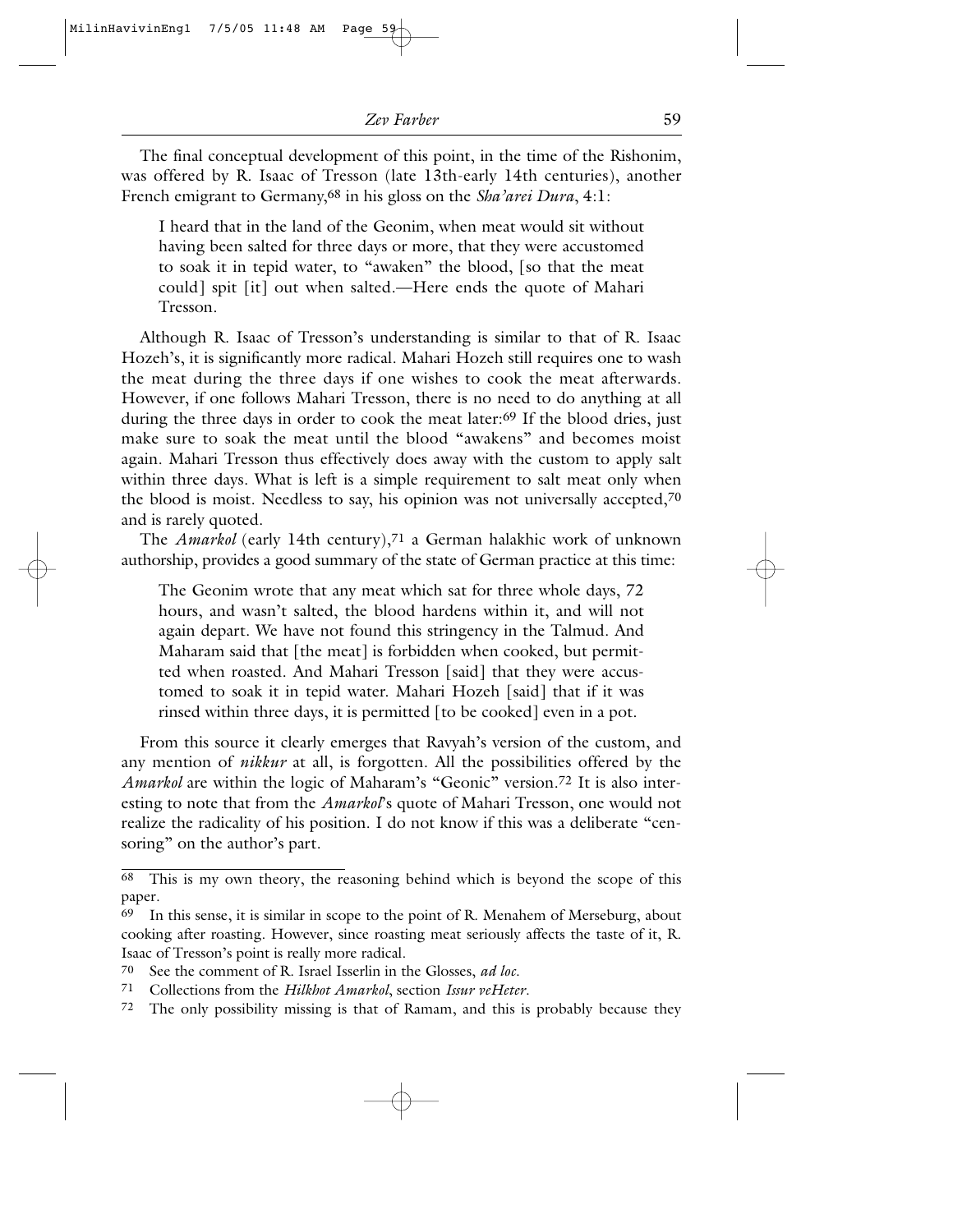The final conceptual development of this point, in the time of the Rishonim, was offered by R. Isaac of Tresson (late 13th-early 14th centuries), another French emigrant to Germany,[68] in his gloss on the *Sha'arei Dura*, 4:1:

> I heard that in the land of the Geonim, when meat would sit without having been salted for three days or more, that they were accustomed to soak it in tepid water, to "awaken" the blood, [so that the meat could] spit [it] out when salted.—Here ends the quote of Mahari Tresson.

Although R. Isaac of Tresson's understanding is similar to that of R. Isaac Hozeh's, it is significantly more radical. Mahari Hozeh still requires one to wash the meat during the three days if one wishes to cook the meat afterwards. However, if one follows Mahari Tresson, there is no need to do anything at all during the three days in order to cook the meat later:[69] If the blood dries, just make sure to soak the meat until the blood "awakens" and becomes moist again. Mahari Tresson thus effectively does away with the custom to apply salt within three days. What is left is a simple requirement to salt meat only when the blood is moist. Needless to say, his opinion was not universally accepted,[70] and is rarely quoted.

The *Amarkol* (early 14th century),[71] a German halakhic work of unknown authorship, provides a good summary of the state of German practice at this time:

> The Geonim wrote that any meat which sat for three whole days, 72 hours, and wasn't salted, the blood hardens within it, and will not again depart. We have not found this stringency in the Talmud. And Maharam said that [the meat] is forbidden when cooked, but permitted when roasted. And Mahari Tresson [said] that they were accustomed to soak it in tepid water. Mahari Hozeh [said] that if it was rinsed within three days, it is permitted [to be cooked] even in a pot.

From this source it clearly emerges that Ravyah's version of the custom, and any mention of *nikkur* at all, is forgotten. All the possibilities offered by the *Amarkol* are within the logic of Maharam's "Geonic" version.[72] It is also interesting to note that from the *Amarkol*'s quote of Mahari Tresson, one would not realize the radicality of his position. I do not know if this was a deliberate "censoring" on the author's part.

---

[68] This is my own theory, the reasoning behind which is beyond the scope of this paper.

[69] In this sense, it is similar in scope to the point of R. Menahem of Merseburg, about cooking after roasting. However, since roasting meat seriously affects the taste of it, R. Isaac of Tresson's point is really more radical.

[70] See the comment of R. Israel Isserlin in the Glosses, *ad loc.*

[71] Collections from the *Hilkhot Amarkol*, section *Issur veHeter*.

[72] The only possibility missing is that of Ramam, and this is probably because they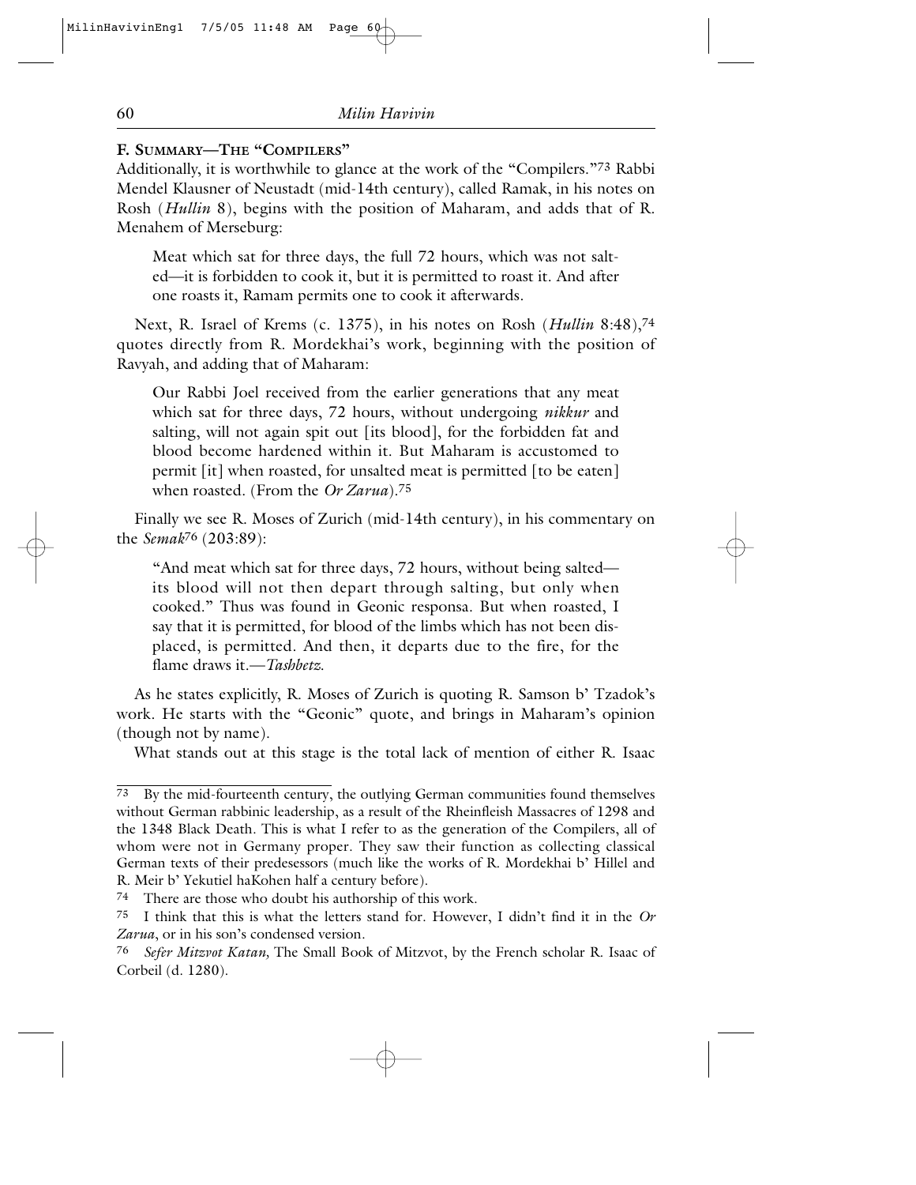### F. Summary—The "Compilers"

Additionally, it is worthwhile to glance at the work of the "Compilers."[73] Rabbi Mendel Klausner of Neustadt (mid-14th century), called Ramak, in his notes on Rosh (*Hullin* 8), begins with the position of Maharam, and adds that of R. Menahem of Merseburg:

> Meat which sat for three days, the full 72 hours, which was not salted—it is forbidden to cook it, but it is permitted to roast it. And after one roasts it, Ramam permits one to cook it afterwards.

Next, R. Israel of Krems (c. 1375), in his notes on Rosh (*Hullin* 8:48),[74] quotes directly from R. Mordekhai's work, beginning with the position of Ravyah, and adding that of Maharam:

> Our Rabbi Joel received from the earlier generations that any meat which sat for three days, 72 hours, without undergoing *nikkur* and salting, will not again spit out [its blood], for the forbidden fat and blood become hardened within it. But Maharam is accustomed to permit [it] when roasted, for unsalted meat is permitted [to be eaten] when roasted. (From the *Or Zarua*).[75]

Finally we see R. Moses of Zurich (mid-14th century), in his commentary on the *Semak*[76] (203:89):

> "And meat which sat for three days, 72 hours, without being salted—its blood will not then depart through salting, but only when cooked." Thus was found in Geonic responsa. But when roasted, I say that it is permitted, for blood of the limbs which has not been displaced, is permitted. And then, it departs due to the fire, for the flame draws it.—*Tashbetz.*

As he states explicitly, R. Moses of Zurich is quoting R. Samson b' Tzadok's work. He starts with the "Geonic" quote, and brings in Maharam's opinion (though not by name).

What stands out at this stage is the total lack of mention of either R. Isaac

---

73 By the mid-fourteenth century, the outlying German communities found themselves without German rabbinic leadership, as a result of the Rheinfleish Massacres of 1298 and the 1348 Black Death. This is what I refer to as the generation of the Compilers, all of whom were not in Germany proper. They saw their function as collecting classical German texts of their predesessors (much like the works of R. Mordekhai b' Hillel and R. Meir b' Yekutiel haKohen half a century before).

74 There are those who doubt his authorship of this work.

75 I think that this is what the letters stand for. However, I didn't find it in the *Or Zarua*, or in his son's condensed version.

76 *Sefer Mitzvot Katan,* The Small Book of Mitzvot, by the French scholar R. Isaac of Corbeil (d. 1280).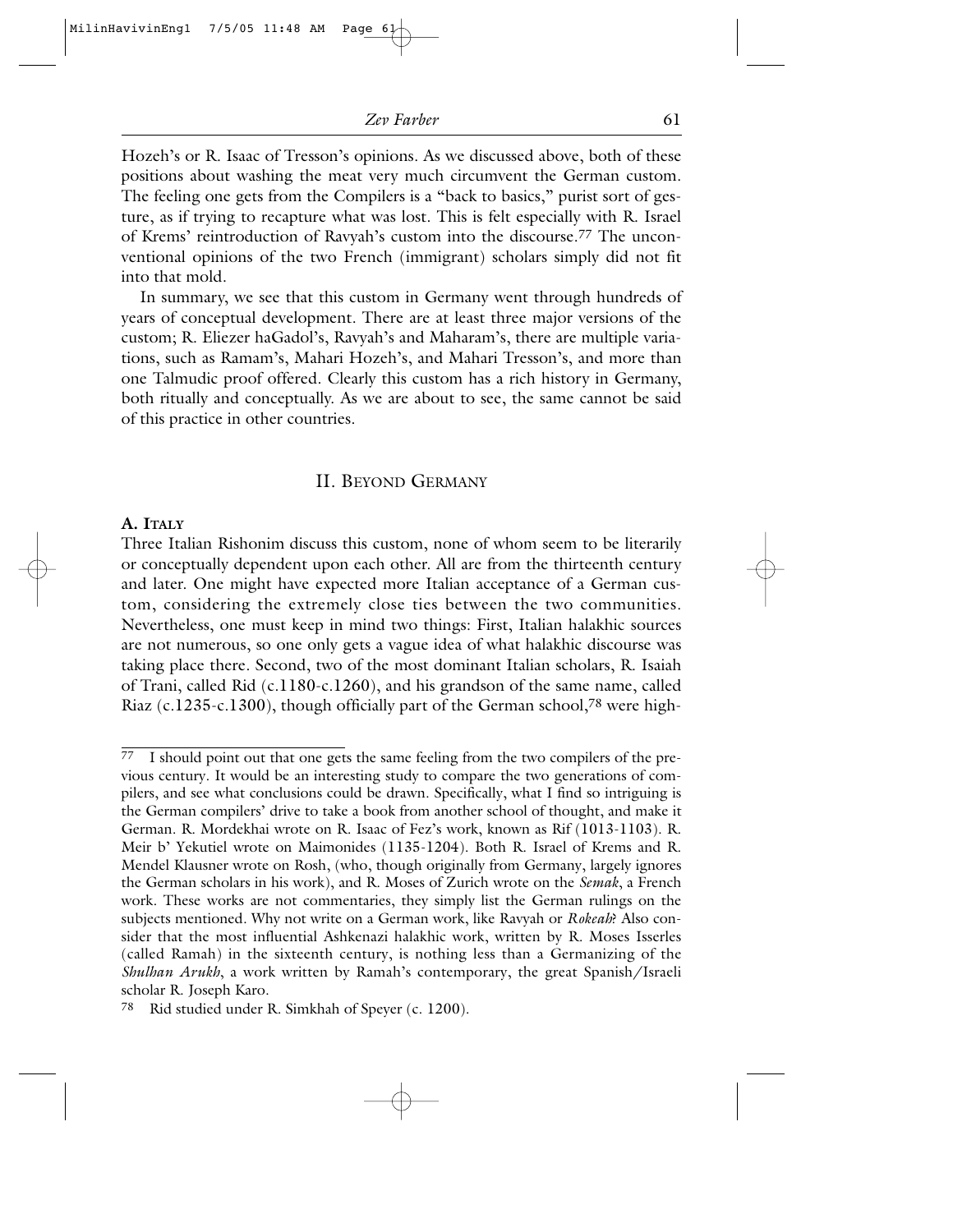Hozeh's or R. Isaac of Tresson's opinions. As we discussed above, both of these positions about washing the meat very much circumvent the German custom. The feeling one gets from the Compilers is a "back to basics," purist sort of gesture, as if trying to recapture what was lost. This is felt especially with R. Israel of Krems' reintroduction of Ravyah's custom into the discourse.[77] The unconventional opinions of the two French (immigrant) scholars simply did not fit into that mold.

In summary, we see that this custom in Germany went through hundreds of years of conceptual development. There are at least three major versions of the custom; R. Eliezer haGadol's, Ravyah's and Maharam's, there are multiple variations, such as Ramam's, Mahari Hozeh's, and Mahari Tresson's, and more than one Talmudic proof offered. Clearly this custom has a rich history in Germany, both ritually and conceptually. As we are about to see, the same cannot be said of this practice in other countries.

## II. Beyond Germany

### A. Italy

Three Italian Rishonim discuss this custom, none of whom seem to be literarily or conceptually dependent upon each other. All are from the thirteenth century and later. One might have expected more Italian acceptance of a German custom, considering the extremely close ties between the two communities. Nevertheless, one must keep in mind two things: First, Italian halakhic sources are not numerous, so one only gets a vague idea of what halakhic discourse was taking place there. Second, two of the most dominant Italian scholars, R. Isaiah of Trani, called Rid (c.1180-c.1260), and his grandson of the same name, called Riaz (c.1235-c.1300), though officially part of the German school,[78] were high-

---

[77] I should point out that one gets the same feeling from the two compilers of the previous century. It would be an interesting study to compare the two generations of compilers, and see what conclusions could be drawn. Specifically, what I find so intriguing is the German compilers' drive to take a book from another school of thought, and make it German. R. Mordekhai wrote on R. Isaac of Fez's work, known as Rif (1013-1103). R. Meir b' Yekutiel wrote on Maimonides (1135-1204). Both R. Israel of Krems and R. Mendel Klausner wrote on Rosh, (who, though originally from Germany, largely ignores the German scholars in his work), and R. Moses of Zurich wrote on the *Semak*, a French work. These works are not commentaries, they simply list the German rulings on the subjects mentioned. Why not write on a German work, like Ravyah or *Rokeah*? Also consider that the most influential Ashkenazi halakhic work, written by R. Moses Isserles (called Ramah) in the sixteenth century, is nothing less than a Germanizing of the *Shulhan Arukh*, a work written by Ramah's contemporary, the great Spanish/Israeli scholar R. Joseph Karo.

[78] Rid studied under R. Simkhah of Speyer (c. 1200).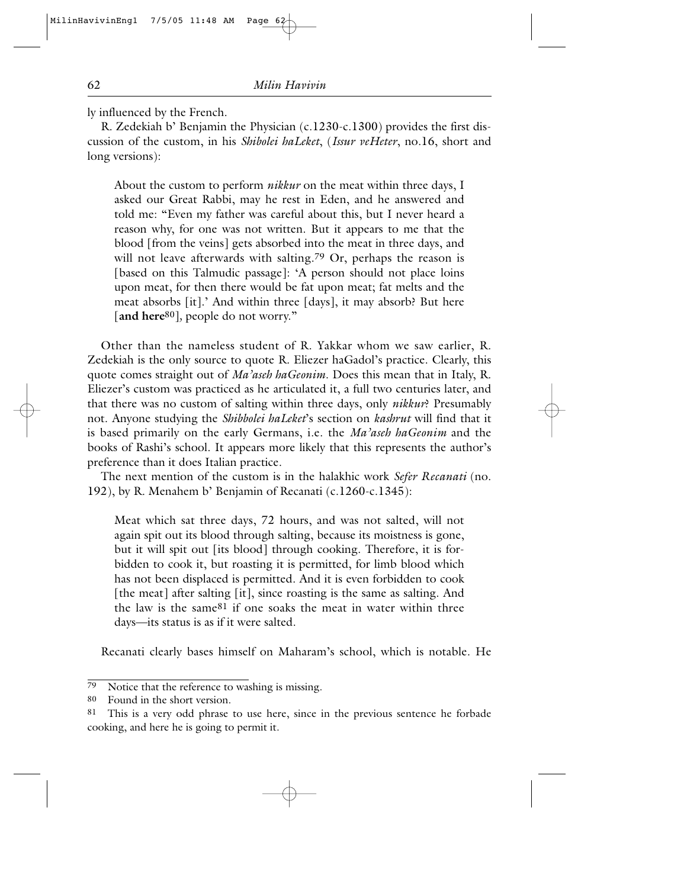ly influenced by the French.

R. Zedekiah b' Benjamin the Physician (c.1230-c.1300) provides the first discussion of the custom, in his *Shibolei haLeket*, (*Issur veHeter*, no.16, short and long versions):

> About the custom to perform *nikkur* on the meat within three days, I asked our Great Rabbi, may he rest in Eden, and he answered and told me: "Even my father was careful about this, but I never heard a reason why, for one was not written. But it appears to me that the blood [from the veins] gets absorbed into the meat in three days, and will not leave afterwards with salting.[79] Or, perhaps the reason is [based on this Talmudic passage]: 'A person should not place loins upon meat, for then there would be fat upon meat; fat melts and the meat absorbs [it].' And within three [days], it may absorb? But here [**and here**[80]], people do not worry."

Other than the nameless student of R. Yakkar whom we saw earlier, R. Zedekiah is the only source to quote R. Eliezer haGadol's practice. Clearly, this quote comes straight out of *Ma'aseh haGeonim*. Does this mean that in Italy, R. Eliezer's custom was practiced as he articulated it, a full two centuries later, and that there was no custom of salting within three days, only *nikkur*? Presumably not. Anyone studying the *Shibbolei haLeket*'s section on *kashrut* will find that it is based primarily on the early Germans, i.e. the *Ma'aseh haGeonim* and the books of Rashi's school. It appears more likely that this represents the author's preference than it does Italian practice.

The next mention of the custom is in the halakhic work *Sefer Recanati* (no. 192), by R. Menahem b' Benjamin of Recanati (c.1260-c.1345):

> Meat which sat three days, 72 hours, and was not salted, will not again spit out its blood through salting, because its moistness is gone, but it will spit out [its blood] through cooking. Therefore, it is forbidden to cook it, but roasting it is permitted, for limb blood which has not been displaced is permitted. And it is even forbidden to cook [the meat] after salting [it], since roasting is the same as salting. And the law is the same[81] if one soaks the meat in water within three days—its status is as if it were salted.

Recanati clearly bases himself on Maharam's school, which is notable. He

---

[79] Notice that the reference to washing is missing.

[80] Found in the short version.

[81] This is a very odd phrase to use here, since in the previous sentence he forbade cooking, and here he is going to permit it.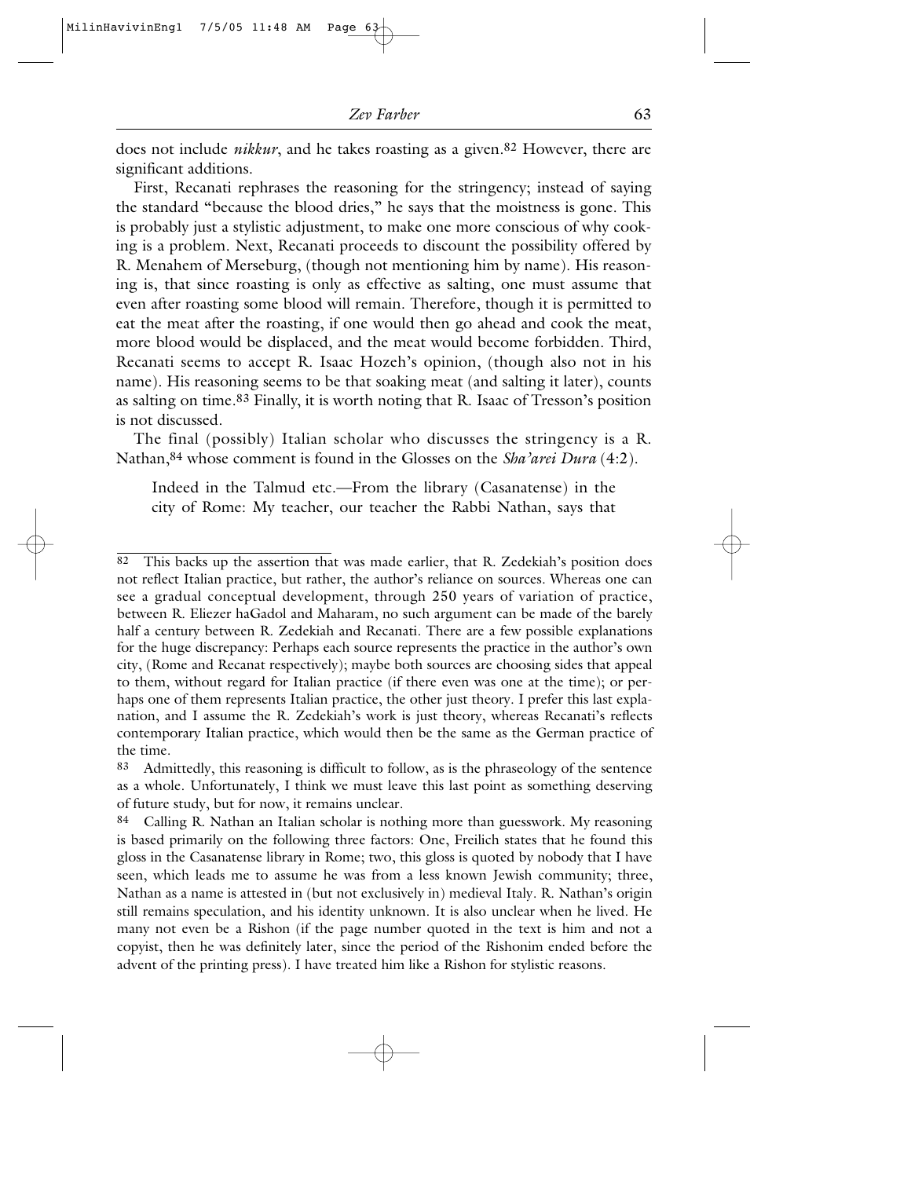does not include *nikkur*, and he takes roasting as a given.[82] However, there are significant additions.

First, Recanati rephrases the reasoning for the stringency; instead of saying the standard "because the blood dries," he says that the moistness is gone. This is probably just a stylistic adjustment, to make one more conscious of why cooking is a problem. Next, Recanati proceeds to discount the possibility offered by R. Menahem of Merseburg, (though not mentioning him by name). His reasoning is, that since roasting is only as effective as salting, one must assume that even after roasting some blood will remain. Therefore, though it is permitted to eat the meat after the roasting, if one would then go ahead and cook the meat, more blood would be displaced, and the meat would become forbidden. Third, Recanati seems to accept R. Isaac Hozeh's opinion, (though also not in his name). His reasoning seems to be that soaking meat (and salting it later), counts as salting on time.[83] Finally, it is worth noting that R. Isaac of Tresson's position is not discussed.

The final (possibly) Italian scholar who discusses the stringency is a R. Nathan,[84] whose comment is found in the Glosses on the *Sha'arei Dura* (4:2).

> Indeed in the Talmud etc.—From the library (Casanatense) in the city of Rome: My teacher, our teacher the Rabbi Nathan, says that

---

82 This backs up the assertion that was made earlier, that R. Zedekiah's position does not reflect Italian practice, but rather, the author's reliance on sources. Whereas one can see a gradual conceptual development, through 250 years of variation of practice, between R. Eliezer haGadol and Maharam, no such argument can be made of the barely half a century between R. Zedekiah and Recanati. There are a few possible explanations for the huge discrepancy: Perhaps each source represents the practice in the author's own city, (Rome and Recanat respectively); maybe both sources are choosing sides that appeal to them, without regard for Italian practice (if there even was one at the time); or perhaps one of them represents Italian practice, the other just theory. I prefer this last explanation, and I assume the R. Zedekiah's work is just theory, whereas Recanati's reflects contemporary Italian practice, which would then be the same as the German practice of the time.

83 Admittedly, this reasoning is difficult to follow, as is the phraseology of the sentence as a whole. Unfortunately, I think we must leave this last point as something deserving of future study, but for now, it remains unclear.

84 Calling R. Nathan an Italian scholar is nothing more than guesswork. My reasoning is based primarily on the following three factors: One, Freilich states that he found this gloss in the Casanatense library in Rome; two, this gloss is quoted by nobody that I have seen, which leads me to assume he was from a less known Jewish community; three, Nathan as a name is attested in (but not exclusively in) medieval Italy. R. Nathan's origin still remains speculation, and his identity unknown. It is also unclear when he lived. He many not even be a Rishon (if the page number quoted in the text is him and not a copyist, then he was definitely later, since the period of the Rishonim ended before the advent of the printing press). I have treated him like a Rishon for stylistic reasons.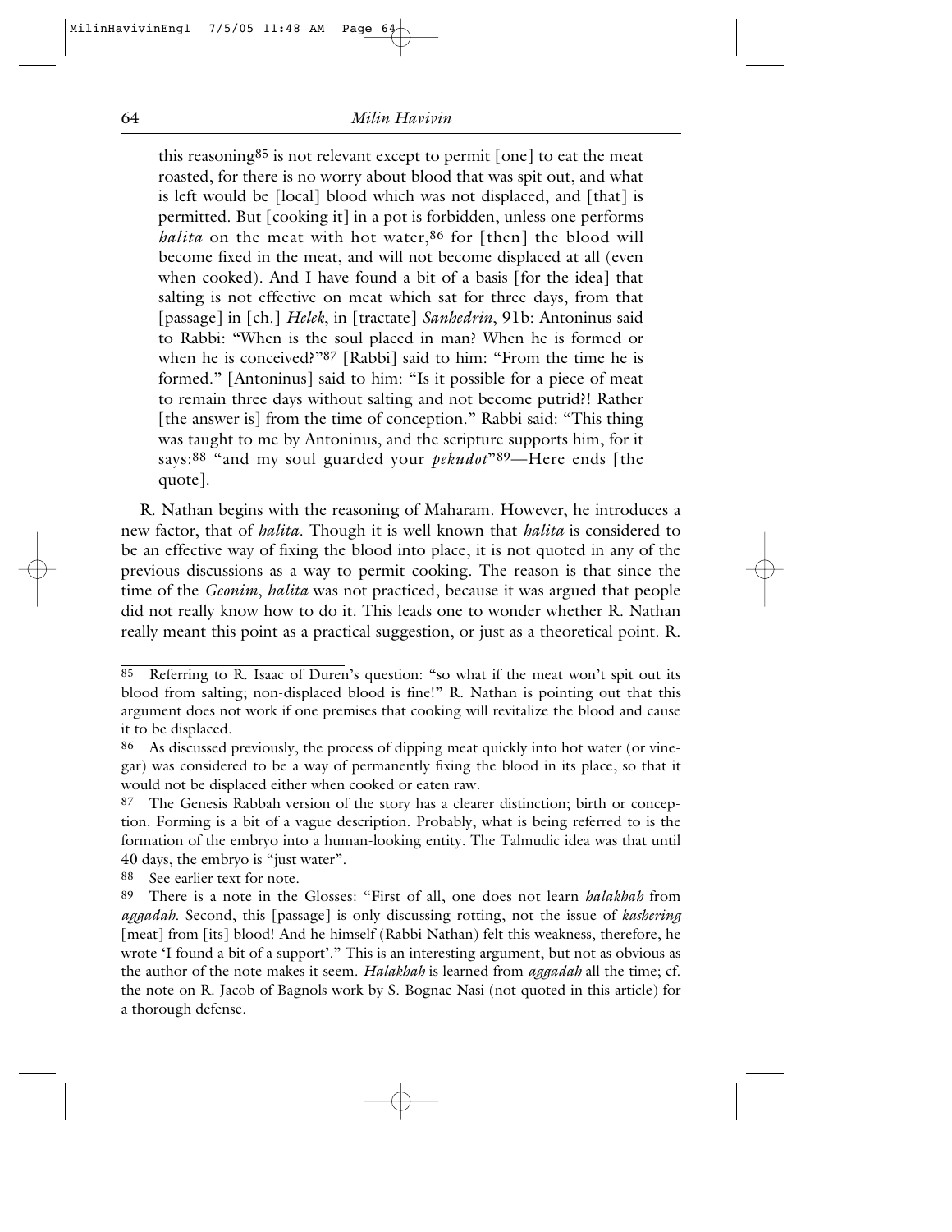> this reasoning[85] is not relevant except to permit [one] to eat the meat roasted, for there is no worry about blood that was spit out, and what is left would be [local] blood which was not displaced, and [that] is permitted. But [cooking it] in a pot is forbidden, unless one performs *halita* on the meat with hot water,[86] for [then] the blood will become fixed in the meat, and will not become displaced at all (even when cooked). And I have found a bit of a basis [for the idea] that salting is not effective on meat which sat for three days, from that [passage] in [ch.] *Helek*, in [tractate] *Sanhedrin*, 91b: Antoninus said to Rabbi: "When is the soul placed in man? When he is formed or when he is conceived?"[87] [Rabbi] said to him: "From the time he is formed." [Antoninus] said to him: "Is it possible for a piece of meat to remain three days without salting and not become putrid?! Rather [the answer is] from the time of conception." Rabbi said: "This thing was taught to me by Antoninus, and the scripture supports him, for it says:[88] "and my soul guarded your *pekudot*"[89]—Here ends [the quote].

R. Nathan begins with the reasoning of Maharam. However, he introduces a new factor, that of *halita*. Though it is well known that *halita* is considered to be an effective way of fixing the blood into place, it is not quoted in any of the previous discussions as a way to permit cooking. The reason is that since the time of the *Geonim*, *halita* was not practiced, because it was argued that people did not really know how to do it. This leads one to wonder whether R. Nathan really meant this point as a practical suggestion, or just as a theoretical point. R.

---

85 Referring to R. Isaac of Duren's question: "so what if the meat won't spit out its blood from salting; non-displaced blood is fine!" R. Nathan is pointing out that this argument does not work if one premises that cooking will revitalize the blood and cause it to be displaced.

86 As discussed previously, the process of dipping meat quickly into hot water (or vinegar) was considered to be a way of permanently fixing the blood in its place, so that it would not be displaced either when cooked or eaten raw.

87 The Genesis Rabbah version of the story has a clearer distinction; birth or conception. Forming is a bit of a vague description. Probably, what is being referred to is the formation of the embryo into a human-looking entity. The Talmudic idea was that until 40 days, the embryo is "just water".

88 See earlier text for note.

89 There is a note in the Glosses: "First of all, one does not learn *halakhah* from *aggadah*. Second, this [passage] is only discussing rotting, not the issue of *kashering* [meat] from [its] blood! And he himself (Rabbi Nathan) felt this weakness, therefore, he wrote 'I found a bit of a support'." This is an interesting argument, but not as obvious as the author of the note makes it seem. *Halakhah* is learned from *aggadah* all the time; cf. the note on R. Jacob of Bagnols work by S. Bognac Nasi (not quoted in this article) for a thorough defense.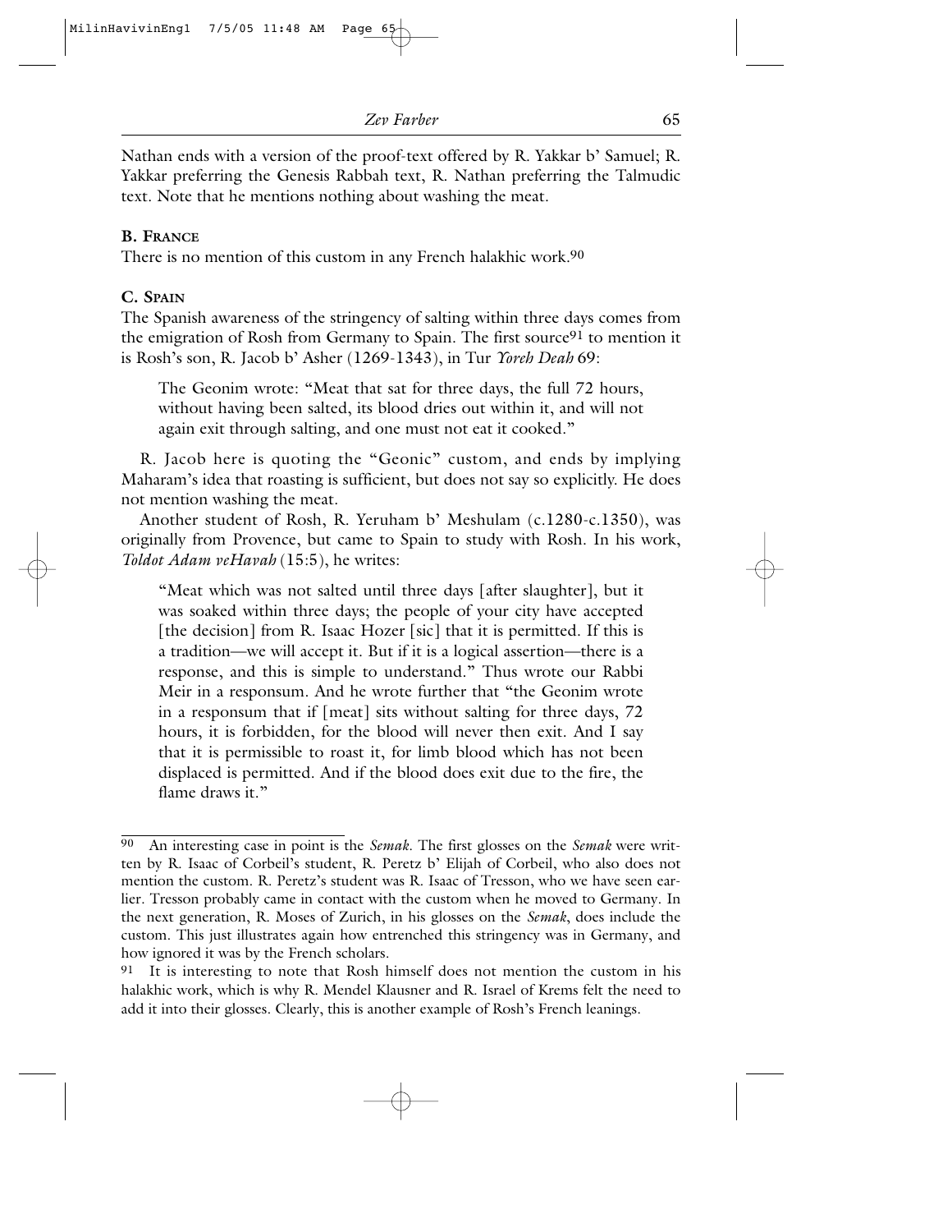Nathan ends with a version of the proof-text offered by R. Yakkar b' Samuel; R. Yakkar preferring the Genesis Rabbah text, R. Nathan preferring the Talmudic text. Note that he mentions nothing about washing the meat.

### B. France

There is no mention of this custom in any French halakhic work.[90]

### C. Spain

The Spanish awareness of the stringency of salting within three days comes from the emigration of Rosh from Germany to Spain. The first source[91] to mention it is Rosh's son, R. Jacob b' Asher (1269-1343), in Tur *Yoreh Deah* 69:

> The Geonim wrote: "Meat that sat for three days, the full 72 hours, without having been salted, its blood dries out within it, and will not again exit through salting, and one must not eat it cooked."

R. Jacob here is quoting the "Geonic" custom, and ends by implying Maharam's idea that roasting is sufficient, but does not say so explicitly. He does not mention washing the meat.

Another student of Rosh, R. Yeruham b' Meshulam (c.1280-c.1350), was originally from Provence, but came to Spain to study with Rosh. In his work, *Toldot Adam veHavah* (15:5), he writes:

> "Meat which was not salted until three days [after slaughter], but it was soaked within three days; the people of your city have accepted [the decision] from R. Isaac Hozer [sic] that it is permitted. If this is a tradition—we will accept it. But if it is a logical assertion—there is a response, and this is simple to understand." Thus wrote our Rabbi Meir in a responsum. And he wrote further that "the Geonim wrote in a responsum that if [meat] sits without salting for three days, 72 hours, it is forbidden, for the blood will never then exit. And I say that it is permissible to roast it, for limb blood which has not been displaced is permitted. And if the blood does exit due to the fire, the flame draws it."

---

[90] An interesting case in point is the *Semak*. The first glosses on the *Semak* were written by R. Isaac of Corbeil's student, R. Peretz b' Elijah of Corbeil, who also does not mention the custom. R. Peretz's student was R. Isaac of Tresson, who we have seen earlier. Tresson probably came in contact with the custom when he moved to Germany. In the next generation, R. Moses of Zurich, in his glosses on the *Semak*, does include the custom. This just illustrates again how entrenched this stringency was in Germany, and how ignored it was by the French scholars.

[91] It is interesting to note that Rosh himself does not mention the custom in his halakhic work, which is why R. Mendel Klausner and R. Israel of Krems felt the need to add it into their glosses. Clearly, this is another example of Rosh's French leanings.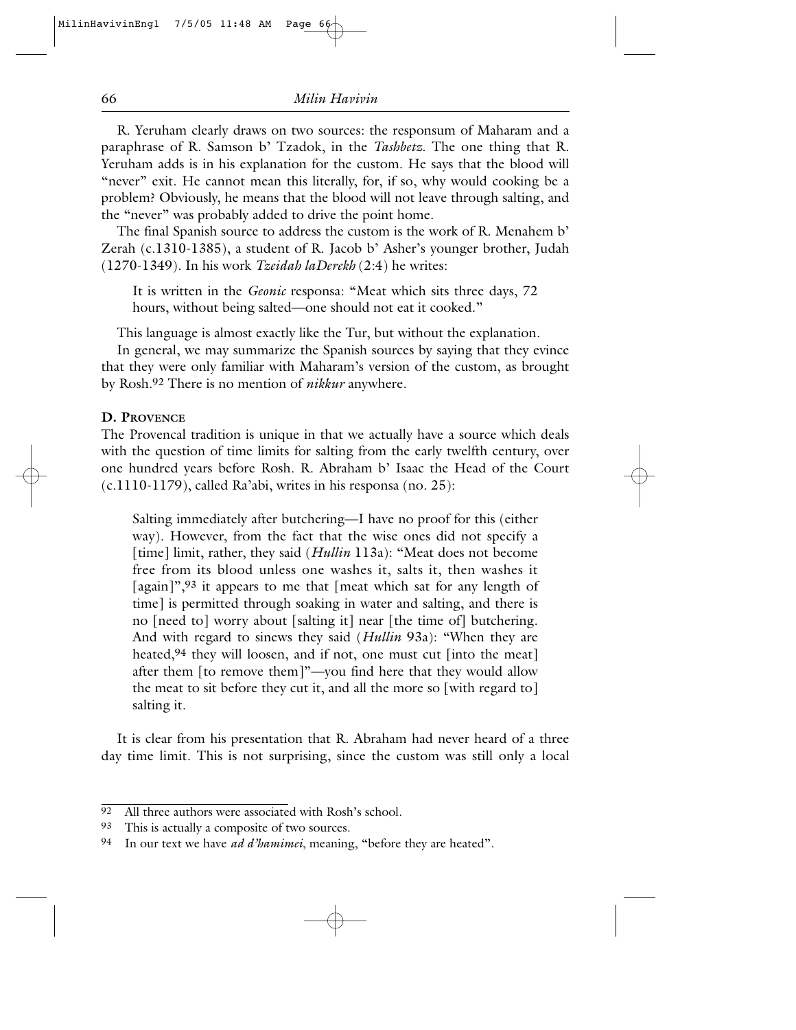R. Yeruham clearly draws on two sources: the responsum of Maharam and a paraphrase of R. Samson b' Tzadok, in the *Tashbetz*. The one thing that R. Yeruham adds is in his explanation for the custom. He says that the blood will "never" exit. He cannot mean this literally, for, if so, why would cooking be a problem? Obviously, he means that the blood will not leave through salting, and the "never" was probably added to drive the point home.

The final Spanish source to address the custom is the work of R. Menahem b' Zerah (c.1310-1385), a student of R. Jacob b' Asher's younger brother, Judah (1270-1349). In his work *Tzeidah laDerekh* (2:4) he writes:

> It is written in the *Geonic* responsa: "Meat which sits three days, 72 hours, without being salted—one should not eat it cooked."

This language is almost exactly like the Tur, but without the explanation.

In general, we may summarize the Spanish sources by saying that they evince that they were only familiar with Maharam's version of the custom, as brought by Rosh.[92] There is no mention of *nikkur* anywhere.

### D. Provence

The Provencal tradition is unique in that we actually have a source which deals with the question of time limits for salting from the early twelfth century, over one hundred years before Rosh. R. Abraham b' Isaac the Head of the Court (c.1110-1179), called Ra'abi, writes in his responsa (no. 25):

> Salting immediately after butchering—I have no proof for this (either way). However, from the fact that the wise ones did not specify a [time] limit, rather, they said (*Hullin* 113a): "Meat does not become free from its blood unless one washes it, salts it, then washes it [again]",[93] it appears to me that [meat which sat for any length of time] is permitted through soaking in water and salting, and there is no [need to] worry about [salting it] near [the time of] butchering. And with regard to sinews they said (*Hullin* 93a): "When they are heated,[94] they will loosen, and if not, one must cut [into the meat] after them [to remove them]"—you find here that they would allow the meat to sit before they cut it, and all the more so [with regard to] salting it.

It is clear from his presentation that R. Abraham had never heard of a three day time limit. This is not surprising, since the custom was still only a local

---

92 All three authors were associated with Rosh's school.

93 This is actually a composite of two sources.

94 In our text we have *ad d'hamimei*, meaning, "before they are heated".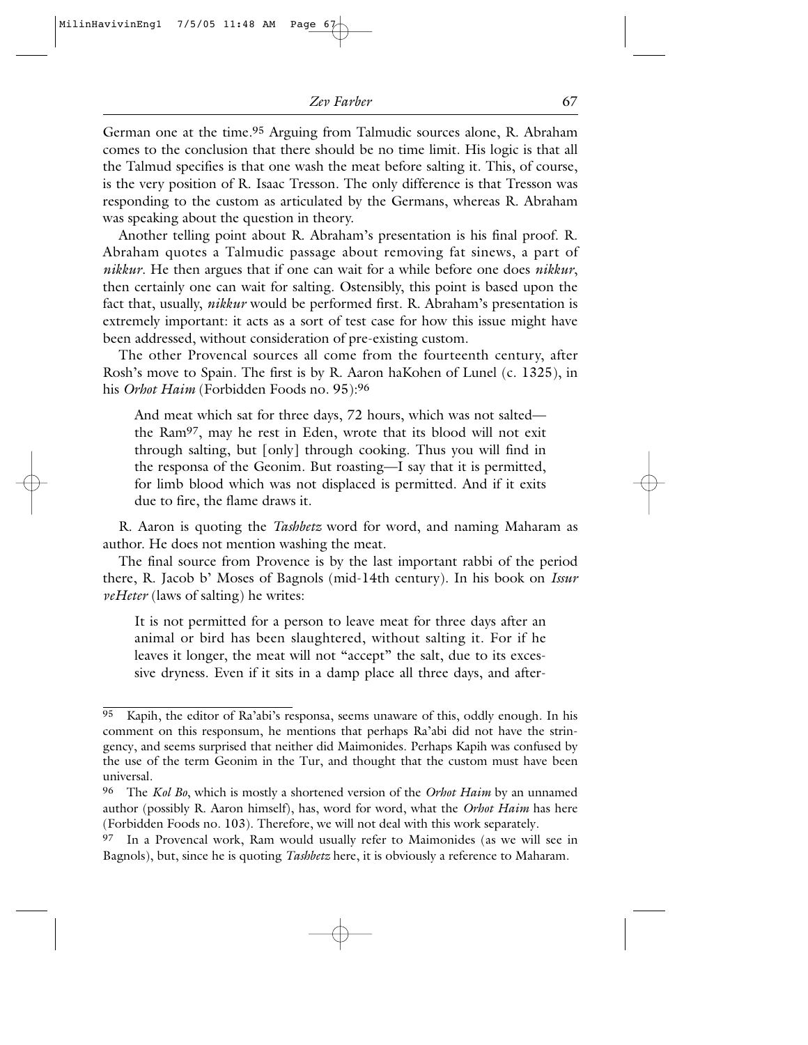German one at the time.[95] Arguing from Talmudic sources alone, R. Abraham comes to the conclusion that there should be no time limit. His logic is that all the Talmud specifies is that one wash the meat before salting it. This, of course, is the very position of R. Isaac Tresson. The only difference is that Tresson was responding to the custom as articulated by the Germans, whereas R. Abraham was speaking about the question in theory.

Another telling point about R. Abraham's presentation is his final proof. R. Abraham quotes a Talmudic passage about removing fat sinews, a part of *nikkur*. He then argues that if one can wait for a while before one does *nikkur*, then certainly one can wait for salting. Ostensibly, this point is based upon the fact that, usually, *nikkur* would be performed first. R. Abraham's presentation is extremely important: it acts as a sort of test case for how this issue might have been addressed, without consideration of pre-existing custom.

The other Provencal sources all come from the fourteenth century, after Rosh's move to Spain. The first is by R. Aaron haKohen of Lunel (c. 1325), in his *Orhot Haim* (Forbidden Foods no. 95):[96]

> And meat which sat for three days, 72 hours, which was not salted—the Ram[97], may he rest in Eden, wrote that its blood will not exit through salting, but [only] through cooking. Thus you will find in the responsa of the Geonim. But roasting—I say that it is permitted, for limb blood which was not displaced is permitted. And if it exits due to fire, the flame draws it.

R. Aaron is quoting the *Tashbetz* word for word, and naming Maharam as author. He does not mention washing the meat.

The final source from Provence is by the last important rabbi of the period there, R. Jacob b' Moses of Bagnols (mid-14th century). In his book on *Issur veHeter* (laws of salting) he writes:

> It is not permitted for a person to leave meat for three days after an animal or bird has been slaughtered, without salting it. For if he leaves it longer, the meat will not "accept" the salt, due to its excessive dryness. Even if it sits in a damp place all three days, and after-

---

95 Kapih, the editor of Ra'abi's responsa, seems unaware of this, oddly enough. In his comment on this responsum, he mentions that perhaps Ra'abi did not have the stringency, and seems surprised that neither did Maimonides. Perhaps Kapih was confused by the use of the term Geonim in the Tur, and thought that the custom must have been universal.

96 The *Kol Bo*, which is mostly a shortened version of the *Orhot Haim* by an unnamed author (possibly R. Aaron himself), has, word for word, what the *Orhot Haim* has here (Forbidden Foods no. 103). Therefore, we will not deal with this work separately.

97 In a Provencal work, Ram would usually refer to Maimonides (as we will see in Bagnols), but, since he is quoting *Tashbetz* here, it is obviously a reference to Maharam.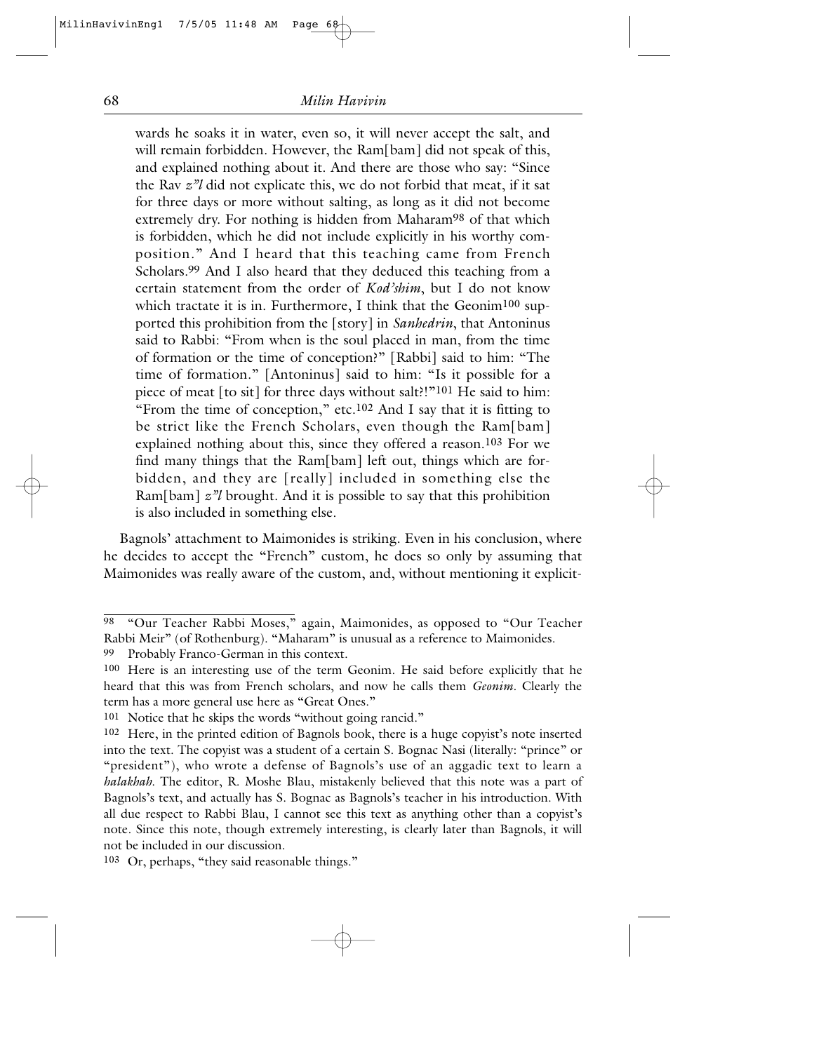> wards he soaks it in water, even so, it will never accept the salt, and will remain forbidden. However, the Ram[bam] did not speak of this, and explained nothing about it. And there are those who say: "Since the Rav *z"l* did not explicate this, we do not forbid that meat, if it sat for three days or more without salting, as long as it did not become extremely dry. For nothing is hidden from Maharam[98] of that which is forbidden, which he did not include explicitly in his worthy composition." And I heard that this teaching came from French Scholars.[99] And I also heard that they deduced this teaching from a certain statement from the order of *Kod'shim*, but I do not know which tractate it is in. Furthermore, I think that the Geonim[100] supported this prohibition from the [story] in *Sanhedrin*, that Antoninus said to Rabbi: "From when is the soul placed in man, from the time of formation or the time of conception?" [Rabbi] said to him: "The time of formation." [Antoninus] said to him: "Is it possible for a piece of meat [to sit] for three days without salt?!"[101] He said to him: "From the time of conception," etc.[102] And I say that it is fitting to be strict like the French Scholars, even though the Ram[bam] explained nothing about this, since they offered a reason.[103] For we find many things that the Ram[bam] left out, things which are forbidden, and they are [really] included in something else the Ram[bam] *z"l* brought. And it is possible to say that this prohibition is also included in something else.

Bagnols' attachment to Maimonides is striking. Even in his conclusion, where he decides to accept the "French" custom, he does so only by assuming that Maimonides was really aware of the custom, and, without mentioning it explicit-

---

[98] "Our Teacher Rabbi Moses," again, Maimonides, as opposed to "Our Teacher Rabbi Meir" (of Rothenburg). "Maharam" is unusual as a reference to Maimonides.

[99] Probably Franco-German in this context.

[100] Here is an interesting use of the term Geonim. He said before explicitly that he heard that this was from French scholars, and now he calls them *Geonim*. Clearly the term has a more general use here as "Great Ones."

[101] Notice that he skips the words "without going rancid."

[102] Here, in the printed edition of Bagnols book, there is a huge copyist's note inserted into the text. The copyist was a student of a certain S. Bognac Nasi (literally: "prince" or "president"), who wrote a defense of Bagnols's use of an aggadic text to learn a *halakhah*. The editor, R. Moshe Blau, mistakenly believed that this note was a part of Bagnols's text, and actually has S. Bognac as Bagnols's teacher in his introduction. With all due respect to Rabbi Blau, I cannot see this text as anything other than a copyist's note. Since this note, though extremely interesting, is clearly later than Bagnols, it will not be included in our discussion.

[103] Or, perhaps, "they said reasonable things."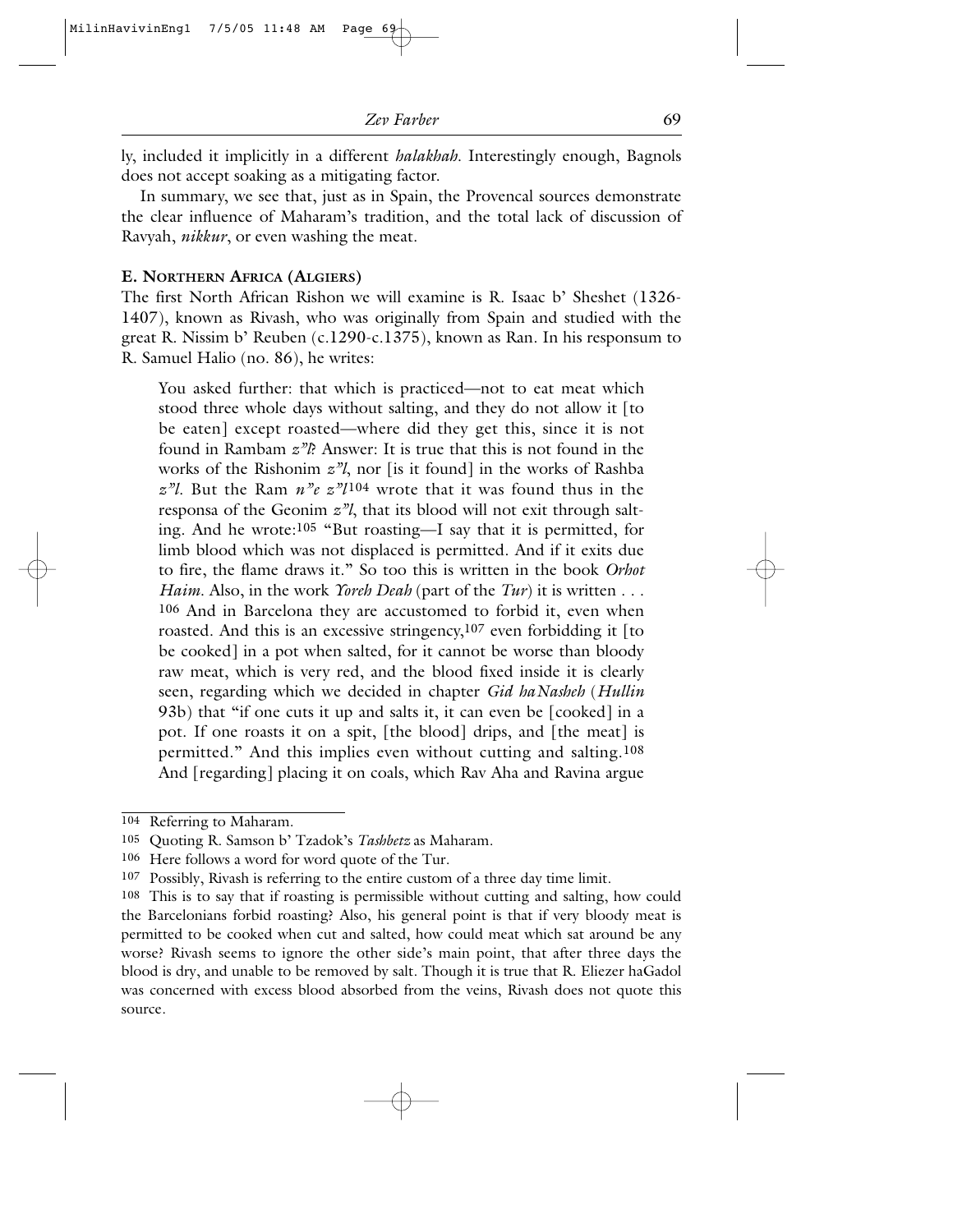ly, included it implicitly in a different *halakhah*. Interestingly enough, Bagnols does not accept soaking as a mitigating factor.

In summary, we see that, just as in Spain, the Provencal sources demonstrate the clear influence of Maharam's tradition, and the total lack of discussion of Ravyah, *nikkur*, or even washing the meat.

### E. Northern Africa (Algiers)

The first North African Rishon we will examine is R. Isaac b' Sheshet (1326-1407), known as Rivash, who was originally from Spain and studied with the great R. Nissim b' Reuben (c.1290-c.1375), known as Ran. In his responsum to R. Samuel Halio (no. 86), he writes:

> You asked further: that which is practiced—not to eat meat which stood three whole days without salting, and they do not allow it [to be eaten] except roasted—where did they get this, since it is not found in Rambam *z"l*? Answer: It is true that this is not found in the works of the Rishonim *z"l*, nor [is it found] in the works of Rashba *z"l*. But the Ram *n"e z"l*[104] wrote that it was found thus in the responsa of the Geonim *z"l*, that its blood will not exit through salting. And he wrote:[105] "But roasting—I say that it is permitted, for limb blood which was not displaced is permitted. And if it exits due to fire, the flame draws it." So too this is written in the book *Orhot Haim*. Also, in the work *Yoreh Deah* (part of the *Tur*) it is written . . . [106] And in Barcelona they are accustomed to forbid it, even when roasted. And this is an excessive stringency,[107] even forbidding it [to be cooked] in a pot when salted, for it cannot be worse than bloody raw meat, which is very red, and the blood fixed inside it is clearly seen, regarding which we decided in chapter *Gid haNasheh* (*Hullin* 93b) that "if one cuts it up and salts it, it can even be [cooked] in a pot. If one roasts it on a spit, [the blood] drips, and [the meat] is permitted." And this implies even without cutting and salting.[108] And [regarding] placing it on coals, which Rav Aha and Ravina argue

---

104 Referring to Maharam.

105 Quoting R. Samson b' Tzadok's *Tashbetz* as Maharam.

106 Here follows a word for word quote of the Tur.

107 Possibly, Rivash is referring to the entire custom of a three day time limit.

108 This is to say that if roasting is permissible without cutting and salting, how could the Barcelonians forbid roasting? Also, his general point is that if very bloody meat is permitted to be cooked when cut and salted, how could meat which sat around be any worse? Rivash seems to ignore the other side's main point, that after three days the blood is dry, and unable to be removed by salt. Though it is true that R. Eliezer haGadol was concerned with excess blood absorbed from the veins, Rivash does not quote this source.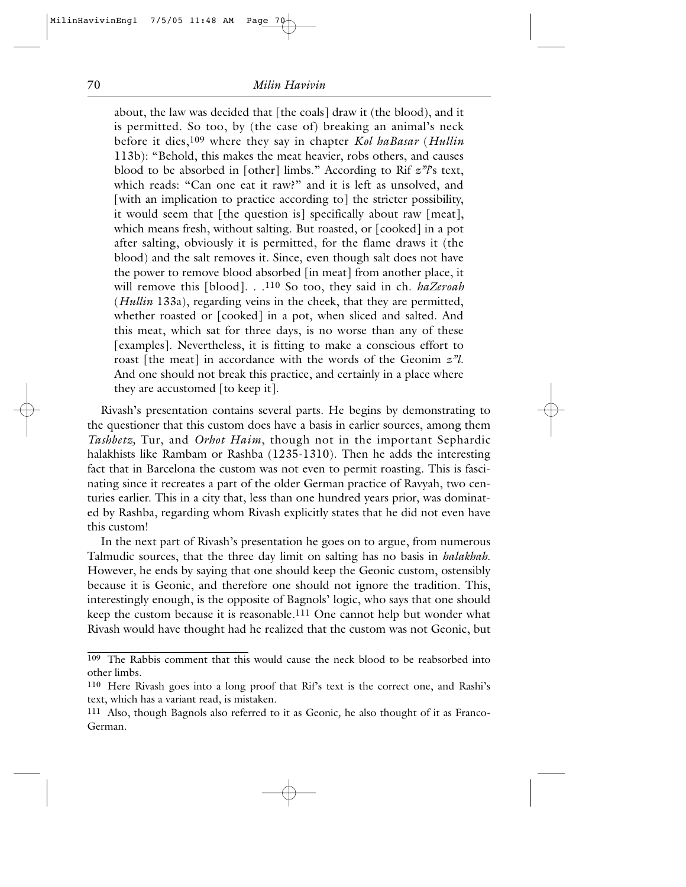> about, the law was decided that [the coals] draw it (the blood), and it is permitted. So too, by (the case of) breaking an animal's neck before it dies,[109] where they say in chapter *Kol haBasar* (*Hullin* 113b): "Behold, this makes the meat heavier, robs others, and causes blood to be absorbed in [other] limbs." According to Rif *z"l*'s text, which reads: "Can one eat it raw?" and it is left as unsolved, and [with an implication to practice according to] the stricter possibility, it would seem that [the question is] specifically about raw [meat], which means fresh, without salting. But roasted, or [cooked] in a pot after salting, obviously it is permitted, for the flame draws it (the blood) and the salt removes it. Since, even though salt does not have the power to remove blood absorbed [in meat] from another place, it will remove this [blood]. . .[110] So too, they said in ch. *haZeroah* (*Hullin* 133a), regarding veins in the cheek, that they are permitted, whether roasted or [cooked] in a pot, when sliced and salted. And this meat, which sat for three days, is no worse than any of these [examples]. Nevertheless, it is fitting to make a conscious effort to roast [the meat] in accordance with the words of the Geonim *z"l*. And one should not break this practice, and certainly in a place where they are accustomed [to keep it].

Rivash's presentation contains several parts. He begins by demonstrating to the questioner that this custom does have a basis in earlier sources, among them *Tashbetz,* Tur, and *Orhot Haim*, though not in the important Sephardic halakhists like Rambam or Rashba (1235-1310). Then he adds the interesting fact that in Barcelona the custom was not even to permit roasting. This is fascinating since it recreates a part of the older German practice of Ravyah, two centuries earlier. This in a city that, less than one hundred years prior, was dominated by Rashba, regarding whom Rivash explicitly states that he did not even have this custom!

In the next part of Rivash's presentation he goes on to argue, from numerous Talmudic sources, that the three day limit on salting has no basis in *halakhah*. However, he ends by saying that one should keep the Geonic custom, ostensibly because it is Geonic, and therefore one should not ignore the tradition. This, interestingly enough, is the opposite of Bagnols' logic, who says that one should keep the custom because it is reasonable.[111] One cannot help but wonder what Rivash would have thought had he realized that the custom was not Geonic, but

---

[109] The Rabbis comment that this would cause the neck blood to be reabsorbed into other limbs.

[110] Here Rivash goes into a long proof that Rif's text is the correct one, and Rashi's text, which has a variant read, is mistaken.

[111] Also, though Bagnols also referred to it as Geonic, he also thought of it as Franco-German.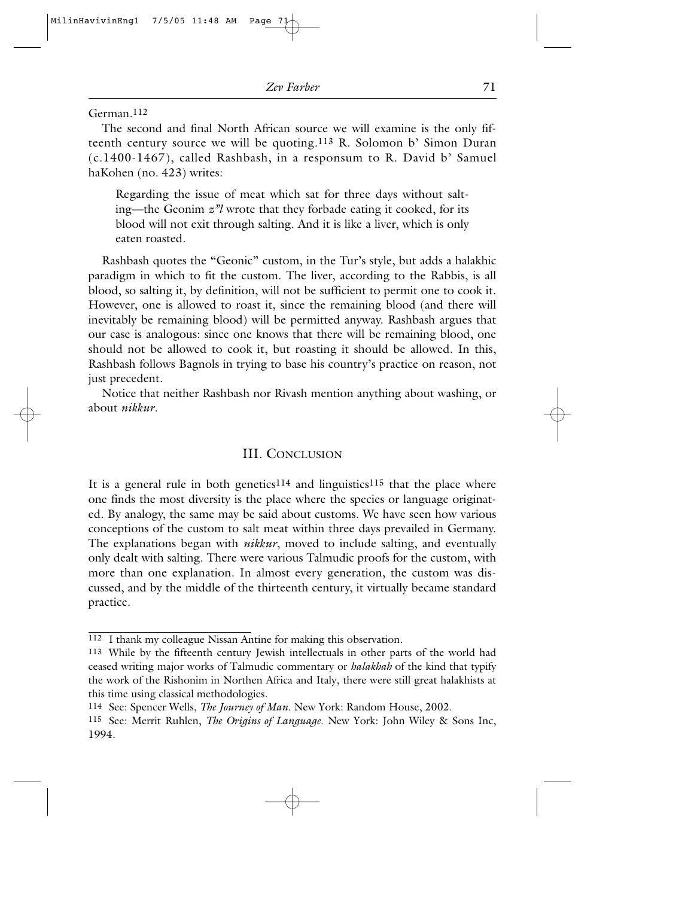German.[112]

The second and final North African source we will examine is the only fifteenth century source we will be quoting.[113] R. Solomon b' Simon Duran (c.1400-1467), called Rashbash, in a responsum to R. David b' Samuel haKohen (no. 423) writes:

> Regarding the issue of meat which sat for three days without salting—the Geonim *z"l* wrote that they forbade eating it cooked, for its blood will not exit through salting. And it is like a liver, which is only eaten roasted.

Rashbash quotes the "Geonic" custom, in the Tur's style, but adds a halakhic paradigm in which to fit the custom. The liver, according to the Rabbis, is all blood, so salting it, by definition, will not be sufficient to permit one to cook it. However, one is allowed to roast it, since the remaining blood (and there will inevitably be remaining blood) will be permitted anyway. Rashbash argues that our case is analogous: since one knows that there will be remaining blood, one should not be allowed to cook it, but roasting it should be allowed. In this, Rashbash follows Bagnols in trying to base his country's practice on reason, not just precedent.

Notice that neither Rashbash nor Rivash mention anything about washing, or about *nikkur*.

## III. Conclusion

It is a general rule in both genetics[114] and linguistics[115] that the place where one finds the most diversity is the place where the species or language originated. By analogy, the same may be said about customs. We have seen how various conceptions of the custom to salt meat within three days prevailed in Germany. The explanations began with *nikkur*, moved to include salting, and eventually only dealt with salting. There were various Talmudic proofs for the custom, with more than one explanation. In almost every generation, the custom was discussed, and by the middle of the thirteenth century, it virtually became standard practice.

---

[112] I thank my colleague Nissan Antine for making this observation.

[113] While by the fifteenth century Jewish intellectuals in other parts of the world had ceased writing major works of Talmudic commentary or *halakhah* of the kind that typify the work of the Rishonim in Northen Africa and Italy, there were still great halakhists at this time using classical methodologies.

[114] See: Spencer Wells, *The Journey of Man*. New York: Random House, 2002.

[115] See: Merrit Ruhlen, *The Origins of Language*. New York: John Wiley & Sons Inc, 1994.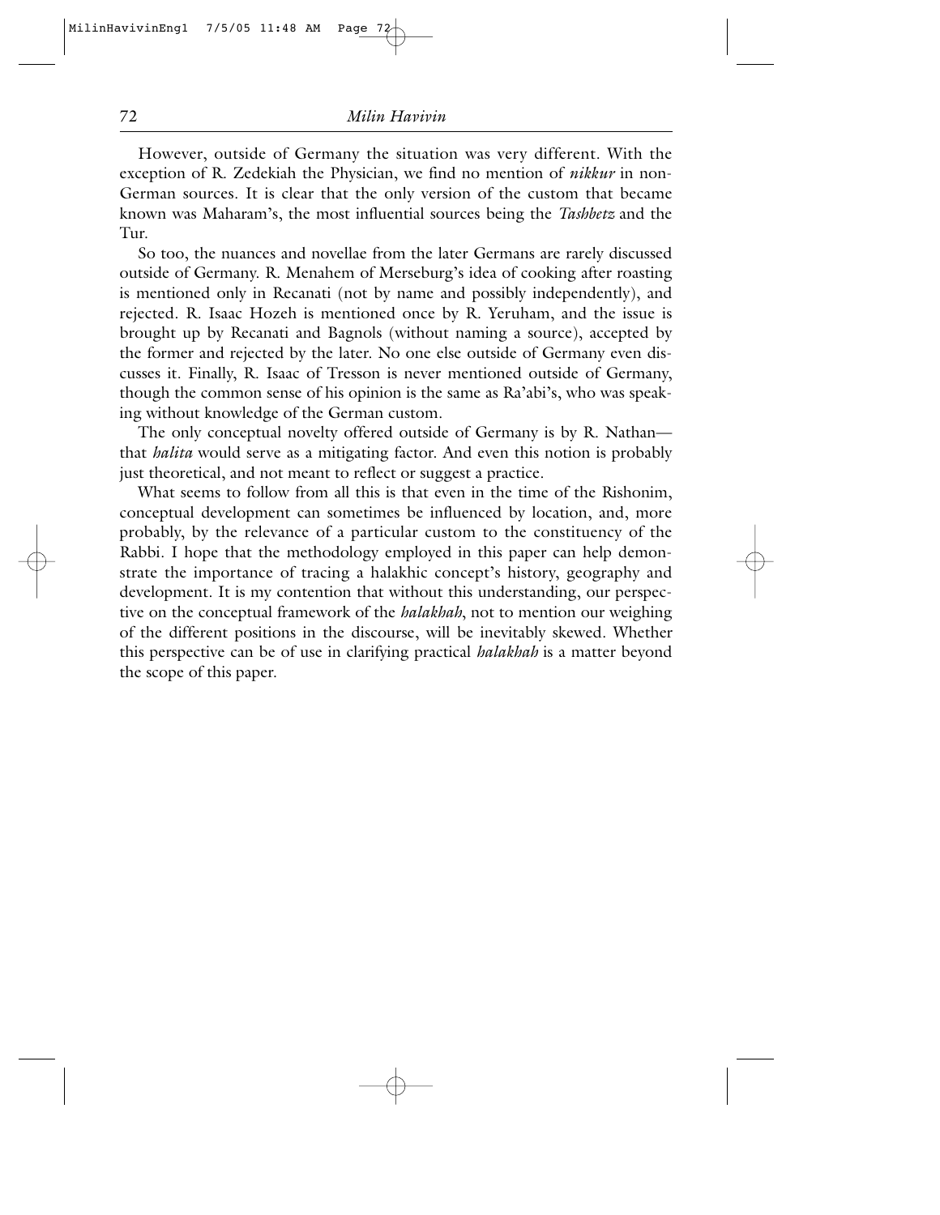However, outside of Germany the situation was very different. With the exception of R. Zedekiah the Physician, we find no mention of *nikkur* in non-German sources. It is clear that the only version of the custom that became known was Maharam's, the most influential sources being the *Tashbetz* and the Tur.

So too, the nuances and novellae from the later Germans are rarely discussed outside of Germany. R. Menahem of Merseburg's idea of cooking after roasting is mentioned only in Recanati (not by name and possibly independently), and rejected. R. Isaac Hozeh is mentioned once by R. Yeruham, and the issue is brought up by Recanati and Bagnols (without naming a source), accepted by the former and rejected by the later. No one else outside of Germany even discusses it. Finally, R. Isaac of Tresson is never mentioned outside of Germany, though the common sense of his opinion is the same as Ra'abi's, who was speaking without knowledge of the German custom.

The only conceptual novelty offered outside of Germany is by R. Nathan—that *halita* would serve as a mitigating factor. And even this notion is probably just theoretical, and not meant to reflect or suggest a practice.

What seems to follow from all this is that even in the time of the Rishonim, conceptual development can sometimes be influenced by location, and, more probably, by the relevance of a particular custom to the constituency of the Rabbi. I hope that the methodology employed in this paper can help demonstrate the importance of tracing a halakhic concept's history, geography and development. It is my contention that without this understanding, our perspective on the conceptual framework of the *halakhah*, not to mention our weighing of the different positions in the discourse, will be inevitably skewed. Whether this perspective can be of use in clarifying practical *halakhah* is a matter beyond the scope of this paper.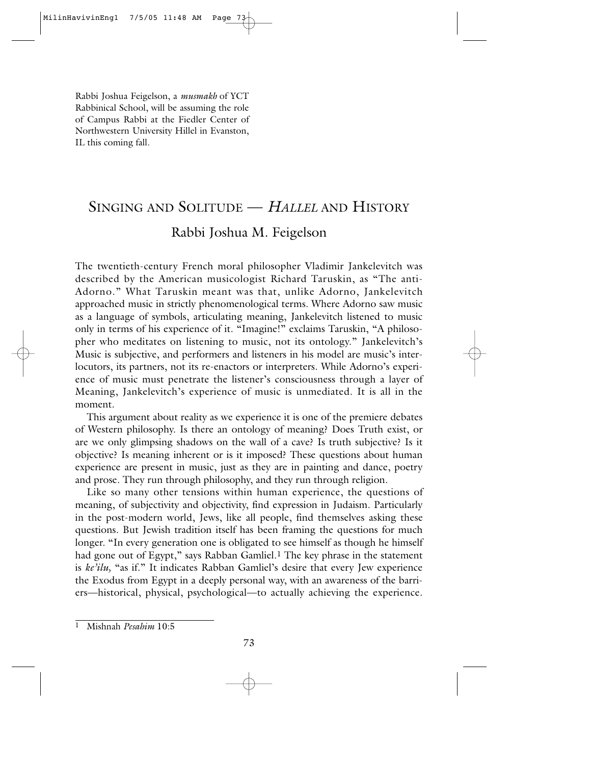Rabbi Joshua Feigelson, a *musmakh* of YCT Rabbinical School, will be assuming the role of Campus Rabbi at the Fiedler Center of Northwestern University Hillel in Evanston, IL this coming fall.

# Singing and Solitude — *Hallel* and History

## Rabbi Joshua M. Feigelson

The twentieth-century French moral philosopher Vladimir Jankelevitch was described by the American musicologist Richard Taruskin, as "The anti-Adorno." What Taruskin meant was that, unlike Adorno, Jankelevitch approached music in strictly phenomenological terms. Where Adorno saw music as a language of symbols, articulating meaning, Jankelevitch listened to music only in terms of his experience of it. "Imagine!" exclaims Taruskin, "A philosopher who meditates on listening to music, not its ontology." Jankelevitch's Music is subjective, and performers and listeners in his model are music's interlocutors, its partners, not its re-enactors or interpreters. While Adorno's experience of music must penetrate the listener's consciousness through a layer of Meaning, Jankelevitch's experience of music is unmediated. It is all in the moment.

This argument about reality as we experience it is one of the premiere debates of Western philosophy. Is there an ontology of meaning? Does Truth exist, or are we only glimpsing shadows on the wall of a cave? Is truth subjective? Is it objective? Is meaning inherent or is it imposed? These questions about human experience are present in music, just as they are in painting and dance, poetry and prose. They run through philosophy, and they run through religion.

Like so many other tensions within human experience, the questions of meaning, of subjectivity and objectivity, find expression in Judaism. Particularly in the post-modern world, Jews, like all people, find themselves asking these questions. But Jewish tradition itself has been framing the questions for much longer. "In every generation one is obligated to see himself as though he himself had gone out of Egypt," says Rabban Gamliel.[1] The key phrase in the statement is *ke'ilu,* "as if." It indicates Rabban Gamliel's desire that every Jew experience the Exodus from Egypt in a deeply personal way, with an awareness of the barriers—historical, physical, psychological—to actually achieving the experience.

[1] Mishnah *Pesahim* 10:5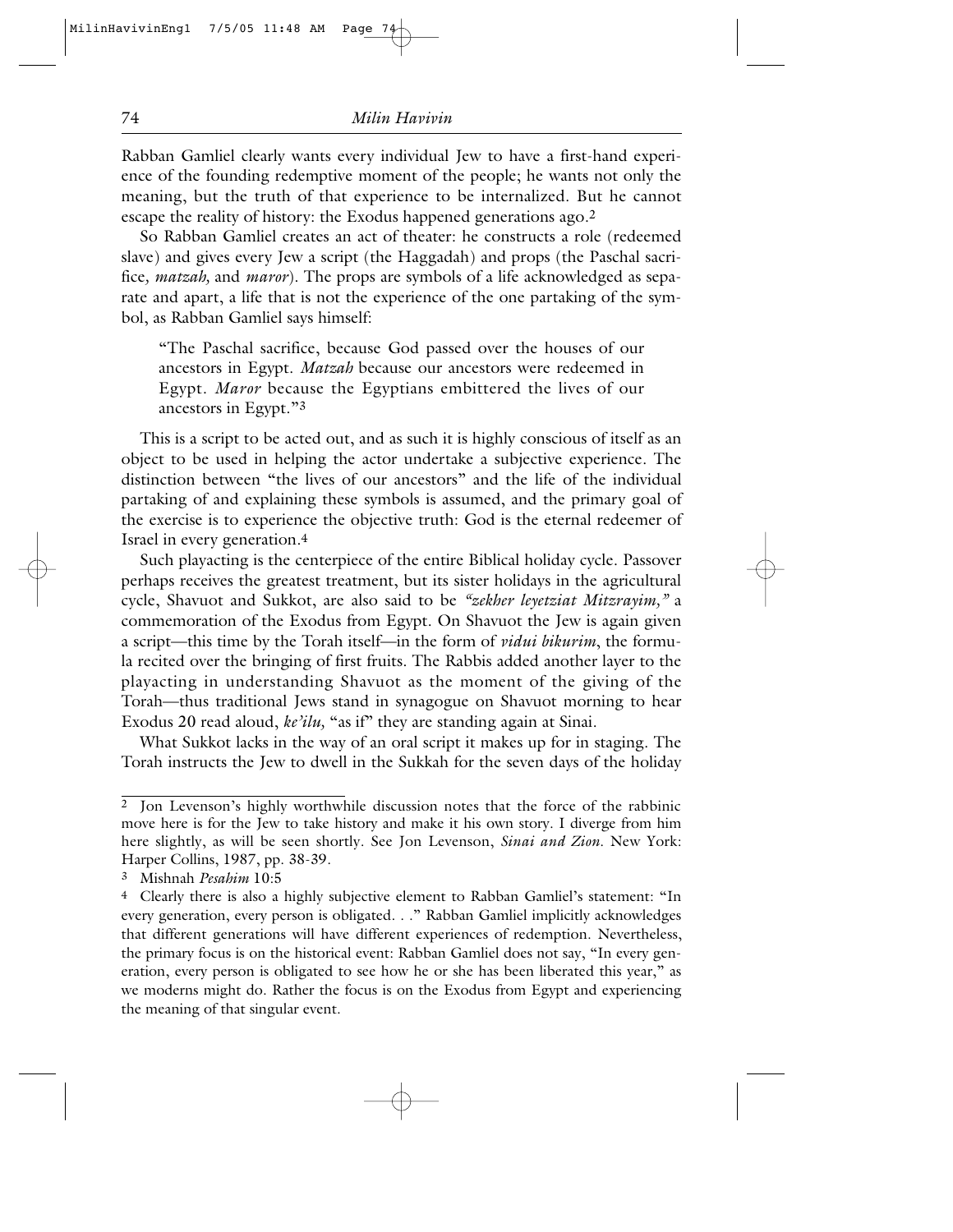Rabban Gamliel clearly wants every individual Jew to have a first-hand experience of the founding redemptive moment of the people; he wants not only the meaning, but the truth of that experience to be internalized. But he cannot escape the reality of history: the Exodus happened generations ago.[2]

So Rabban Gamliel creates an act of theater: he constructs a role (redeemed slave) and gives every Jew a script (the Haggadah) and props (the Paschal sacrifice, *matzah,* and *maror*). The props are symbols of a life acknowledged as separate and apart, a life that is not the experience of the one partaking of the symbol, as Rabban Gamliel says himself:

> "The Paschal sacrifice, because God passed over the houses of our ancestors in Egypt. *Matzah* because our ancestors were redeemed in Egypt. *Maror* because the Egyptians embittered the lives of our ancestors in Egypt."[3]

This is a script to be acted out, and as such it is highly conscious of itself as an object to be used in helping the actor undertake a subjective experience. The distinction between "the lives of our ancestors" and the life of the individual partaking of and explaining these symbols is assumed, and the primary goal of the exercise is to experience the objective truth: God is the eternal redeemer of Israel in every generation.[4]

Such playacting is the centerpiece of the entire Biblical holiday cycle. Passover perhaps receives the greatest treatment, but its sister holidays in the agricultural cycle, Shavuot and Sukkot, are also said to be *"zekher leyetziat Mitzrayim,"* a commemoration of the Exodus from Egypt. On Shavuot the Jew is again given a script—this time by the Torah itself—in the form of *vidui bikurim*, the formula recited over the bringing of first fruits. The Rabbis added another layer to the playacting in understanding Shavuot as the moment of the giving of the Torah—thus traditional Jews stand in synagogue on Shavuot morning to hear Exodus 20 read aloud, *ke'ilu,* "as if" they are standing again at Sinai.

What Sukkot lacks in the way of an oral script it makes up for in staging. The Torah instructs the Jew to dwell in the Sukkah for the seven days of the holiday

---

[2] Jon Levenson's highly worthwhile discussion notes that the force of the rabbinic move here is for the Jew to take history and make it his own story. I diverge from him here slightly, as will be seen shortly. See Jon Levenson, *Sinai and Zion*. New York: Harper Collins, 1987, pp. 38-39.

[3] Mishnah *Pesahim* 10:5

[4] Clearly there is also a highly subjective element to Rabban Gamliel's statement: "In every generation, every person is obligated. . ." Rabban Gamliel implicitly acknowledges that different generations will have different experiences of redemption. Nevertheless, the primary focus is on the historical event: Rabban Gamliel does not say, "In every generation, every person is obligated to see how he or she has been liberated this year," as we moderns might do. Rather the focus is on the Exodus from Egypt and experiencing the meaning of that singular event.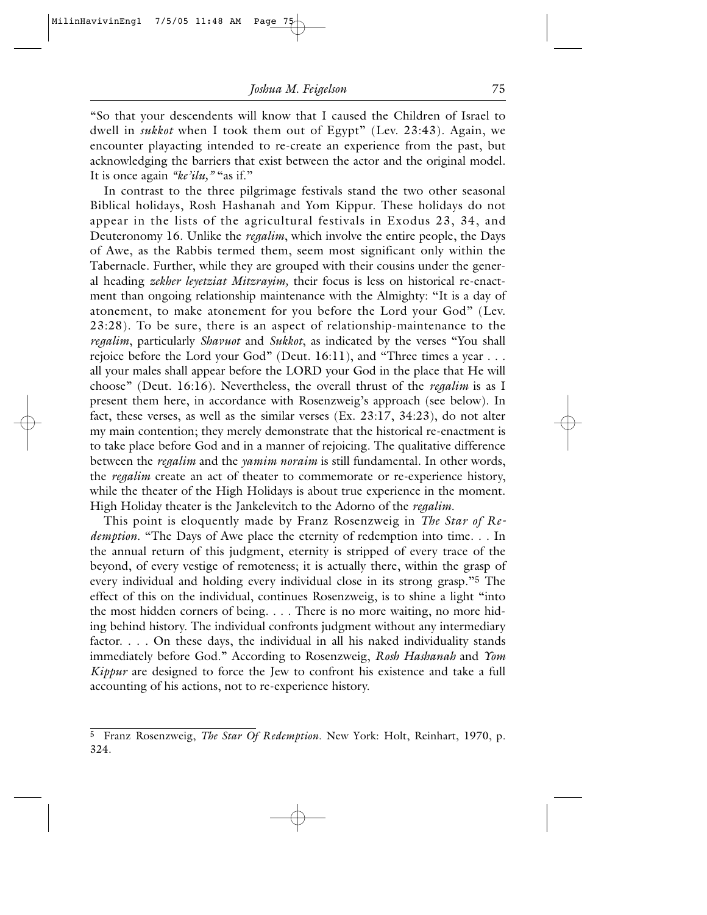"So that your descendents will know that I caused the Children of Israel to dwell in *sukkot* when I took them out of Egypt" (Lev. 23:43). Again, we encounter playacting intended to re-create an experience from the past, but acknowledging the barriers that exist between the actor and the original model. It is once again *"ke'ilu,"* "as if."

In contrast to the three pilgrimage festivals stand the two other seasonal Biblical holidays, Rosh Hashanah and Yom Kippur. These holidays do not appear in the lists of the agricultural festivals in Exodus 23, 34, and Deuteronomy 16. Unlike the *regalim*, which involve the entire people, the Days of Awe, as the Rabbis termed them, seem most significant only within the Tabernacle. Further, while they are grouped with their cousins under the general heading *zekher leyetziat Mitzrayim,* their focus is less on historical re-enactment than ongoing relationship maintenance with the Almighty: "It is a day of atonement, to make atonement for you before the Lord your God" (Lev. 23:28). To be sure, there is an aspect of relationship-maintenance to the *regalim*, particularly *Shavuot* and *Sukkot*, as indicated by the verses "You shall rejoice before the Lord your God" (Deut. 16:11), and "Three times a year . . . all your males shall appear before the LORD your God in the place that He will choose" (Deut. 16:16). Nevertheless, the overall thrust of the *regalim* is as I present them here, in accordance with Rosenzweig's approach (see below). In fact, these verses, as well as the similar verses (Ex. 23:17, 34:23), do not alter my main contention; they merely demonstrate that the historical re-enactment is to take place before God and in a manner of rejoicing. The qualitative difference between the *regalim* and the *yamim noraim* is still fundamental. In other words, the *regalim* create an act of theater to commemorate or re-experience history, while the theater of the High Holidays is about true experience in the moment. High Holiday theater is the Jankelevitch to the Adorno of the *regalim*.

This point is eloquently made by Franz Rosenzweig in *The Star of Redemption*. "The Days of Awe place the eternity of redemption into time. . . In the annual return of this judgment, eternity is stripped of every trace of the beyond, of every vestige of remoteness; it is actually there, within the grasp of every individual and holding every individual close in its strong grasp."[5] The effect of this on the individual, continues Rosenzweig, is to shine a light "into the most hidden corners of being. . . . There is no more waiting, no more hiding behind history. The individual confronts judgment without any intermediary factor. . . . On these days, the individual in all his naked individuality stands immediately before God." According to Rosenzweig, *Rosh Hashanah* and *Yom Kippur* are designed to force the Jew to confront his existence and take a full accounting of his actions, not to re-experience history.

---

[5] Franz Rosenzweig, *The Star Of Redemption*. New York: Holt, Reinhart, 1970, p. 324.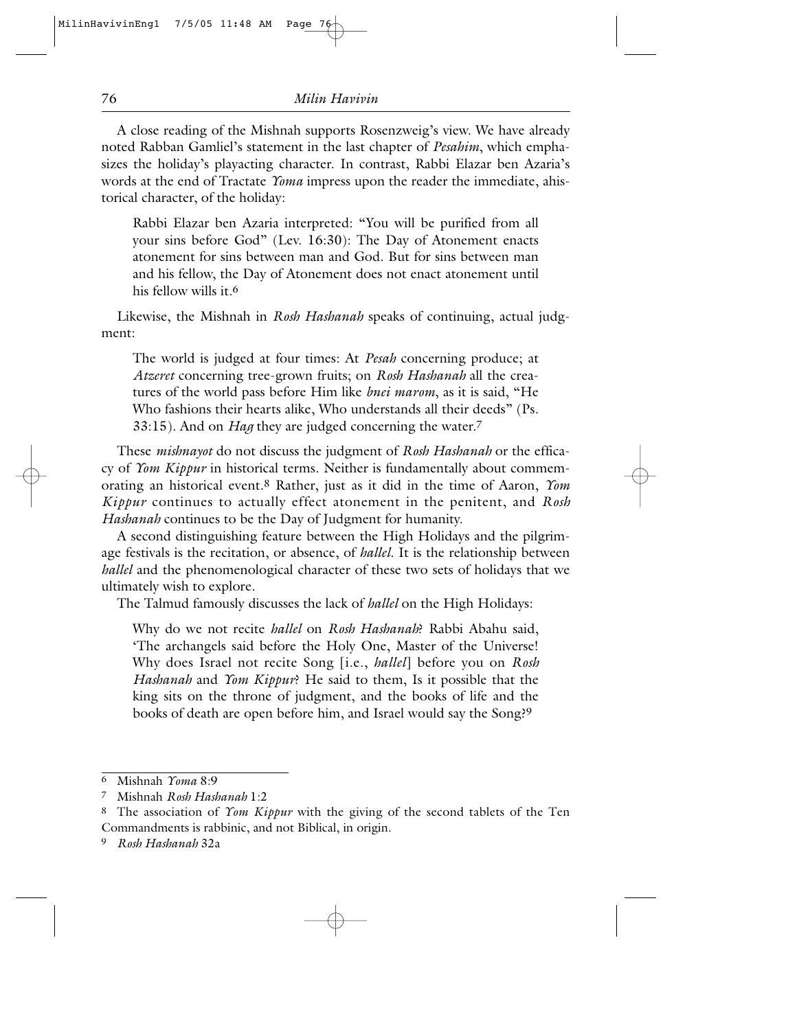A close reading of the Mishnah supports Rosenzweig's view. We have already noted Rabban Gamliel's statement in the last chapter of *Pesahim*, which emphasizes the holiday's playacting character. In contrast, Rabbi Elazar ben Azaria's words at the end of Tractate *Yoma* impress upon the reader the immediate, ahistorical character, of the holiday:

> Rabbi Elazar ben Azaria interpreted: "You will be purified from all your sins before God" (Lev. 16:30): The Day of Atonement enacts atonement for sins between man and God. But for sins between man and his fellow, the Day of Atonement does not enact atonement until his fellow wills it.[6]

Likewise, the Mishnah in *Rosh Hashanah* speaks of continuing, actual judgment:

> The world is judged at four times: At *Pesah* concerning produce; at *Atzeret* concerning tree-grown fruits; on *Rosh Hashanah* all the creatures of the world pass before Him like *bnei marom*, as it is said, "He Who fashions their hearts alike, Who understands all their deeds" (Ps. 33:15). And on *Hag* they are judged concerning the water.[7]

These *mishnayot* do not discuss the judgment of *Rosh Hashanah* or the efficacy of *Yom Kippur* in historical terms. Neither is fundamentally about commemorating an historical event.[8] Rather, just as it did in the time of Aaron, *Yom Kippur* continues to actually effect atonement in the penitent, and *Rosh Hashanah* continues to be the Day of Judgment for humanity.

A second distinguishing feature between the High Holidays and the pilgrimage festivals is the recitation, or absence, of *hallel*. It is the relationship between *hallel* and the phenomenological character of these two sets of holidays that we ultimately wish to explore.

The Talmud famously discusses the lack of *hallel* on the High Holidays:

> Why do we not recite *hallel* on *Rosh Hashanah*? Rabbi Abahu said, 'The archangels said before the Holy One, Master of the Universe! Why does Israel not recite Song [i.e., *hallel*] before you on *Rosh Hashanah* and *Yom Kippur*? He said to them, Is it possible that the king sits on the throne of judgment, and the books of life and the books of death are open before him, and Israel would say the Song?[9]

---

[6] Mishnah *Yoma* 8:9

[7] Mishnah *Rosh Hashanah* 1:2

[8] The association of *Yom Kippur* with the giving of the second tablets of the Ten Commandments is rabbinic, and not Biblical, in origin.

[9] *Rosh Hashanah* 32a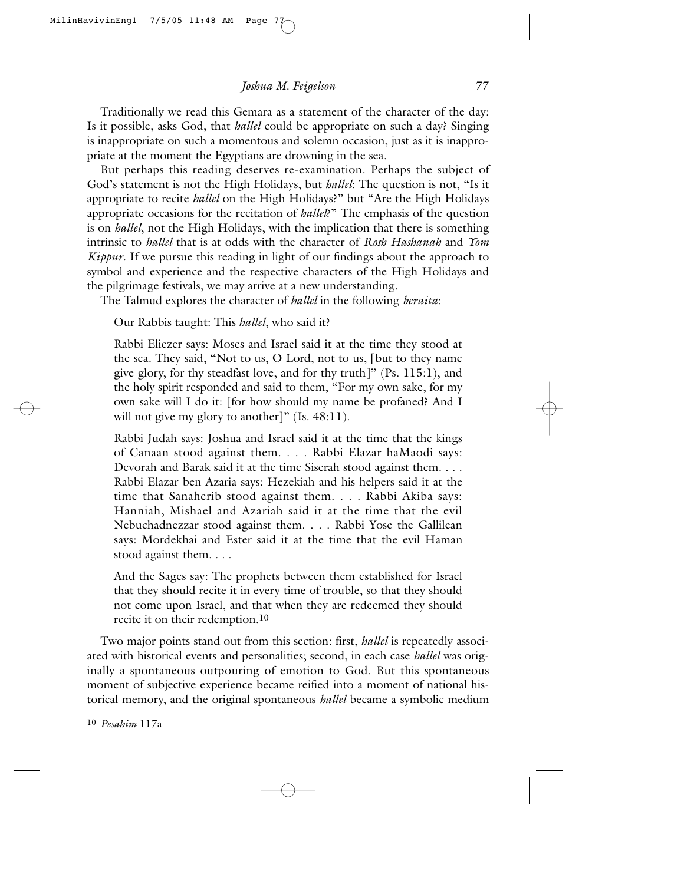Traditionally we read this Gemara as a statement of the character of the day: Is it possible, asks God, that *hallel* could be appropriate on such a day? Singing is inappropriate on such a momentous and solemn occasion, just as it is inappropriate at the moment the Egyptians are drowning in the sea.

But perhaps this reading deserves re-examination. Perhaps the subject of God's statement is not the High Holidays, but *hallel*: The question is not, "Is it appropriate to recite *hallel* on the High Holidays?" but "Are the High Holidays appropriate occasions for the recitation of *hallel*?" The emphasis of the question is on *hallel*, not the High Holidays, with the implication that there is something intrinsic to *hallel* that is at odds with the character of *Rosh Hashanah* and *Yom Kippur*. If we pursue this reading in light of our findings about the approach to symbol and experience and the respective characters of the High Holidays and the pilgrimage festivals, we may arrive at a new understanding.

The Talmud explores the character of *hallel* in the following *beraita*:

> Our Rabbis taught: This *hallel*, who said it?
>
> Rabbi Eliezer says: Moses and Israel said it at the time they stood at the sea. They said, "Not to us, O Lord, not to us, [but to they name give glory, for thy steadfast love, and for thy truth]" (Ps. 115:1), and the holy spirit responded and said to them, "For my own sake, for my own sake will I do it: [for how should my name be profaned? And I will not give my glory to another]" (Is. 48:11).
>
> Rabbi Judah says: Joshua and Israel said it at the time that the kings of Canaan stood against them. . . . Rabbi Elazar haMaodi says: Devorah and Barak said it at the time Siserah stood against them. . . . Rabbi Elazar ben Azaria says: Hezekiah and his helpers said it at the time that Sanaherib stood against them. . . . Rabbi Akiba says: Hanniah, Mishael and Azariah said it at the time that the evil Nebuchadnezzar stood against them. . . . Rabbi Yose the Gallilean says: Mordekhai and Ester said it at the time that the evil Haman stood against them. . . .
>
> And the Sages say: The prophets between them established for Israel that they should recite it in every time of trouble, so that they should not come upon Israel, and that when they are redeemed they should recite it on their redemption.[10]

Two major points stand out from this section: first, *hallel* is repeatedly associated with historical events and personalities; second, in each case *hallel* was originally a spontaneous outpouring of emotion to God. But this spontaneous moment of subjective experience became reified into a moment of national historical memory, and the original spontaneous *hallel* became a symbolic medium

[10] *Pesahim* 117a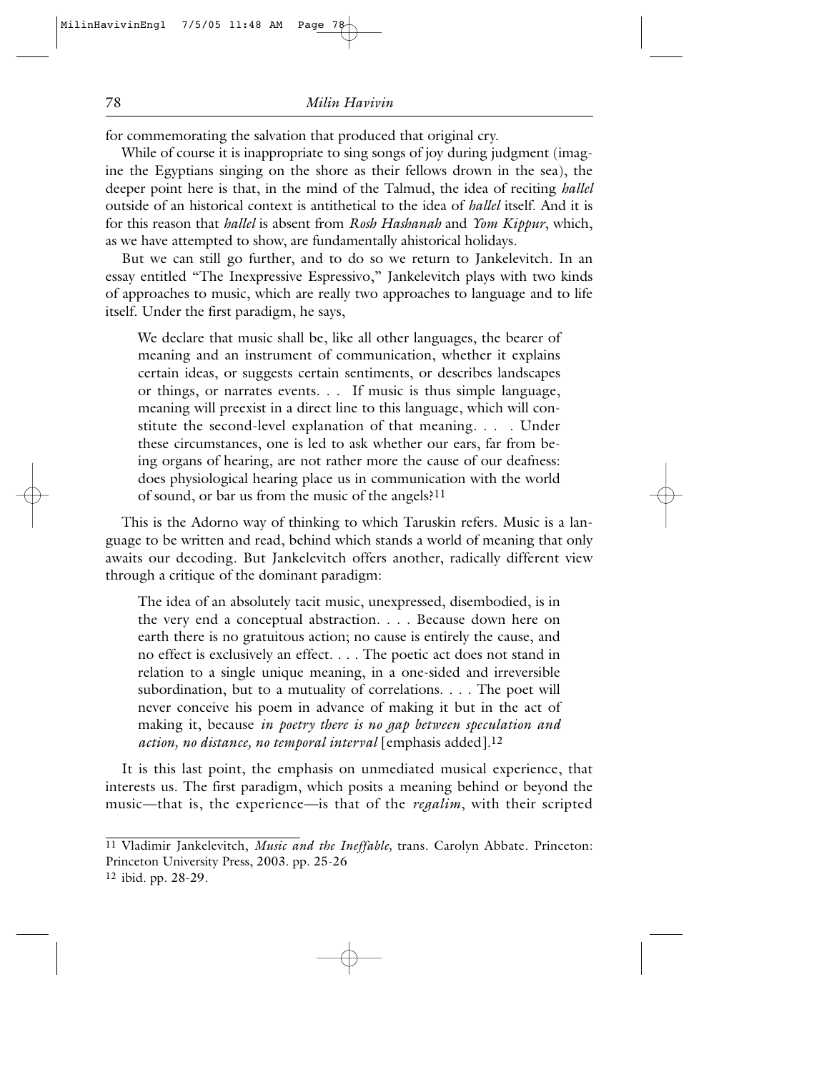for commemorating the salvation that produced that original cry.

While of course it is inappropriate to sing songs of joy during judgment (imagine the Egyptians singing on the shore as their fellows drown in the sea), the deeper point here is that, in the mind of the Talmud, the idea of reciting *hallel* outside of an historical context is antithetical to the idea of *hallel* itself. And it is for this reason that *hallel* is absent from *Rosh Hashanah* and *Yom Kippur*, which, as we have attempted to show, are fundamentally ahistorical holidays.

But we can still go further, and to do so we return to Jankelevitch. In an essay entitled "The Inexpressive Espressivo," Jankelevitch plays with two kinds of approaches to music, which are really two approaches to language and to life itself. Under the first paradigm, he says,

> We declare that music shall be, like all other languages, the bearer of meaning and an instrument of communication, whether it explains certain ideas, or suggests certain sentiments, or describes landscapes or things, or narrates events. . . If music is thus simple language, meaning will preexist in a direct line to this language, which will constitute the second-level explanation of that meaning. . . . Under these circumstances, one is led to ask whether our ears, far from being organs of hearing, are not rather more the cause of our deafness: does physiological hearing place us in communication with the world of sound, or bar us from the music of the angels?[11]

This is the Adorno way of thinking to which Taruskin refers. Music is a language to be written and read, behind which stands a world of meaning that only awaits our decoding. But Jankelevitch offers another, radically different view through a critique of the dominant paradigm:

> The idea of an absolutely tacit music, unexpressed, disembodied, is in the very end a conceptual abstraction. . . . Because down here on earth there is no gratuitous action; no cause is entirely the cause, and no effect is exclusively an effect. . . . The poetic act does not stand in relation to a single unique meaning, in a one-sided and irreversible subordination, but to a mutuality of correlations. . . . The poet will never conceive his poem in advance of making it but in the act of making it, because *in poetry there is no gap between speculation and action, no distance, no temporal interval* [emphasis added].[12]

It is this last point, the emphasis on unmediated musical experience, that interests us. The first paradigm, which posits a meaning behind or beyond the music—that is, the experience—is that of the *regalim*, with their scripted

---

[11] Vladimir Jankelevitch, *Music and the Ineffable,* trans. Carolyn Abbate. Princeton: Princeton University Press, 2003. pp. 25-26

[12] ibid. pp. 28-29.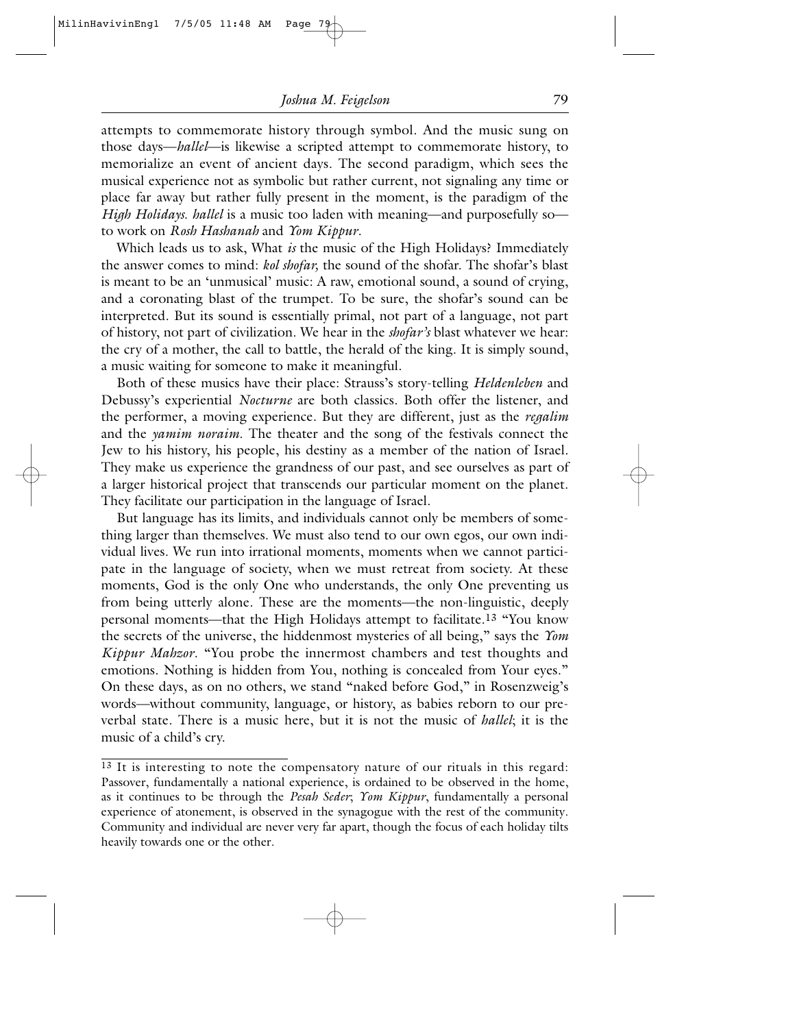attempts to commemorate history through symbol. And the music sung on those days—*hallel*—is likewise a scripted attempt to commemorate history, to memorialize an event of ancient days. The second paradigm, which sees the musical experience not as symbolic but rather current, not signaling any time or place far away but rather fully present in the moment, is the paradigm of the *High Holidays. hallel* is a music too laden with meaning—and purposefully so—to work on *Rosh Hashanah* and *Yom Kippur*.

Which leads us to ask, What *is* the music of the High Holidays? Immediately the answer comes to mind: *kol shofar,* the sound of the shofar. The shofar's blast is meant to be an 'unmusical' music: A raw, emotional sound, a sound of crying, and a coronating blast of the trumpet. To be sure, the shofar's sound can be interpreted. But its sound is essentially primal, not part of a language, not part of history, not part of civilization. We hear in the *shofar's* blast whatever we hear: the cry of a mother, the call to battle, the herald of the king. It is simply sound, a music waiting for someone to make it meaningful.

Both of these musics have their place: Strauss's story-telling *Heldenleben* and Debussy's experiential *Nocturne* are both classics. Both offer the listener, and the performer, a moving experience. But they are different, just as the *regalim* and the *yamim noraim*. The theater and the song of the festivals connect the Jew to his history, his people, his destiny as a member of the nation of Israel. They make us experience the grandness of our past, and see ourselves as part of a larger historical project that transcends our particular moment on the planet. They facilitate our participation in the language of Israel.

But language has its limits, and individuals cannot only be members of something larger than themselves. We must also tend to our own egos, our own individual lives. We run into irrational moments, moments when we cannot participate in the language of society, when we must retreat from society. At these moments, God is the only One who understands, the only One preventing us from being utterly alone. These are the moments—the non-linguistic, deeply personal moments—that the High Holidays attempt to facilitate.[13] "You know the secrets of the universe, the hiddenmost mysteries of all being," says the *Yom Kippur Mahzor*. "You probe the innermost chambers and test thoughts and emotions. Nothing is hidden from You, nothing is concealed from Your eyes." On these days, as on no others, we stand "naked before God," in Rosenzweig's words—without community, language, or history, as babies reborn to our preverbal state. There is a music here, but it is not the music of *hallel*; it is the music of a child's cry.

---

[13] It is interesting to note the compensatory nature of our rituals in this regard: Passover, fundamentally a national experience, is ordained to be observed in the home, as it continues to be through the *Pesah Seder*; *Yom Kippur*, fundamentally a personal experience of atonement, is observed in the synagogue with the rest of the community. Community and individual are never very far apart, though the focus of each holiday tilts heavily towards one or the other.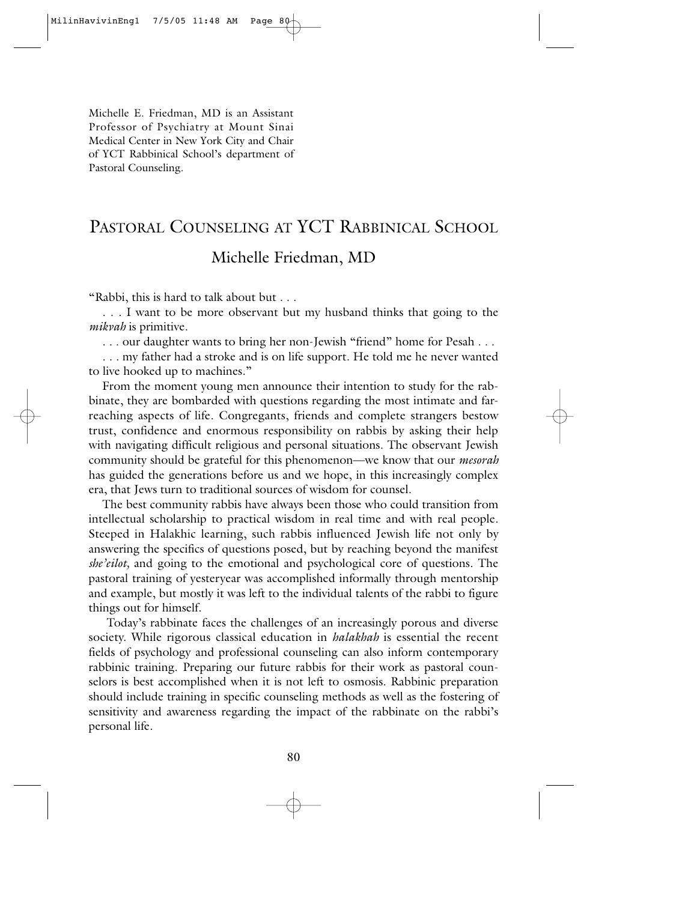Michelle E. Friedman, MD is an Assistant Professor of Psychiatry at Mount Sinai Medical Center in New York City and Chair of YCT Rabbinical School's department of Pastoral Counseling.

# Pastoral Counseling at YCT Rabbinical School

## Michelle Friedman, MD

"Rabbi, this is hard to talk about but . . .

. . . I want to be more observant but my husband thinks that going to the *mikvah* is primitive.

. . . our daughter wants to bring her non-Jewish "friend" home for Pesah . . .

. . . my father had a stroke and is on life support. He told me he never wanted to live hooked up to machines."

From the moment young men announce their intention to study for the rabbinate, they are bombarded with questions regarding the most intimate and far-reaching aspects of life. Congregants, friends and complete strangers bestow trust, confidence and enormous responsibility on rabbis by asking their help with navigating difficult religious and personal situations. The observant Jewish community should be grateful for this phenomenon—we know that our *mesorah* has guided the generations before us and we hope, in this increasingly complex era, that Jews turn to traditional sources of wisdom for counsel.

The best community rabbis have always been those who could transition from intellectual scholarship to practical wisdom in real time and with real people. Steeped in Halakhic learning, such rabbis influenced Jewish life not only by answering the specifics of questions posed, but by reaching beyond the manifest *she'eilot,* and going to the emotional and psychological core of questions. The pastoral training of yesteryear was accomplished informally through mentorship and example, but mostly it was left to the individual talents of the rabbi to figure things out for himself.

Today's rabbinate faces the challenges of an increasingly porous and diverse society. While rigorous classical education in *halakhah* is essential the recent fields of psychology and professional counseling can also inform contemporary rabbinic training. Preparing our future rabbis for their work as pastoral counselors is best accomplished when it is not left to osmosis. Rabbinic preparation should include training in specific counseling methods as well as the fostering of sensitivity and awareness regarding the impact of the rabbinate on the rabbi's personal life.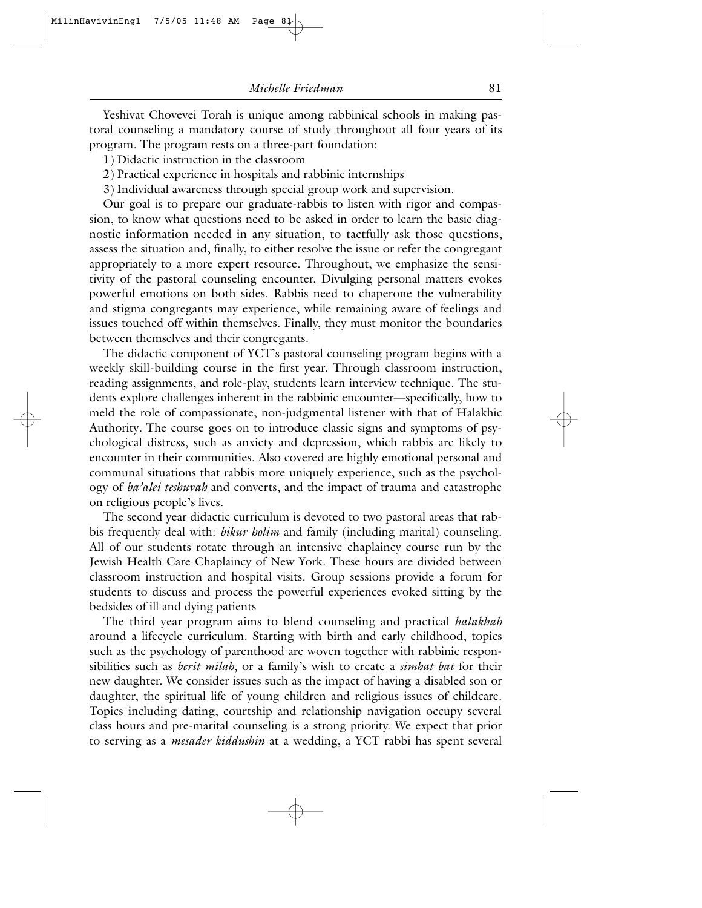Yeshivat Chovevei Torah is unique among rabbinical schools in making pastoral counseling a mandatory course of study throughout all four years of its program. The program rests on a three-part foundation:

1) Didactic instruction in the classroom
2) Practical experience in hospitals and rabbinic internships
3) Individual awareness through special group work and supervision.

Our goal is to prepare our graduate-rabbis to listen with rigor and compassion, to know what questions need to be asked in order to learn the basic diagnostic information needed in any situation, to tactfully ask those questions, assess the situation and, finally, to either resolve the issue or refer the congregant appropriately to a more expert resource. Throughout, we emphasize the sensitivity of the pastoral counseling encounter. Divulging personal matters evokes powerful emotions on both sides. Rabbis need to chaperone the vulnerability and stigma congregants may experience, while remaining aware of feelings and issues touched off within themselves. Finally, they must monitor the boundaries between themselves and their congregants.

The didactic component of YCT's pastoral counseling program begins with a weekly skill-building course in the first year. Through classroom instruction, reading assignments, and role-play, students learn interview technique. The students explore challenges inherent in the rabbinic encounter—specifically, how to meld the role of compassionate, non-judgmental listener with that of Halakhic Authority. The course goes on to introduce classic signs and symptoms of psychological distress, such as anxiety and depression, which rabbis are likely to encounter in their communities. Also covered are highly emotional personal and communal situations that rabbis more uniquely experience, such as the psychology of *ba'alei teshuvah* and converts, and the impact of trauma and catastrophe on religious people's lives.

The second year didactic curriculum is devoted to two pastoral areas that rabbis frequently deal with: *bikur holim* and family (including marital) counseling. All of our students rotate through an intensive chaplaincy course run by the Jewish Health Care Chaplaincy of New York. These hours are divided between classroom instruction and hospital visits. Group sessions provide a forum for students to discuss and process the powerful experiences evoked sitting by the bedsides of ill and dying patients

The third year program aims to blend counseling and practical *halakhah* around a lifecycle curriculum. Starting with birth and early childhood, topics such as the psychology of parenthood are woven together with rabbinic responsibilities such as *berit milah*, or a family's wish to create a *simhat bat* for their new daughter. We consider issues such as the impact of having a disabled son or daughter, the spiritual life of young children and religious issues of childcare. Topics including dating, courtship and relationship navigation occupy several class hours and pre-marital counseling is a strong priority. We expect that prior to serving as a *mesader kiddushin* at a wedding, a YCT rabbi has spent several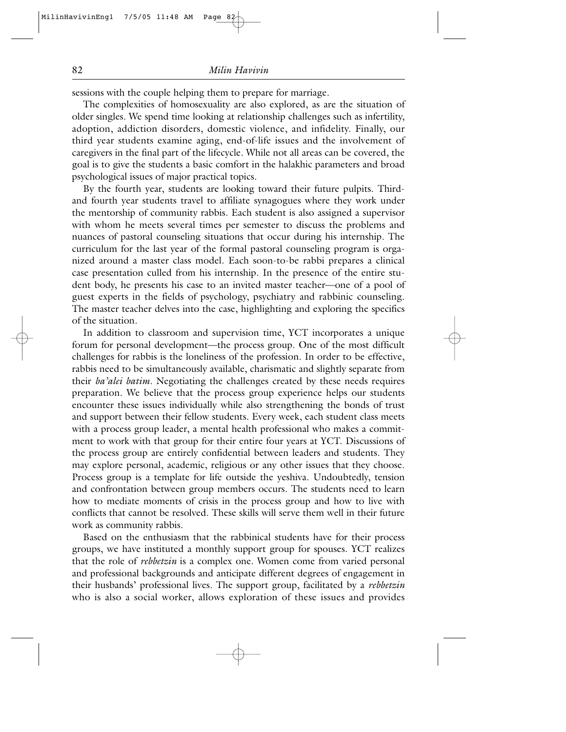sessions with the couple helping them to prepare for marriage.

The complexities of homosexuality are also explored, as are the situation of older singles. We spend time looking at relationship challenges such as infertility, adoption, addiction disorders, domestic violence, and infidelity. Finally, our third year students examine aging, end-of-life issues and the involvement of caregivers in the final part of the lifecycle. While not all areas can be covered, the goal is to give the students a basic comfort in the halakhic parameters and broad psychological issues of major practical topics.

By the fourth year, students are looking toward their future pulpits. Third- and fourth year students travel to affiliate synagogues where they work under the mentorship of community rabbis. Each student is also assigned a supervisor with whom he meets several times per semester to discuss the problems and nuances of pastoral counseling situations that occur during his internship. The curriculum for the last year of the formal pastoral counseling program is organized around a master class model. Each soon-to-be rabbi prepares a clinical case presentation culled from his internship. In the presence of the entire student body, he presents his case to an invited master teacher—one of a pool of guest experts in the fields of psychology, psychiatry and rabbinic counseling. The master teacher delves into the case, highlighting and exploring the specifics of the situation.

In addition to classroom and supervision time, YCT incorporates a unique forum for personal development—the process group. One of the most difficult challenges for rabbis is the loneliness of the profession. In order to be effective, rabbis need to be simultaneously available, charismatic and slightly separate from their *ba'alei batim*. Negotiating the challenges created by these needs requires preparation. We believe that the process group experience helps our students encounter these issues individually while also strengthening the bonds of trust and support between their fellow students. Every week, each student class meets with a process group leader, a mental health professional who makes a commitment to work with that group for their entire four years at YCT. Discussions of the process group are entirely confidential between leaders and students. They may explore personal, academic, religious or any other issues that they choose. Process group is a template for life outside the yeshiva. Undoubtedly, tension and confrontation between group members occurs. The students need to learn how to mediate moments of crisis in the process group and how to live with conflicts that cannot be resolved. These skills will serve them well in their future work as community rabbis.

Based on the enthusiasm that the rabbinical students have for their process groups, we have instituted a monthly support group for spouses. YCT realizes that the role of *rebbetzin* is a complex one. Women come from varied personal and professional backgrounds and anticipate different degrees of engagement in their husbands' professional lives. The support group, facilitated by a *rebbetzin* who is also a social worker, allows exploration of these issues and provides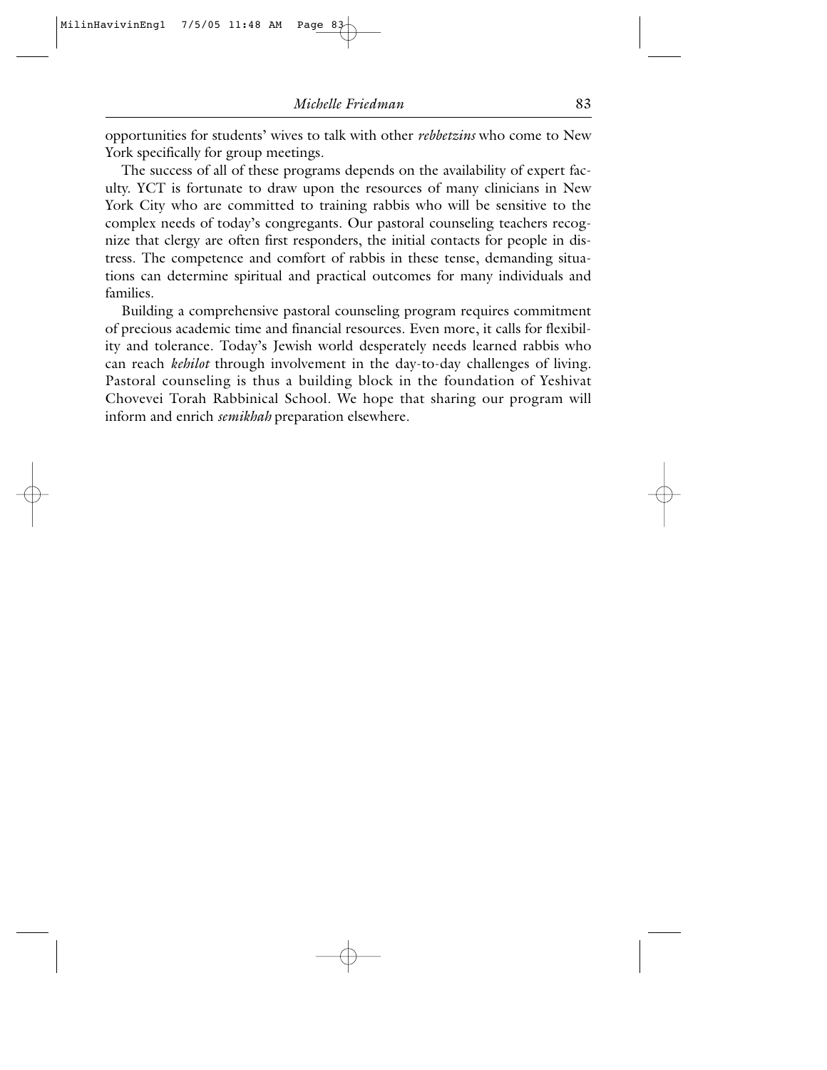opportunities for students' wives to talk with other *rebbetzins* who come to New York specifically for group meetings.

The success of all of these programs depends on the availability of expert faculty. YCT is fortunate to draw upon the resources of many clinicians in New York City who are committed to training rabbis who will be sensitive to the complex needs of today's congregants. Our pastoral counseling teachers recognize that clergy are often first responders, the initial contacts for people in distress. The competence and comfort of rabbis in these tense, demanding situations can determine spiritual and practical outcomes for many individuals and families.

Building a comprehensive pastoral counseling program requires commitment of precious academic time and financial resources. Even more, it calls for flexibility and tolerance. Today's Jewish world desperately needs learned rabbis who can reach *kehilot* through involvement in the day-to-day challenges of living. Pastoral counseling is thus a building block in the foundation of Yeshivat Chovevei Torah Rabbinical School. We hope that sharing our program will inform and enrich *semikhah* preparation elsewhere.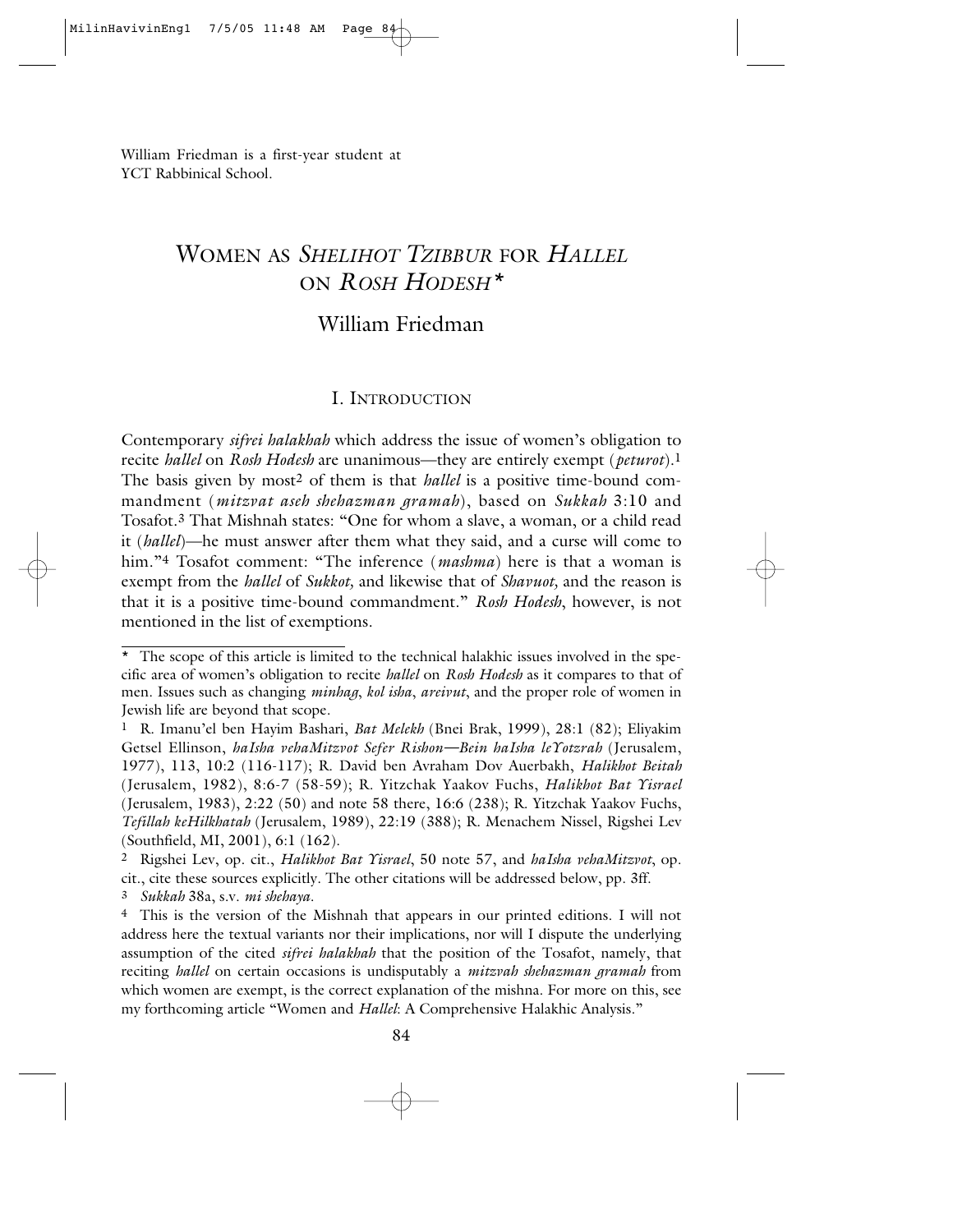William Friedman is a first-year student at YCT Rabbinical School.

# Women as *Shelihot Tzibbur* for *Hallel* on *Rosh Hodesh*\*

## William Friedman

### I. Introduction

Contemporary *sifrei halakhah* which address the issue of women's obligation to recite *hallel* on *Rosh Hodesh* are unanimous—they are entirely exempt (*peturot*).[1] The basis given by most[2] of them is that *hallel* is a positive time-bound commandment (*mitzvat aseh shehazman gramah*), based on *Sukkah* 3:10 and Tosafot.[3] That Mishnah states: "One for whom a slave, a woman, or a child read it (*hallel*)—he must answer after them what they said, and a curse will come to him."[4] Tosafot comment: "The inference (*mashma*) here is that a woman is exempt from the *hallel* of *Sukkot,* and likewise that of *Shavuot,* and the reason is that it is a positive time-bound commandment." *Rosh Hodesh*, however, is not mentioned in the list of exemptions.

---

\* The scope of this article is limited to the technical halakhic issues involved in the specific area of women's obligation to recite *hallel* on *Rosh Hodesh* as it compares to that of men. Issues such as changing *minhag*, *kol isha*, *areivut*, and the proper role of women in Jewish life are beyond that scope.

1 R. Imanu'el ben Hayim Bashari, *Bat Melekh* (Bnei Brak, 1999), 28:1 (82); Eliyakim Getsel Ellinson, *haIsha vehaMitzvot Sefer Rishon—Bein haIsha leYotzrah* (Jerusalem, 1977), 113, 10:2 (116-117); R. David ben Avraham Dov Auerbakh, *Halikhot Beitah* (Jerusalem, 1982), 8:6-7 (58-59); R. Yitzchak Yaakov Fuchs, *Halikhot Bat Yisrael* (Jerusalem, 1983), 2:22 (50) and note 58 there, 16:6 (238); R. Yitzchak Yaakov Fuchs, *Tefillah keHilkhatah* (Jerusalem, 1989), 22:19 (388); R. Menachem Nissel, Rigshei Lev (Southfield, MI, 2001), 6:1 (162).

2 Rigshei Lev, op. cit., *Halikhot Bat Yisrael*, 50 note 57, and *haIsha vehaMitzvot*, op. cit., cite these sources explicitly. The other citations will be addressed below, pp. 3ff.

3 *Sukkah* 38a, s.v. *mi shehaya*.

4 This is the version of the Mishnah that appears in our printed editions. I will not address here the textual variants nor their implications, nor will I dispute the underlying assumption of the cited *sifrei halakhah* that the position of the Tosafot, namely, that reciting *hallel* on certain occasions is undisputably a *mitzvah shehazman gramah* from which women are exempt, is the correct explanation of the mishna. For more on this, see my forthcoming article "Women and *Hallel*: A Comprehensive Halakhic Analysis."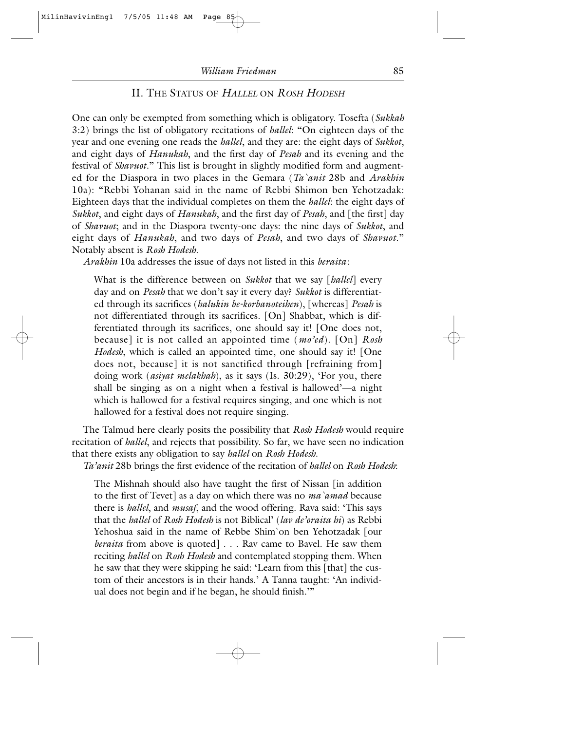## II. The Status of *Hallel* on *Rosh Hodesh*

One can only be exempted from something which is obligatory. Tosefta (*Sukkah* 3:2) brings the list of obligatory recitations of *hallel*: "On eighteen days of the year and one evening one reads the *hallel*, and they are: the eight days of *Sukkot*, and eight days of *Hanukah*, and the first day of *Pesah* and its evening and the festival of *Shavuot*." This list is brought in slightly modified form and augmented for the Diaspora in two places in the Gemara (*Ta`anit* 28b and *Arakhin* 10a): "Rebbi Yohanan said in the name of Rebbi Shimon ben Yehotzadak: Eighteen days that the individual completes on them the *hallel*: the eight days of *Sukkot*, and eight days of *Hanukah*, and the first day of *Pesah*, and [the first] day of *Shavuot*; and in the Diaspora twenty-one days: the nine days of *Sukkot*, and eight days of *Hanukah*, and two days of *Pesah*, and two days of *Shavuot*." Notably absent is *Rosh Hodesh*.

*Arakhin* 10a addresses the issue of days not listed in this *beraita*:

> What is the difference between on *Sukkot* that we say [*hallel*] every day and on *Pesah* that we don't say it every day? *Sukkot* is differentiated through its sacrifices (*halukin be-korbanoteihen*), [whereas] *Pesah* is not differentiated through its sacrifices. [On] Shabbat, which is differentiated through its sacrifices, one should say it! [One does not, because] it is not called an appointed time (*mo'ed*). [On] *Rosh Hodesh*, which is called an appointed time, one should say it! [One does not, because] it is not sanctified through [refraining from] doing work (*asiyat melakhah*), as it says (Is. 30:29), 'For you, there shall be singing as on a night when a festival is hallowed'—a night which is hallowed for a festival requires singing, and one which is not hallowed for a festival does not require singing.

The Talmud here clearly posits the possibility that *Rosh Hodesh* would require recitation of *hallel*, and rejects that possibility. So far, we have seen no indication that there exists any obligation to say *hallel* on *Rosh Hodesh*.

*Ta'anit* 28b brings the first evidence of the recitation of *hallel* on *Rosh Hodesh*:

> The Mishnah should also have taught the first of Nissan [in addition to the first of Tevet] as a day on which there was no *ma`amad* because there is *hallel*, and *musaf*, and the wood offering. Rava said: 'This says that the *hallel* of *Rosh Hodesh* is not Biblical' (*lav de'oraita hi*) as Rebbi Yehoshua said in the name of Rebbe Shim`on ben Yehotzadak [our *beraita* from above is quoted] . . . Rav came to Bavel. He saw them reciting *hallel* on *Rosh Hodesh* and contemplated stopping them. When he saw that they were skipping he said: 'Learn from this [that] the custom of their ancestors is in their hands.' A Tanna taught: 'An individual does not begin and if he began, he should finish.'"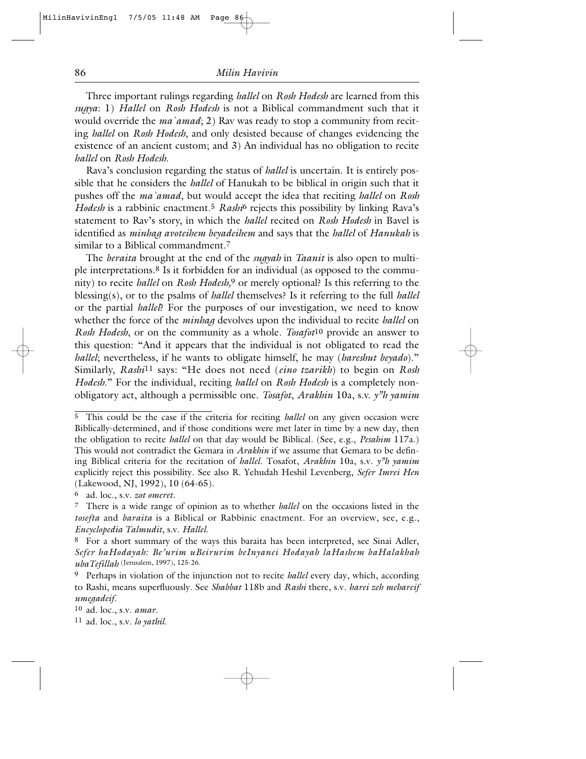Three important rulings regarding *hallel* on *Rosh Hodesh* are learned from this *sugya*: 1) *Hallel* on *Rosh Hodesh* is not a Biblical commandment such that it would override the *ma`amad*; 2) Rav was ready to stop a community from reciting *hallel* on *Rosh Hodesh*, and only desisted because of changes evidencing the existence of an ancient custom; and 3) An individual has no obligation to recite *hallel* on *Rosh Hodesh*.

Rava's conclusion regarding the status of *hallel* is uncertain. It is entirely possible that he considers the *hallel* of Hanukah to be biblical in origin such that it pushes off the *ma`amad*, but would accept the idea that reciting *hallel* on *Rosh Hodesh* is a rabbinic enactment.[5] *Rashi*[6] rejects this possibility by linking Rava's statement to Rav's story, in which the *hallel* recited on *Rosh Hodesh* in Bavel is identified as *minhag avoteihem beyadeihem* and says that the *hallel* of *Hanukah* is similar to a Biblical commandment.[7]

The *beraita* brought at the end of the *sugyah* in *Taanit* is also open to multiple interpretations.[8] Is it forbidden for an individual (as opposed to the community) to recite *hallel* on *Rosh Hodesh*,[9] or merely optional? Is this referring to the blessing(s), or to the psalms of *hallel* themselves? Is it referring to the full *hallel* or the partial *hallel*? For the purposes of our investigation, we need to know whether the force of the *minhag* devolves upon the individual to recite *hallel* on *Rosh Hodesh*, or on the community as a whole. *Tosafot*[10] provide an answer to this question: "And it appears that the individual is not obligated to read the *hallel*; nevertheless, if he wants to obligate himself, he may (*hareshut beyado*)." Similarly, *Rashi*[11] says: "He does not need (*eino tzarikh*) to begin on *Rosh Hodesh*." For the individual, reciting *hallel* on *Rosh Hodesh* is a completely non-obligatory act, although a permissible one. *Tosafot*, *Arakhin* 10a, s.v. *y"h yamim*

---

[5] This could be the case if the criteria for reciting *hallel* on any given occasion were Biblically-determined, and if those conditions were met later in time by a new day, then the obligation to recite *hallel* on that day would be Biblical. (See, e.g., *Pesahim* 117a.) This would not contradict the Gemara in *Arakhin* if we assume that Gemara to be defining Biblical criteria for the recitation of *hallel*. Tosafot, *Arakhin* 10a, s.v. *y"h yamim* explicitly reject this possibility. See also R. Yehudah Heshil Levenberg, *Sefer Imrei Hen* (Lakewood, NJ, 1992), 10 (64-65).

[6] ad. loc., s.v. *zot omeret*.

[7] There is a wide range of opinion as to whether *hallel* on the occasions listed in the *tosefta* and *baraita* is a Biblical or Rabbinic enactment. For an overview, see, e.g., *Encyclopedia Talmudit*, s.v. *Hallel*.

[8] For a short summary of the ways this baraita has been interpreted, see Sinai Adler, *Sefer haHodayah: Be'urim uBeirurim beInyanei Hodayah laHashem baHalakhah ubaTefillah* (Jerusalem, 1997), 125-26.

[9] Perhaps in violation of the injunction not to recite *hallel* every day, which, according to Rashi, means superfluously. See *Shabbat* 118b and *Rashi* there, s.v. *harei zeh mehareif umegadeif*.

[10] ad. loc., s.v. *amar*.

[11] ad. loc., s.v. *lo yathil*.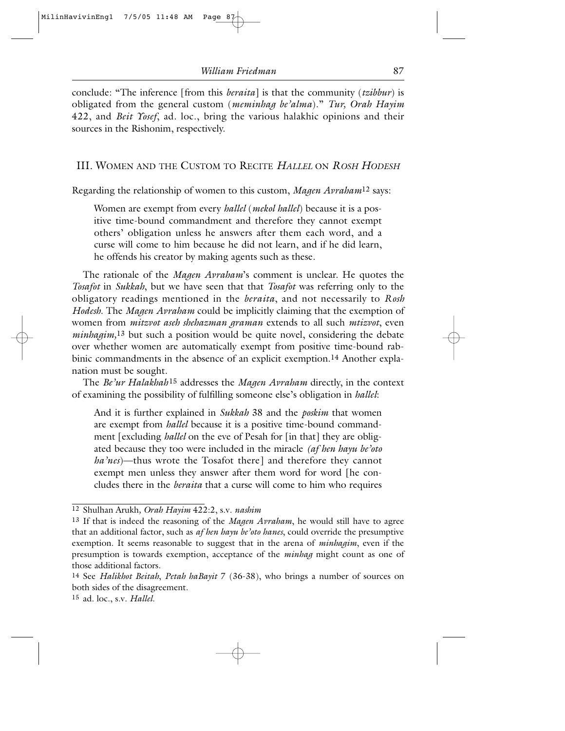conclude: "The inference [from this *beraita*] is that the community (*tzibbur*) is obligated from the general custom (*meminhag be'alma*)." *Tur, Orah Hayim* 422, and *Beit Yosef*, ad. loc., bring the various halakhic opinions and their sources in the Rishonim, respectively.

## III. Women and the Custom to Recite *Hallel* on *Rosh Hodesh*

Regarding the relationship of women to this custom, *Magen Avraham*[12] says:

> Women are exempt from every *hallel* (*mekol hallel*) because it is a positive time-bound commandment and therefore they cannot exempt others' obligation unless he answers after them each word, and a curse will come to him because he did not learn, and if he did learn, he offends his creator by making agents such as these.

The rationale of the *Magen Avraham*'s comment is unclear. He quotes the *Tosafot* in *Sukkah*, but we have seen that that *Tosafot* was referring only to the obligatory readings mentioned in the *beraita*, and not necessarily to *Rosh Hodesh*. The *Magen Avraham* could be implicitly claiming that the exemption of women from *mitzvot aseh shehazman graman* extends to all such *mtizvot*, even *minhagim*,[13] but such a position would be quite novel, considering the debate over whether women are automatically exempt from positive time-bound rabbinic commandments in the absence of an explicit exemption.[14] Another explanation must be sought.

The *Be'ur Halakhah*[15] addresses the *Magen Avraham* directly, in the context of examining the possibility of fulfilling someone else's obligation in *hallel*:

> And it is further explained in *Sukkah* 38 and the *poskim* that women are exempt from *hallel* because it is a positive time-bound commandment [excluding *hallel* on the eve of Pesah for [in that] they are obligated because they too were included in the miracle *(af hen hayu be'oto ha'nes*)—thus wrote the Tosafot there] and therefore they cannot exempt men unless they answer after them word for word [he concludes there in the *beraita* that a curse will come to him who requires

---

[12] Shulhan Arukh*, Orah Hayim* 422:2, s.v. *nashim*

[13] If that is indeed the reasoning of the *Magen Avraham*, he would still have to agree that an additional factor, such as *af hen hayu be'oto hanes*, could override the presumptive exemption. It seems reasonable to suggest that in the arena of *minhagim*, even if the presumption is towards exemption, acceptance of the *minhag* might count as one of those additional factors.

[14] See *Halikhot Beitah*, *Petah haBayit* 7 (36-38), who brings a number of sources on both sides of the disagreement.

[15] ad. loc., s.v. *Hallel*.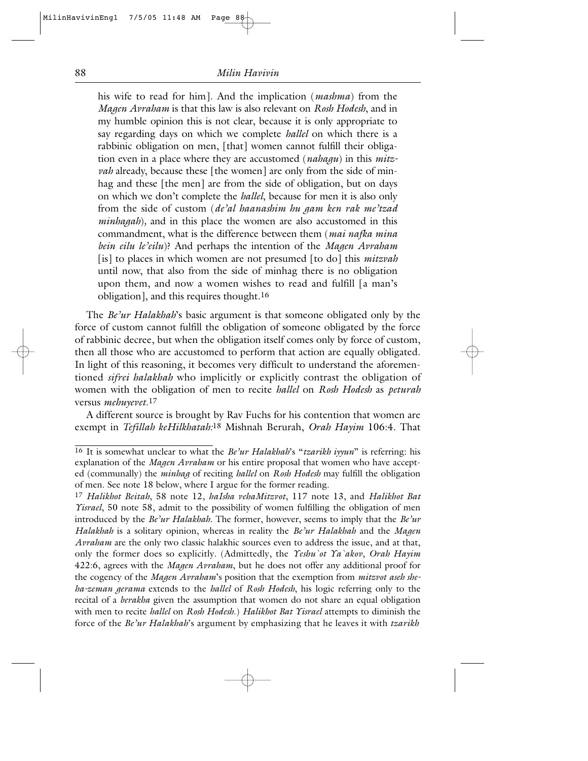his wife to read for him]. And the implication (*mashma*) from the *Magen Avraham* is that this law is also relevant on *Rosh Hodesh*, and in my humble opinion this is not clear, because it is only appropriate to say regarding days on which we complete *hallel* on which there is a rabbinic obligation on men, [that] women cannot fulfill their obligation even in a place where they are accustomed (*nahagu*) in this *mitzvah* already, because these [the women] are only from the side of minhag and these [the men] are from the side of obligation, but on days on which we don't complete the *hallel*, because for men it is also only from the side of custom (*de'al haanashim hu gam ken rak me'tzad minhagah*), and in this place the women are also accustomed in this commandment, what is the difference between them (*mai nafka mina bein eilu le'eilu*)? And perhaps the intention of the *Magen Avraham* [is] to places in which women are not presumed [to do] this *mitzvah* until now, that also from the side of minhag there is no obligation upon them, and now a women wishes to read and fulfill [a man's obligation], and this requires thought.[16]

The *Be'ur Halakhah*'s basic argument is that someone obligated only by the force of custom cannot fulfill the obligation of someone obligated by the force of rabbinic decree, but when the obligation itself comes only by force of custom, then all those who are accustomed to perform that action are equally obligated. In light of this reasoning, it becomes very difficult to understand the aforementioned *sifrei halakhah* who implicitly or explicitly contrast the obligation of women with the obligation of men to recite *hallel* on *Rosh Hodesh* as *peturah* versus *mehuyevet*.[17]

A different source is brought by Rav Fuchs for his contention that women are exempt in *Tefillah keHilkhatah*:[18] Mishnah Berurah, *Orah Hayim* 106:4. That

---

[16] It is somewhat unclear to what the *Be'ur Halakhah*'s "*tzarikh iyyun*" is referring: his explanation of the *Magen Avraham* or his entire proposal that women who have accepted (communally) the *minhag* of reciting *hallel* on *Rosh Hodesh* may fulfill the obligation of men. See note 18 below, where I argue for the former reading.

[17] *Halikhot Beitah*, 58 note 12, *haIsha vehaMitzvot*, 117 note 13, and *Halikhot Bat Yisrael*, 50 note 58, admit to the possibility of women fulfilling the obligation of men introduced by the *Be'ur Halakhah*. The former, however, seems to imply that the *Be'ur Halakhah* is a solitary opinion, whereas in reality the *Be'ur Halakhah* and the *Magen Avraham* are the only two classic halakhic sources even to address the issue, and at that, only the former does so explicitly. (Admittedly, the *Yeshu`ot Ya`akov*, *Orah Hayim* 422:6, agrees with the *Magen Avraham*, but he does not offer any additional proof for the cogency of the *Magen Avraham*'s position that the exemption from *mitzvot aseh sheha-zeman gerama* extends to the *hallel* of *Rosh Hodesh*, his logic referring only to the recital of a *berakha* given the assumption that women do not share an equal obligation with men to recite *hallel* on *Rosh Hodesh*.) *Halikhot Bat Yisrael* attempts to diminish the force of the *Be'ur Halakhah*'s argument by emphasizing that he leaves it with *tzarikh*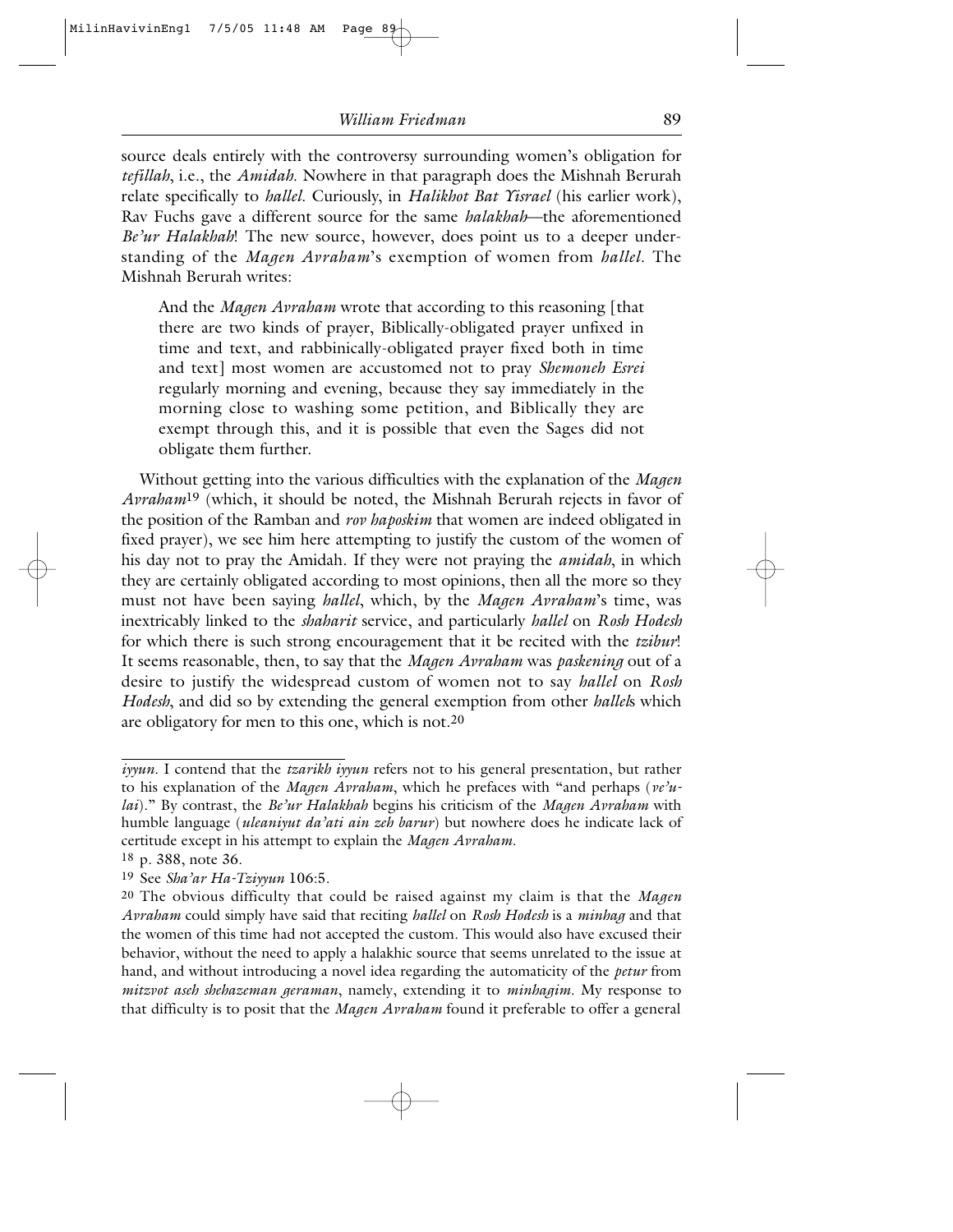source deals entirely with the controversy surrounding women's obligation for *tefillah*, i.e., the *Amidah*. Nowhere in that paragraph does the Mishnah Berurah relate specifically to *hallel*. Curiously, in *Halikhot Bat Yisrael* (his earlier work), Rav Fuchs gave a different source for the same *halakhah*—the aforementioned *Be'ur Halakhah*! The new source, however, does point us to a deeper understanding of the *Magen Avraham*'s exemption of women from *hallel*. The Mishnah Berurah writes:

> And the *Magen Avraham* wrote that according to this reasoning [that there are two kinds of prayer, Biblically-obligated prayer unfixed in time and text, and rabbinically-obligated prayer fixed both in time and text] most women are accustomed not to pray *Shemoneh Esrei* regularly morning and evening, because they say immediately in the morning close to washing some petition, and Biblically they are exempt through this, and it is possible that even the Sages did not obligate them further.

Without getting into the various difficulties with the explanation of the *Magen Avraham*[19] (which, it should be noted, the Mishnah Berurah rejects in favor of the position of the Ramban and *rov haposkim* that women are indeed obligated in fixed prayer), we see him here attempting to justify the custom of the women of his day not to pray the Amidah. If they were not praying the *amidah*, in which they are certainly obligated according to most opinions, then all the more so they must not have been saying *hallel*, which, by the *Magen Avraham*'s time, was inextricably linked to the *shaharit* service, and particularly *hallel* on *Rosh Hodesh* for which there is such strong encouragement that it be recited with the *tzibur*! It seems reasonable, then, to say that the *Magen Avraham* was *paskening* out of a desire to justify the widespread custom of women not to say *hallel* on *Rosh Hodesh*, and did so by extending the general exemption from other *hallel*s which are obligatory for men to this one, which is not.[20]

---

*iyyun*. I contend that the *tzarikh iyyun* refers not to his general presentation, but rather to his explanation of the *Magen Avraham*, which he prefaces with "and perhaps (*ve'ulai*)." By contrast, the *Be'ur Halakhah* begins his criticism of the *Magen Avraham* with humble language (*uleaniyut da'ati ain zeh barur*) but nowhere does he indicate lack of certitude except in his attempt to explain the *Magen Avraham*.

[18] p. 388, note 36.

[19] See *Sha'ar Ha-Tziyyun* 106:5.

[20] The obvious difficulty that could be raised against my claim is that the *Magen Avraham* could simply have said that reciting *hallel* on *Rosh Hodesh* is a *minhag* and that the women of this time had not accepted the custom. This would also have excused their behavior, without the need to apply a halakhic source that seems unrelated to the issue at hand, and without introducing a novel idea regarding the automaticity of the *petur* from *mitzvot aseh shehazeman geraman*, namely, extending it to *minhagim*. My response to that difficulty is to posit that the *Magen Avraham* found it preferable to offer a general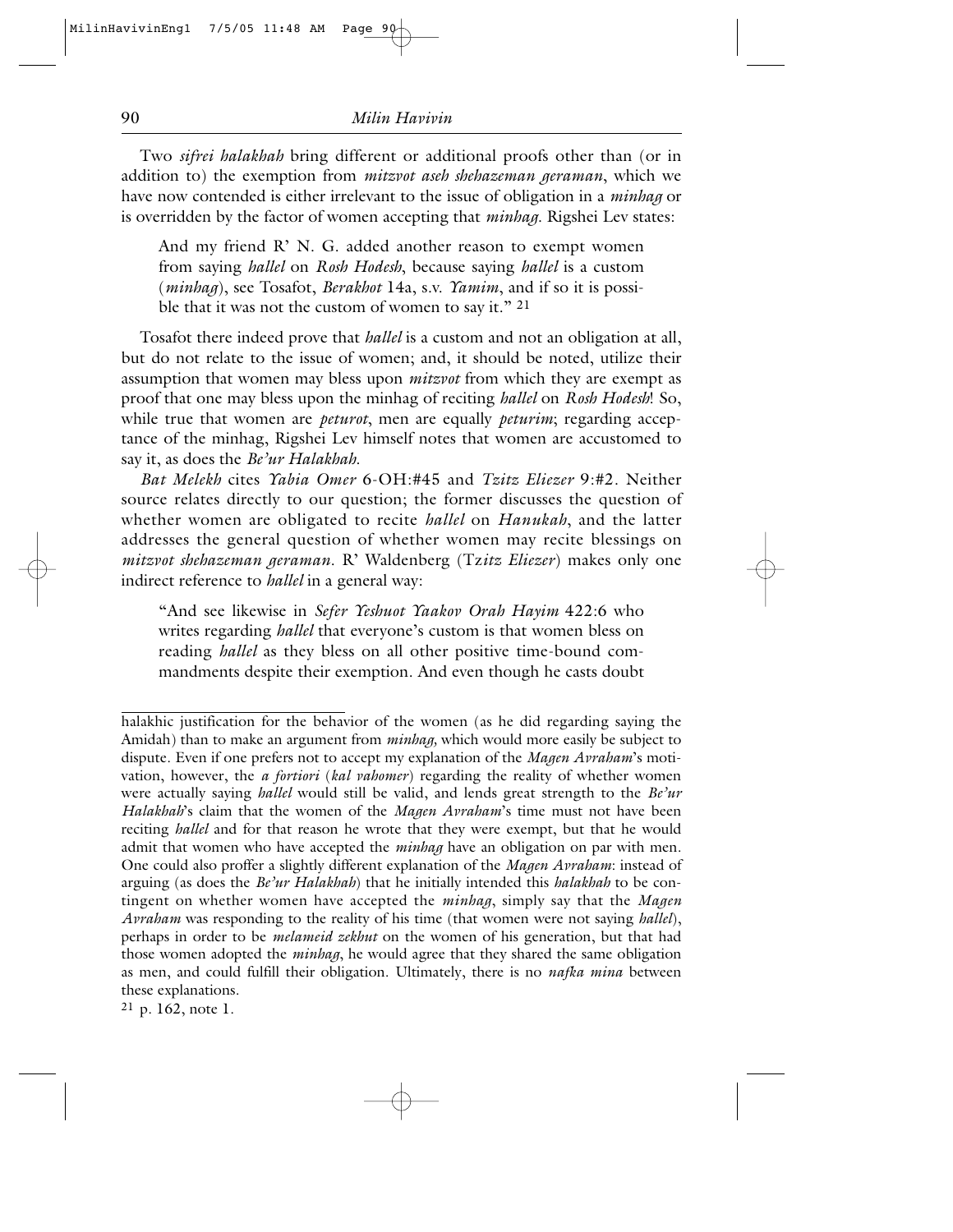Two *sifrei halakhah* bring different or additional proofs other than (or in addition to) the exemption from *mitzvot aseh shehazeman geraman*, which we have now contended is either irrelevant to the issue of obligation in a *minhag* or is overridden by the factor of women accepting that *minhag*. Rigshei Lev states:

> And my friend R' N. G. added another reason to exempt women from saying *hallel* on *Rosh Hodesh*, because saying *hallel* is a custom (*minhag*), see Tosafot, *Berakhot* 14a, s.v. *Yamim*, and if so it is possible that it was not the custom of women to say it." [21]

Tosafot there indeed prove that *hallel* is a custom and not an obligation at all, but do not relate to the issue of women; and, it should be noted, utilize their assumption that women may bless upon *mitzvot* from which they are exempt as proof that one may bless upon the minhag of reciting *hallel* on *Rosh Hodesh*! So, while true that women are *peturot*, men are equally *peturim*; regarding acceptance of the minhag, Rigshei Lev himself notes that women are accustomed to say it, as does the *Be'ur Halakhah*.

*Bat Melekh* cites *Yabia Omer* 6-OH:#45 and *Tzitz Eliezer* 9:#2. Neither source relates directly to our question; the former discusses the question of whether women are obligated to recite *hallel* on *Hanukah*, and the latter addresses the general question of whether women may recite blessings on *mitzvot shehazeman geraman*. R' Waldenberg (T*zitz Eliezer*) makes only one indirect reference to *hallel* in a general way:

> "And see likewise in *Sefer Yeshuot Yaakov Orah Hayim* 422:6 who writes regarding *hallel* that everyone's custom is that women bless on reading *hallel* as they bless on all other positive time-bound commandments despite their exemption. And even though he casts doubt

---

halakhic justification for the behavior of the women (as he did regarding saying the Amidah) than to make an argument from *minhag*, which would more easily be subject to dispute. Even if one prefers not to accept my explanation of the *Magen Avraham*'s motivation, however, the *a fortiori* (*kal vahomer*) regarding the reality of whether women were actually saying *hallel* would still be valid, and lends great strength to the *Be'ur Halakhah*'s claim that the women of the *Magen Avraham*'s time must not have been reciting *hallel* and for that reason he wrote that they were exempt, but that he would admit that women who have accepted the *minhag* have an obligation on par with men. One could also proffer a slightly different explanation of the *Magen Avraham*: instead of arguing (as does the *Be'ur Halakhah*) that he initially intended this *halakhah* to be contingent on whether women have accepted the *minhag*, simply say that the *Magen Avraham* was responding to the reality of his time (that women were not saying *hallel*), perhaps in order to be *melameid zekhut* on the women of his generation, but that had those women adopted the *minhag*, he would agree that they shared the same obligation as men, and could fulfill their obligation. Ultimately, there is no *nafka mina* between these explanations.

[21] p. 162, note 1.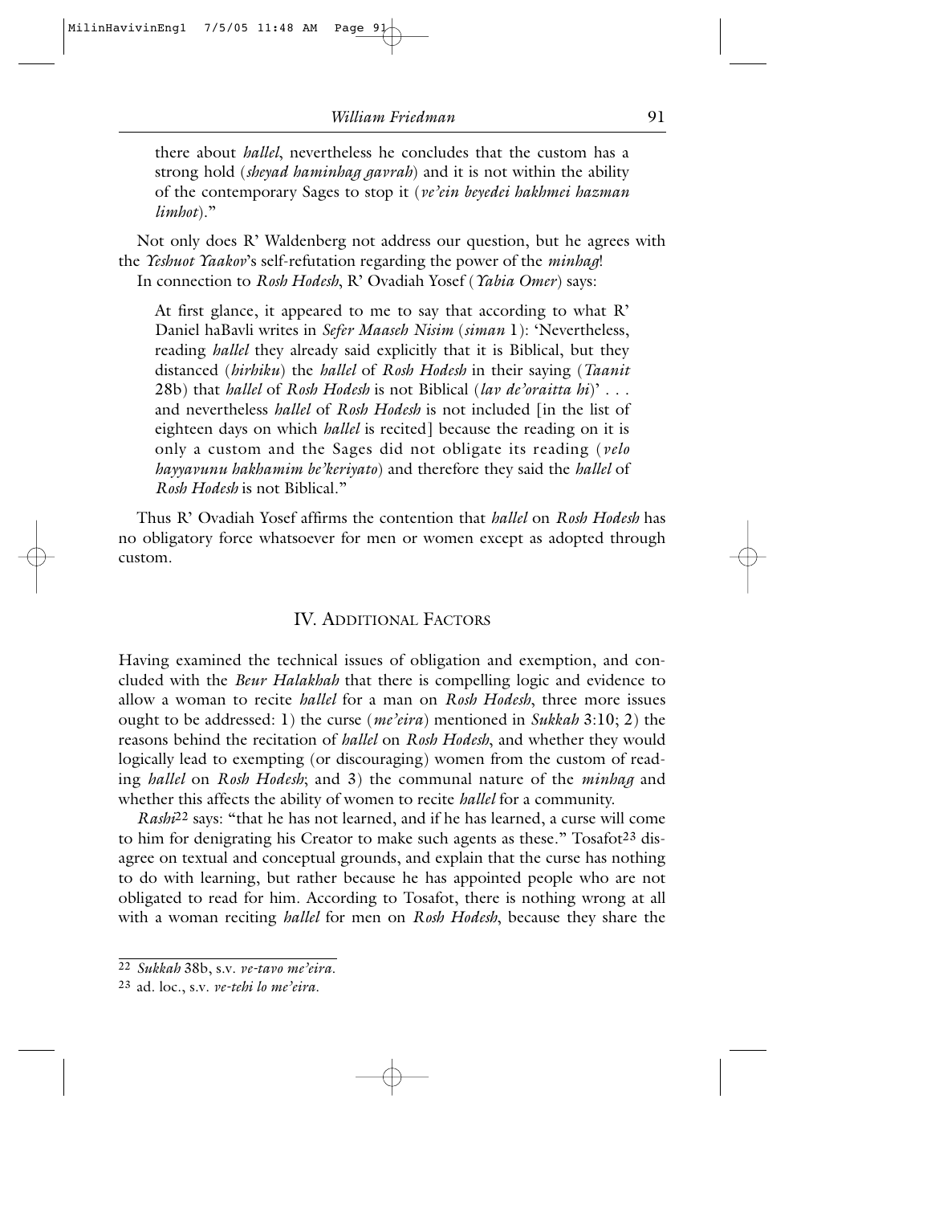there about *hallel*, nevertheless he concludes that the custom has a strong hold (*sheyad haminhag gavrah*) and it is not within the ability of the contemporary Sages to stop it (*ve'ein beyedei hakhmei hazman limhot*)."

Not only does R' Waldenberg not address our question, but he agrees with the *Yeshuot Yaakov*'s self-refutation regarding the power of the *minhag*!

In connection to *Rosh Hodesh*, R' Ovadiah Yosef (*Yabia Omer*) says:

> At first glance, it appeared to me to say that according to what R' Daniel haBavli writes in *Sefer Maaseh Nisim* (*siman* 1): 'Nevertheless, reading *hallel* they already said explicitly that it is Biblical, but they distanced (*hirhiku*) the *hallel* of *Rosh Hodesh* in their saying (*Taanit* 28b) that *hallel* of *Rosh Hodesh* is not Biblical (*lav de'oraitta hi*)' . . . and nevertheless *hallel* of *Rosh Hodesh* is not included [in the list of eighteen days on which *hallel* is recited] because the reading on it is only a custom and the Sages did not obligate its reading (*velo hayyavunu hakhamim be'keriyato*) and therefore they said the *hallel* of *Rosh Hodesh* is not Biblical."

Thus R' Ovadiah Yosef affirms the contention that *hallel* on *Rosh Hodesh* has no obligatory force whatsoever for men or women except as adopted through custom.

## IV. Additional Factors

Having examined the technical issues of obligation and exemption, and concluded with the *Beur Halakhah* that there is compelling logic and evidence to allow a woman to recite *hallel* for a man on *Rosh Hodesh*, three more issues ought to be addressed: 1) the curse (*me'eira*) mentioned in *Sukkah* 3:10; 2) the reasons behind the recitation of *hallel* on *Rosh Hodesh*, and whether they would logically lead to exempting (or discouraging) women from the custom of reading *hallel* on *Rosh Hodesh*; and 3) the communal nature of the *minhag* and whether this affects the ability of women to recite *hallel* for a community.

*Rashi*[22] says: "that he has not learned, and if he has learned, a curse will come to him for denigrating his Creator to make such agents as these." Tosafot[23] disagree on textual and conceptual grounds, and explain that the curse has nothing to do with learning, but rather because he has appointed people who are not obligated to read for him. According to Tosafot, there is nothing wrong at all with a woman reciting *hallel* for men on *Rosh Hodesh*, because they share the

---

[22] *Sukkah* 38b, s.v. *ve-tavo me'eira*.

[23] ad. loc., s.v. *ve-tehi lo me'eira*.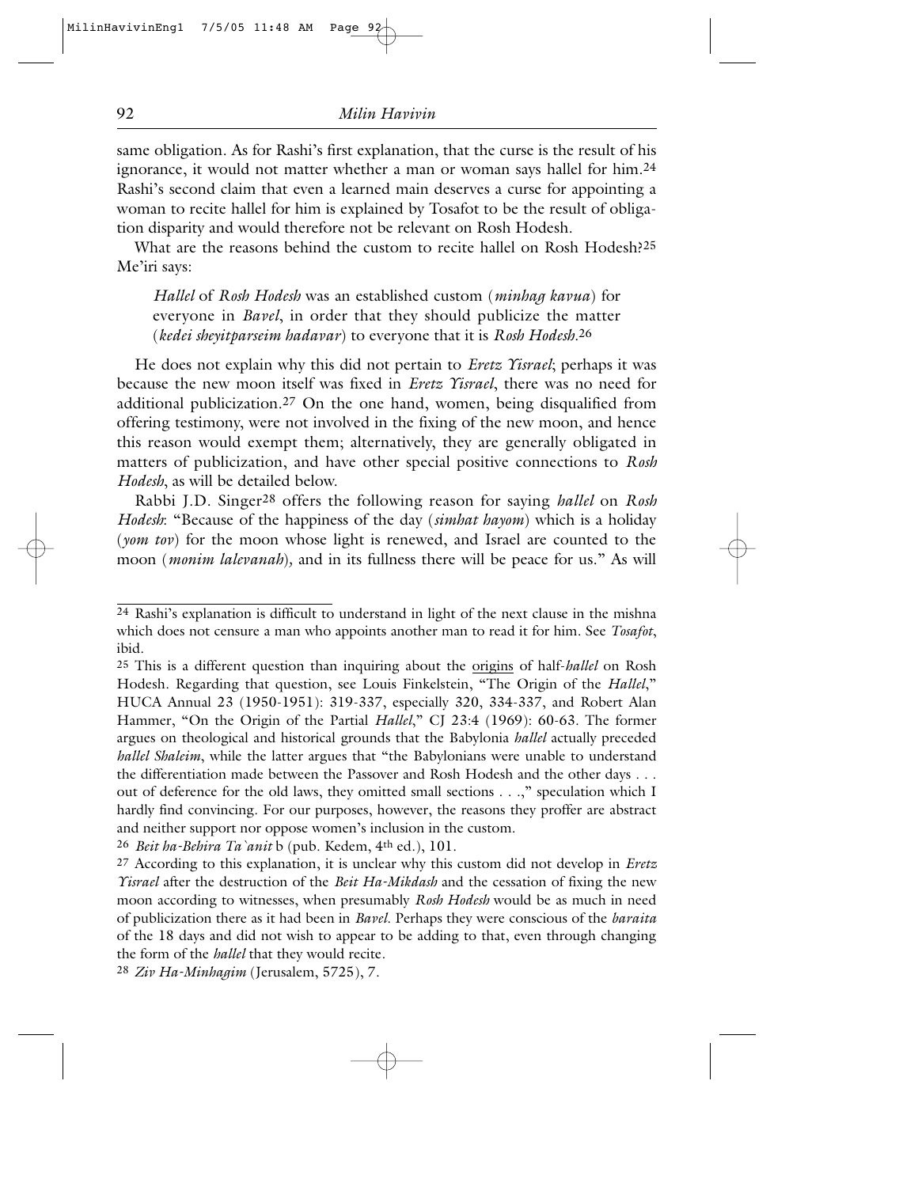same obligation. As for Rashi's first explanation, that the curse is the result of his ignorance, it would not matter whether a man or woman says hallel for him.[24] Rashi's second claim that even a learned main deserves a curse for appointing a woman to recite hallel for him is explained by Tosafot to be the result of obligation disparity and would therefore not be relevant on Rosh Hodesh.

What are the reasons behind the custom to recite hallel on Rosh Hodesh?[25] Me'iri says:

> *Hallel* of *Rosh Hodesh* was an established custom (*minhag kavua*) for everyone in *Bavel*, in order that they should publicize the matter (*kedei sheyitparseim hadavar*) to everyone that it is *Rosh Hodesh*.[26]

He does not explain why this did not pertain to *Eretz Yisrael*; perhaps it was because the new moon itself was fixed in *Eretz Yisrael*, there was no need for additional publicization.[27] On the one hand, women, being disqualified from offering testimony, were not involved in the fixing of the new moon, and hence this reason would exempt them; alternatively, they are generally obligated in matters of publicization, and have other special positive connections to *Rosh Hodesh*, as will be detailed below.

Rabbi J.D. Singer[28] offers the following reason for saying *hallel* on *Rosh Hodesh*: "Because of the happiness of the day (*simhat hayom*) which is a holiday (*yom tov*) for the moon whose light is renewed, and Israel are counted to the moon (*monim lalevanah*), and in its fullness there will be peace for us." As will

---

[24] Rashi's explanation is difficult to understand in light of the next clause in the mishna which does not censure a man who appoints another man to read it for him. See *Tosafot*, ibid.

[25] This is a different question than inquiring about the <u>origins</u> of half-*hallel* on Rosh Hodesh. Regarding that question, see Louis Finkelstein, "The Origin of the *Hallel*," HUCA Annual 23 (1950-1951): 319-337, especially 320, 334-337, and Robert Alan Hammer, "On the Origin of the Partial *Hallel*," CJ 23:4 (1969): 60-63. The former argues on theological and historical grounds that the Babylonia *hallel* actually preceded *hallel Shaleim*, while the latter argues that "the Babylonians were unable to understand the differentiation made between the Passover and Rosh Hodesh and the other days . . . out of deference for the old laws, they omitted small sections . . .," speculation which I hardly find convincing. For our purposes, however, the reasons they proffer are abstract and neither support nor oppose women's inclusion in the custom.

[26] *Beit ha-Behira Ta`anit* b (pub. Kedem, 4th ed.), 101.

[27] According to this explanation, it is unclear why this custom did not develop in *Eretz Yisrael* after the destruction of the *Beit Ha-Mikdash* and the cessation of fixing the new moon according to witnesses, when presumably *Rosh Hodesh* would be as much in need of publicization there as it had been in *Bavel*. Perhaps they were conscious of the *baraita* of the 18 days and did not wish to appear to be adding to that, even through changing the form of the *hallel* that they would recite.

[28] *Ziv Ha-Minhagim* (Jerusalem, 5725), 7.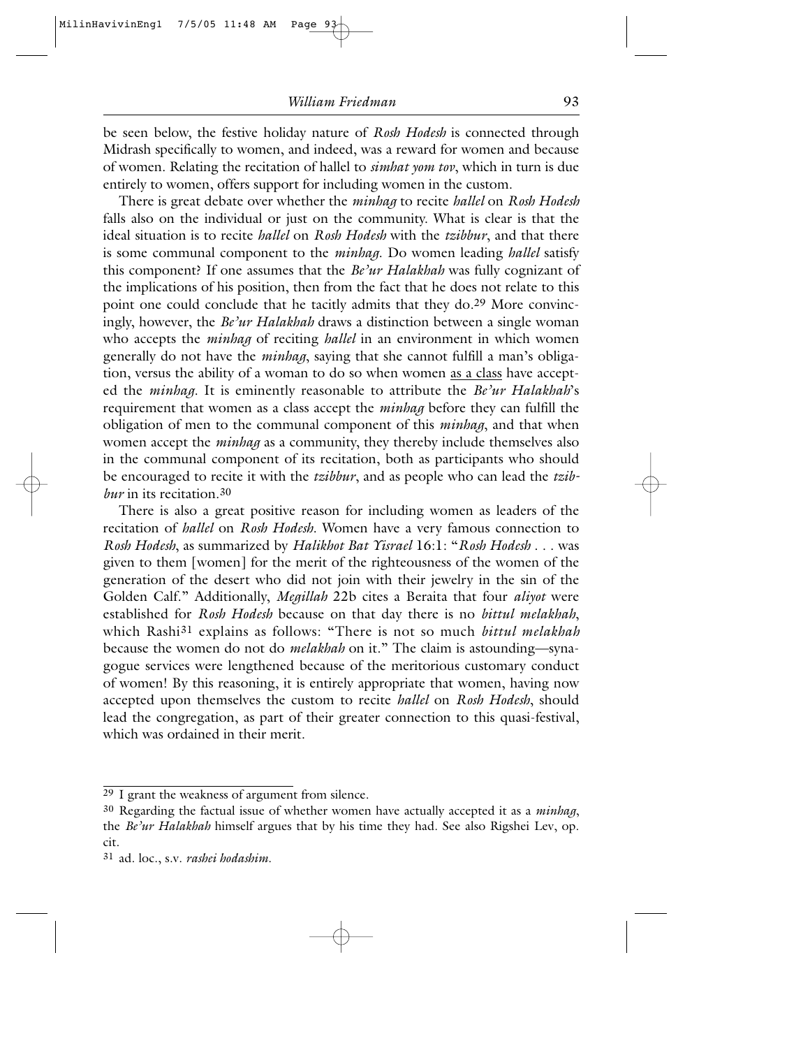be seen below, the festive holiday nature of *Rosh Hodesh* is connected through Midrash specifically to women, and indeed, was a reward for women and because of women. Relating the recitation of hallel to *simhat yom tov*, which in turn is due entirely to women, offers support for including women in the custom.

There is great debate over whether the *minhag* to recite *hallel* on *Rosh Hodesh* falls also on the individual or just on the community. What is clear is that the ideal situation is to recite *hallel* on *Rosh Hodesh* with the *tzibbur*, and that there is some communal component to the *minhag*. Do women leading *hallel* satisfy this component? If one assumes that the *Be'ur Halakhah* was fully cognizant of the implications of his position, then from the fact that he does not relate to this point one could conclude that he tacitly admits that they do.[29] More convincingly, however, the *Be'ur Halakhah* draws a distinction between a single woman who accepts the *minhag* of reciting *hallel* in an environment in which women generally do not have the *minhag*, saying that she cannot fulfill a man's obligation, versus the ability of a woman to do so when women <u>as a class</u> have accepted the *minhag*. It is eminently reasonable to attribute the *Be'ur Halakhah*'s requirement that women as a class accept the *minhag* before they can fulfill the obligation of men to the communal component of this *minhag*, and that when women accept the *minhag* as a community, they thereby include themselves also in the communal component of its recitation, both as participants who should be encouraged to recite it with the *tzibbur*, and as people who can lead the *tzibbur* in its recitation.[30]

There is also a great positive reason for including women as leaders of the recitation of *hallel* on *Rosh Hodesh*. Women have a very famous connection to *Rosh Hodesh*, as summarized by *Halikhot Bat Yisrael* 16:1: "*Rosh Hodesh* . . . was given to them [women] for the merit of the righteousness of the women of the generation of the desert who did not join with their jewelry in the sin of the Golden Calf." Additionally, *Megillah* 22b cites a Beraita that four *aliyot* were established for *Rosh Hodesh* because on that day there is no *bittul melakhah*, which Rashi[31] explains as follows: "There is not so much *bittul melakhah* because the women do not do *melakhah* on it." The claim is astounding—synagogue services were lengthened because of the meritorious customary conduct of women! By this reasoning, it is entirely appropriate that women, having now accepted upon themselves the custom to recite *hallel* on *Rosh Hodesh*, should lead the congregation, as part of their greater connection to this quasi-festival, which was ordained in their merit.

---

[29] I grant the weakness of argument from silence.

[30] Regarding the factual issue of whether women have actually accepted it as a *minhag*, the *Be'ur Halakhah* himself argues that by his time they had. See also Rigshei Lev, op. cit.

[31] ad. loc., s.v. *rashei hodashim*.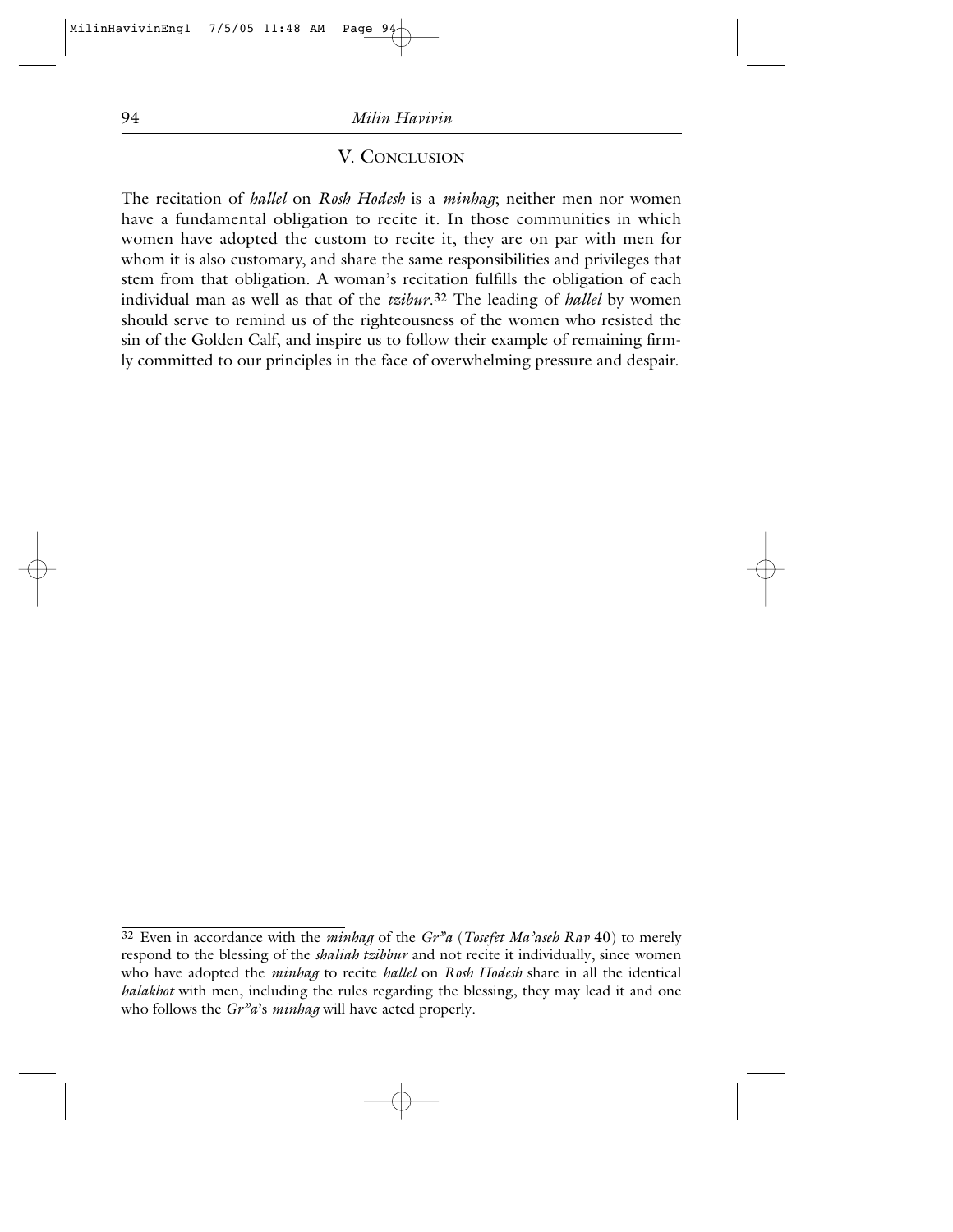## V. Conclusion

The recitation of *hallel* on *Rosh Hodesh* is a *minhag*; neither men nor women have a fundamental obligation to recite it. In those communities in which women have adopted the custom to recite it, they are on par with men for whom it is also customary, and share the same responsibilities and privileges that stem from that obligation. A woman's recitation fulfills the obligation of each individual man as well as that of the *tzibur*.[32] The leading of *hallel* by women should serve to remind us of the righteousness of the women who resisted the sin of the Golden Calf, and inspire us to follow their example of remaining firmly committed to our principles in the face of overwhelming pressure and despair.

---

[32] Even in accordance with the *minhag* of the *Gr"a* (*Tosefet Ma'aseh Rav* 40) to merely respond to the blessing of the *shaliah tzibbur* and not recite it individually, since women who have adopted the *minhag* to recite *hallel* on *Rosh Hodesh* share in all the identical *halakhot* with men, including the rules regarding the blessing, they may lead it and one who follows the *Gr"a*'s *minhag* will have acted properly.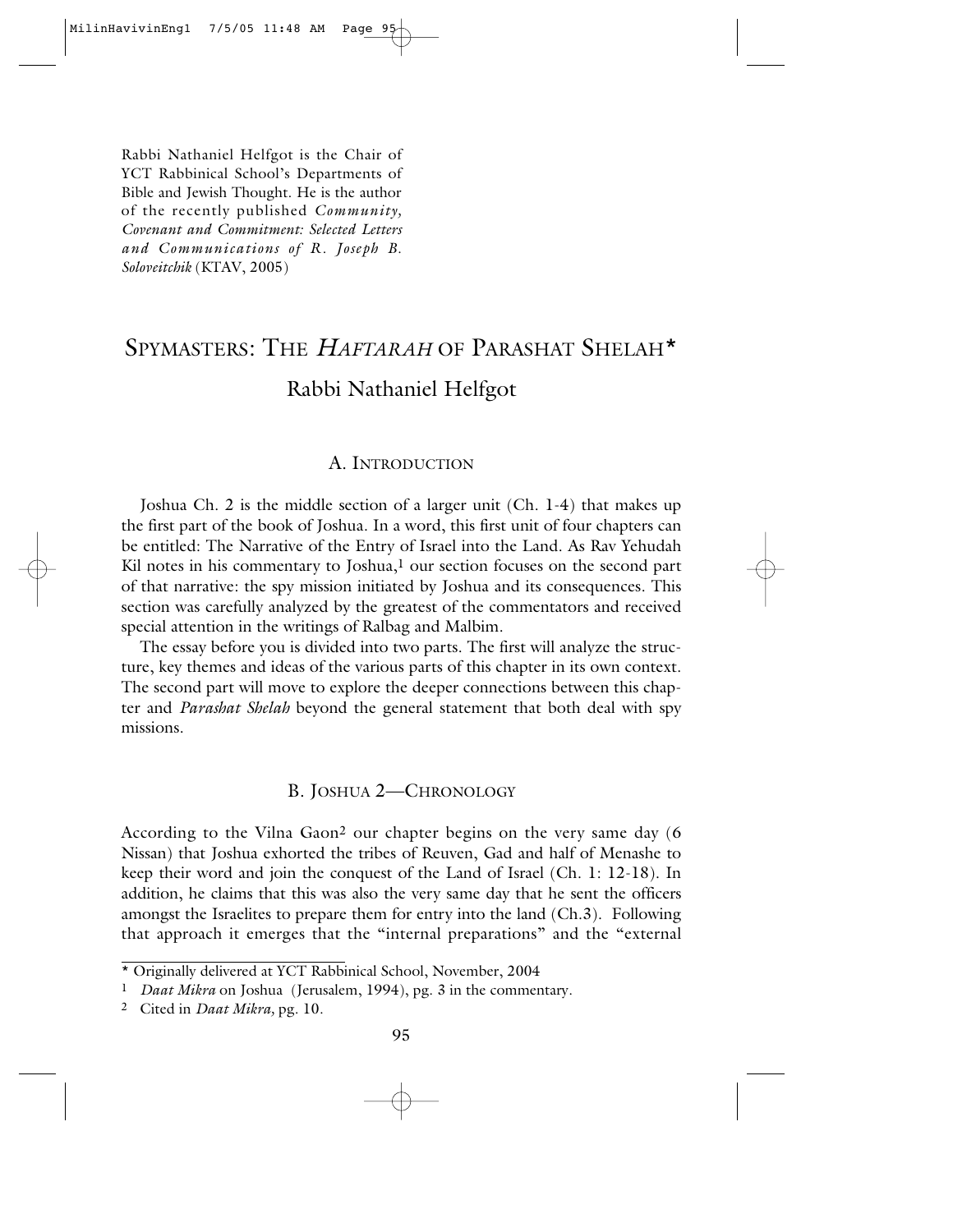Rabbi Nathaniel Helfgot is the Chair of YCT Rabbinical School's Departments of Bible and Jewish Thought. He is the author of the recently published *Community, Covenant and Commitment: Selected Letters and Communications of R. Joseph B. Soloveitchik* (KTAV, 2005)

# SPYMASTERS: THE *HAFTARAH* OF PARASHAT SHELAH*

## Rabbi Nathaniel Helfgot

### A. INTRODUCTION

Joshua Ch. 2 is the middle section of a larger unit (Ch. 1-4) that makes up the first part of the book of Joshua. In a word, this first unit of four chapters can be entitled: The Narrative of the Entry of Israel into the Land. As Rav Yehudah Kil notes in his commentary to Joshua,[1] our section focuses on the second part of that narrative: the spy mission initiated by Joshua and its consequences. This section was carefully analyzed by the greatest of the commentators and received special attention in the writings of Ralbag and Malbim.

The essay before you is divided into two parts. The first will analyze the structure, key themes and ideas of the various parts of this chapter in its own context. The second part will move to explore the deeper connections between this chapter and *Parashat Shelah* beyond the general statement that both deal with spy missions.

### B. JOSHUA 2—CHRONOLOGY

According to the Vilna Gaon[2] our chapter begins on the very same day (6 Nissan) that Joshua exhorted the tribes of Reuven, Gad and half of Menashe to keep their word and join the conquest of the Land of Israel (Ch. 1: 12-18). In addition, he claims that this was also the very same day that he sent the officers amongst the Israelites to prepare them for entry into the land (Ch.3). Following that approach it emerges that the "internal preparations" and the "external

---

\* Originally delivered at YCT Rabbinical School, November, 2004

[1] *Daat Mikra* on Joshua (Jerusalem, 1994), pg. 3 in the commentary.

[2] Cited in *Daat Mikra,* pg. 10.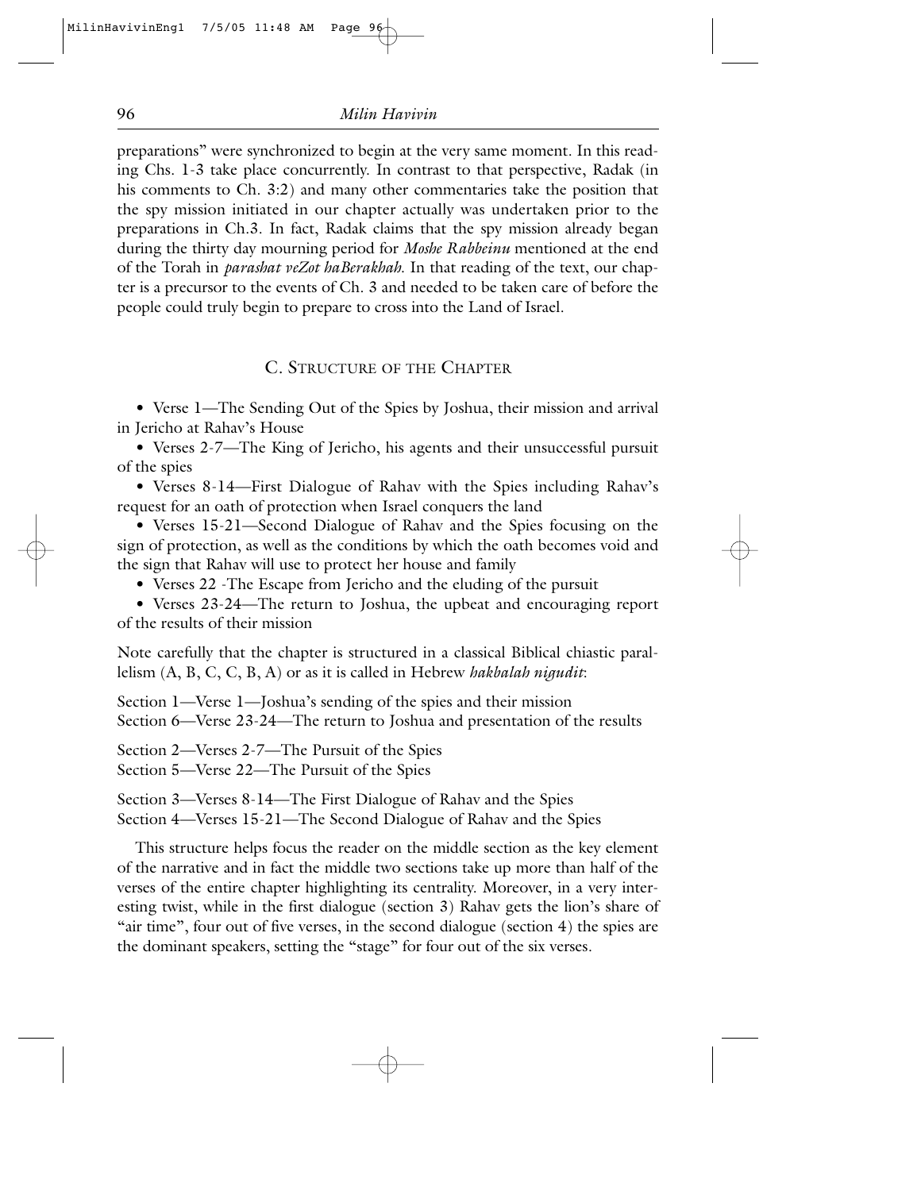preparations" were synchronized to begin at the very same moment. In this reading Chs. 1-3 take place concurrently. In contrast to that perspective, Radak (in his comments to Ch. 3:2) and many other commentaries take the position that the spy mission initiated in our chapter actually was undertaken prior to the preparations in Ch.3. In fact, Radak claims that the spy mission already began during the thirty day mourning period for *Moshe Rabbeinu* mentioned at the end of the Torah in *parashat veZot haBerakhah*. In that reading of the text, our chapter is a precursor to the events of Ch. 3 and needed to be taken care of before the people could truly begin to prepare to cross into the Land of Israel.

## C. Structure of the Chapter

- Verse 1—The Sending Out of the Spies by Joshua, their mission and arrival in Jericho at Rahav's House
- Verses 2-7—The King of Jericho, his agents and their unsuccessful pursuit of the spies
- Verses 8-14—First Dialogue of Rahav with the Spies including Rahav's request for an oath of protection when Israel conquers the land
- Verses 15-21—Second Dialogue of Rahav and the Spies focusing on the sign of protection, as well as the conditions by which the oath becomes void and the sign that Rahav will use to protect her house and family
- Verses 22 -The Escape from Jericho and the eluding of the pursuit
- Verses 23-24—The return to Joshua, the upbeat and encouraging report of the results of their mission

Note carefully that the chapter is structured in a classical Biblical chiastic parallelism (A, B, C, C, B, A) or as it is called in Hebrew *hakbalah nigudit*:

Section 1—Verse 1—Joshua's sending of the spies and their mission
Section 6—Verse 23-24—The return to Joshua and presentation of the results

Section 2—Verses 2-7—The Pursuit of the Spies
Section 5—Verse 22—The Pursuit of the Spies

Section 3—Verses 8-14—The First Dialogue of Rahav and the Spies
Section 4—Verses 15-21—The Second Dialogue of Rahav and the Spies

This structure helps focus the reader on the middle section as the key element of the narrative and in fact the middle two sections take up more than half of the verses of the entire chapter highlighting its centrality. Moreover, in a very interesting twist, while in the first dialogue (section 3) Rahav gets the lion's share of "air time", four out of five verses, in the second dialogue (section 4) the spies are the dominant speakers, setting the "stage" for four out of the six verses.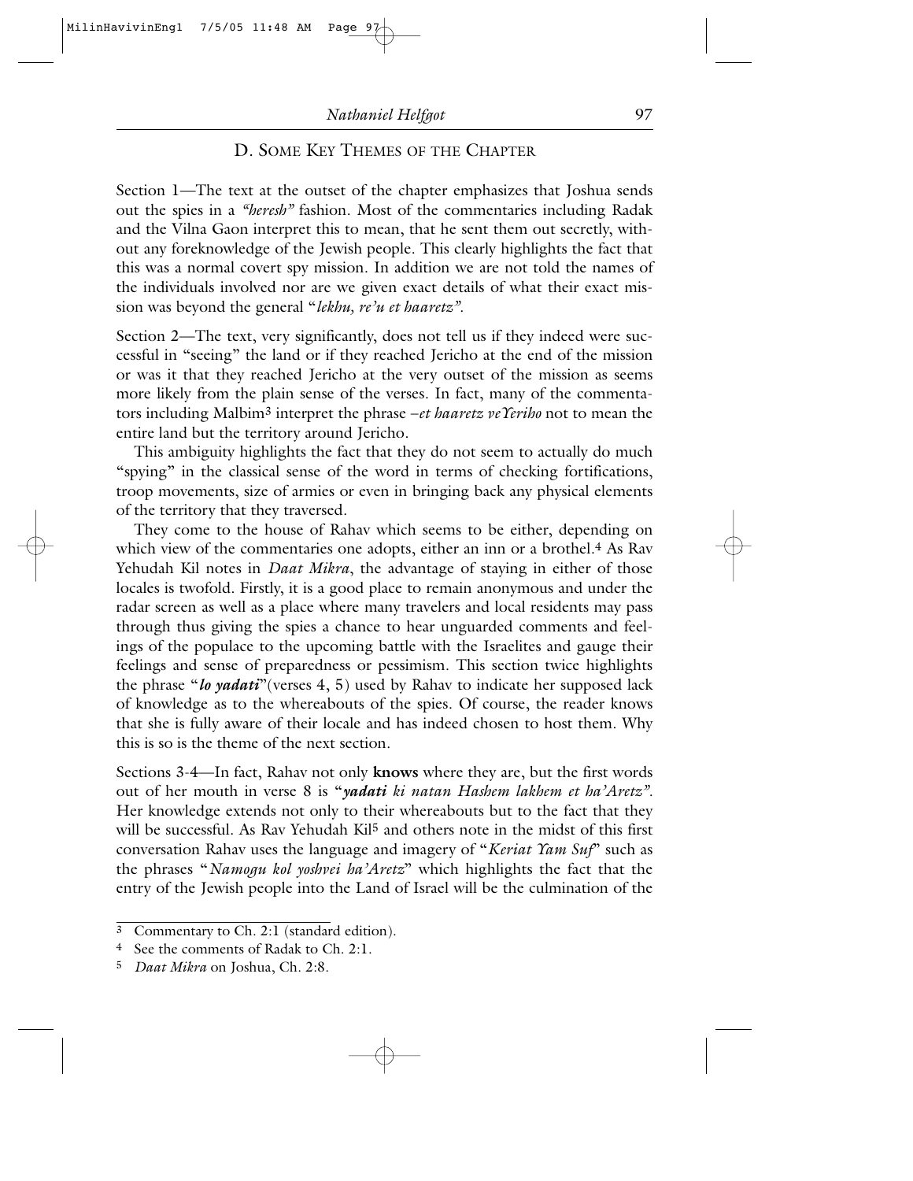## D. Some Key Themes of the Chapter

Section 1—The text at the outset of the chapter emphasizes that Joshua sends out the spies in a *"heresh"* fashion. Most of the commentaries including Radak and the Vilna Gaon interpret this to mean, that he sent them out secretly, without any foreknowledge of the Jewish people. This clearly highlights the fact that this was a normal covert spy mission. In addition we are not told the names of the individuals involved nor are we given exact details of what their exact mission was beyond the general "*lekhu, re'u et haaretz"*.

Section 2—The text, very significantly, does not tell us if they indeed were successful in "seeing" the land or if they reached Jericho at the end of the mission or was it that they reached Jericho at the very outset of the mission as seems more likely from the plain sense of the verses. In fact, many of the commentators including Malbim[3] interpret the phrase –*et haaretz veYeriho* not to mean the entire land but the territory around Jericho.

This ambiguity highlights the fact that they do not seem to actually do much "spying" in the classical sense of the word in terms of checking fortifications, troop movements, size of armies or even in bringing back any physical elements of the territory that they traversed.

They come to the house of Rahav which seems to be either, depending on which view of the commentaries one adopts, either an inn or a brothel.[4] As Rav Yehudah Kil notes in *Daat Mikra*, the advantage of staying in either of those locales is twofold. Firstly, it is a good place to remain anonymous and under the radar screen as well as a place where many travelers and local residents may pass through thus giving the spies a chance to hear unguarded comments and feelings of the populace to the upcoming battle with the Israelites and gauge their feelings and sense of preparedness or pessimism. This section twice highlights the phrase "***lo yadati***"(verses 4, 5) used by Rahav to indicate her supposed lack of knowledge as to the whereabouts of the spies. Of course, the reader knows that she is fully aware of their locale and has indeed chosen to host them. Why this is so is the theme of the next section.

Sections 3-4—In fact, Rahav not only **knows** where they are, but the first words out of her mouth in verse 8 is "***yadati** ki natan Hashem lakhem et ha'Aretz"*. Her knowledge extends not only to their whereabouts but to the fact that they will be successful. As Rav Yehudah Kil[5] and others note in the midst of this first conversation Rahav uses the language and imagery of "*Keriat Yam Suf*" such as the phrases "*Namogu kol yoshvei ha'Aretz*" which highlights the fact that the entry of the Jewish people into the Land of Israel will be the culmination of the

---

[3] Commentary to Ch. 2:1 (standard edition).

[4] See the comments of Radak to Ch. 2:1.

[5] *Daat Mikra* on Joshua, Ch. 2:8.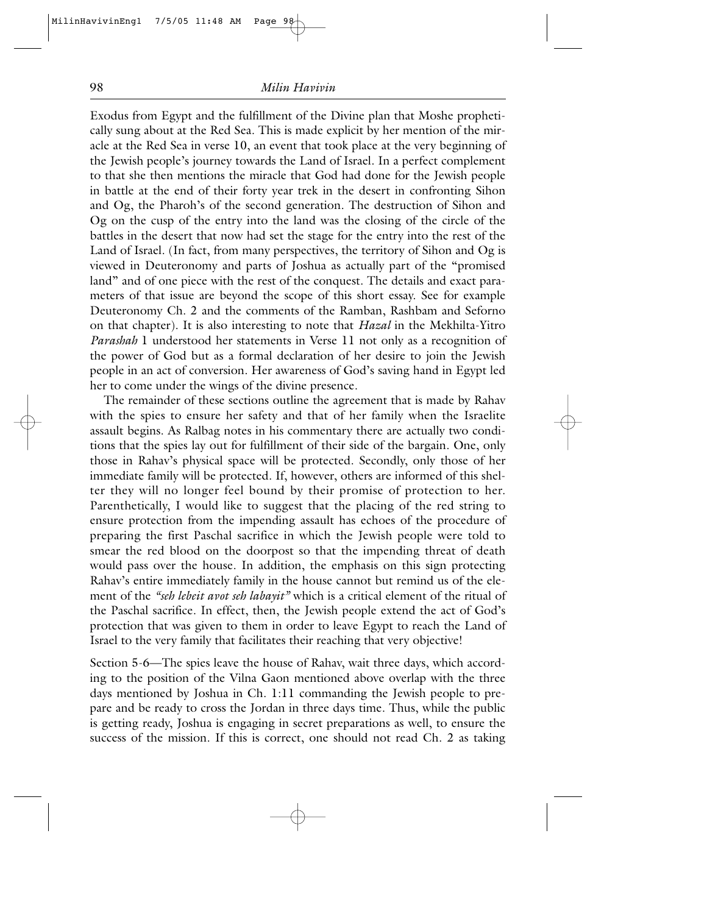Exodus from Egypt and the fulfillment of the Divine plan that Moshe prophetically sung about at the Red Sea. This is made explicit by her mention of the miracle at the Red Sea in verse 10, an event that took place at the very beginning of the Jewish people's journey towards the Land of Israel. In a perfect complement to that she then mentions the miracle that God had done for the Jewish people in battle at the end of their forty year trek in the desert in confronting Sihon and Og, the Pharoh's of the second generation. The destruction of Sihon and Og on the cusp of the entry into the land was the closing of the circle of the battles in the desert that now had set the stage for the entry into the rest of the Land of Israel. (In fact, from many perspectives, the territory of Sihon and Og is viewed in Deuteronomy and parts of Joshua as actually part of the "promised land" and of one piece with the rest of the conquest. The details and exact parameters of that issue are beyond the scope of this short essay. See for example Deuteronomy Ch. 2 and the comments of the Ramban, Rashbam and Seforno on that chapter). It is also interesting to note that *Hazal* in the Mekhilta-Yitro *Parashah* 1 understood her statements in Verse 11 not only as a recognition of the power of God but as a formal declaration of her desire to join the Jewish people in an act of conversion. Her awareness of God's saving hand in Egypt led her to come under the wings of the divine presence.

The remainder of these sections outline the agreement that is made by Rahav with the spies to ensure her safety and that of her family when the Israelite assault begins. As Ralbag notes in his commentary there are actually two conditions that the spies lay out for fulfillment of their side of the bargain. One, only those in Rahav's physical space will be protected. Secondly, only those of her immediate family will be protected. If, however, others are informed of this shelter they will no longer feel bound by their promise of protection to her. Parenthetically, I would like to suggest that the placing of the red string to ensure protection from the impending assault has echoes of the procedure of preparing the first Paschal sacrifice in which the Jewish people were told to smear the red blood on the doorpost so that the impending threat of death would pass over the house. In addition, the emphasis on this sign protecting Rahav's entire immediately family in the house cannot but remind us of the element of the *"seh lebeit avot seh labayit"* which is a critical element of the ritual of the Paschal sacrifice. In effect, then, the Jewish people extend the act of God's protection that was given to them in order to leave Egypt to reach the Land of Israel to the very family that facilitates their reaching that very objective!

Section 5-6—The spies leave the house of Rahav, wait three days, which according to the position of the Vilna Gaon mentioned above overlap with the three days mentioned by Joshua in Ch. 1:11 commanding the Jewish people to prepare and be ready to cross the Jordan in three days time. Thus, while the public is getting ready, Joshua is engaging in secret preparations as well, to ensure the success of the mission. If this is correct, one should not read Ch. 2 as taking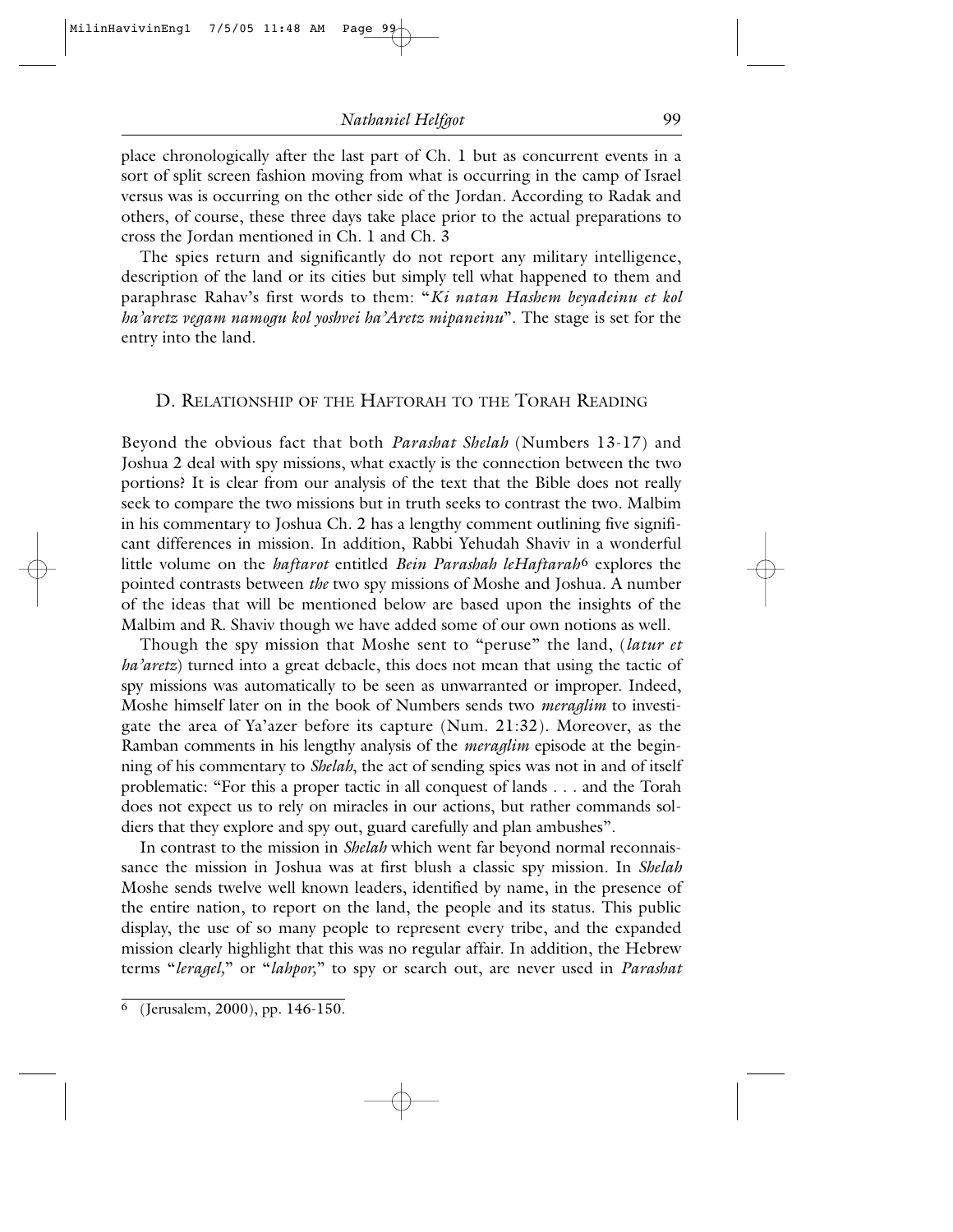place chronologically after the last part of Ch. 1 but as concurrent events in a sort of split screen fashion moving from what is occurring in the camp of Israel versus was is occurring on the other side of the Jordan. According to Radak and others, of course, these three days take place prior to the actual preparations to cross the Jordan mentioned in Ch. 1 and Ch. 3

The spies return and significantly do not report any military intelligence, description of the land or its cities but simply tell what happened to them and paraphrase Rahav's first words to them: "*Ki natan Hashem beyadeinu et kol ha'aretz vegam namogu kol yoshvei ha'Aretz mipaneinu*". The stage is set for the entry into the land.

## D. Relationship of the Haftorah to the Torah Reading

Beyond the obvious fact that both *Parashat Shelah* (Numbers 13-17) and Joshua 2 deal with spy missions, what exactly is the connection between the two portions? It is clear from our analysis of the text that the Bible does not really seek to compare the two missions but in truth seeks to contrast the two. Malbim in his commentary to Joshua Ch. 2 has a lengthy comment outlining five significant differences in mission. In addition, Rabbi Yehudah Shaviv in a wonderful little volume on the *haftarot* entitled *Bein Parashah leHaftarah*[6] explores the pointed contrasts between *the* two spy missions of Moshe and Joshua. A number of the ideas that will be mentioned below are based upon the insights of the Malbim and R. Shaviv though we have added some of our own notions as well.

Though the spy mission that Moshe sent to "peruse" the land, (*latur et ha'aretz*) turned into a great debacle, this does not mean that using the tactic of spy missions was automatically to be seen as unwarranted or improper. Indeed, Moshe himself later on in the book of Numbers sends two *meraglim* to investigate the area of Ya'azer before its capture (Num. 21:32). Moreover, as the Ramban comments in his lengthy analysis of the *meraglim* episode at the beginning of his commentary to *Shelah*, the act of sending spies was not in and of itself problematic: "For this a proper tactic in all conquest of lands . . . and the Torah does not expect us to rely on miracles in our actions, but rather commands soldiers that they explore and spy out, guard carefully and plan ambushes".

In contrast to the mission in *Shelah* which went far beyond normal reconnaissance the mission in Joshua was at first blush a classic spy mission. In *Shelah* Moshe sends twelve well known leaders, identified by name, in the presence of the entire nation, to report on the land, the people and its status. This public display, the use of so many people to represent every tribe, and the expanded mission clearly highlight that this was no regular affair. In addition, the Hebrew terms "*leragel,*" or "*lahpor,*" to spy or search out, are never used in *Parashat*

---

[6] (Jerusalem, 2000), pp. 146-150.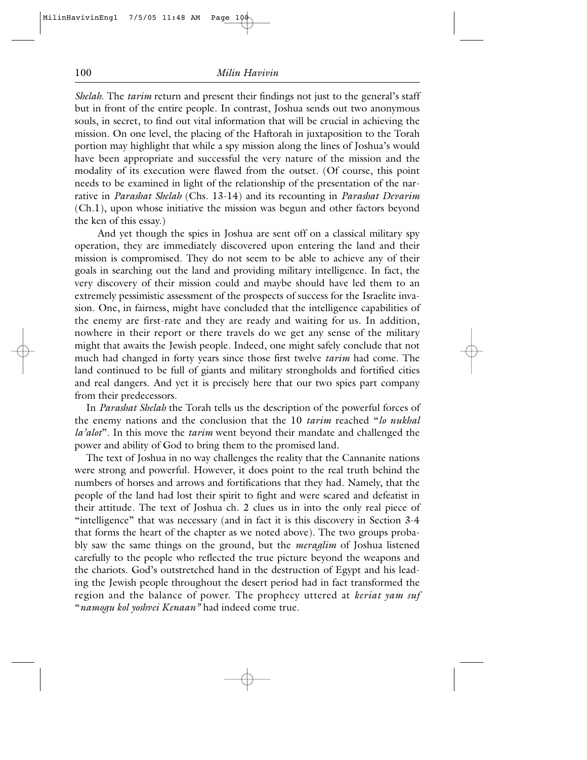*Shelah*. The *tarim* return and present their findings not just to the general's staff but in front of the entire people. In contrast, Joshua sends out two anonymous souls, in secret, to find out vital information that will be crucial in achieving the mission. On one level, the placing of the Haftorah in juxtaposition to the Torah portion may highlight that while a spy mission along the lines of Joshua's would have been appropriate and successful the very nature of the mission and the modality of its execution were flawed from the outset. (Of course, this point needs to be examined in light of the relationship of the presentation of the narrative in *Parashat Shelah* (Chs. 13-14) and its recounting in *Parashat Devarim* (Ch.1), upon whose initiative the mission was begun and other factors beyond the ken of this essay.)

And yet though the spies in Joshua are sent off on a classical military spy operation, they are immediately discovered upon entering the land and their mission is compromised. They do not seem to be able to achieve any of their goals in searching out the land and providing military intelligence. In fact, the very discovery of their mission could and maybe should have led them to an extremely pessimistic assessment of the prospects of success for the Israelite invasion. One, in fairness, might have concluded that the intelligence capabilities of the enemy are first-rate and they are ready and waiting for us. In addition, nowhere in their report or there travels do we get any sense of the military might that awaits the Jewish people. Indeed, one might safely conclude that not much had changed in forty years since those first twelve *tarim* had come. The land continued to be full of giants and military strongholds and fortified cities and real dangers. And yet it is precisely here that our two spies part company from their predecessors.

In *Parashat Shelah* the Torah tells us the description of the powerful forces of the enemy nations and the conclusion that the 10 *tarim* reached "*lo nukhal la'alot*". In this move the *tarim* went beyond their mandate and challenged the power and ability of God to bring them to the promised land.

The text of Joshua in no way challenges the reality that the Cannanite nations were strong and powerful. However, it does point to the real truth behind the numbers of horses and arrows and fortifications that they had. Namely, that the people of the land had lost their spirit to fight and were scared and defeatist in their attitude. The text of Joshua ch. 2 clues us in into the only real piece of "intelligence" that was necessary (and in fact it is this discovery in Section 3-4 that forms the heart of the chapter as we noted above). The two groups probably saw the same things on the ground, but the *meraglim* of Joshua listened carefully to the people who reflected the true picture beyond the weapons and the chariots. God's outstretched hand in the destruction of Egypt and his leading the Jewish people throughout the desert period had in fact transformed the region and the balance of power. The prophecy uttered at *keriat yam suf* "*namogu kol yoshvei Kenaan"* had indeed come true.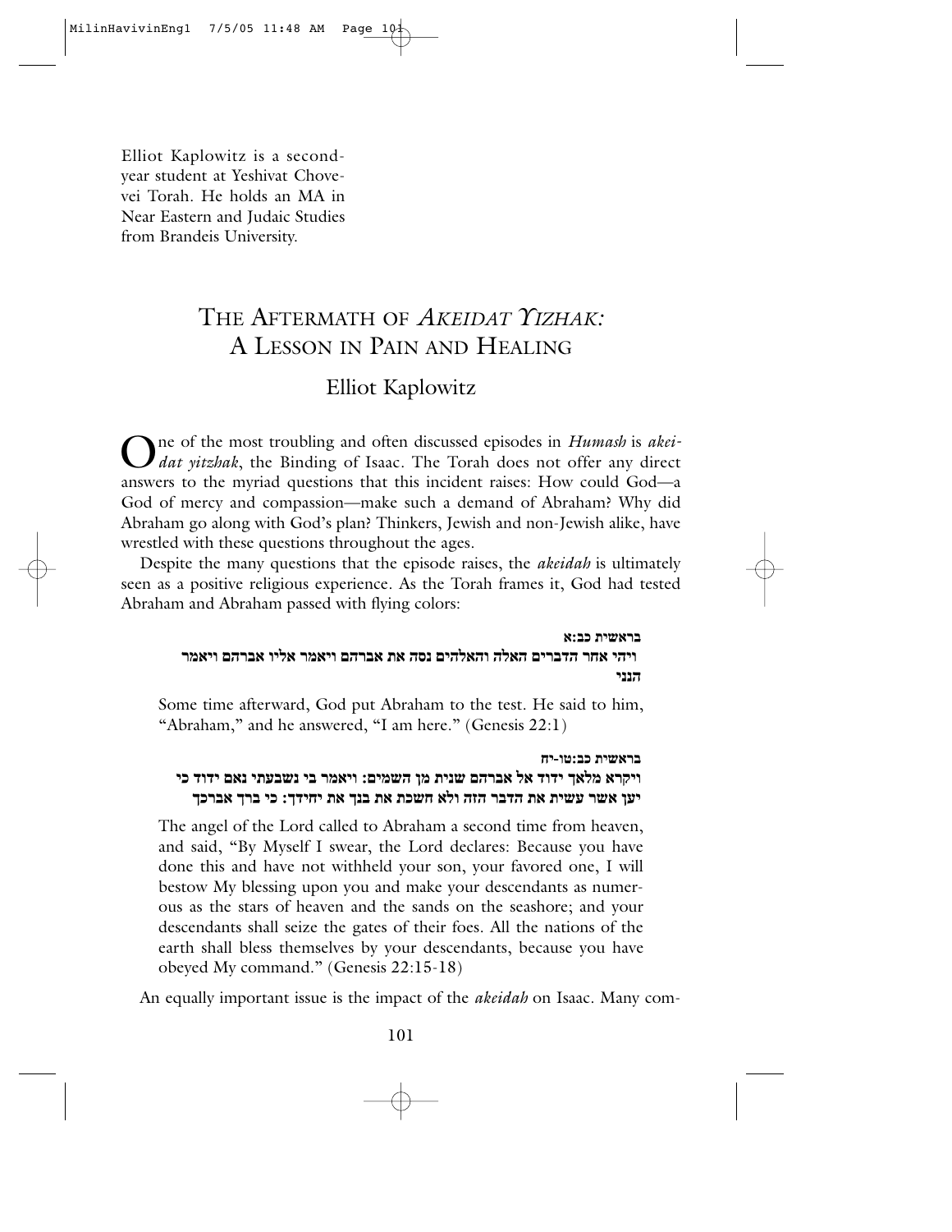Elliot Kaplowitz is a second-year student at Yeshivat Chovevei Torah. He holds an MA in Near Eastern and Judaic Studies from Brandeis University.

# THE AFTERMATH OF *AKEIDAT YIZHAK:* A LESSON IN PAIN AND HEALING

## Elliot Kaplowitz

One of the most troubling and often discussed episodes in *Humash* is *akeidat yitzhak*, the Binding of Isaac. The Torah does not offer any direct answers to the myriad questions that this incident raises: How could God—a God of mercy and compassion—make such a demand of Abraham? Why did Abraham go along with God's plan? Thinkers, Jewish and non-Jewish alike, have wrestled with these questions throughout the ages.

Despite the many questions that the episode raises, the *akeidah* is ultimately seen as a positive religious experience. As the Torah frames it, God had tested Abraham and Abraham passed with flying colors:

> **בראשית כב:א**
> **ויהי אחר הדברים האלה והאלהים נסה את אברהם ויאמר אליו אברהם ויאמר הנני**
>
> Some time afterward, God put Abraham to the test. He said to him, "Abraham," and he answered, "I am here." (Genesis 22:1)

> **בראשית כב:טו-יח**
> **ויקרא מלאך ידוד אל אברהם שנית מן השמים: ויאמר בי נשבעתי נאם ידוד כי יען אשר עשית את הדבר הזה ולא חשכת את בנך את יחידך: כי ברך אברכך**
>
> The angel of the Lord called to Abraham a second time from heaven, and said, "By Myself I swear, the Lord declares: Because you have done this and have not withheld your son, your favored one, I will bestow My blessing upon you and make your descendants as numerous as the stars of heaven and the sands on the seashore; and your descendants shall seize the gates of their foes. All the nations of the earth shall bless themselves by your descendants, because you have obeyed My command." (Genesis 22:15-18)

An equally important issue is the impact of the *akeidah* on Isaac. Many com-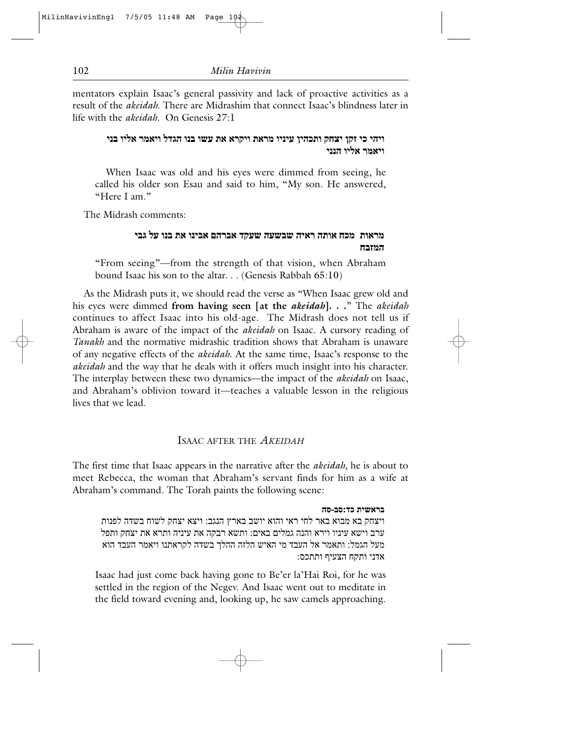mentators explain Isaac's general passivity and lack of proactive activities as a result of the *akeidah.* There are Midrashim that connect Isaac's blindness later in life with the *akeidah.* On Genesis 27:1

> **ויהי כי זקן יצחק ותכהין עיניו מראת ויקרא את עשו בנו הגדל ויאמר אליו בני ויאמר אליו הנני**
>
> When Isaac was old and his eyes were dimmed from seeing, he called his older son Esau and said to him, "My son. He answered, "Here I am."

The Midrash comments:

> **מראות מכח אותה ראיה שבשעה שעקד אברהם אבינו את בנו על גבי המזבח**
>
> "From seeing"—from the strength of that vision, when Abraham bound Isaac his son to the altar. . . (Genesis Rabbah 65:10)

As the Midrash puts it, we should read the verse as "When Isaac grew old and his eyes were dimmed **from having seen [at the *akeidah*]. . .**" The *akeidah* continues to affect Isaac into his old-age. The Midrash does not tell us if Abraham is aware of the impact of the *akeidah* on Isaac. A cursory reading of *Tanakh* and the normative midrashic tradition shows that Abraham is unaware of any negative effects of the *akeidah.* At the same time, Isaac's response to the *akeidah* and the way that he deals with it offers much insight into his character. The interplay between these two dynamics—the impact of the *akeidah* on Isaac, and Abraham's oblivion toward it—teaches a valuable lesson in the religious lives that we lead.

## Isaac after the *Akeidah*

The first time that Isaac appears in the narrative after the *akeidah*, he is about to meet Rebecca, the woman that Abraham's servant finds for him as a wife at Abraham's command. The Torah paints the following scene:

> **בראשית כד:סב-סה**
>
> ויצחק בא מבוא באר לחי ראי והוא יושב בארץ הנגב: ויצא יצחק לשוח בשדה לפנות ערב וישא עיניו וירא והנה גמלים באים: ותשא רבקה את עיניה ותרא את יצחק ותפל מעל הגמל: ותאמר אל העבד מי האיש הלזה ההלך בשדה לקראתנו ויאמר העבד הוא אדני ותקח הצעיף ותתכס:
>
> Isaac had just come back having gone to Be'er la'Hai Roi, for he was settled in the region of the Negev. And Isaac went out to meditate in the field toward evening and, looking up, he saw camels approaching.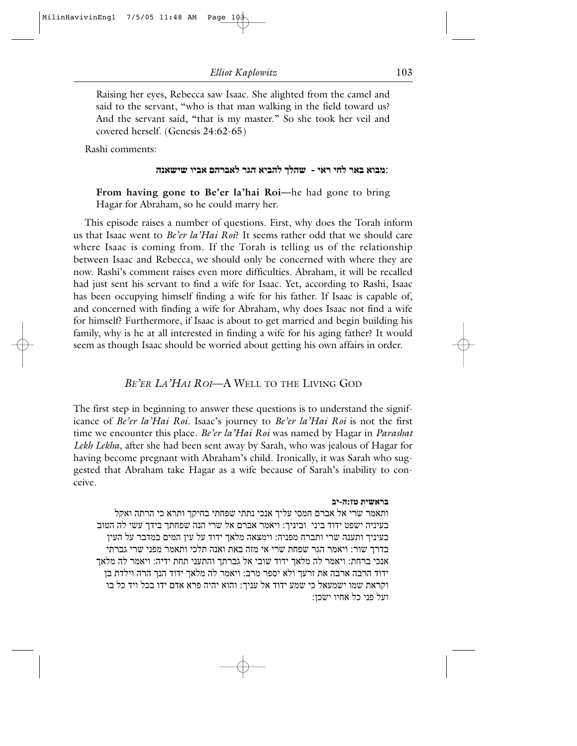Raising her eyes, Rebecca saw Isaac. She alighted from the camel and said to the servant, "who is that man walking in the field toward us? And the servant said, "that is my master." So she took her veil and covered herself. (Genesis 24:62-65)

Rashi comments:

**מבוא באר לחי ראי - שהלך להביא הגר לאברהם אביו שישאנה:**

**From having gone to Be'er la'hai Roi**—he had gone to bring Hagar for Abraham, so he could marry her.

This episode raises a number of questions. First, why does the Torah inform us that Isaac went to *Be'er la'Hai Roi*? It seems rather odd that we should care where Isaac is coming from. If the Torah is telling us of the relationship between Isaac and Rebecca, we should only be concerned with where they are now. Rashi's comment raises even more difficulties. Abraham, it will be recalled had just sent his servant to find a wife for Isaac. Yet, according to Rashi, Isaac has been occupying himself finding a wife for his father. If Isaac is capable of, and concerned with finding a wife for Abraham, why does Isaac not find a wife for himself? Furthermore, if Isaac is about to get married and begin building his family, why is he at all interested in finding a wife for his aging father? It would seem as though Isaac should be worried about getting his own affairs in order.

## *BE'ER LA'HAI ROI*—A WELL TO THE LIVING GOD

The first step in beginning to answer these questions is to understand the significance of *Be'er la'Hai Roi*. Isaac's journey to *Be'er la'Hai Roi* is not the first time we encounter this place. *Be'er la'Hai Roi* was named by Hagar in *Parashat Lekh Lekha*, after she had been sent away by Sarah, who was jealous of Hagar for having become pregnant with Abraham's child. Ironically, it was Sarah who suggested that Abraham take Hagar as a wife because of Sarah's inability to conceive.

**בראשית טז:ה-יב**

ותאמר שרי אל אברם חמסי עליך אנכי נתתי שפחתי בחיקך ותרא כי הרתה ואקל בעיניה ישפט ידוד ביני וביניך: ויאמר אברם אל שרי הנה שפחתך בידך עשי לה הטוב בעיניך ותענה שרי ותברח מפניה: וימצאה מלאך ידוד על עין המים במדבר על העין בדרך שור: ויאמר הגר שפחת שרי אי מזה באת ואנה תלכי ותאמר מפני שרי גברתי אנכי ברחת: ויאמר לה מלאך ידוד שובי אל גברתך והתעני תחת ידיה: ויאמר לה מלאך ידוד הרבה ארבה את זרעך ולא יספר מרב: ויאמר לה מלאך ידוד הנך הרה וילדת בן וקראת שמו ישמעאל כי שמע ידוד אל עניך: והוא יהיה פרא אדם ידו בכל ויד כל בו ועל פני כל אחיו ישכן: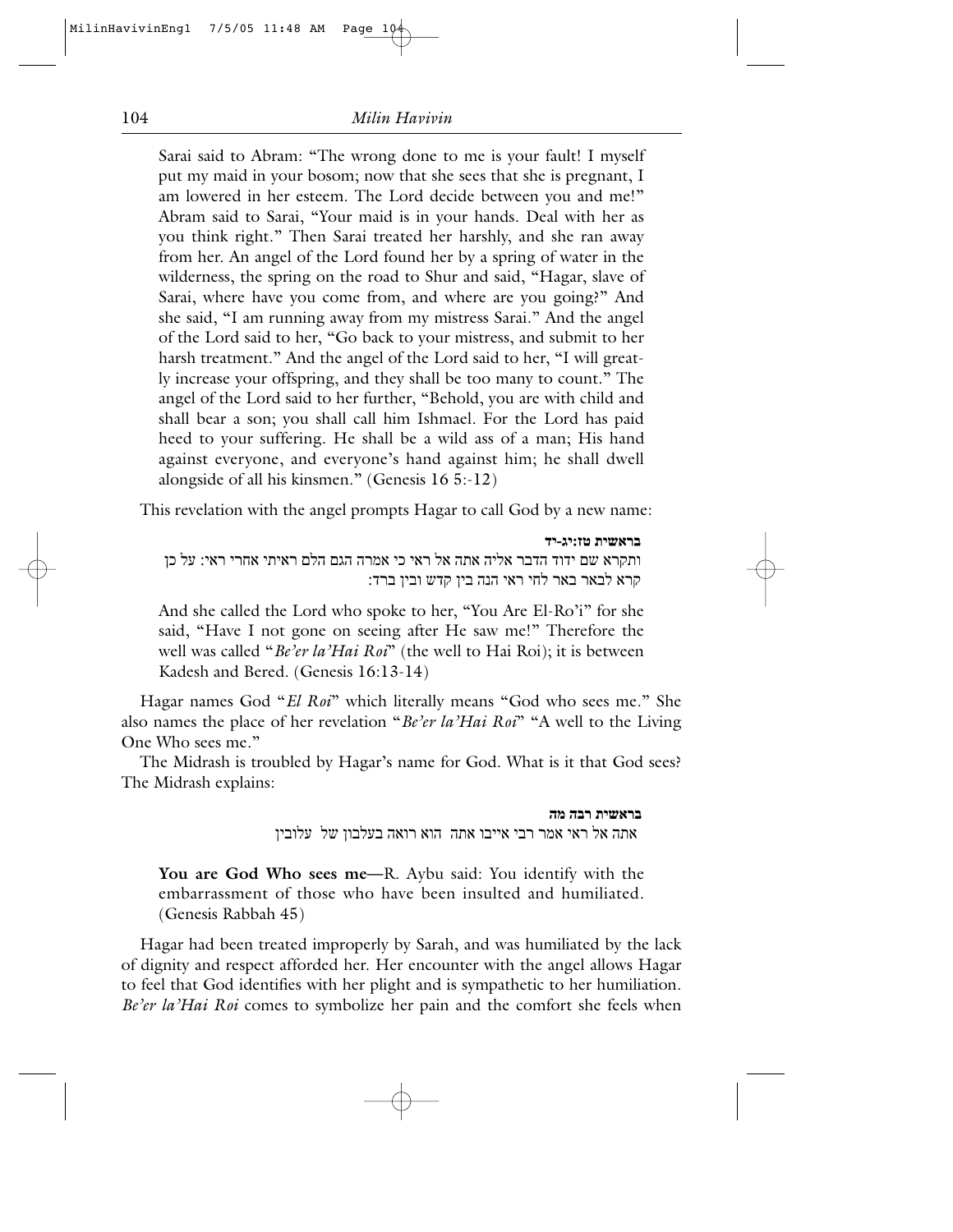> Sarai said to Abram: "The wrong done to me is your fault! I myself put my maid in your bosom; now that she sees that she is pregnant, I am lowered in her esteem. The Lord decide between you and me!" Abram said to Sarai, "Your maid is in your hands. Deal with her as you think right." Then Sarai treated her harshly, and she ran away from her. An angel of the Lord found her by a spring of water in the wilderness, the spring on the road to Shur and said, "Hagar, slave of Sarai, where have you come from, and where are you going?" And she said, "I am running away from my mistress Sarai." And the angel of the Lord said to her, "Go back to your mistress, and submit to her harsh treatment." And the angel of the Lord said to her, "I will greatly increase your offspring, and they shall be too many to count." The angel of the Lord said to her further, "Behold, you are with child and shall bear a son; you shall call him Ishmael. For the Lord has paid heed to your suffering. He shall be a wild ass of a man; His hand against everyone, and everyone's hand against him; he shall dwell alongside of all his kinsmen." (Genesis 16 5:-12)

This revelation with the angel prompts Hagar to call God by a new name:

**בראשית טז:יג-יד**

ותקרא שם ידוד הדבר אליה אתה אל ראי כי אמרה הגם הלם ראיתי אחרי ראי: על כן קרא לבאר באר לחי ראי הנה בין קדש ובין ברד:

> And she called the Lord who spoke to her, "You Are El-Ro'i" for she said, "Have I not gone on seeing after He saw me!" Therefore the well was called "*Be'er la'Hai Roi*" (the well to Hai Roi); it is between Kadesh and Bered. (Genesis 16:13-14)

Hagar names God "*El Roi*" which literally means "God who sees me." She also names the place of her revelation "*Be'er la'Hai Roi*" "A well to the Living One Who sees me."

The Midrash is troubled by Hagar's name for God. What is it that God sees? The Midrash explains:

**בראשית רבה מה**

אתה אל ראי אמר רבי אייבו אתה הוא רואה בעלבון של עלובין

> **You are God Who sees me**—R. Aybu said: You identify with the embarrassment of those who have been insulted and humiliated. (Genesis Rabbah 45)

Hagar had been treated improperly by Sarah, and was humiliated by the lack of dignity and respect afforded her. Her encounter with the angel allows Hagar to feel that God identifies with her plight and is sympathetic to her humiliation. *Be'er la'Hai Roi* comes to symbolize her pain and the comfort she feels when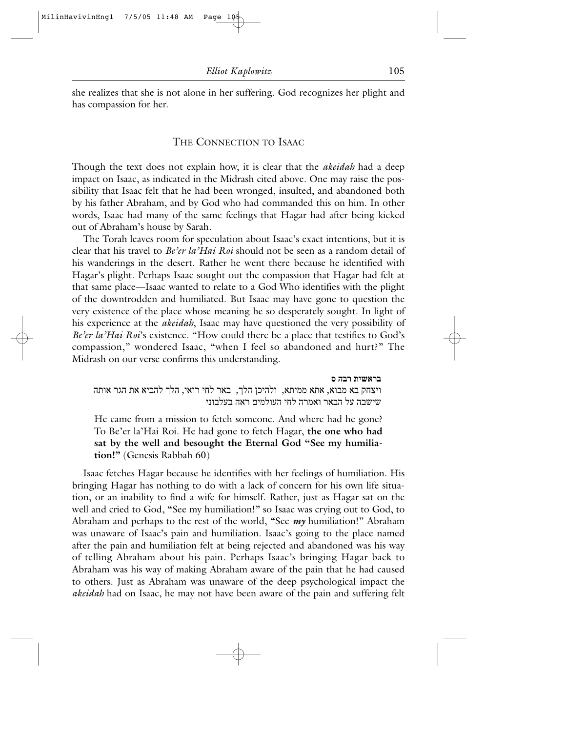she realizes that she is not alone in her suffering. God recognizes her plight and has compassion for her.

## The Connection to Isaac

Though the text does not explain how, it is clear that the *akeidah* had a deep impact on Isaac, as indicated in the Midrash cited above. One may raise the possibility that Isaac felt that he had been wronged, insulted, and abandoned both by his father Abraham, and by God who had commanded this on him. In other words, Isaac had many of the same feelings that Hagar had after being kicked out of Abraham's house by Sarah.

The Torah leaves room for speculation about Isaac's exact intentions, but it is clear that his travel to *Be'er la'Hai Roi* should not be seen as a random detail of his wanderings in the desert. Rather he went there because he identified with Hagar's plight. Perhaps Isaac sought out the compassion that Hagar had felt at that same place—Isaac wanted to relate to a God Who identifies with the plight of the downtrodden and humiliated. But Isaac may have gone to question the very existence of the place whose meaning he so desperately sought. In light of his experience at the *akeidah*, Isaac may have questioned the very possibility of *Be'er la'Hai Roi*'s existence. "How could there be a place that testifies to God's compassion," wondered Isaac, "when I feel so abandoned and hurt?" The Midrash on our verse confirms this understanding.

> **בראשית רבה ס**
> ויצחק בא מבוא, אתא ממיתא, ולהיכן הלך, באר לחי רואי, הלך להביא את הגר אותה שישבה על הבאר ואמרה לחי העולמים ראה בעלבוני
>
> He came from a mission to fetch someone. And where had he gone? To Be'er la'Hai Roi. He had gone to fetch Hagar, **the one who had sat by the well and besought the Eternal God "See my humiliation!"** (Genesis Rabbah 60)

Isaac fetches Hagar because he identifies with her feelings of humiliation. His bringing Hagar has nothing to do with a lack of concern for his own life situation, or an inability to find a wife for himself. Rather, just as Hagar sat on the well and cried to God, "See my humiliation!" so Isaac was crying out to God, to Abraham and perhaps to the rest of the world, "See ***my*** humiliation!" Abraham was unaware of Isaac's pain and humiliation. Isaac's going to the place named after the pain and humiliation felt at being rejected and abandoned was his way of telling Abraham about his pain. Perhaps Isaac's bringing Hagar back to Abraham was his way of making Abraham aware of the pain that he had caused to others. Just as Abraham was unaware of the deep psychological impact the *akeidah* had on Isaac, he may not have been aware of the pain and suffering felt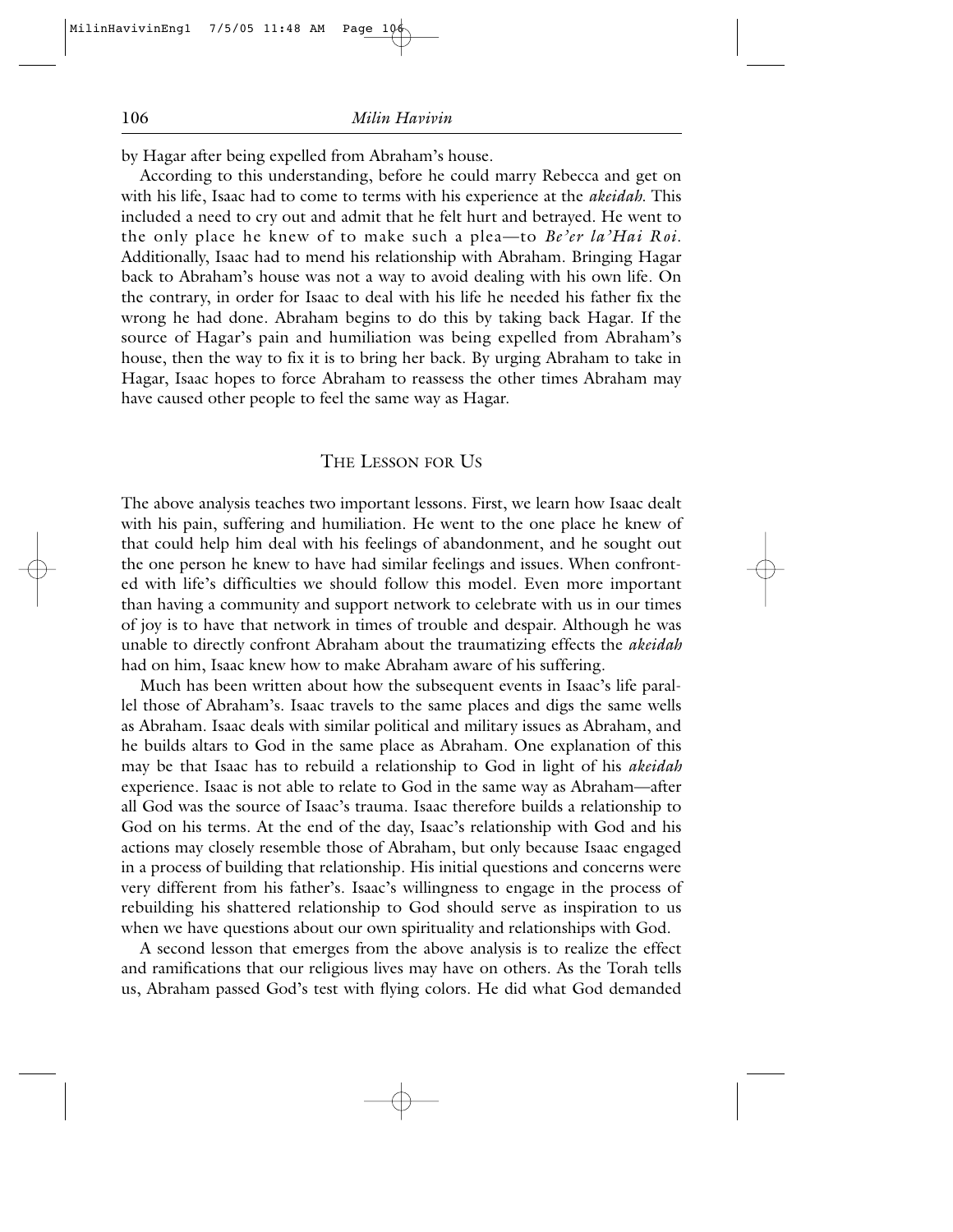by Hagar after being expelled from Abraham's house.

According to this understanding, before he could marry Rebecca and get on with his life, Isaac had to come to terms with his experience at the *akeidah*. This included a need to cry out and admit that he felt hurt and betrayed. He went to the only place he knew of to make such a plea—to *Be'er la'Hai Roi*. Additionally, Isaac had to mend his relationship with Abraham. Bringing Hagar back to Abraham's house was not a way to avoid dealing with his own life. On the contrary, in order for Isaac to deal with his life he needed his father fix the wrong he had done. Abraham begins to do this by taking back Hagar. If the source of Hagar's pain and humiliation was being expelled from Abraham's house, then the way to fix it is to bring her back. By urging Abraham to take in Hagar, Isaac hopes to force Abraham to reassess the other times Abraham may have caused other people to feel the same way as Hagar.

## The Lesson for Us

The above analysis teaches two important lessons. First, we learn how Isaac dealt with his pain, suffering and humiliation. He went to the one place he knew of that could help him deal with his feelings of abandonment, and he sought out the one person he knew to have had similar feelings and issues. When confronted with life's difficulties we should follow this model. Even more important than having a community and support network to celebrate with us in our times of joy is to have that network in times of trouble and despair. Although he was unable to directly confront Abraham about the traumatizing effects the *akeidah* had on him, Isaac knew how to make Abraham aware of his suffering.

Much has been written about how the subsequent events in Isaac's life parallel those of Abraham's. Isaac travels to the same places and digs the same wells as Abraham. Isaac deals with similar political and military issues as Abraham, and he builds altars to God in the same place as Abraham. One explanation of this may be that Isaac has to rebuild a relationship to God in light of his *akeidah* experience. Isaac is not able to relate to God in the same way as Abraham—after all God was the source of Isaac's trauma. Isaac therefore builds a relationship to God on his terms. At the end of the day, Isaac's relationship with God and his actions may closely resemble those of Abraham, but only because Isaac engaged in a process of building that relationship. His initial questions and concerns were very different from his father's. Isaac's willingness to engage in the process of rebuilding his shattered relationship to God should serve as inspiration to us when we have questions about our own spirituality and relationships with God.

A second lesson that emerges from the above analysis is to realize the effect and ramifications that our religious lives may have on others. As the Torah tells us, Abraham passed God's test with flying colors. He did what God demanded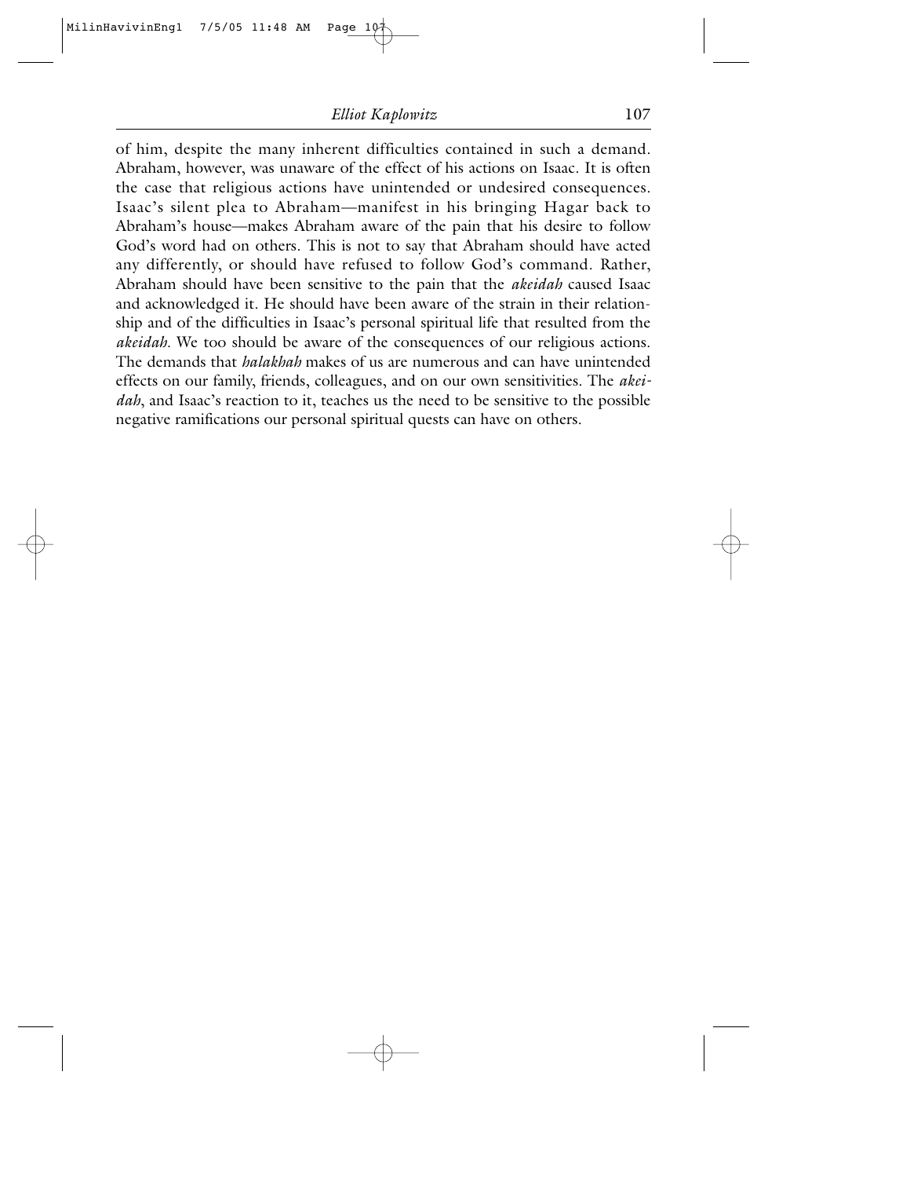of him, despite the many inherent difficulties contained in such a demand. Abraham, however, was unaware of the effect of his actions on Isaac. It is often the case that religious actions have unintended or undesired consequences. Isaac's silent plea to Abraham—manifest in his bringing Hagar back to Abraham's house—makes Abraham aware of the pain that his desire to follow God's word had on others. This is not to say that Abraham should have acted any differently, or should have refused to follow God's command. Rather, Abraham should have been sensitive to the pain that the *akeidah* caused Isaac and acknowledged it. He should have been aware of the strain in their relationship and of the difficulties in Isaac's personal spiritual life that resulted from the *akeidah*. We too should be aware of the consequences of our religious actions. The demands that *halakhah* makes of us are numerous and can have unintended effects on our family, friends, colleagues, and on our own sensitivities. The *akeidah*, and Isaac's reaction to it, teaches us the need to be sensitive to the possible negative ramifications our personal spiritual quests can have on others.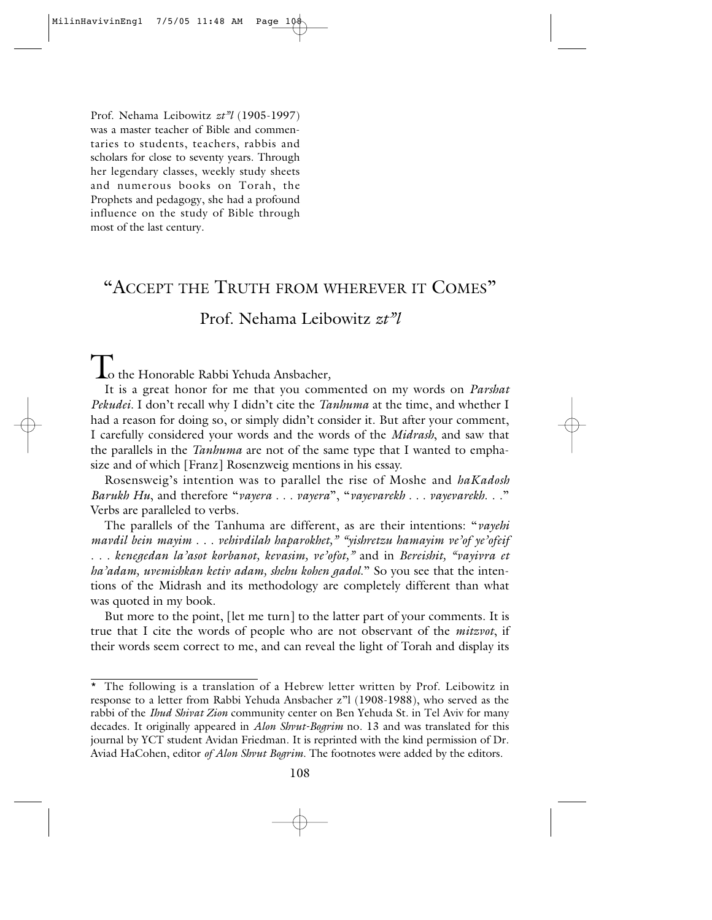Prof. Nehama Leibowitz *zt"l* (1905-1997) was a master teacher of Bible and commentaries to students, teachers, rabbis and scholars for close to seventy years. Through her legendary classes, weekly study sheets and numerous books on Torah, the Prophets and pedagogy, she had a profound influence on the study of Bible through most of the last century.

# "Accept the Truth from wherever it Comes"

## Prof. Nehama Leibowitz *zt"l*

To the Honorable Rabbi Yehuda Ansbacher,

It is a great honor for me that you commented on my words on *Parshat Pekudei*. I don't recall why I didn't cite the *Tanhuma* at the time, and whether I had a reason for doing so, or simply didn't consider it. But after your comment, I carefully considered your words and the words of the *Midrash*, and saw that the parallels in the *Tanhuma* are not of the same type that I wanted to emphasize and of which [Franz] Rosenzweig mentions in his essay.

Rosensweig's intention was to parallel the rise of Moshe and *haKadosh Barukh Hu*, and therefore "*vayera . . . vayera*", "*vayevarekh . . . vayevarekh. . .*" Verbs are paralleled to verbs.

The parallels of the Tanhuma are different, as are their intentions: "*vayehi mavdil bein mayim . . . vehivdilah haparokhet," "yishretzu hamayim ve'of ye'ofeif . . . kenegedan la'asot korbanot, kevasim, ve'ofot,"* and in *Bereishit, "vayivra et ha'adam, uvemishkan ketiv adam, shehu kohen gadol.*" So you see that the intentions of the Midrash and its methodology are completely different than what was quoted in my book.

But more to the point, [let me turn] to the latter part of your comments. It is true that I cite the words of people who are not observant of the *mitzvot*, if their words seem correct to me, and can reveal the light of Torah and display its

---

\* The following is a translation of a Hebrew letter written by Prof. Leibowitz in response to a letter from Rabbi Yehuda Ansbacher z"l (1908-1988), who served as the rabbi of the *Ihud Shivat Zion* community center on Ben Yehuda St. in Tel Aviv for many decades. It originally appeared in *Alon Shvut-Bogrim* no. 13 and was translated for this journal by YCT student Avidan Friedman. It is reprinted with the kind permission of Dr. Aviad HaCohen, editor *of Alon Shvut Bogrim*. The footnotes were added by the editors.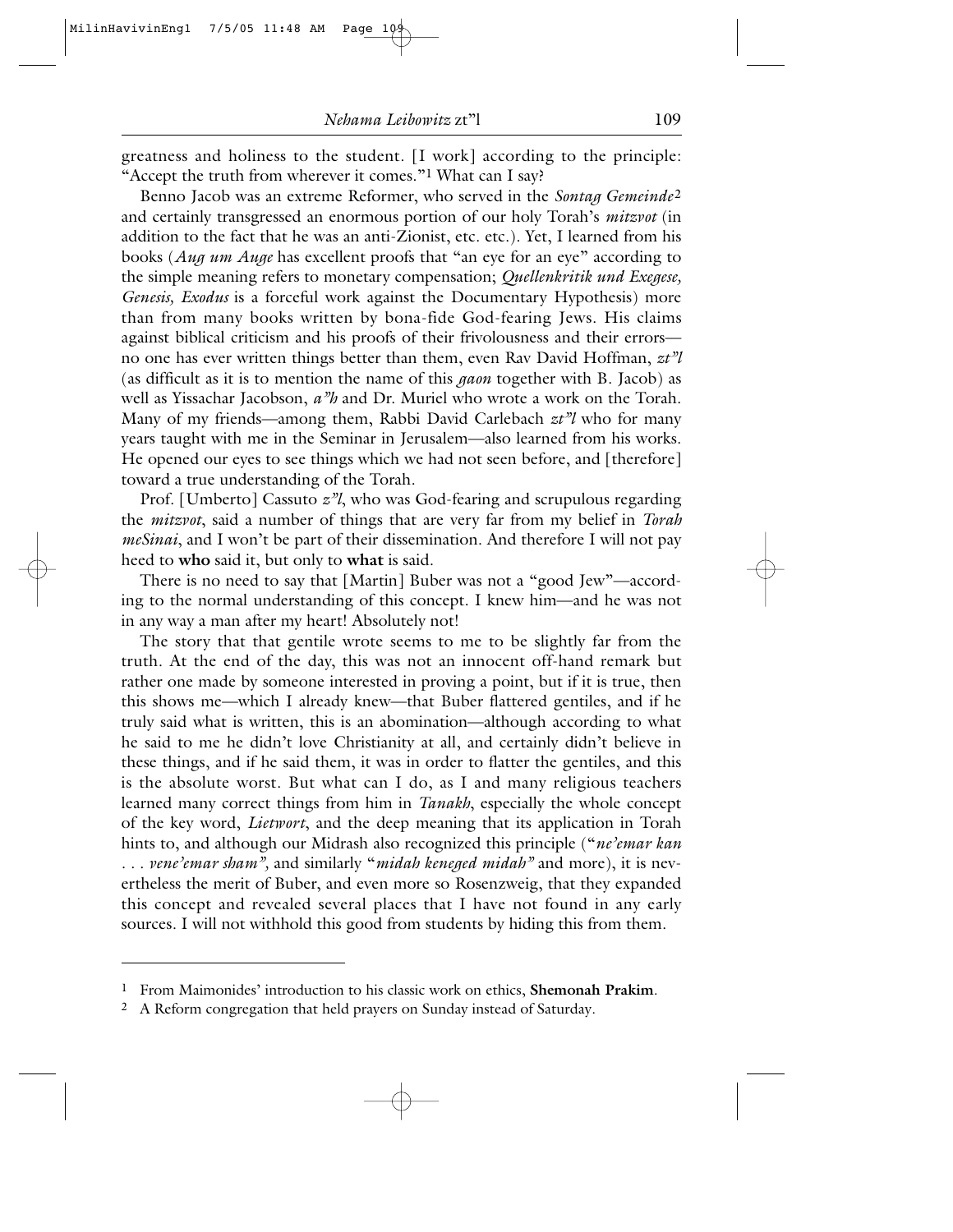greatness and holiness to the student. [I work] according to the principle: "Accept the truth from wherever it comes."[1] What can I say?

Benno Jacob was an extreme Reformer, who served in the *Sontag Gemeinde*[2] and certainly transgressed an enormous portion of our holy Torah's *mitzvot* (in addition to the fact that he was an anti-Zionist, etc. etc.). Yet, I learned from his books (*Aug um Auge* has excellent proofs that "an eye for an eye" according to the simple meaning refers to monetary compensation; *Quellenkritik und Exegese, Genesis, Exodus* is a forceful work against the Documentary Hypothesis) more than from many books written by bona-fide God-fearing Jews. His claims against biblical criticism and his proofs of their frivolousness and their errors—no one has ever written things better than them, even Rav David Hoffman, *zt"l* (as difficult as it is to mention the name of this *gaon* together with B. Jacob) as well as Yissachar Jacobson, *a"h* and Dr. Muriel who wrote a work on the Torah. Many of my friends—among them, Rabbi David Carlebach *zt"l* who for many years taught with me in the Seminar in Jerusalem—also learned from his works. He opened our eyes to see things which we had not seen before, and [therefore] toward a true understanding of the Torah.

Prof. [Umberto] Cassuto *z"l*, who was God-fearing and scrupulous regarding the *mitzvot*, said a number of things that are very far from my belief in *Torah meSinai*, and I won't be part of their dissemination. And therefore I will not pay heed to **who** said it, but only to **what** is said.

There is no need to say that [Martin] Buber was not a "good Jew"—according to the normal understanding of this concept. I knew him—and he was not in any way a man after my heart! Absolutely not!

The story that that gentile wrote seems to me to be slightly far from the truth. At the end of the day, this was not an innocent off-hand remark but rather one made by someone interested in proving a point, but if it is true, then this shows me—which I already knew—that Buber flattered gentiles, and if he truly said what is written, this is an abomination—although according to what he said to me he didn't love Christianity at all, and certainly didn't believe in these things, and if he said them, it was in order to flatter the gentiles, and this is the absolute worst. But what can I do, as I and many religious teachers learned many correct things from him in *Tanakh*, especially the whole concept of the key word, *Lietwort*, and the deep meaning that its application in Torah hints to, and although our Midrash also recognized this principle ("*ne'emar kan . . . vene'emar sham",* and similarly "*midah keneged midah"* and more), it is nevertheless the merit of Buber, and even more so Rosenzweig, that they expanded this concept and revealed several places that I have not found in any early sources. I will not withhold this good from students by hiding this from them.

---

[1] From Maimonides' introduction to his classic work on ethics, **Shemonah Prakim**.

[2] A Reform congregation that held prayers on Sunday instead of Saturday.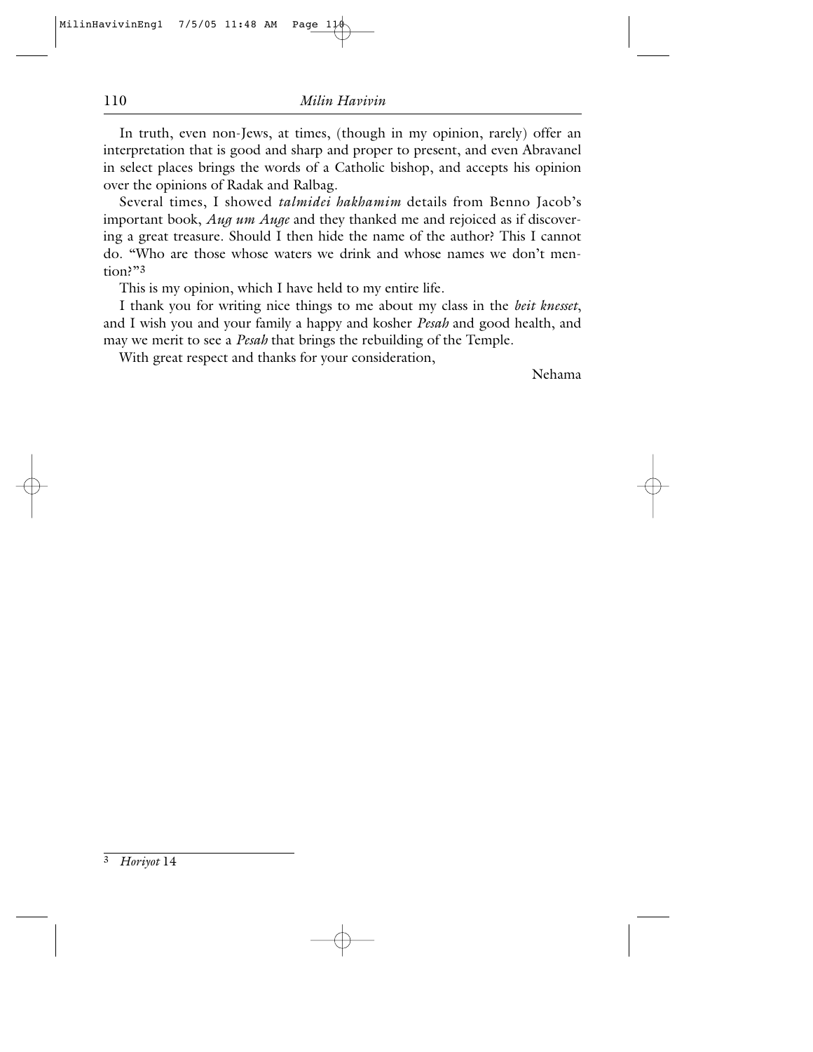In truth, even non-Jews, at times, (though in my opinion, rarely) offer an interpretation that is good and sharp and proper to present, and even Abravanel in select places brings the words of a Catholic bishop, and accepts his opinion over the opinions of Radak and Ralbag.

Several times, I showed *talmidei hakhamim* details from Benno Jacob's important book, *Aug um Auge* and they thanked me and rejoiced as if discovering a great treasure. Should I then hide the name of the author? This I cannot do. "Who are those whose waters we drink and whose names we don't mention?"[3]

This is my opinion, which I have held to my entire life.

I thank you for writing nice things to me about my class in the *beit knesset*, and I wish you and your family a happy and kosher *Pesah* and good health, and may we merit to see a *Pesah* that brings the rebuilding of the Temple.

With great respect and thanks for your consideration,

Nehama

---

[3] *Horiyot* 14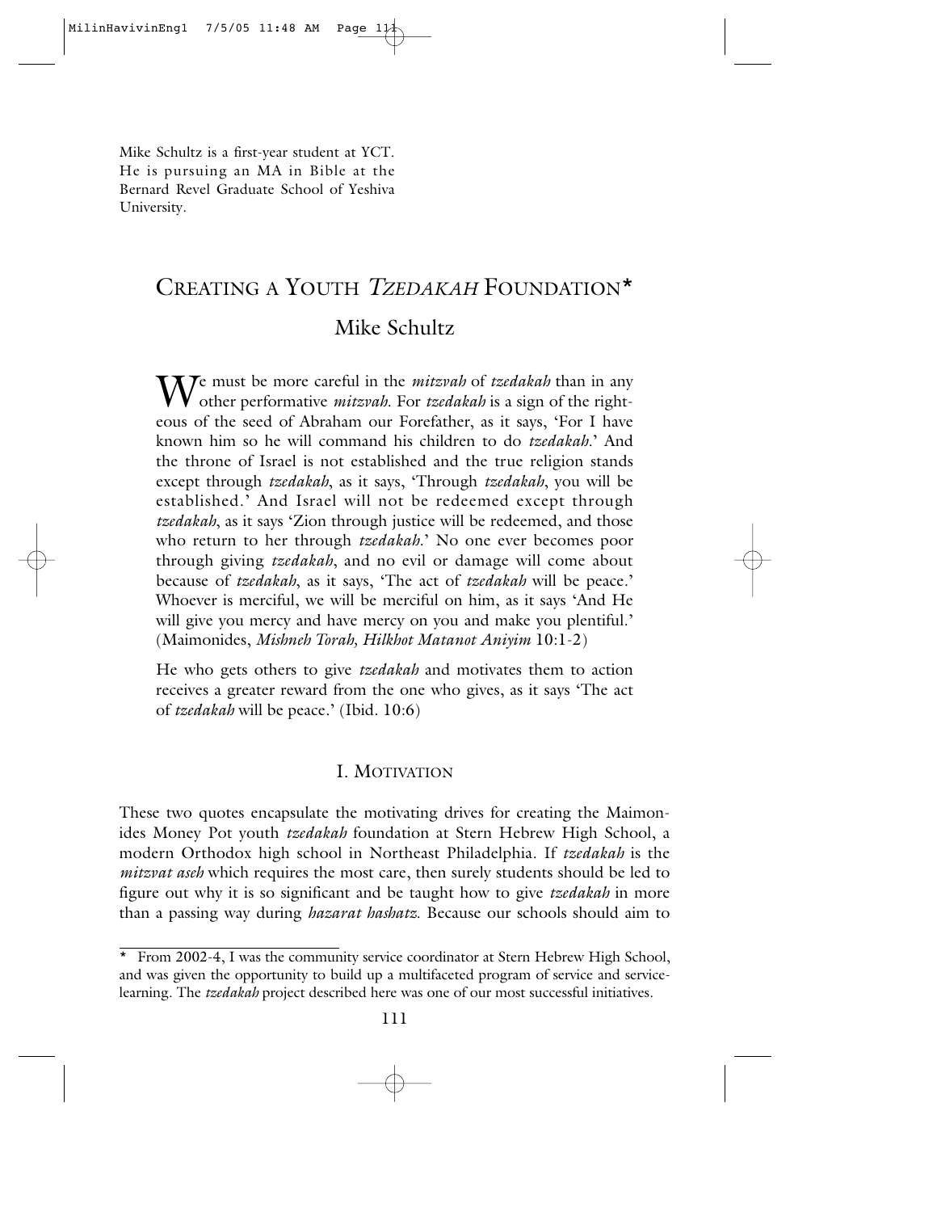Mike Schultz is a first-year student at YCT. He is pursuing an MA in Bible at the Bernard Revel Graduate School of Yeshiva University.

# Creating a Youth *Tzedakah* Foundation*

## Mike Schultz

We must be more careful in the *mitzvah* of *tzedakah* than in any other performative *mitzvah.* For *tzedakah* is a sign of the righteous of the seed of Abraham our Forefather, as it says, 'For I have known him so he will command his children to do *tzedakah*.' And the throne of Israel is not established and the true religion stands except through *tzedakah*, as it says, 'Through *tzedakah*, you will be established.' And Israel will not be redeemed except through *tzedakah*, as it says 'Zion through justice will be redeemed, and those who return to her through *tzedakah*.' No one ever becomes poor through giving *tzedakah*, and no evil or damage will come about because of *tzedakah*, as it says, 'The act of *tzedakah* will be peace.' Whoever is merciful, we will be merciful on him, as it says 'And He will give you mercy and have mercy on you and make you plentiful.' (Maimonides, *Mishneh Torah, Hilkhot Matanot Aniyim* 10:1-2)

He who gets others to give *tzedakah* and motivates them to action receives a greater reward from the one who gives, as it says 'The act of *tzedakah* will be peace.' (Ibid. 10:6)

### I. Motivation

These two quotes encapsulate the motivating drives for creating the Maimonides Money Pot youth *tzedakah* foundation at Stern Hebrew High School, a modern Orthodox high school in Northeast Philadelphia. If *tzedakah* is the *mitzvat aseh* which requires the most care, then surely students should be led to figure out why it is so significant and be taught how to give *tzedakah* in more than a passing way during *hazarat hashatz.* Because our schools should aim to

---

* From 2002-4, I was the community service coordinator at Stern Hebrew High School, and was given the opportunity to build up a multifaceted program of service and service-learning. The *tzedakah* project described here was one of our most successful initiatives.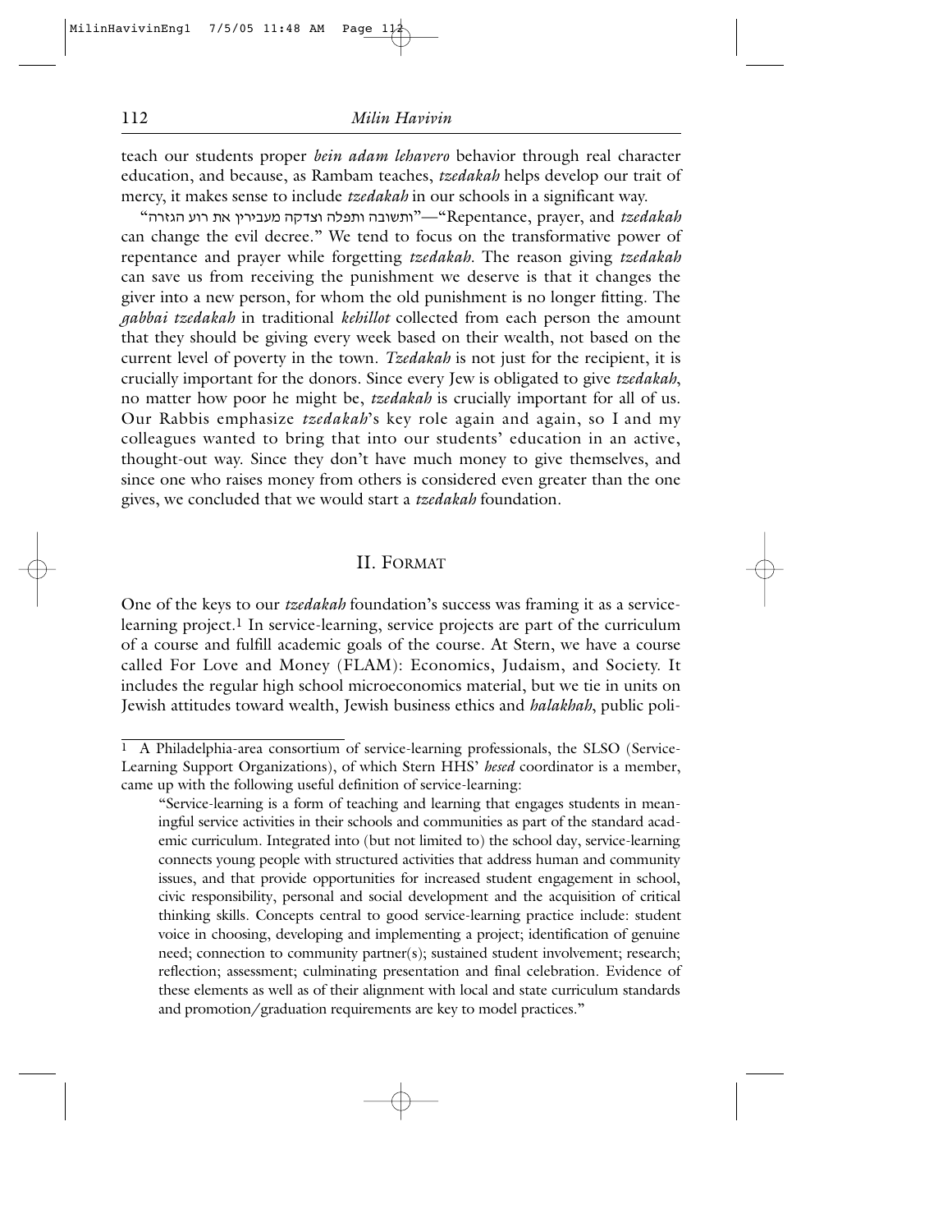teach our students proper *bein adam lehavero* behavior through real character education, and because, as Rambam teaches, *tzedakah* helps develop our trait of mercy, it makes sense to include *tzedakah* in our schools in a significant way.

"ותשובה ותפלה וצדקה מעבירין את רוע הגזרה"—"Repentance, prayer, and *tzedakah* can change the evil decree." We tend to focus on the transformative power of repentance and prayer while forgetting *tzedakah*. The reason giving *tzedakah* can save us from receiving the punishment we deserve is that it changes the giver into a new person, for whom the old punishment is no longer fitting. The *gabbai tzedakah* in traditional *kehillot* collected from each person the amount that they should be giving every week based on their wealth, not based on the current level of poverty in the town. *Tzedakah* is not just for the recipient, it is crucially important for the donors. Since every Jew is obligated to give *tzedakah*, no matter how poor he might be, *tzedakah* is crucially important for all of us. Our Rabbis emphasize *tzedakah*'s key role again and again, so I and my colleagues wanted to bring that into our students' education in an active, thought-out way. Since they don't have much money to give themselves, and since one who raises money from others is considered even greater than the one gives, we concluded that we would start a *tzedakah* foundation.

## II. Format

One of the keys to our *tzedakah* foundation's success was framing it as a service-learning project.[1] In service-learning, service projects are part of the curriculum of a course and fulfill academic goals of the course. At Stern, we have a course called For Love and Money (FLAM): Economics, Judaism, and Society. It includes the regular high school microeconomics material, but we tie in units on Jewish attitudes toward wealth, Jewish business ethics and *halakhah*, public poli-

---

[1] A Philadelphia-area consortium of service-learning professionals, the SLSO (Service-Learning Support Organizations), of which Stern HHS' *hesed* coordinator is a member, came up with the following useful definition of service-learning:

> "Service-learning is a form of teaching and learning that engages students in meaningful service activities in their schools and communities as part of the standard academic curriculum. Integrated into (but not limited to) the school day, service-learning connects young people with structured activities that address human and community issues, and that provide opportunities for increased student engagement in school, civic responsibility, personal and social development and the acquisition of critical thinking skills. Concepts central to good service-learning practice include: student voice in choosing, developing and implementing a project; identification of genuine need; connection to community partner(s); sustained student involvement; research; reflection; assessment; culminating presentation and final celebration. Evidence of these elements as well as of their alignment with local and state curriculum standards and promotion/graduation requirements are key to model practices."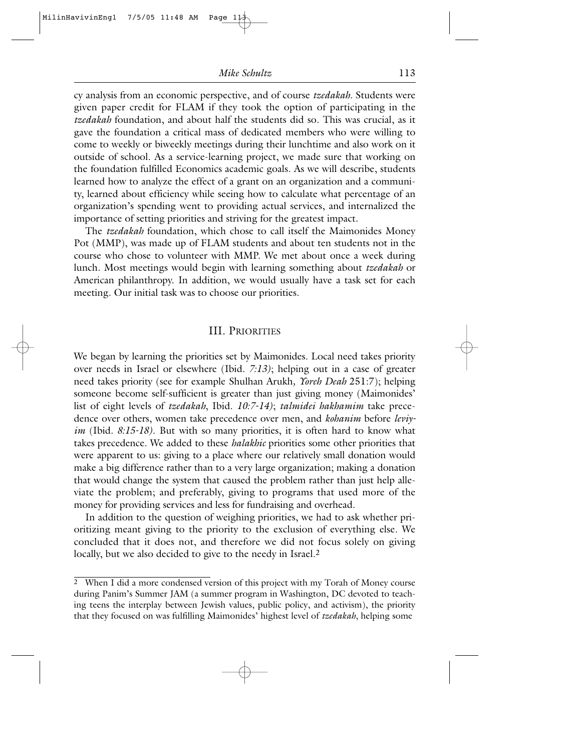cy analysis from an economic perspective, and of course *tzedakah*. Students were given paper credit for FLAM if they took the option of participating in the *tzedakah* foundation, and about half the students did so. This was crucial, as it gave the foundation a critical mass of dedicated members who were willing to come to weekly or biweekly meetings during their lunchtime and also work on it outside of school. As a service-learning project, we made sure that working on the foundation fulfilled Economics academic goals. As we will describe, students learned how to analyze the effect of a grant on an organization and a community, learned about efficiency while seeing how to calculate what percentage of an organization's spending went to providing actual services, and internalized the importance of setting priorities and striving for the greatest impact.

The *tzedakah* foundation, which chose to call itself the Maimonides Money Pot (MMP), was made up of FLAM students and about ten students not in the course who chose to volunteer with MMP. We met about once a week during lunch. Most meetings would begin with learning something about *tzedakah* or American philanthropy. In addition, we would usually have a task set for each meeting. Our initial task was to choose our priorities.

## III. Priorities

We began by learning the priorities set by Maimonides. Local need takes priority over needs in Israel or elsewhere (Ibid. *7:13)*; helping out in a case of greater need takes priority (see for example Shulhan Arukh*, Yoreh Deah* 251:7); helping someone become self-sufficient is greater than just giving money (Maimonides' list of eight levels of *tzedakah*, Ibid. *10:7-14)*; *talmidei hakhamim* take precedence over others, women take precedence over men, and *kohanim* before *leviyim* (Ibid. *8:15-18)*. But with so many priorities, it is often hard to know what takes precedence. We added to these *halakhic* priorities some other priorities that were apparent to us: giving to a place where our relatively small donation would make a big difference rather than to a very large organization; making a donation that would change the system that caused the problem rather than just help alleviate the problem; and preferably, giving to programs that used more of the money for providing services and less for fundraising and overhead.

In addition to the question of weighing priorities, we had to ask whether prioritizing meant giving to the priority to the exclusion of everything else. We concluded that it does not, and therefore we did not focus solely on giving locally, but we also decided to give to the needy in Israel.[2]

---

[2] When I did a more condensed version of this project with my Torah of Money course during Panim's Summer JAM (a summer program in Washington, DC devoted to teaching teens the interplay between Jewish values, public policy, and activism), the priority that they focused on was fulfilling Maimonides' highest level of *tzedakah*, helping some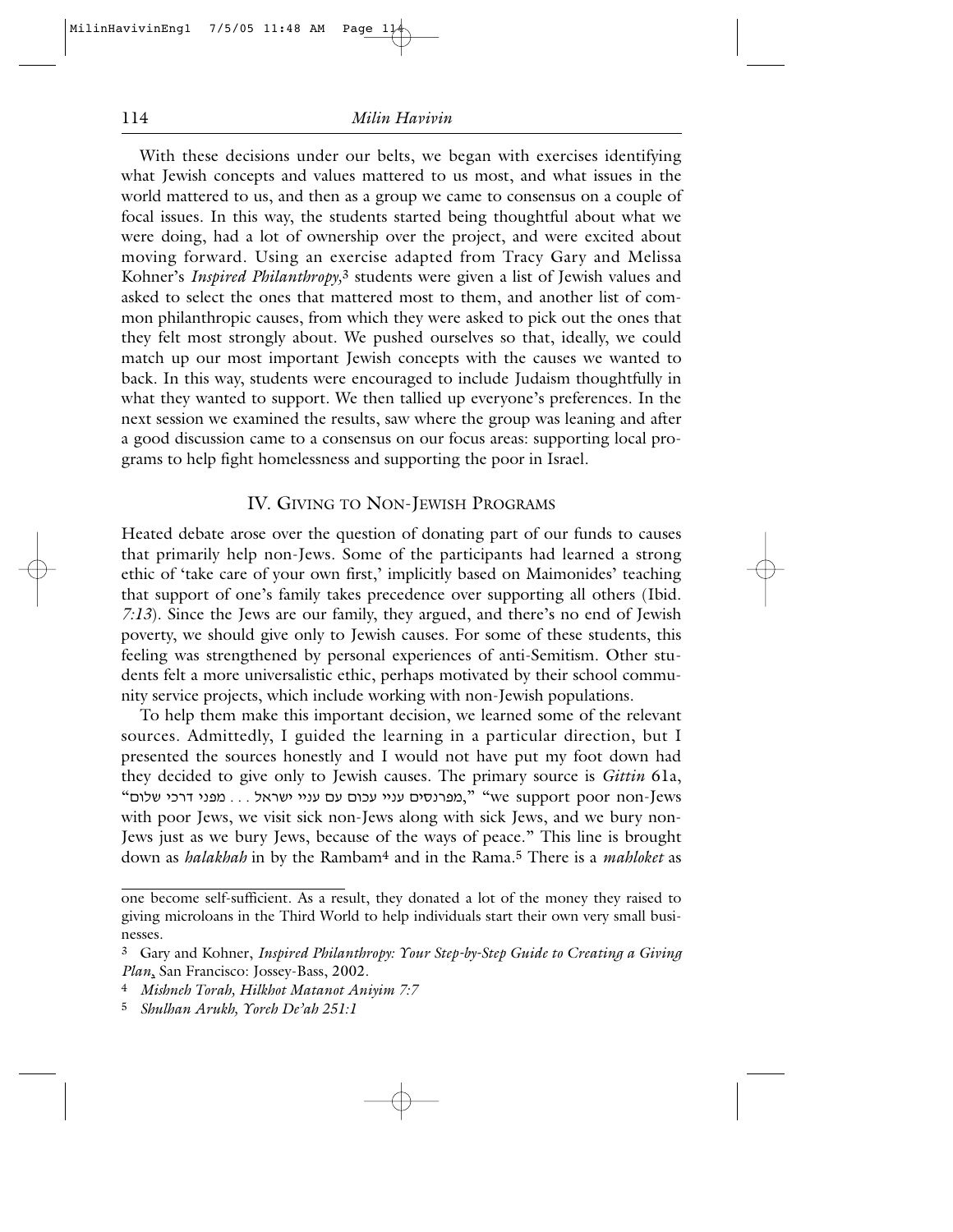With these decisions under our belts, we began with exercises identifying what Jewish concepts and values mattered to us most, and what issues in the world mattered to us, and then as a group we came to consensus on a couple of focal issues. In this way, the students started being thoughtful about what we were doing, had a lot of ownership over the project, and were excited about moving forward. Using an exercise adapted from Tracy Gary and Melissa Kohner's *Inspired Philanthropy,*[3] students were given a list of Jewish values and asked to select the ones that mattered most to them, and another list of common philanthropic causes, from which they were asked to pick out the ones that they felt most strongly about. We pushed ourselves so that, ideally, we could match up our most important Jewish concepts with the causes we wanted to back. In this way, students were encouraged to include Judaism thoughtfully in what they wanted to support. We then tallied up everyone's preferences. In the next session we examined the results, saw where the group was leaning and after a good discussion came to a consensus on our focus areas: supporting local programs to help fight homelessness and supporting the poor in Israel.

## IV. Giving to Non-Jewish Programs

Heated debate arose over the question of donating part of our funds to causes that primarily help non-Jews. Some of the participants had learned a strong ethic of 'take care of your own first,' implicitly based on Maimonides' teaching that support of one's family takes precedence over supporting all others (Ibid. *7:13*). Since the Jews are our family, they argued, and there's no end of Jewish poverty, we should give only to Jewish causes. For some of these students, this feeling was strengthened by personal experiences of anti-Semitism. Other students felt a more universalistic ethic, perhaps motivated by their school community service projects, which include working with non-Jewish populations.

To help them make this important decision, we learned some of the relevant sources. Admittedly, I guided the learning in a particular direction, but I presented the sources honestly and I would not have put my foot down had they decided to give only to Jewish causes. The primary source is *Gittin* 61a, "מפרנסים עניי עכום עם עניי ישראל . . . מפני דרכי שלום," "we support poor non-Jews with poor Jews, we visit sick non-Jews along with sick Jews, and we bury non-Jews just as we bury Jews, because of the ways of peace." This line is brought down as *halakhah* in by the Rambam[4] and in the Rama.[5] There is a *mahloket* as

---

one become self-sufficient. As a result, they donated a lot of the money they raised to giving microloans in the Third World to help individuals start their own very small businesses.

[3] Gary and Kohner, *Inspired Philanthropy: Your Step-by-Step Guide to Creating a Giving Plan*, San Francisco: Jossey-Bass, 2002.

[4] *Mishneh Torah, Hilkhot Matanot Aniyim 7:7*

[5] *Shulhan Arukh, Yoreh De'ah 251:1*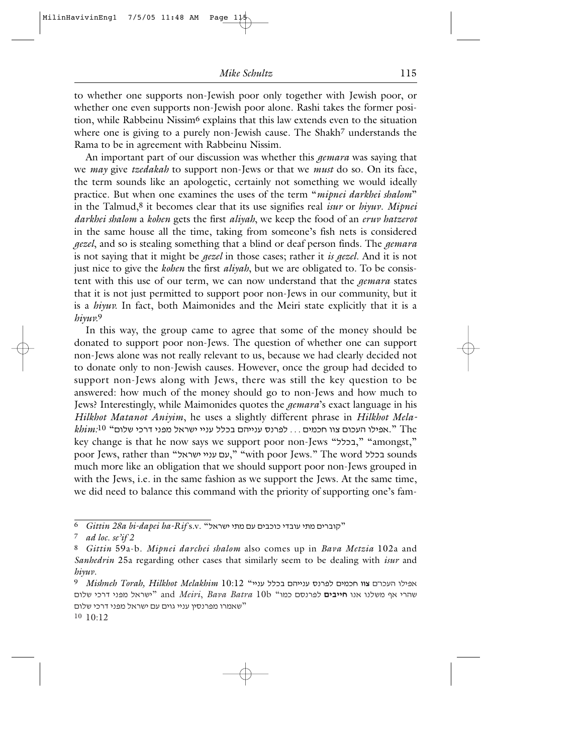to whether one supports non-Jewish poor only together with Jewish poor, or whether one even supports non-Jewish poor alone. Rashi takes the former position, while Rabbeinu Nissim[6] explains that this law extends even to the situation where one is giving to a purely non-Jewish cause. The Shakh[7] understands the Rama to be in agreement with Rabbeinu Nissim.

An important part of our discussion was whether this *gemara* was saying that we *may* give *tzedakah* to support non-Jews or that we *must* do so. On its face, the term sounds like an apologetic, certainly not something we would ideally practice. But when one examines the uses of the term "*mipnei darkhei shalom*" in the Talmud,[8] it becomes clear that its use signifies real *isur* or *hiyuv*. *Mipnei darkhei shalom* a *kohen* gets the first *aliyah*, we keep the food of an *eruv hatzerot* in the same house all the time, taking from someone's fish nets is considered *gezel*, and so is stealing something that a blind or deaf person finds. The *gemara* is not saying that it might be *gezel* in those cases; rather it *is gezel*. And it is not just nice to give the *kohen* the first *aliyah*, but we are obligated to. To be consistent with this use of our term, we can now understand that the *gemara* states that it is not just permitted to support poor non-Jews in our community, but it is a *hiyuv*. In fact, both Maimonides and the Meiri state explicitly that it is a *hiyuv*.[9]

In this way, the group came to agree that some of the money should be donated to support poor non-Jews. The question of whether one can support non-Jews alone was not really relevant to us, because we had clearly decided not to donate only to non-Jewish causes. However, once the group had decided to support non-Jews along with Jews, there was still the key question to be answered: how much of the money should go to non-Jews and how much to Jews? Interestingly, while Maimonides quotes the *gemara*'s exact language in his *Hilkhot Matanot Aniyim*, he uses a slightly different phrase in *Hilkhot Melakhim*:[10] "אפילו העכום צוו חכמים ... לפרנס ענייהם בכלל עניי ישראל מפני דרכי שלום." The key change is that he now says we support poor non-Jews "בכלל," "amongst," poor Jews, rather than "עם עניי ישראל," "with poor Jews." The word בכלל sounds much more like an obligation that we should support poor non-Jews grouped in with the Jews, i.e. in the same fashion as we support the Jews. At the same time, we did need to balance this command with the priority of supporting one's fam-

---

6 *Gittin 28a bi-dapei ha-Rif* s.v. "קוברים מתי עובדי כוכבים עם מתי ישראל"

7 *ad loc. se'if 2*

8 *Gittin* 59a-b. *Mipnei darchei shalom* also comes up in *Bava Metzia* 102a and *Sanhedrin* 25a regarding other cases that similarly seem to be dealing with *isur* and *hiyuv*.

9 *Mishneh Torah, Hilkhot Melakhim* 10:12 "אפילו העכו"ם **צוו** חכמים לפרנס ענייהם בכלל עניי ישראל מפני דרכי שלום" and *Meiri*, *Bava Batra* 10b "שהרי אף משלנו אנו **חייבים** לפרנסם כמו שאמרו מפרנסין עניי גוים עם ישראל מפני דרכי שלום"

10 10:12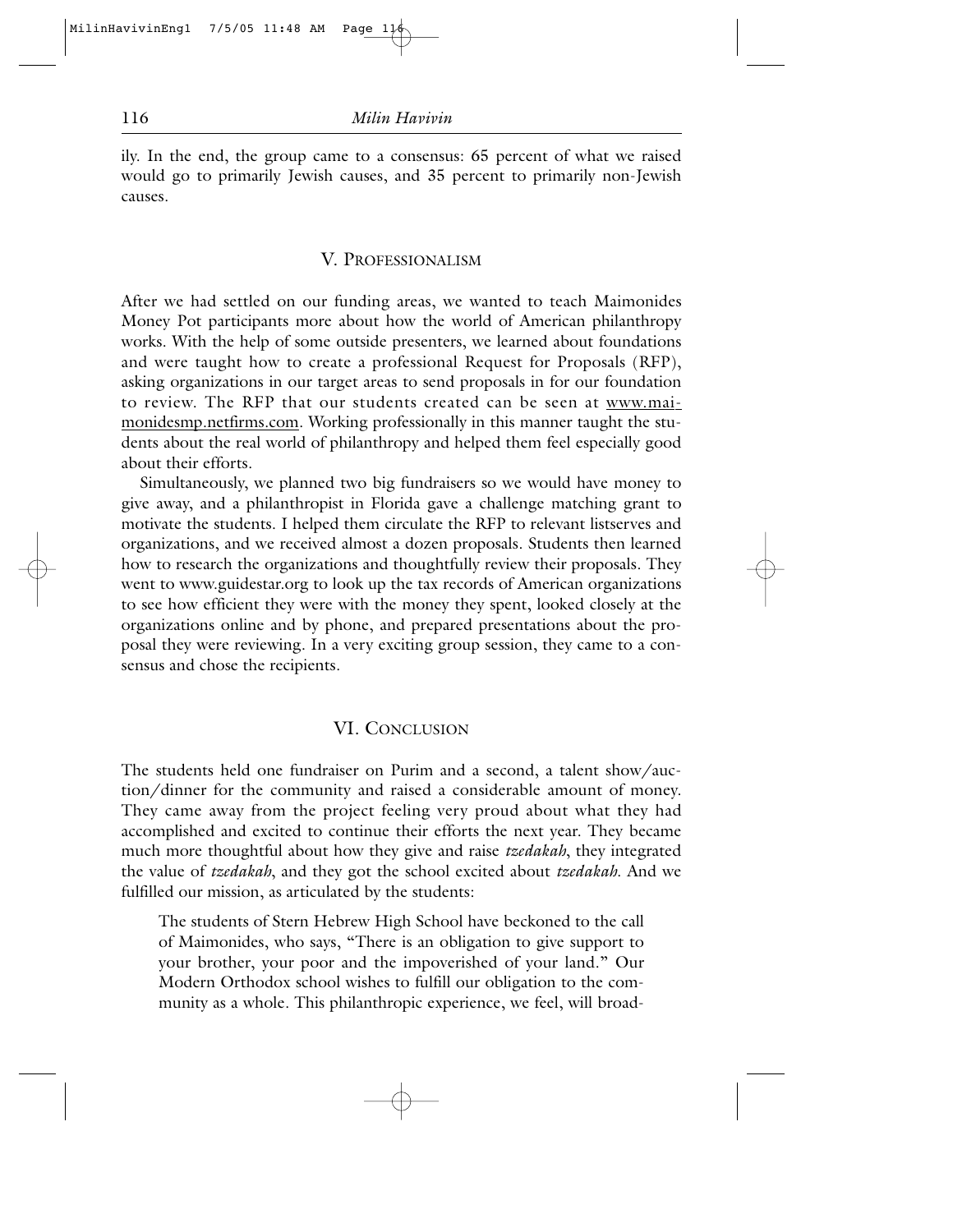ily. In the end, the group came to a consensus: 65 percent of what we raised would go to primarily Jewish causes, and 35 percent to primarily non-Jewish causes.

## V. Professionalism

After we had settled on our funding areas, we wanted to teach Maimonides Money Pot participants more about how the world of American philanthropy works. With the help of some outside presenters, we learned about foundations and were taught how to create a professional Request for Proposals (RFP), asking organizations in our target areas to send proposals in for our foundation to review. The RFP that our students created can be seen at www.maimonidesmp.netfirms.com. Working professionally in this manner taught the students about the real world of philanthropy and helped them feel especially good about their efforts.

Simultaneously, we planned two big fundraisers so we would have money to give away, and a philanthropist in Florida gave a challenge matching grant to motivate the students. I helped them circulate the RFP to relevant listserves and organizations, and we received almost a dozen proposals. Students then learned how to research the organizations and thoughtfully review their proposals. They went to www.guidestar.org to look up the tax records of American organizations to see how efficient they were with the money they spent, looked closely at the organizations online and by phone, and prepared presentations about the proposal they were reviewing. In a very exciting group session, they came to a consensus and chose the recipients.

## VI. Conclusion

The students held one fundraiser on Purim and a second, a talent show/auction/dinner for the community and raised a considerable amount of money. They came away from the project feeling very proud about what they had accomplished and excited to continue their efforts the next year. They became much more thoughtful about how they give and raise *tzedakah*, they integrated the value of *tzedakah*, and they got the school excited about *tzedakah*. And we fulfilled our mission, as articulated by the students:

> The students of Stern Hebrew High School have beckoned to the call of Maimonides, who says, "There is an obligation to give support to your brother, your poor and the impoverished of your land." Our Modern Orthodox school wishes to fulfill our obligation to the community as a whole. This philanthropic experience, we feel, will broad-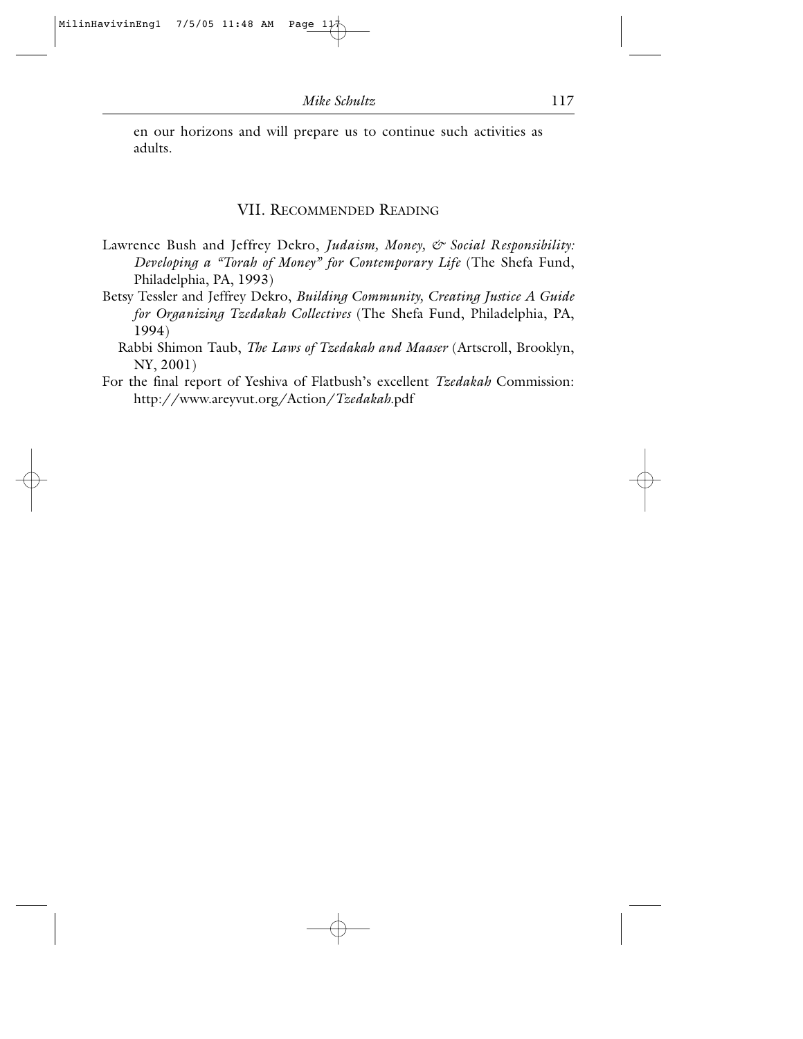en our horizons and will prepare us to continue such activities as adults.

## VII. Recommended Reading

Lawrence Bush and Jeffrey Dekro, *Judaism, Money, & Social Responsibility: Developing a "Torah of Money" for Contemporary Life* (The Shefa Fund, Philadelphia, PA, 1993)

Betsy Tessler and Jeffrey Dekro, *Building Community, Creating Justice A Guide for Organizing Tzedakah Collectives* (The Shefa Fund, Philadelphia, PA, 1994)

Rabbi Shimon Taub, *The Laws of Tzedakah and Maaser* (Artscroll, Brooklyn, NY, 2001)

For the final report of Yeshiva of Flatbush's excellent *Tzedakah* Commission: http://www.areyvut.org/Action/*Tzedakah*.pdf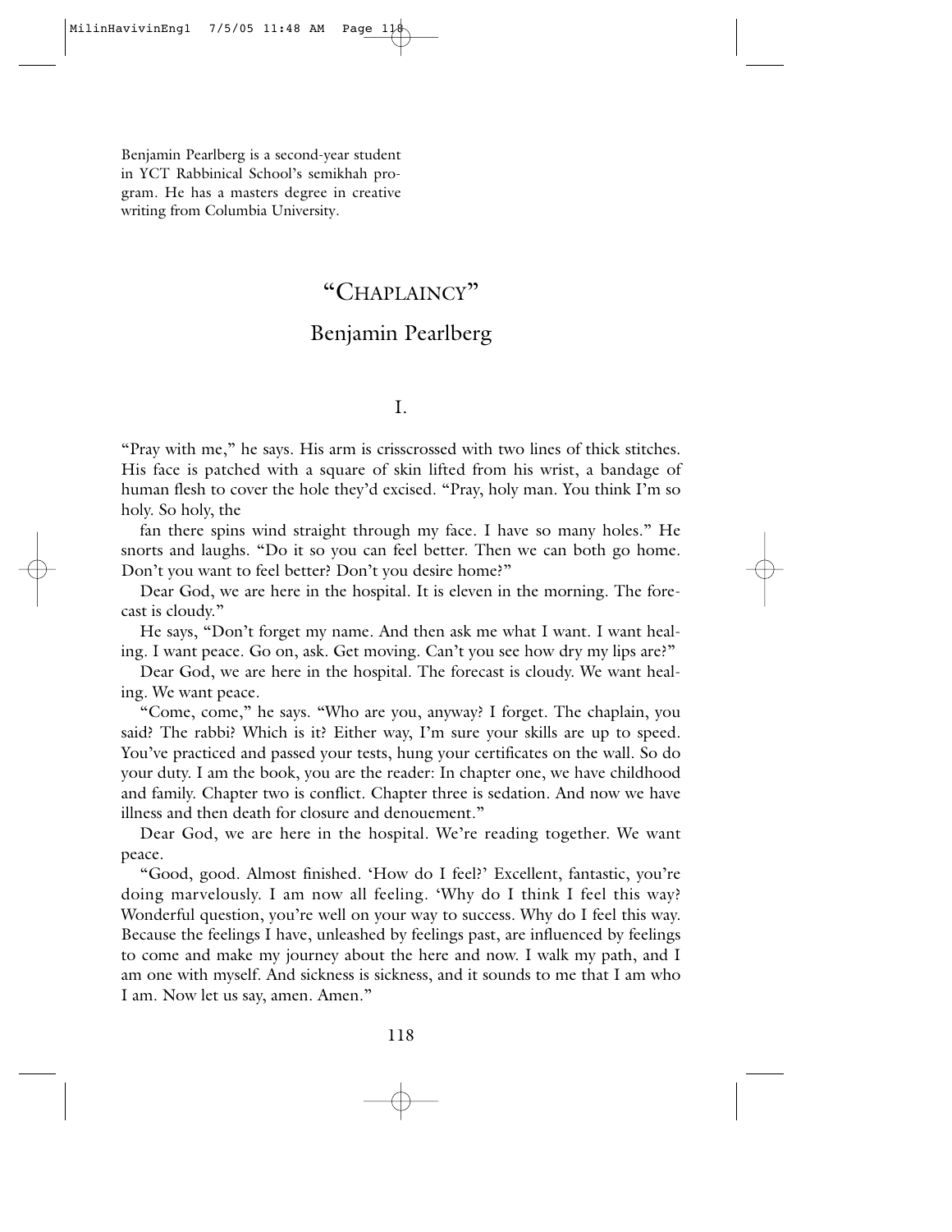Benjamin Pearlberg is a second-year student in YCT Rabbinical School's semikhah program. He has a masters degree in creative writing from Columbia University.

# "Chaplaincy"

## Benjamin Pearlberg

### I.

"Pray with me," he says. His arm is crisscrossed with two lines of thick stitches. His face is patched with a square of skin lifted from his wrist, a bandage of human flesh to cover the hole they'd excised. "Pray, holy man. You think I'm so holy. So holy, the

fan there spins wind straight through my face. I have so many holes." He snorts and laughs. "Do it so you can feel better. Then we can both go home. Don't you want to feel better? Don't you desire home?"

Dear God, we are here in the hospital. It is eleven in the morning. The forecast is cloudy."

He says, "Don't forget my name. And then ask me what I want. I want healing. I want peace. Go on, ask. Get moving. Can't you see how dry my lips are?"

Dear God, we are here in the hospital. The forecast is cloudy. We want healing. We want peace.

"Come, come," he says. "Who are you, anyway? I forget. The chaplain, you said? The rabbi? Which is it? Either way, I'm sure your skills are up to speed. You've practiced and passed your tests, hung your certificates on the wall. So do your duty. I am the book, you are the reader: In chapter one, we have childhood and family. Chapter two is conflict. Chapter three is sedation. And now we have illness and then death for closure and denouement."

Dear God, we are here in the hospital. We're reading together. We want peace.

"Good, good. Almost finished. 'How do I feel?' Excellent, fantastic, you're doing marvelously. I am now all feeling. 'Why do I think I feel this way? Wonderful question, you're well on your way to success. Why do I feel this way. Because the feelings I have, unleashed by feelings past, are influenced by feelings to come and make my journey about the here and now. I walk my path, and I am one with myself. And sickness is sickness, and it sounds to me that I am who I am. Now let us say, amen. Amen."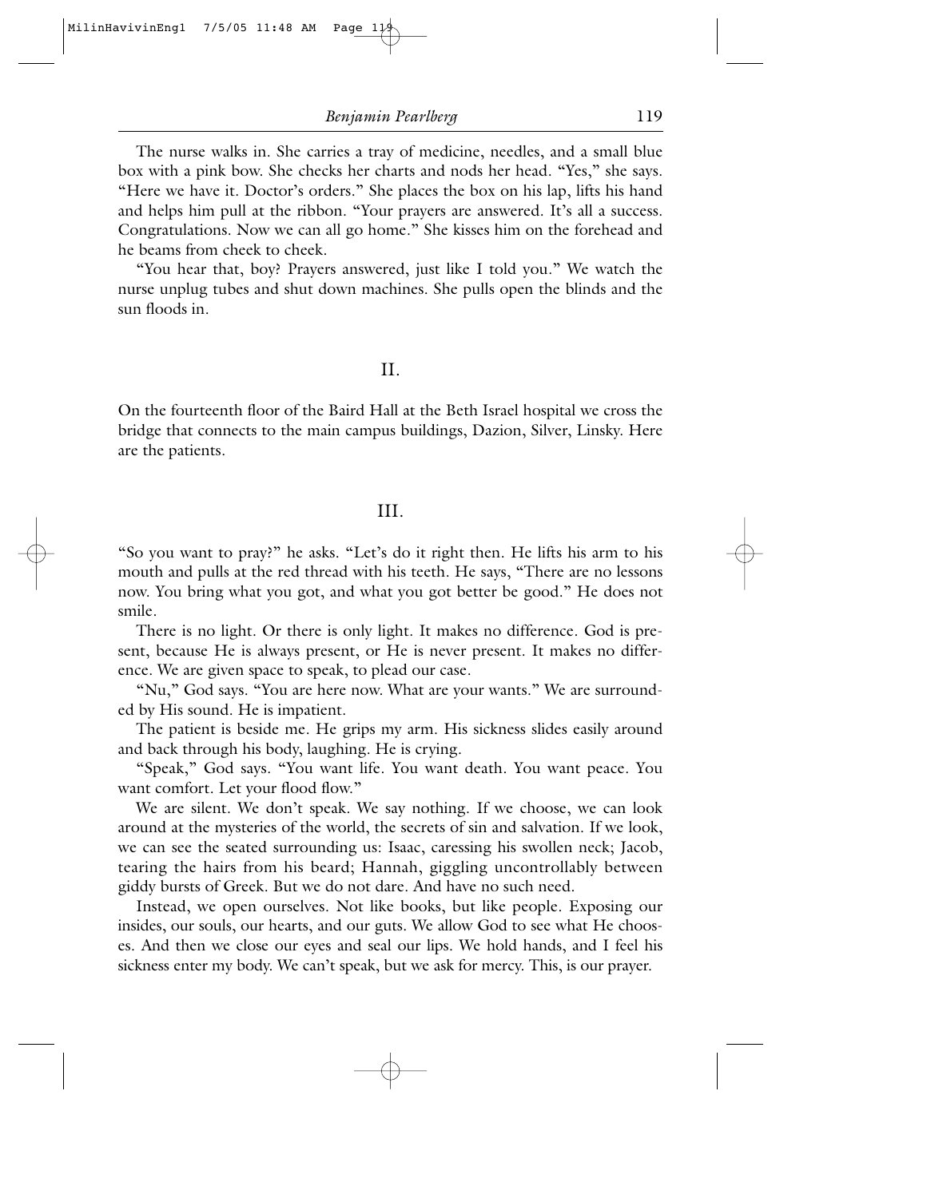The nurse walks in. She carries a tray of medicine, needles, and a small blue box with a pink bow. She checks her charts and nods her head. "Yes," she says. "Here we have it. Doctor's orders." She places the box on his lap, lifts his hand and helps him pull at the ribbon. "Your prayers are answered. It's all a success. Congratulations. Now we can all go home." She kisses him on the forehead and he beams from cheek to cheek.

"You hear that, boy? Prayers answered, just like I told you." We watch the nurse unplug tubes and shut down machines. She pulls open the blinds and the sun floods in.

## II.

On the fourteenth floor of the Baird Hall at the Beth Israel hospital we cross the bridge that connects to the main campus buildings, Dazion, Silver, Linsky. Here are the patients.

## III.

"So you want to pray?" he asks. "Let's do it right then. He lifts his arm to his mouth and pulls at the red thread with his teeth. He says, "There are no lessons now. You bring what you got, and what you got better be good." He does not smile.

There is no light. Or there is only light. It makes no difference. God is present, because He is always present, or He is never present. It makes no difference. We are given space to speak, to plead our case.

"Nu," God says. "You are here now. What are your wants." We are surrounded by His sound. He is impatient.

The patient is beside me. He grips my arm. His sickness slides easily around and back through his body, laughing. He is crying.

"Speak," God says. "You want life. You want death. You want peace. You want comfort. Let your flood flow."

We are silent. We don't speak. We say nothing. If we choose, we can look around at the mysteries of the world, the secrets of sin and salvation. If we look, we can see the seated surrounding us: Isaac, caressing his swollen neck; Jacob, tearing the hairs from his beard; Hannah, giggling uncontrollably between giddy bursts of Greek. But we do not dare. And have no such need.

Instead, we open ourselves. Not like books, but like people. Exposing our insides, our souls, our hearts, and our guts. We allow God to see what He chooses. And then we close our eyes and seal our lips. We hold hands, and I feel his sickness enter my body. We can't speak, but we ask for mercy. This, is our prayer.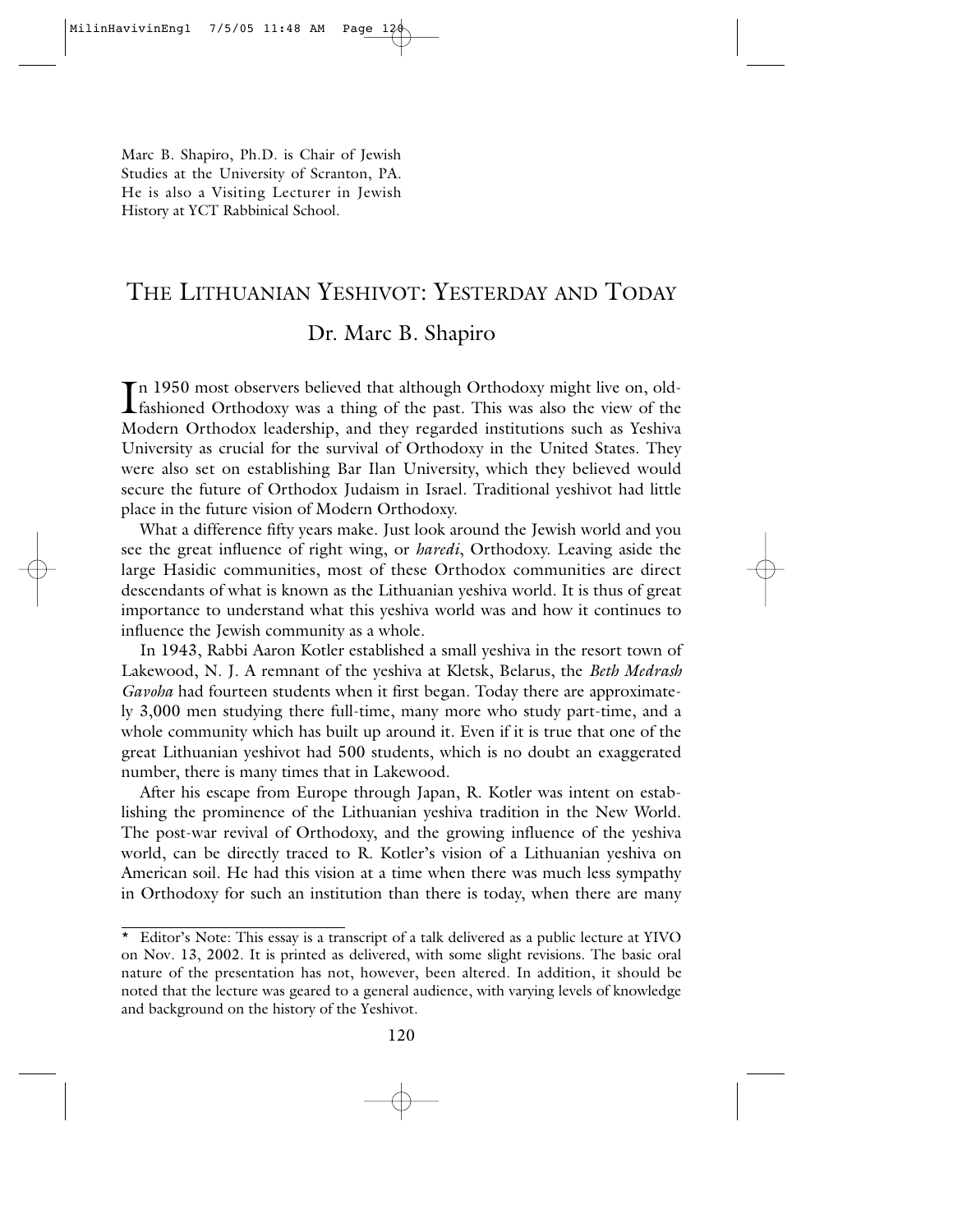Marc B. Shapiro, Ph.D. is Chair of Jewish Studies at the University of Scranton, PA. He is also a Visiting Lecturer in Jewish History at YCT Rabbinical School.

# THE LITHUANIAN YESHIVOT: YESTERDAY AND TODAY

## Dr. Marc B. Shapiro

In 1950 most observers believed that although Orthodoxy might live on, old-fashioned Orthodoxy was a thing of the past. This was also the view of the Modern Orthodox leadership, and they regarded institutions such as Yeshiva University as crucial for the survival of Orthodoxy in the United States. They were also set on establishing Bar Ilan University, which they believed would secure the future of Orthodox Judaism in Israel. Traditional yeshivot had little place in the future vision of Modern Orthodoxy.

What a difference fifty years make. Just look around the Jewish world and you see the great influence of right wing, or *haredi*, Orthodoxy. Leaving aside the large Hasidic communities, most of these Orthodox communities are direct descendants of what is known as the Lithuanian yeshiva world. It is thus of great importance to understand what this yeshiva world was and how it continues to influence the Jewish community as a whole.

In 1943, Rabbi Aaron Kotler established a small yeshiva in the resort town of Lakewood, N. J. A remnant of the yeshiva at Kletsk, Belarus, the *Beth Medrash Gavoha* had fourteen students when it first began. Today there are approximately 3,000 men studying there full-time, many more who study part-time, and a whole community which has built up around it. Even if it is true that one of the great Lithuanian yeshivot had 500 students, which is no doubt an exaggerated number, there is many times that in Lakewood.

After his escape from Europe through Japan, R. Kotler was intent on establishing the prominence of the Lithuanian yeshiva tradition in the New World. The post-war revival of Orthodoxy, and the growing influence of the yeshiva world, can be directly traced to R. Kotler's vision of a Lithuanian yeshiva on American soil. He had this vision at a time when there was much less sympathy in Orthodoxy for such an institution than there is today, when there are many

\* Editor's Note: This essay is a transcript of a talk delivered as a public lecture at YIVO on Nov. 13, 2002. It is printed as delivered, with some slight revisions. The basic oral nature of the presentation has not, however, been altered. In addition, it should be noted that the lecture was geared to a general audience, with varying levels of knowledge and background on the history of the Yeshivot.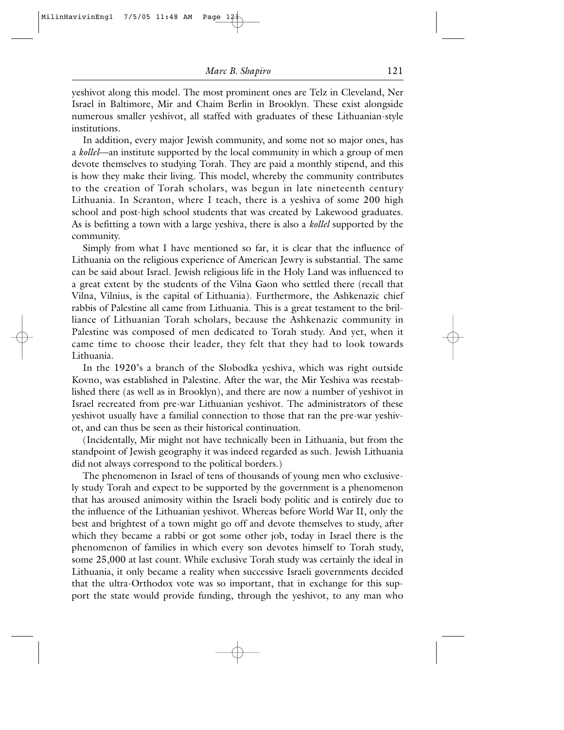yeshivot along this model. The most prominent ones are Telz in Cleveland, Ner Israel in Baltimore, Mir and Chaim Berlin in Brooklyn. These exist alongside numerous smaller yeshivot, all staffed with graduates of these Lithuanian-style institutions.

In addition, every major Jewish community, and some not so major ones, has a *kollel*—an institute supported by the local community in which a group of men devote themselves to studying Torah. They are paid a monthly stipend, and this is how they make their living. This model, whereby the community contributes to the creation of Torah scholars, was begun in late nineteenth century Lithuania. In Scranton, where I teach, there is a yeshiva of some 200 high school and post-high school students that was created by Lakewood graduates. As is befitting a town with a large yeshiva, there is also a *kollel* supported by the community.

Simply from what I have mentioned so far, it is clear that the influence of Lithuania on the religious experience of American Jewry is substantial. The same can be said about Israel. Jewish religious life in the Holy Land was influenced to a great extent by the students of the Vilna Gaon who settled there (recall that Vilna, Vilnius, is the capital of Lithuania). Furthermore, the Ashkenazic chief rabbis of Palestine all came from Lithuania. This is a great testament to the brilliance of Lithuanian Torah scholars, because the Ashkenazic community in Palestine was composed of men dedicated to Torah study. And yet, when it came time to choose their leader, they felt that they had to look towards Lithuania.

In the 1920's a branch of the Slobodka yeshiva, which was right outside Kovno, was established in Palestine. After the war, the Mir Yeshiva was reestablished there (as well as in Brooklyn), and there are now a number of yeshivot in Israel recreated from pre-war Lithuanian yeshivot. The administrators of these yeshivot usually have a familial connection to those that ran the pre-war yeshivot, and can thus be seen as their historical continuation.

(Incidentally, Mir might not have technically been in Lithuania, but from the standpoint of Jewish geography it was indeed regarded as such. Jewish Lithuania did not always correspond to the political borders.)

The phenomenon in Israel of tens of thousands of young men who exclusively study Torah and expect to be supported by the government is a phenomenon that has aroused animosity within the Israeli body politic and is entirely due to the influence of the Lithuanian yeshivot. Whereas before World War II, only the best and brightest of a town might go off and devote themselves to study, after which they became a rabbi or got some other job, today in Israel there is the phenomenon of families in which every son devotes himself to Torah study, some 25,000 at last count. While exclusive Torah study was certainly the ideal in Lithuania, it only became a reality when successive Israeli governments decided that the ultra-Orthodox vote was so important, that in exchange for this support the state would provide funding, through the yeshivot, to any man who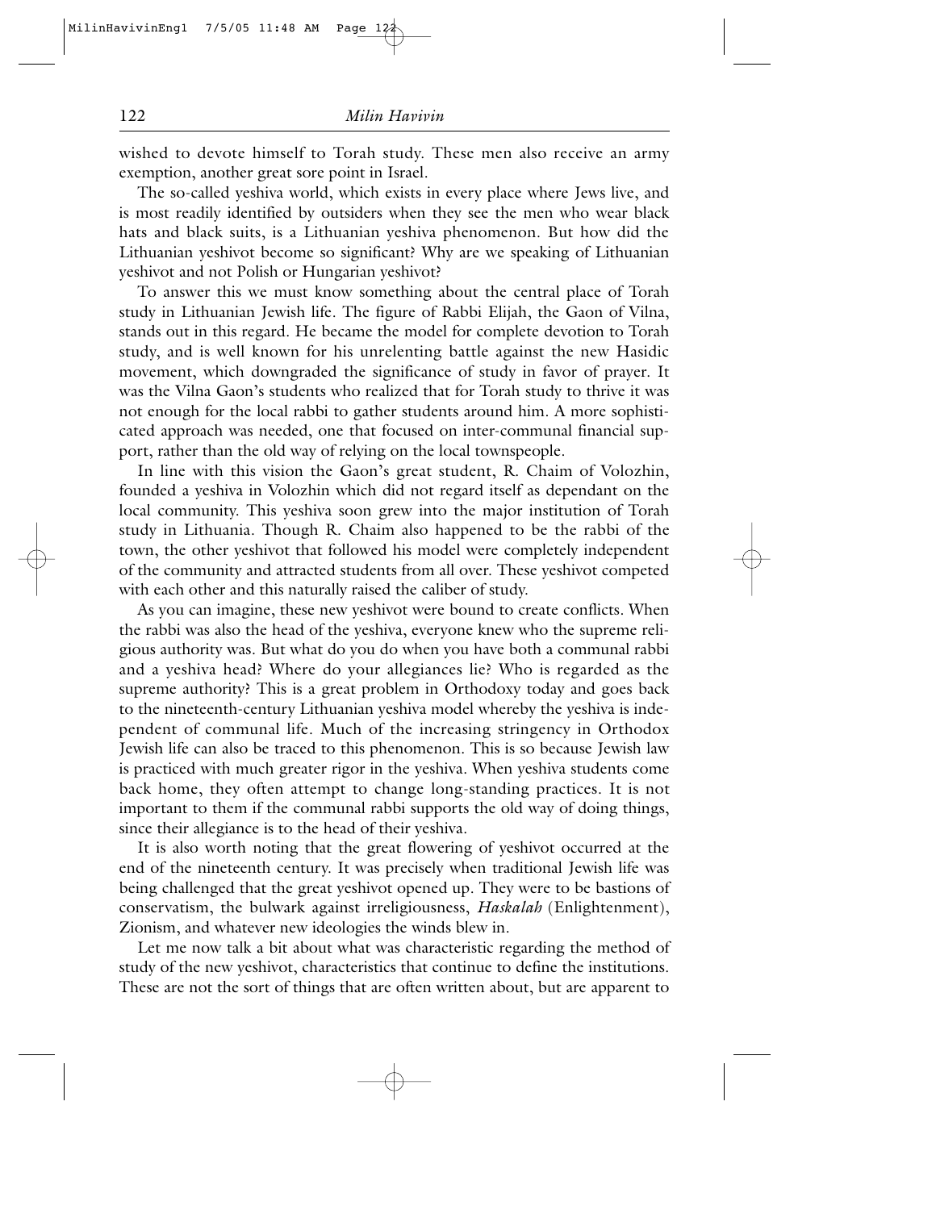wished to devote himself to Torah study. These men also receive an army exemption, another great sore point in Israel.

The so-called yeshiva world, which exists in every place where Jews live, and is most readily identified by outsiders when they see the men who wear black hats and black suits, is a Lithuanian yeshiva phenomenon. But how did the Lithuanian yeshivot become so significant? Why are we speaking of Lithuanian yeshivot and not Polish or Hungarian yeshivot?

To answer this we must know something about the central place of Torah study in Lithuanian Jewish life. The figure of Rabbi Elijah, the Gaon of Vilna, stands out in this regard. He became the model for complete devotion to Torah study, and is well known for his unrelenting battle against the new Hasidic movement, which downgraded the significance of study in favor of prayer. It was the Vilna Gaon's students who realized that for Torah study to thrive it was not enough for the local rabbi to gather students around him. A more sophisticated approach was needed, one that focused on inter-communal financial support, rather than the old way of relying on the local townspeople.

In line with this vision the Gaon's great student, R. Chaim of Volozhin, founded a yeshiva in Volozhin which did not regard itself as dependant on the local community. This yeshiva soon grew into the major institution of Torah study in Lithuania. Though R. Chaim also happened to be the rabbi of the town, the other yeshivot that followed his model were completely independent of the community and attracted students from all over. These yeshivot competed with each other and this naturally raised the caliber of study.

As you can imagine, these new yeshivot were bound to create conflicts. When the rabbi was also the head of the yeshiva, everyone knew who the supreme religious authority was. But what do you do when you have both a communal rabbi and a yeshiva head? Where do your allegiances lie? Who is regarded as the supreme authority? This is a great problem in Orthodoxy today and goes back to the nineteenth-century Lithuanian yeshiva model whereby the yeshiva is independent of communal life. Much of the increasing stringency in Orthodox Jewish life can also be traced to this phenomenon. This is so because Jewish law is practiced with much greater rigor in the yeshiva. When yeshiva students come back home, they often attempt to change long-standing practices. It is not important to them if the communal rabbi supports the old way of doing things, since their allegiance is to the head of their yeshiva.

It is also worth noting that the great flowering of yeshivot occurred at the end of the nineteenth century. It was precisely when traditional Jewish life was being challenged that the great yeshivot opened up. They were to be bastions of conservatism, the bulwark against irreligiousness, *Haskalah* (Enlightenment), Zionism, and whatever new ideologies the winds blew in.

Let me now talk a bit about what was characteristic regarding the method of study of the new yeshivot, characteristics that continue to define the institutions. These are not the sort of things that are often written about, but are apparent to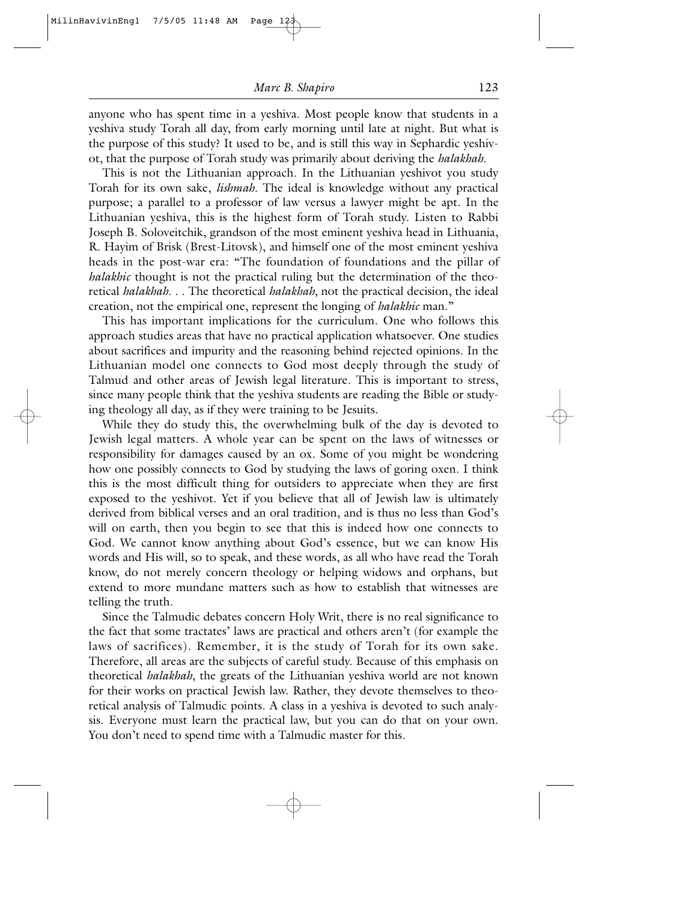anyone who has spent time in a yeshiva. Most people know that students in a yeshiva study Torah all day, from early morning until late at night. But what is the purpose of this study? It used to be, and is still this way in Sephardic yeshivot, that the purpose of Torah study was primarily about deriving the *halakhah*.

This is not the Lithuanian approach. In the Lithuanian yeshivot you study Torah for its own sake, *lishmah*. The ideal is knowledge without any practical purpose; a parallel to a professor of law versus a lawyer might be apt. In the Lithuanian yeshiva, this is the highest form of Torah study. Listen to Rabbi Joseph B. Soloveitchik, grandson of the most eminent yeshiva head in Lithuania, R. Hayim of Brisk (Brest-Litovsk), and himself one of the most eminent yeshiva heads in the post-war era: "The foundation of foundations and the pillar of *halakhic* thought is not the practical ruling but the determination of the theoretical *halakhah*. . . The theoretical *halakhah*, not the practical decision, the ideal creation, not the empirical one, represent the longing of *halakhic* man."

This has important implications for the curriculum. One who follows this approach studies areas that have no practical application whatsoever. One studies about sacrifices and impurity and the reasoning behind rejected opinions. In the Lithuanian model one connects to God most deeply through the study of Talmud and other areas of Jewish legal literature. This is important to stress, since many people think that the yeshiva students are reading the Bible or studying theology all day, as if they were training to be Jesuits.

While they do study this, the overwhelming bulk of the day is devoted to Jewish legal matters. A whole year can be spent on the laws of witnesses or responsibility for damages caused by an ox. Some of you might be wondering how one possibly connects to God by studying the laws of goring oxen. I think this is the most difficult thing for outsiders to appreciate when they are first exposed to the yeshivot. Yet if you believe that all of Jewish law is ultimately derived from biblical verses and an oral tradition, and is thus no less than God's will on earth, then you begin to see that this is indeed how one connects to God. We cannot know anything about God's essence, but we can know His words and His will, so to speak, and these words, as all who have read the Torah know, do not merely concern theology or helping widows and orphans, but extend to more mundane matters such as how to establish that witnesses are telling the truth.

Since the Talmudic debates concern Holy Writ, there is no real significance to the fact that some tractates' laws are practical and others aren't (for example the laws of sacrifices). Remember, it is the study of Torah for its own sake. Therefore, all areas are the subjects of careful study. Because of this emphasis on theoretical *halakhah*, the greats of the Lithuanian yeshiva world are not known for their works on practical Jewish law. Rather, they devote themselves to theoretical analysis of Talmudic points. A class in a yeshiva is devoted to such analysis. Everyone must learn the practical law, but you can do that on your own. You don't need to spend time with a Talmudic master for this.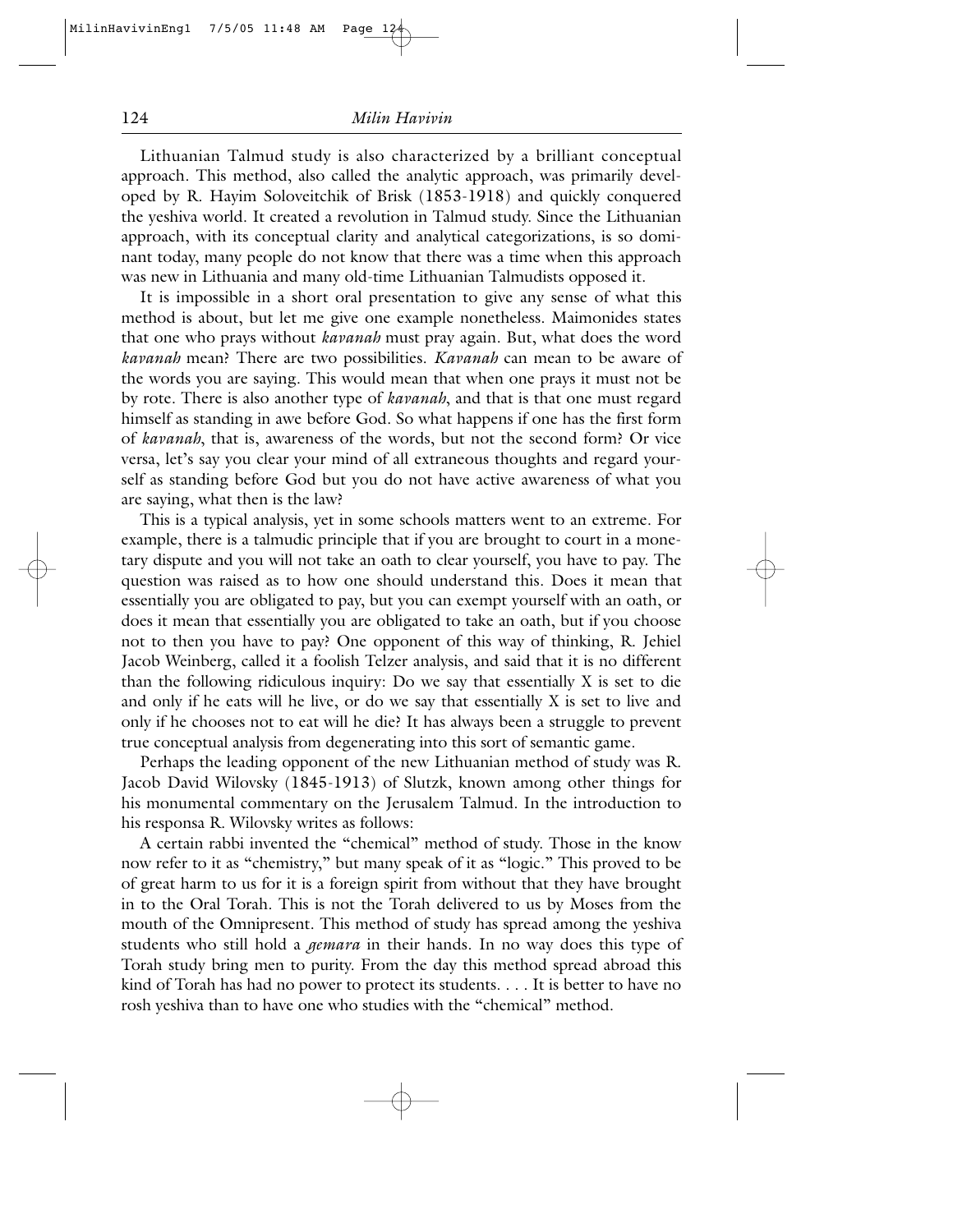Lithuanian Talmud study is also characterized by a brilliant conceptual approach. This method, also called the analytic approach, was primarily developed by R. Hayim Soloveitchik of Brisk (1853-1918) and quickly conquered the yeshiva world. It created a revolution in Talmud study. Since the Lithuanian approach, with its conceptual clarity and analytical categorizations, is so dominant today, many people do not know that there was a time when this approach was new in Lithuania and many old-time Lithuanian Talmudists opposed it.

It is impossible in a short oral presentation to give any sense of what this method is about, but let me give one example nonetheless. Maimonides states that one who prays without *kavanah* must pray again. But, what does the word *kavanah* mean? There are two possibilities. *Kavanah* can mean to be aware of the words you are saying. This would mean that when one prays it must not be by rote. There is also another type of *kavanah*, and that is that one must regard himself as standing in awe before God. So what happens if one has the first form of *kavanah*, that is, awareness of the words, but not the second form? Or vice versa, let's say you clear your mind of all extraneous thoughts and regard yourself as standing before God but you do not have active awareness of what you are saying, what then is the law?

This is a typical analysis, yet in some schools matters went to an extreme. For example, there is a talmudic principle that if you are brought to court in a monetary dispute and you will not take an oath to clear yourself, you have to pay. The question was raised as to how one should understand this. Does it mean that essentially you are obligated to pay, but you can exempt yourself with an oath, or does it mean that essentially you are obligated to take an oath, but if you choose not to then you have to pay? One opponent of this way of thinking, R. Jehiel Jacob Weinberg, called it a foolish Telzer analysis, and said that it is no different than the following ridiculous inquiry: Do we say that essentially X is set to die and only if he eats will he live, or do we say that essentially X is set to live and only if he chooses not to eat will he die? It has always been a struggle to prevent true conceptual analysis from degenerating into this sort of semantic game.

Perhaps the leading opponent of the new Lithuanian method of study was R. Jacob David Wilovsky (1845-1913) of Slutzk, known among other things for his monumental commentary on the Jerusalem Talmud. In the introduction to his responsa R. Wilovsky writes as follows:

A certain rabbi invented the "chemical" method of study. Those in the know now refer to it as "chemistry," but many speak of it as "logic." This proved to be of great harm to us for it is a foreign spirit from without that they have brought in to the Oral Torah. This is not the Torah delivered to us by Moses from the mouth of the Omnipresent. This method of study has spread among the yeshiva students who still hold a *gemara* in their hands. In no way does this type of Torah study bring men to purity. From the day this method spread abroad this kind of Torah has had no power to protect its students. . . . It is better to have no rosh yeshiva than to have one who studies with the "chemical" method.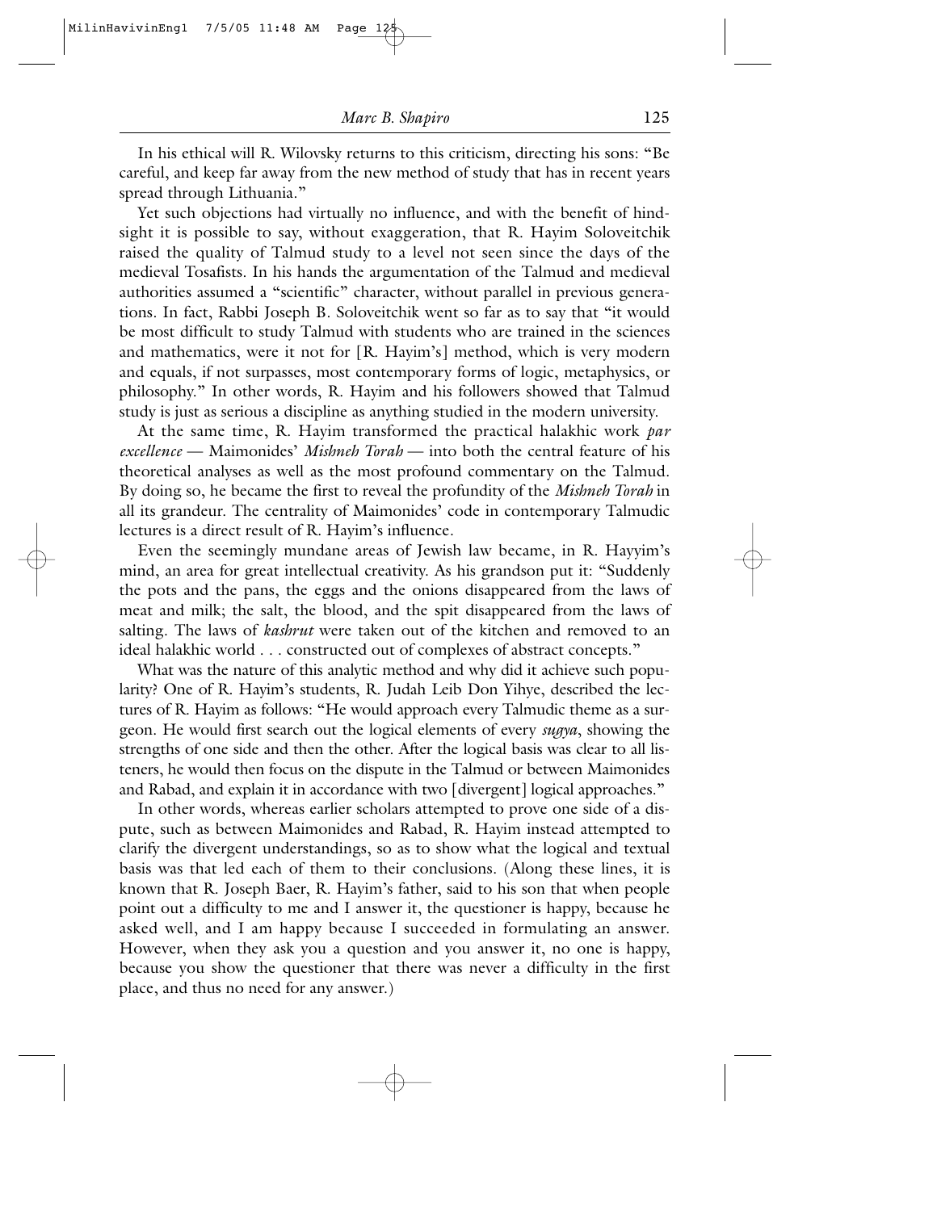In his ethical will R. Wilovsky returns to this criticism, directing his sons: "Be careful, and keep far away from the new method of study that has in recent years spread through Lithuania."

Yet such objections had virtually no influence, and with the benefit of hindsight it is possible to say, without exaggeration, that R. Hayim Soloveitchik raised the quality of Talmud study to a level not seen since the days of the medieval Tosafists. In his hands the argumentation of the Talmud and medieval authorities assumed a "scientific" character, without parallel in previous generations. In fact, Rabbi Joseph B. Soloveitchik went so far as to say that "it would be most difficult to study Talmud with students who are trained in the sciences and mathematics, were it not for [R. Hayim's] method, which is very modern and equals, if not surpasses, most contemporary forms of logic, metaphysics, or philosophy." In other words, R. Hayim and his followers showed that Talmud study is just as serious a discipline as anything studied in the modern university.

At the same time, R. Hayim transformed the practical halakhic work *par excellence* — Maimonides' *Mishneh Torah* — into both the central feature of his theoretical analyses as well as the most profound commentary on the Talmud. By doing so, he became the first to reveal the profundity of the *Mishneh Torah* in all its grandeur. The centrality of Maimonides' code in contemporary Talmudic lectures is a direct result of R. Hayim's influence.

Even the seemingly mundane areas of Jewish law became, in R. Hayyim's mind, an area for great intellectual creativity. As his grandson put it: "Suddenly the pots and the pans, the eggs and the onions disappeared from the laws of meat and milk; the salt, the blood, and the spit disappeared from the laws of salting. The laws of *kashrut* were taken out of the kitchen and removed to an ideal halakhic world . . . constructed out of complexes of abstract concepts."

What was the nature of this analytic method and why did it achieve such popularity? One of R. Hayim's students, R. Judah Leib Don Yihye, described the lectures of R. Hayim as follows: "He would approach every Talmudic theme as a surgeon. He would first search out the logical elements of every *sugya*, showing the strengths of one side and then the other. After the logical basis was clear to all listeners, he would then focus on the dispute in the Talmud or between Maimonides and Rabad, and explain it in accordance with two [divergent] logical approaches."

In other words, whereas earlier scholars attempted to prove one side of a dispute, such as between Maimonides and Rabad, R. Hayim instead attempted to clarify the divergent understandings, so as to show what the logical and textual basis was that led each of them to their conclusions. (Along these lines, it is known that R. Joseph Baer, R. Hayim's father, said to his son that when people point out a difficulty to me and I answer it, the questioner is happy, because he asked well, and I am happy because I succeeded in formulating an answer. However, when they ask you a question and you answer it, no one is happy, because you show the questioner that there was never a difficulty in the first place, and thus no need for any answer.)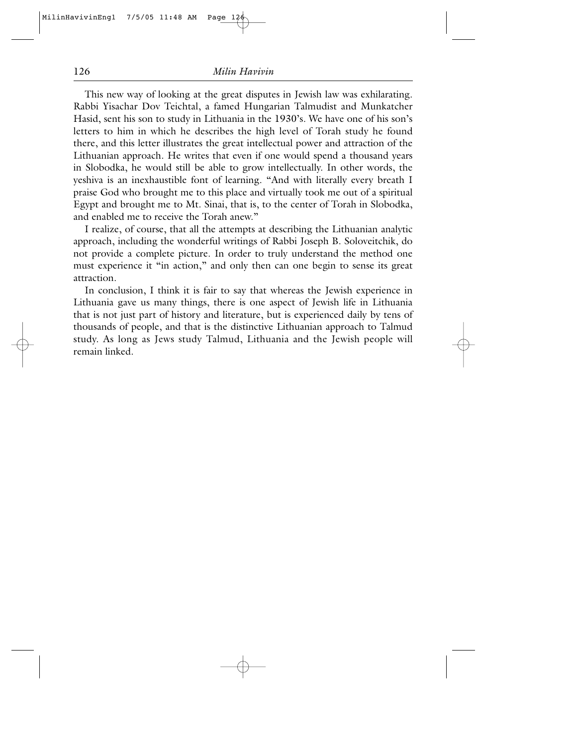This new way of looking at the great disputes in Jewish law was exhilarating. Rabbi Yisachar Dov Teichtal, a famed Hungarian Talmudist and Munkatcher Hasid, sent his son to study in Lithuania in the 1930's. We have one of his son's letters to him in which he describes the high level of Torah study he found there, and this letter illustrates the great intellectual power and attraction of the Lithuanian approach. He writes that even if one would spend a thousand years in Slobodka, he would still be able to grow intellectually. In other words, the yeshiva is an inexhaustible font of learning. "And with literally every breath I praise God who brought me to this place and virtually took me out of a spiritual Egypt and brought me to Mt. Sinai, that is, to the center of Torah in Slobodka, and enabled me to receive the Torah anew."

I realize, of course, that all the attempts at describing the Lithuanian analytic approach, including the wonderful writings of Rabbi Joseph B. Soloveitchik, do not provide a complete picture. In order to truly understand the method one must experience it "in action," and only then can one begin to sense its great attraction.

In conclusion, I think it is fair to say that whereas the Jewish experience in Lithuania gave us many things, there is one aspect of Jewish life in Lithuania that is not just part of history and literature, but is experienced daily by tens of thousands of people, and that is the distinctive Lithuanian approach to Talmud study. As long as Jews study Talmud, Lithuania and the Jewish people will remain linked.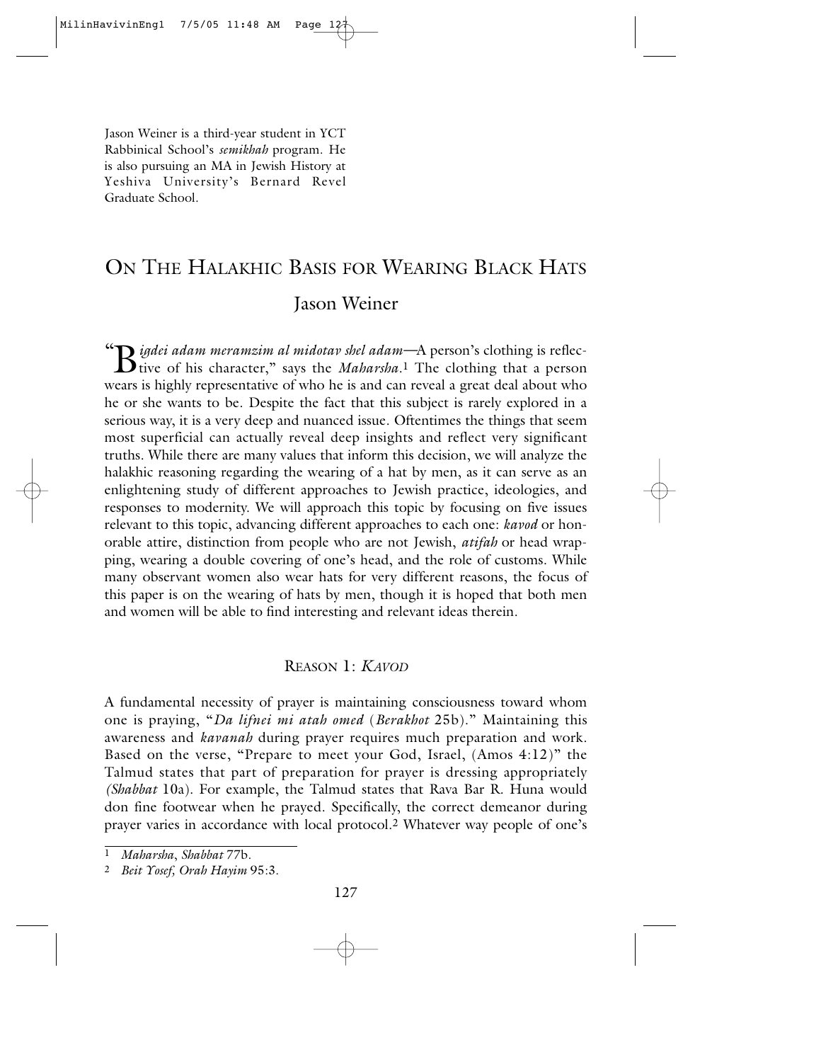Jason Weiner is a third-year student in YCT Rabbinical School's *semikhah* program. He is also pursuing an MA in Jewish History at Yeshiva University's Bernard Revel Graduate School.

# On The Halakhic Basis for Wearing Black Hats

## Jason Weiner

"*Bigdei adam meramzim al midotav shel adam*—A person's clothing is reflective of his character," says the *Maharsha*.[1] The clothing that a person wears is highly representative of who he is and can reveal a great deal about who he or she wants to be. Despite the fact that this subject is rarely explored in a serious way, it is a very deep and nuanced issue. Oftentimes the things that seem most superficial can actually reveal deep insights and reflect very significant truths. While there are many values that inform this decision, we will analyze the halakhic reasoning regarding the wearing of a hat by men, as it can serve as an enlightening study of different approaches to Jewish practice, ideologies, and responses to modernity. We will approach this topic by focusing on five issues relevant to this topic, advancing different approaches to each one: *kavod* or honorable attire, distinction from people who are not Jewish, *atifah* or head wrapping, wearing a double covering of one's head, and the role of customs. While many observant women also wear hats for very different reasons, the focus of this paper is on the wearing of hats by men, though it is hoped that both men and women will be able to find interesting and relevant ideas therein.

### Reason 1: *Kavod*

A fundamental necessity of prayer is maintaining consciousness toward whom one is praying, "*Da lifnei mi atah omed* (*Berakhot* 25b)." Maintaining this awareness and *kavanah* during prayer requires much preparation and work. Based on the verse, "Prepare to meet your God, Israel, (Amos 4:12)" the Talmud states that part of preparation for prayer is dressing appropriately *(Shabbat* 10a). For example, the Talmud states that Rava Bar R. Huna would don fine footwear when he prayed. Specifically, the correct demeanor during prayer varies in accordance with local protocol.[2] Whatever way people of one's

---

1 *Maharsha*, *Shabbat* 77b.

2 *Beit Yosef, Orah Hayim* 95:3.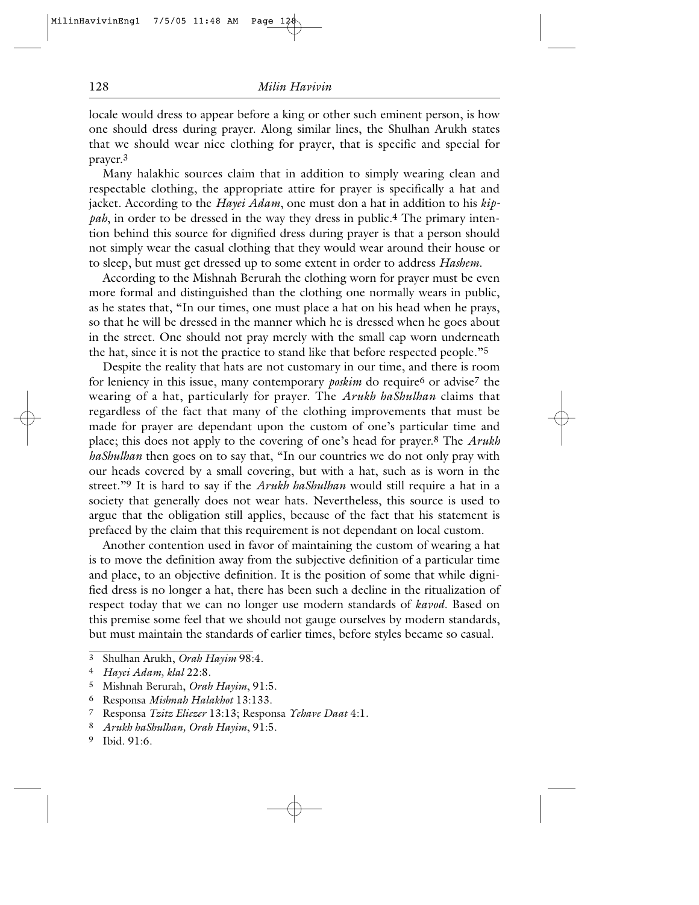locale would dress to appear before a king or other such eminent person, is how one should dress during prayer. Along similar lines, the Shulhan Arukh states that we should wear nice clothing for prayer, that is specific and special for prayer.[3]

Many halakhic sources claim that in addition to simply wearing clean and respectable clothing, the appropriate attire for prayer is specifically a hat and jacket. According to the *Hayei Adam*, one must don a hat in addition to his *kippah*, in order to be dressed in the way they dress in public.[4] The primary intention behind this source for dignified dress during prayer is that a person should not simply wear the casual clothing that they would wear around their house or to sleep, but must get dressed up to some extent in order to address *Hashem*.

According to the Mishnah Berurah the clothing worn for prayer must be even more formal and distinguished than the clothing one normally wears in public, as he states that, "In our times, one must place a hat on his head when he prays, so that he will be dressed in the manner which he is dressed when he goes about in the street. One should not pray merely with the small cap worn underneath the hat, since it is not the practice to stand like that before respected people."[5]

Despite the reality that hats are not customary in our time, and there is room for leniency in this issue, many contemporary *poskim* do require[6] or advise[7] the wearing of a hat, particularly for prayer. The *Arukh haShulhan* claims that regardless of the fact that many of the clothing improvements that must be made for prayer are dependant upon the custom of one's particular time and place; this does not apply to the covering of one's head for prayer.[8] The *Arukh haShulhan* then goes on to say that, "In our countries we do not only pray with our heads covered by a small covering, but with a hat, such as is worn in the street."[9] It is hard to say if the *Arukh haShulhan* would still require a hat in a society that generally does not wear hats. Nevertheless, this source is used to argue that the obligation still applies, because of the fact that his statement is prefaced by the claim that this requirement is not dependant on local custom.

Another contention used in favor of maintaining the custom of wearing a hat is to move the definition away from the subjective definition of a particular time and place, to an objective definition. It is the position of some that while dignified dress is no longer a hat, there has been such a decline in the ritualization of respect today that we can no longer use modern standards of *kavod*. Based on this premise some feel that we should not gauge ourselves by modern standards, but must maintain the standards of earlier times, before styles became so casual.

---

[3] Shulhan Arukh, *Orah Hayim* 98:4.

[4] *Hayei Adam, klal* 22:8.

[5] Mishnah Berurah, *Orah Hayim*, 91:5.

[6] Responsa *Mishnah Halakhot* 13:133.

[7] Responsa *Tzitz Eliezer* 13:13; Responsa *Yehave Daat* 4:1.

[8] *Arukh haShulhan, Orah Hayim*, 91:5.

[9] Ibid. 91:6.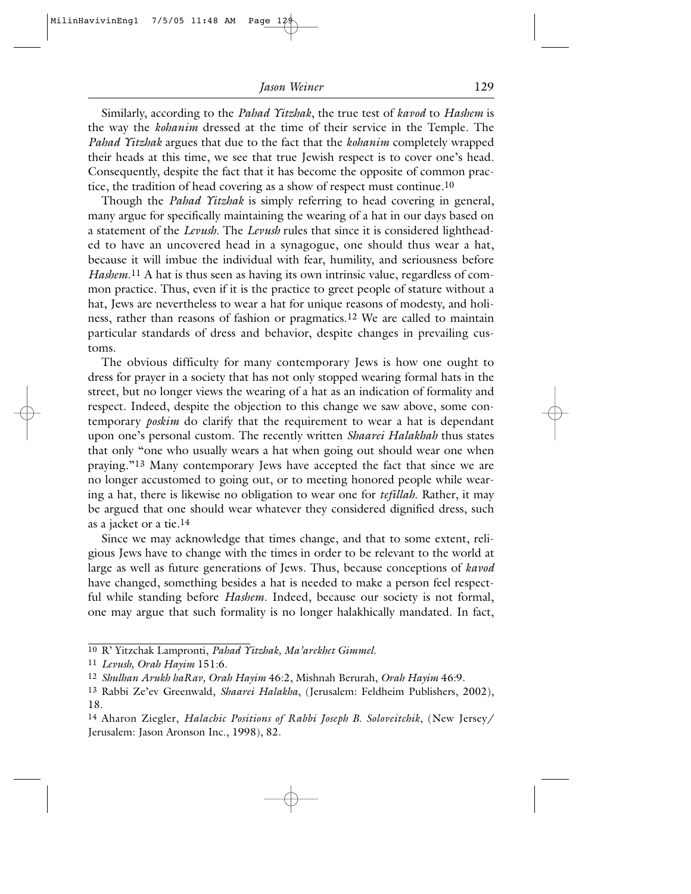Similarly, according to the *Pahad Yitzhak*, the true test of *kavod* to *Hashem* is the way the *kohanim* dressed at the time of their service in the Temple. The *Pahad Yitzhak* argues that due to the fact that the *kohanim* completely wrapped their heads at this time, we see that true Jewish respect is to cover one's head. Consequently, despite the fact that it has become the opposite of common practice, the tradition of head covering as a show of respect must continue.[10]

Though the *Pahad Yitzhak* is simply referring to head covering in general, many argue for specifically maintaining the wearing of a hat in our days based on a statement of the *Levush*. The *Levush* rules that since it is considered lightheaded to have an uncovered head in a synagogue, one should thus wear a hat, because it will imbue the individual with fear, humility, and seriousness before *Hashem*.[11] A hat is thus seen as having its own intrinsic value, regardless of common practice. Thus, even if it is the practice to greet people of stature without a hat, Jews are nevertheless to wear a hat for unique reasons of modesty, and holiness, rather than reasons of fashion or pragmatics.[12] We are called to maintain particular standards of dress and behavior, despite changes in prevailing customs.

The obvious difficulty for many contemporary Jews is how one ought to dress for prayer in a society that has not only stopped wearing formal hats in the street, but no longer views the wearing of a hat as an indication of formality and respect. Indeed, despite the objection to this change we saw above, some contemporary *poskim* do clarify that the requirement to wear a hat is dependant upon one's personal custom. The recently written *Shaarei Halakhah* thus states that only "one who usually wears a hat when going out should wear one when praying."[13] Many contemporary Jews have accepted the fact that since we are no longer accustomed to going out, or to meeting honored people while wearing a hat, there is likewise no obligation to wear one for *tefillah*. Rather, it may be argued that one should wear whatever they considered dignified dress, such as a jacket or a tie.[14]

Since we may acknowledge that times change, and that to some extent, religious Jews have to change with the times in order to be relevant to the world at large as well as future generations of Jews. Thus, because conceptions of *kavod* have changed, something besides a hat is needed to make a person feel respectful while standing before *Hashem*. Indeed, because our society is not formal, one may argue that such formality is no longer halakhically mandated. In fact,

---

[10] R' Yitzchak Lampronti, *Pahad Yitzhak, Ma'arekhet Gimmel.*

[11] *Levush, Orah Hayim* 151:6.

[12] *Shulhan Arukh haRav, Orah Hayim* 46:2, Mishnah Berurah, *Orah Hayim* 46:9.

[13] Rabbi Ze'ev Greenwald, *Shaarei Halakha*, (Jerusalem: Feldheim Publishers, 2002), 18.

[14] Aharon Ziegler, *Halachic Positions of Rabbi Joseph B. Soloveitchik*, (New Jersey/Jerusalem: Jason Aronson Inc., 1998), 82.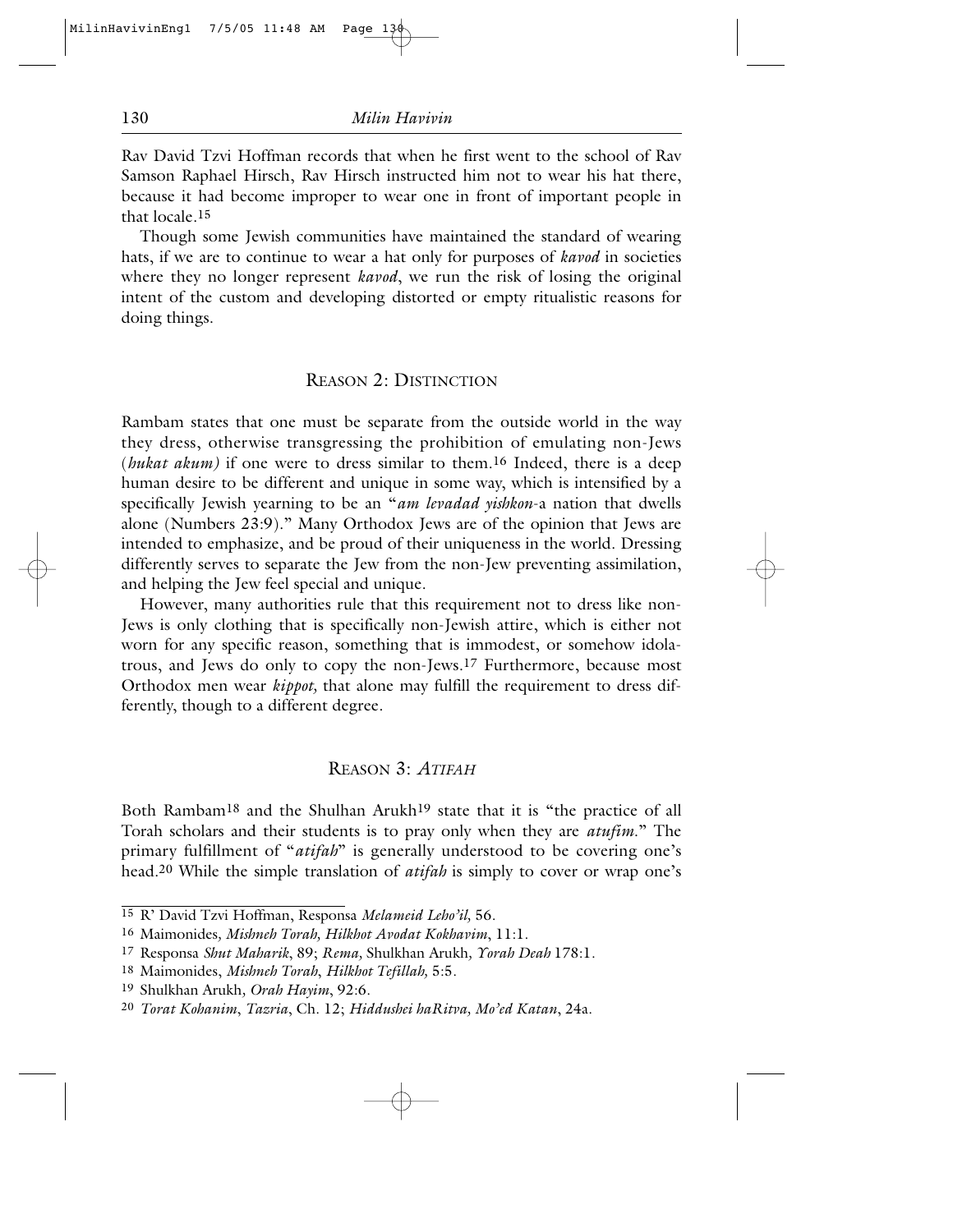Rav David Tzvi Hoffman records that when he first went to the school of Rav Samson Raphael Hirsch, Rav Hirsch instructed him not to wear his hat there, because it had become improper to wear one in front of important people in that locale.[15]

Though some Jewish communities have maintained the standard of wearing hats, if we are to continue to wear a hat only for purposes of ***kavod*** in societies where they no longer represent ***kavod***, we run the risk of losing the original intent of the custom and developing distorted or empty ritualistic reasons for doing things.

## Reason 2: Distinction

Rambam states that one must be separate from the outside world in the way they dress, otherwise transgressing the prohibition of emulating non-Jews (*hukat akum)* if one were to dress similar to them.[16] Indeed, there is a deep human desire to be different and unique in some way, which is intensified by a specifically Jewish yearning to be an "*am levadad yishkon*-a nation that dwells alone (Numbers 23:9)." Many Orthodox Jews are of the opinion that Jews are intended to emphasize, and be proud of their uniqueness in the world. Dressing differently serves to separate the Jew from the non-Jew preventing assimilation, and helping the Jew feel special and unique.

However, many authorities rule that this requirement not to dress like non-Jews is only clothing that is specifically non-Jewish attire, which is either not worn for any specific reason, something that is immodest, or somehow idolatrous, and Jews do only to copy the non-Jews.[17] Furthermore, because most Orthodox men wear *kippot,* that alone may fulfill the requirement to dress differently, though to a different degree.

## Reason 3: *Atifah*

Both Rambam[18] and the Shulhan Arukh[19] state that it is "the practice of all Torah scholars and their students is to pray only when they are *atufim*." The primary fulfillment of "***atifah***" is generally understood to be covering one's head.[20] While the simple translation of ***atifah*** is simply to cover or wrap one's

---

[15] R' David Tzvi Hoffman, Responsa *Melameid Leho'il,* 56.

[16] Maimonides*, Mishneh Torah, Hilkhot Avodat Kokhavim*, 11:1.

[17] Responsa *Shut Maharik*, 89; *Rema,* Shulkhan Arukh*, Yorah Deah* 178:1.

[18] Maimonides, *Mishneh Torah*, *Hilkhot Tefillah,* 5:5.

[19] Shulkhan Arukh*, Orah Hayim*, 92:6.

[20] *Torat Kohanim*, *Tazria*, Ch. 12; *Hiddushei haRitva, Mo'ed Katan*, 24a.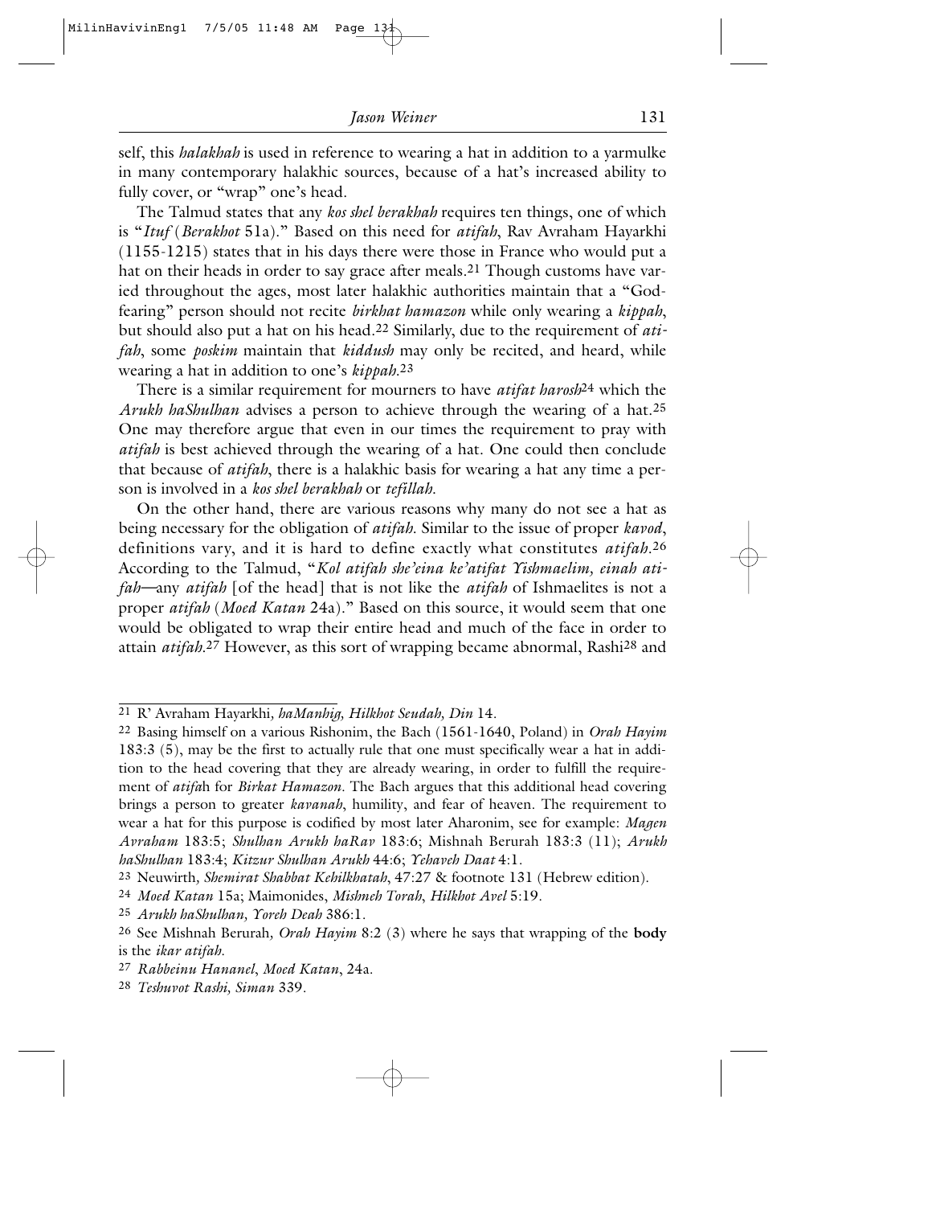self, this *halakhah* is used in reference to wearing a hat in addition to a yarmulke in many contemporary halakhic sources, because of a hat's increased ability to fully cover, or "wrap" one's head.

The Talmud states that any *kos shel berakhah* requires ten things, one of which is "*Ituf* (*Berakhot* 51a)." Based on this need for *atifah*, Rav Avraham Hayarkhi (1155-1215) states that in his days there were those in France who would put a hat on their heads in order to say grace after meals.[21] Though customs have varied throughout the ages, most later halakhic authorities maintain that a "God-fearing" person should not recite *birkhat hamazon* while only wearing a *kippah*, but should also put a hat on his head.[22] Similarly, due to the requirement of *atifah*, some *poskim* maintain that *kiddush* may only be recited, and heard, while wearing a hat in addition to one's *kippah*.[23]

There is a similar requirement for mourners to have *atifat harosh*[24] which the *Arukh haShulhan* advises a person to achieve through the wearing of a hat.[25] One may therefore argue that even in our times the requirement to pray with *atifah* is best achieved through the wearing of a hat. One could then conclude that because of *atifah*, there is a halakhic basis for wearing a hat any time a person is involved in a *kos shel berakhah* or *tefillah*.

On the other hand, there are various reasons why many do not see a hat as being necessary for the obligation of *atifah*. Similar to the issue of proper *kavod*, definitions vary, and it is hard to define exactly what constitutes *atifah*.[26] According to the Talmud, "*Kol atifah she'eina ke'atifat Yishmaelim, einah atifah*—any *atifah* [of the head] that is not like the *atifah* of Ishmaelites is not a proper *atifah* (*Moed Katan* 24a)." Based on this source, it would seem that one would be obligated to wrap their entire head and much of the face in order to attain *atifah*.[27] However, as this sort of wrapping became abnormal, Rashi[28] and

---

[21] R' Avraham Hayarkhi*, haManhig, Hilkhot Seudah, Din* 14.

[22] Basing himself on a various Rishonim, the Bach (1561-1640, Poland) in *Orah Hayim* 183:3 (5), may be the first to actually rule that one must specifically wear a hat in addition to the head covering that they are already wearing, in order to fulfill the requirement of *atifa*h for *Birkat Hamazon*. The Bach argues that this additional head covering brings a person to greater *kavanah*, humility, and fear of heaven. The requirement to wear a hat for this purpose is codified by most later Aharonim, see for example: *Magen Avraham* 183:5; *Shulhan Arukh haRav* 183:6; Mishnah Berurah 183:3 (11); *Arukh haShulhan* 183:4; *Kitzur Shulhan Arukh* 44:6; *Yehaveh Daat* 4:1.

[23] Neuwirth*, Shemirat Shabbat Kehilkhatah*, 47:27 & footnote 131 (Hebrew edition).

[24] *Moed Katan* 15a; Maimonides, *Mishneh Torah*, *Hilkhot Avel* 5:19.

[25] *Arukh haShulhan, Yoreh Deah* 386:1.

[26] See Mishnah Berurah*, Orah Hayim* 8:2 (3) where he says that wrapping of the **body** is the *ikar atifah*.

[27] *Rabbeinu Hananel*, *Moed Katan*, 24a.

[28] *Teshuvot Rashi, Siman* 339.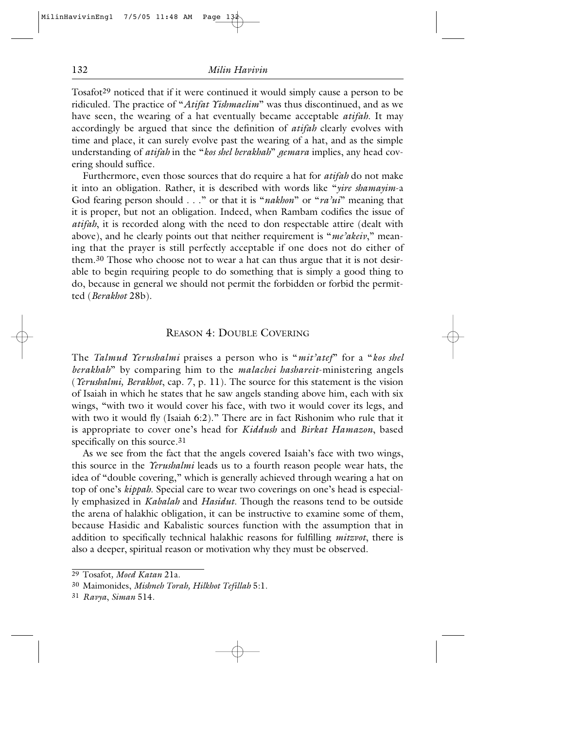Tosafot[29] noticed that if it were continued it would simply cause a person to be ridiculed. The practice of "*Atifat Yishmaelim*" was thus discontinued, and as we have seen, the wearing of a hat eventually became acceptable *atifah*. It may accordingly be argued that since the definition of *atifah* clearly evolves with time and place, it can surely evolve past the wearing of a hat, and as the simple understanding of *atifah* in the "*kos shel berakhah*" *gemara* implies, any head covering should suffice.

Furthermore, even those sources that do require a hat for *atifah* do not make it into an obligation. Rather, it is described with words like "*yire shamayim*-a God fearing person should . . ." or that it is "*nakhon*" or "*ra'ui*" meaning that it is proper, but not an obligation. Indeed, when Rambam codifies the issue of *atifah*, it is recorded along with the need to don respectable attire (dealt with above), and he clearly points out that neither requirement is "*me'akeiv*," meaning that the prayer is still perfectly acceptable if one does not do either of them.[30] Those who choose not to wear a hat can thus argue that it is not desirable to begin requiring people to do something that is simply a good thing to do, because in general we should not permit the forbidden or forbid the permitted (*Berakhot* 28b).

## Reason 4: Double Covering

The *Talmud Yerushalmi* praises a person who is "*mit'atef*" for a "*kos shel berakhah*" by comparing him to the *malachei hashareit*-ministering angels (*Yerushalmi, Berakhot*, cap. 7, p. 11). The source for this statement is the vision of Isaiah in which he states that he saw angels standing above him, each with six wings, "with two it would cover his face, with two it would cover its legs, and with two it would fly (Isaiah 6:2)." There are in fact Rishonim who rule that it is appropriate to cover one's head for *Kiddush* and *Birkat Hamazon*, based specifically on this source.[31]

As we see from the fact that the angels covered Isaiah's face with two wings, this source in the *Yerushalmi* leads us to a fourth reason people wear hats, the idea of "double covering," which is generally achieved through wearing a hat on top of one's *kippah*. Special care to wear two coverings on one's head is especially emphasized in *Kabalah* and *Hasidut*. Though the reasons tend to be outside the arena of halakhic obligation, it can be instructive to examine some of them, because Hasidic and Kabalistic sources function with the assumption that in addition to specifically technical halakhic reasons for fulfilling *mitzvot*, there is also a deeper, spiritual reason or motivation why they must be observed.

---

[29] Tosafot, *Moed Katan* 21a.

[30] Maimonides, *Mishneh Torah, Hilkhot Tefillah* 5:1.

[31] *Ravya*, *Siman* 514.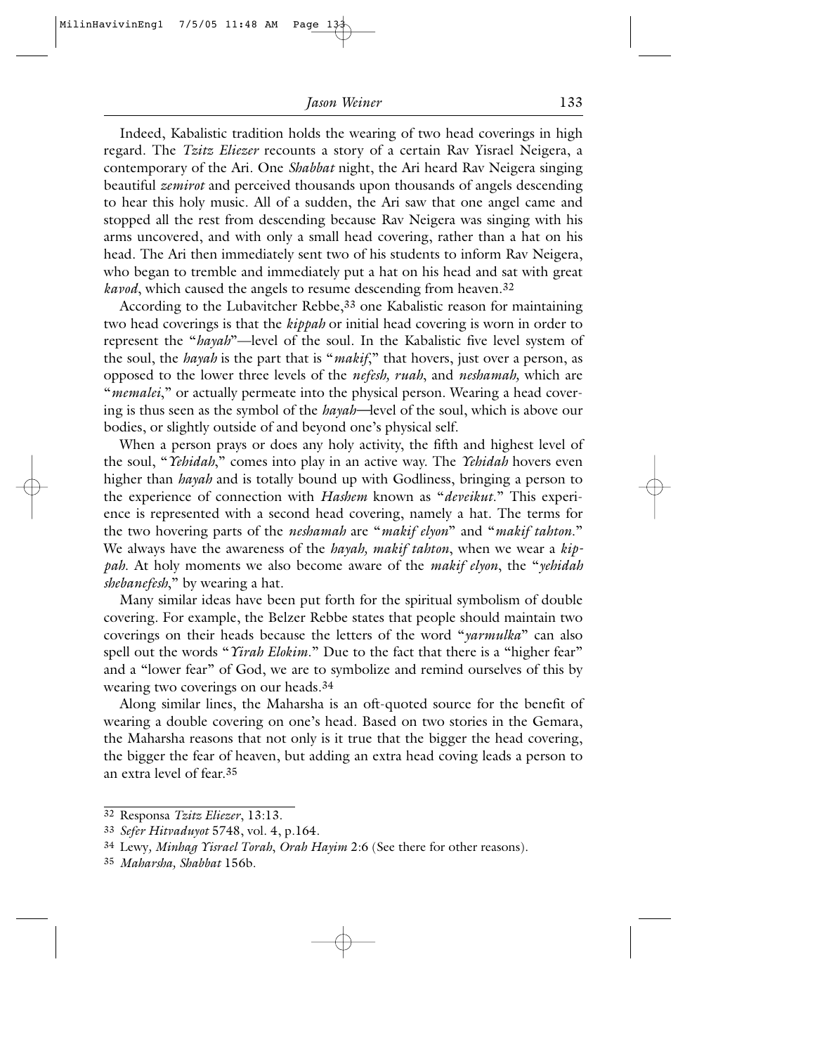Indeed, Kabalistic tradition holds the wearing of two head coverings in high regard. The *Tzitz Eliezer* recounts a story of a certain Rav Yisrael Neigera, a contemporary of the Ari. One *Shabbat* night, the Ari heard Rav Neigera singing beautiful *zemirot* and perceived thousands upon thousands of angels descending to hear this holy music. All of a sudden, the Ari saw that one angel came and stopped all the rest from descending because Rav Neigera was singing with his arms uncovered, and with only a small head covering, rather than a hat on his head. The Ari then immediately sent two of his students to inform Rav Neigera, who began to tremble and immediately put a hat on his head and sat with great *kavod*, which caused the angels to resume descending from heaven.[32]

According to the Lubavitcher Rebbe,[33] one Kabalistic reason for maintaining two head coverings is that the *kippah* or initial head covering is worn in order to represent the "*hayah*"—level of the soul. In the Kabalistic five level system of the soul, the *hayah* is the part that is "*makif*," that hovers, just over a person, as opposed to the lower three levels of the *nefesh, ruah*, and *neshamah,* which are "*memalei*," or actually permeate into the physical person. Wearing a head covering is thus seen as the symbol of the *hayah*—level of the soul, which is above our bodies, or slightly outside of and beyond one's physical self.

When a person prays or does any holy activity, the fifth and highest level of the soul, "*Yehidah*," comes into play in an active way. The *Yehidah* hovers even higher than *hayah* and is totally bound up with Godliness, bringing a person to the experience of connection with *Hashem* known as "*deveikut*." This experience is represented with a second head covering, namely a hat. The terms for the two hovering parts of the *neshamah* are "*makif elyon*" and "*makif tahton*." We always have the awareness of the *hayah, makif tahton*, when we wear a *kippah*. At holy moments we also become aware of the *makif elyon*, the "*yehidah shebanefesh*," by wearing a hat.

Many similar ideas have been put forth for the spiritual symbolism of double covering. For example, the Belzer Rebbe states that people should maintain two coverings on their heads because the letters of the word "*yarmulka*" can also spell out the words "*Yirah Elokim*." Due to the fact that there is a "higher fear" and a "lower fear" of God, we are to symbolize and remind ourselves of this by wearing two coverings on our heads.[34]

Along similar lines, the Maharsha is an oft-quoted source for the benefit of wearing a double covering on one's head. Based on two stories in the Gemara, the Maharsha reasons that not only is it true that the bigger the head covering, the bigger the fear of heaven, but adding an extra head coving leads a person to an extra level of fear.[35]

---

[32] Responsa *Tzitz Eliezer*, 13:13.

[33] *Sefer Hitvaduyot* 5748, vol. 4, p.164.

[34] Lewy, *Minhag Yisrael Torah*, *Orah Hayim* 2:6 (See there for other reasons).

[35] *Maharsha, Shabbat* 156b.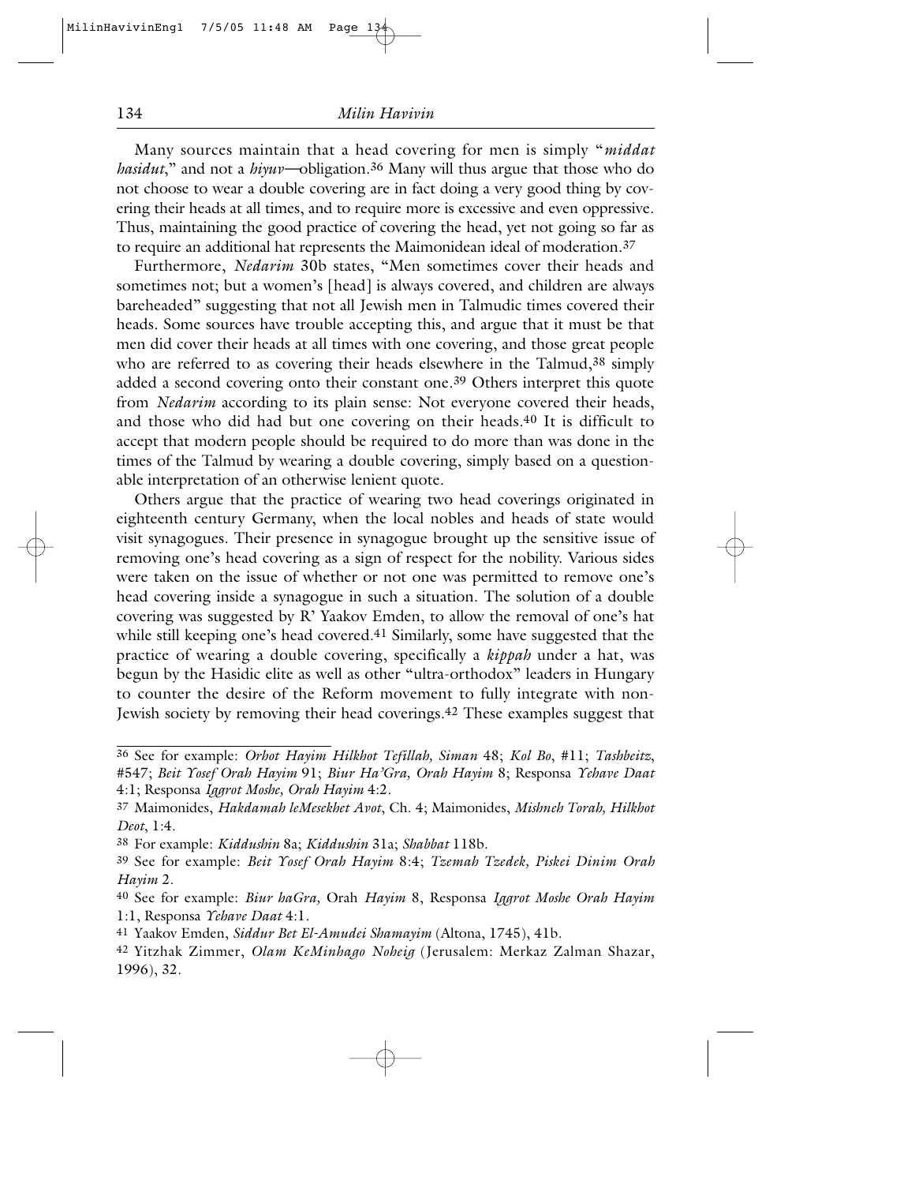Many sources maintain that a head covering for men is simply "*middat hasidut*," and not a *hiyuv*—obligation.[36] Many will thus argue that those who do not choose to wear a double covering are in fact doing a very good thing by covering their heads at all times, and to require more is excessive and even oppressive. Thus, maintaining the good practice of covering the head, yet not going so far as to require an additional hat represents the Maimonidean ideal of moderation.[37]

Furthermore, *Nedarim* 30b states, "Men sometimes cover their heads and sometimes not; but a women's [head] is always covered, and children are always bareheaded" suggesting that not all Jewish men in Talmudic times covered their heads. Some sources have trouble accepting this, and argue that it must be that men did cover their heads at all times with one covering, and those great people who are referred to as covering their heads elsewhere in the Talmud,[38] simply added a second covering onto their constant one.[39] Others interpret this quote from *Nedarim* according to its plain sense: Not everyone covered their heads, and those who did had but one covering on their heads.[40] It is difficult to accept that modern people should be required to do more than was done in the times of the Talmud by wearing a double covering, simply based on a questionable interpretation of an otherwise lenient quote.

Others argue that the practice of wearing two head coverings originated in eighteenth century Germany, when the local nobles and heads of state would visit synagogues. Their presence in synagogue brought up the sensitive issue of removing one's head covering as a sign of respect for the nobility. Various sides were taken on the issue of whether or not one was permitted to remove one's head covering inside a synagogue in such a situation. The solution of a double covering was suggested by R' Yaakov Emden, to allow the removal of one's hat while still keeping one's head covered.[41] Similarly, some have suggested that the practice of wearing a double covering, specifically a *kippah* under a hat, was begun by the Hasidic elite as well as other "ultra-orthodox" leaders in Hungary to counter the desire of the Reform movement to fully integrate with non-Jewish society by removing their head coverings.[42] These examples suggest that

---

[36] See for example: *Orhot Hayim Hilkhot Tefillah, Siman* 48; *Kol Bo*, #11; *Tashbeitz*, #547; *Beit Yosef Orah Hayim* 91; *Biur Ha'Gra, Orah Hayim* 8; Responsa *Yehave Daat* 4:1; Responsa *Iggrot Moshe, Orah Hayim* 4:2.

[37] Maimonides, *Hakdamah leMesekhet Avot*, Ch. 4; Maimonides, *Mishneh Torah, Hilkhot Deot*, 1:4.

[38] For example: *Kiddushin* 8a; *Kiddushin* 31a; *Shabbat* 118b.

[39] See for example: *Beit Yosef Orah Hayim* 8:4; *Tzemah Tzedek, Piskei Dinim Orah Hayim* 2.

[40] See for example: *Biur haGra,* Orah *Hayim* 8, Responsa *Iggrot Moshe Orah Hayim* 1:1, Responsa *Yehave Daat* 4:1.

[41] Yaakov Emden, *Siddur Bet El-Amudei Shamayim* (Altona, 1745), 41b.

[42] Yitzhak Zimmer, *Olam KeMinhago Noheig* (Jerusalem: Merkaz Zalman Shazar, 1996), 32.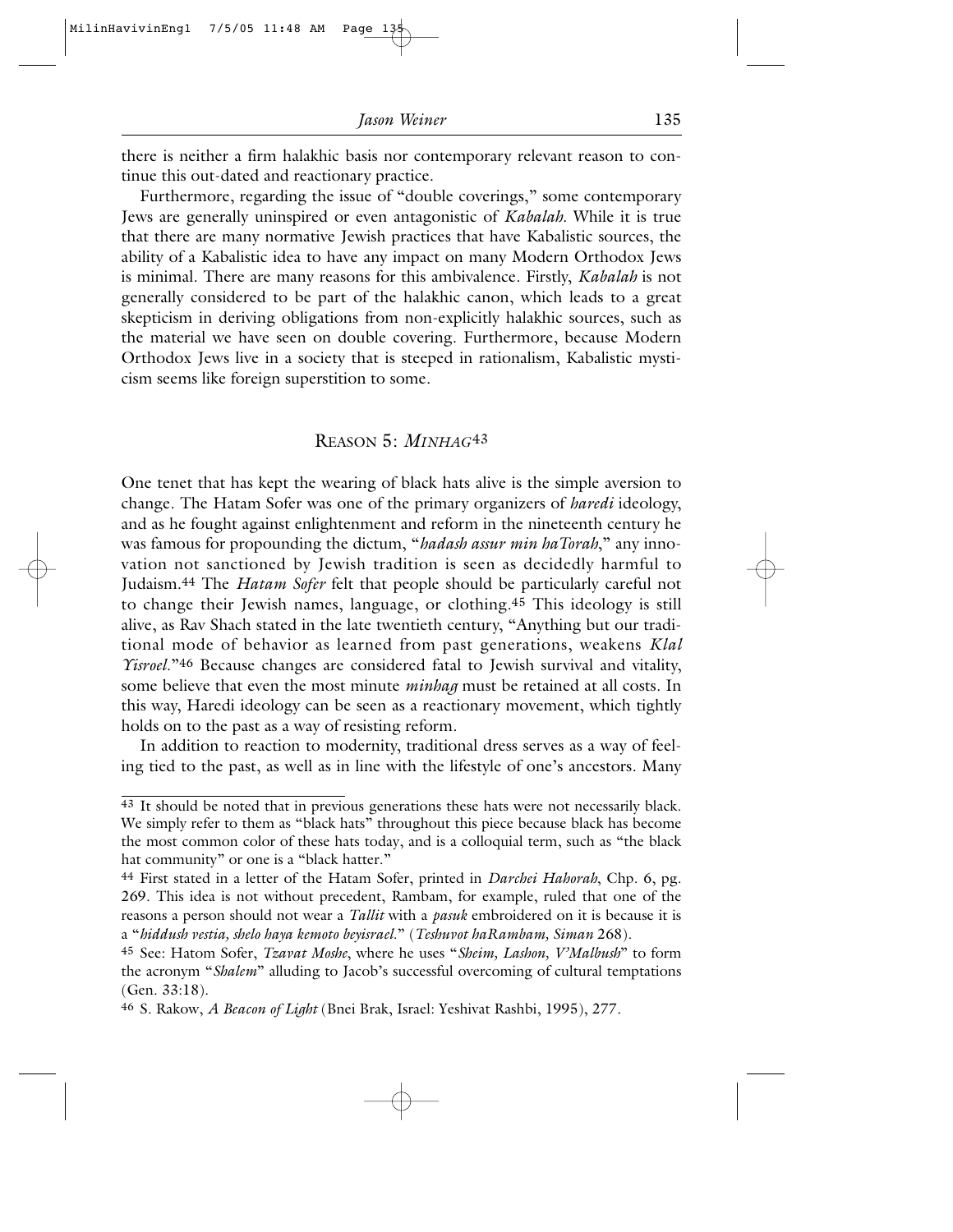there is neither a firm halakhic basis nor contemporary relevant reason to continue this out-dated and reactionary practice.

Furthermore, regarding the issue of "double coverings," some contemporary Jews are generally uninspired or even antagonistic of *Kabalah*. While it is true that there are many normative Jewish practices that have Kabalistic sources, the ability of a Kabalistic idea to have any impact on many Modern Orthodox Jews is minimal. There are many reasons for this ambivalence. Firstly, *Kabalah* is not generally considered to be part of the halakhic canon, which leads to a great skepticism in deriving obligations from non-explicitly halakhic sources, such as the material we have seen on double covering. Furthermore, because Modern Orthodox Jews live in a society that is steeped in rationalism, Kabalistic mysticism seems like foreign superstition to some.

## REASON 5: *MINHAG*[43]

One tenet that has kept the wearing of black hats alive is the simple aversion to change. The Hatam Sofer was one of the primary organizers of *haredi* ideology, and as he fought against enlightenment and reform in the nineteenth century he was famous for propounding the dictum, "*hadash assur min haTorah*," any innovation not sanctioned by Jewish tradition is seen as decidedly harmful to Judaism.[44] The *Hatam Sofer* felt that people should be particularly careful not to change their Jewish names, language, or clothing.[45] This ideology is still alive, as Rav Shach stated in the late twentieth century, "Anything but our traditional mode of behavior as learned from past generations, weakens *Klal Yisroel*."[46] Because changes are considered fatal to Jewish survival and vitality, some believe that even the most minute *minhag* must be retained at all costs. In this way, Haredi ideology can be seen as a reactionary movement, which tightly holds on to the past as a way of resisting reform.

In addition to reaction to modernity, traditional dress serves as a way of feeling tied to the past, as well as in line with the lifestyle of one's ancestors. Many

---

[43] It should be noted that in previous generations these hats were not necessarily black. We simply refer to them as "black hats" throughout this piece because black has become the most common color of these hats today, and is a colloquial term, such as "the black hat community" or one is a "black hatter."

[44] First stated in a letter of the Hatam Sofer, printed in *Darchei Hahorah*, Chp. 6, pg. 269. This idea is not without precedent, Rambam, for example, ruled that one of the reasons a person should not wear a *Tallit* with a *pasuk* embroidered on it is because it is a "*hiddush vestia, shelo haya kemoto beyisrael.*" (*Teshuvot haRambam, Siman* 268).

[45] See: Hatom Sofer, *Tzavat Moshe*, where he uses "*Sheim, Lashon, V'Malbush*" to form the acronym "*Shalem*" alluding to Jacob's successful overcoming of cultural temptations (Gen. 33:18).

[46] S. Rakow, *A Beacon of Light* (Bnei Brak, Israel: Yeshivat Rashbi, 1995), 277.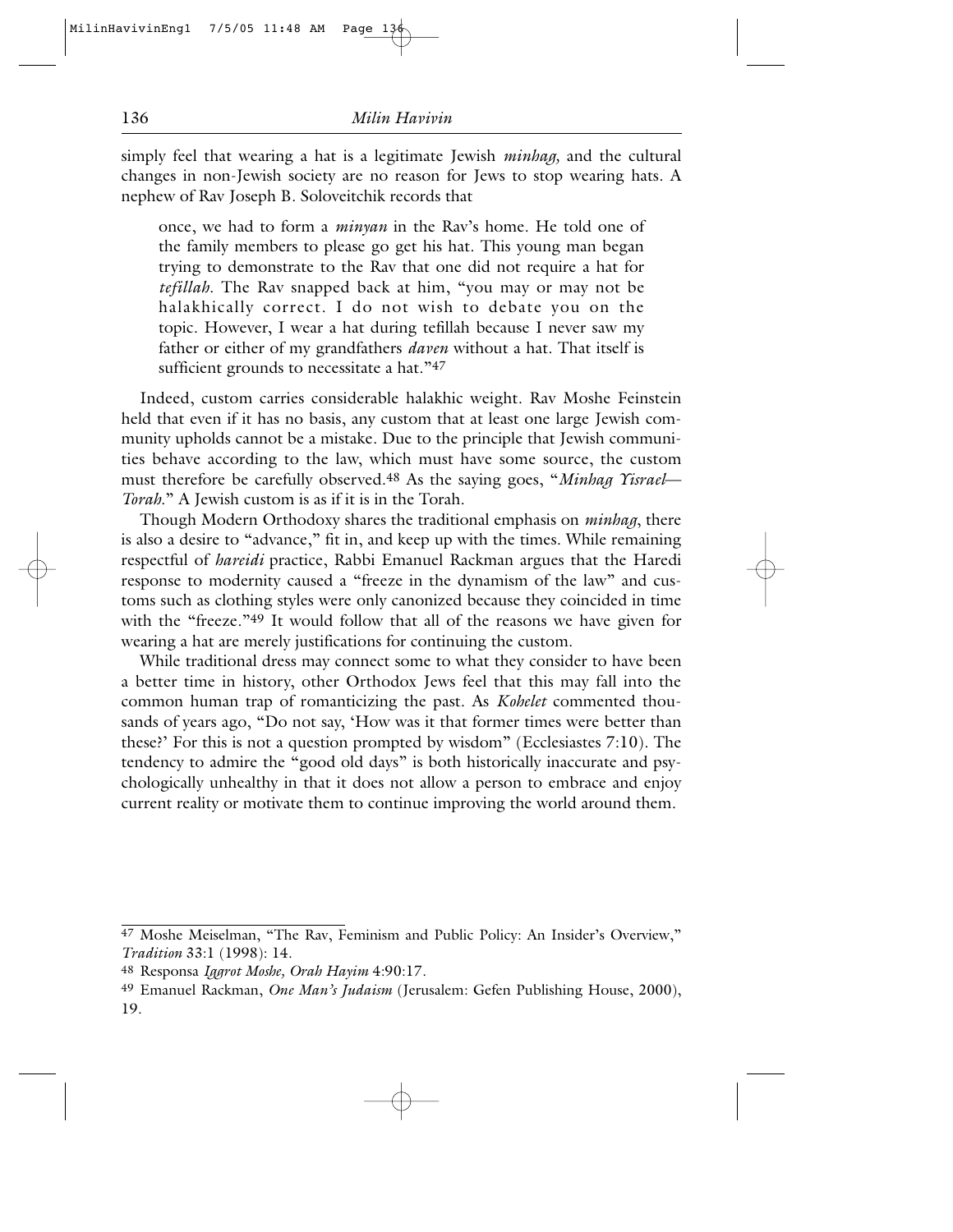simply feel that wearing a hat is a legitimate Jewish *minhag,* and the cultural changes in non-Jewish society are no reason for Jews to stop wearing hats. A nephew of Rav Joseph B. Soloveitchik records that

> once, we had to form a *minyan* in the Rav's home. He told one of the family members to please go get his hat. This young man began trying to demonstrate to the Rav that one did not require a hat for *tefillah*. The Rav snapped back at him, "you may or may not be halakhically correct. I do not wish to debate you on the topic. However, I wear a hat during tefillah because I never saw my father or either of my grandfathers *daven* without a hat. That itself is sufficient grounds to necessitate a hat."[47]

Indeed, custom carries considerable halakhic weight. Rav Moshe Feinstein held that even if it has no basis, any custom that at least one large Jewish community upholds cannot be a mistake. Due to the principle that Jewish communities behave according to the law, which must have some source, the custom must therefore be carefully observed.[48] As the saying goes, "*Minhag Yisrael—Torah.*" A Jewish custom is as if it is in the Torah.

Though Modern Orthodoxy shares the traditional emphasis on *minhag*, there is also a desire to "advance," fit in, and keep up with the times. While remaining respectful of *hareidi* practice, Rabbi Emanuel Rackman argues that the Haredi response to modernity caused a "freeze in the dynamism of the law" and customs such as clothing styles were only canonized because they coincided in time with the "freeze."[49] It would follow that all of the reasons we have given for wearing a hat are merely justifications for continuing the custom.

While traditional dress may connect some to what they consider to have been a better time in history, other Orthodox Jews feel that this may fall into the common human trap of romanticizing the past. As *Kohelet* commented thousands of years ago, "Do not say, 'How was it that former times were better than these?' For this is not a question prompted by wisdom" (Ecclesiastes 7:10). The tendency to admire the "good old days" is both historically inaccurate and psychologically unhealthy in that it does not allow a person to embrace and enjoy current reality or motivate them to continue improving the world around them.

---

[47] Moshe Meiselman, "The Rav, Feminism and Public Policy: An Insider's Overview," *Tradition* 33:1 (1998): 14.

[48] Responsa *Iggrot Moshe, Orah Hayim* 4:90:17.

[49] Emanuel Rackman, *One Man's Judaism* (Jerusalem: Gefen Publishing House, 2000), 19.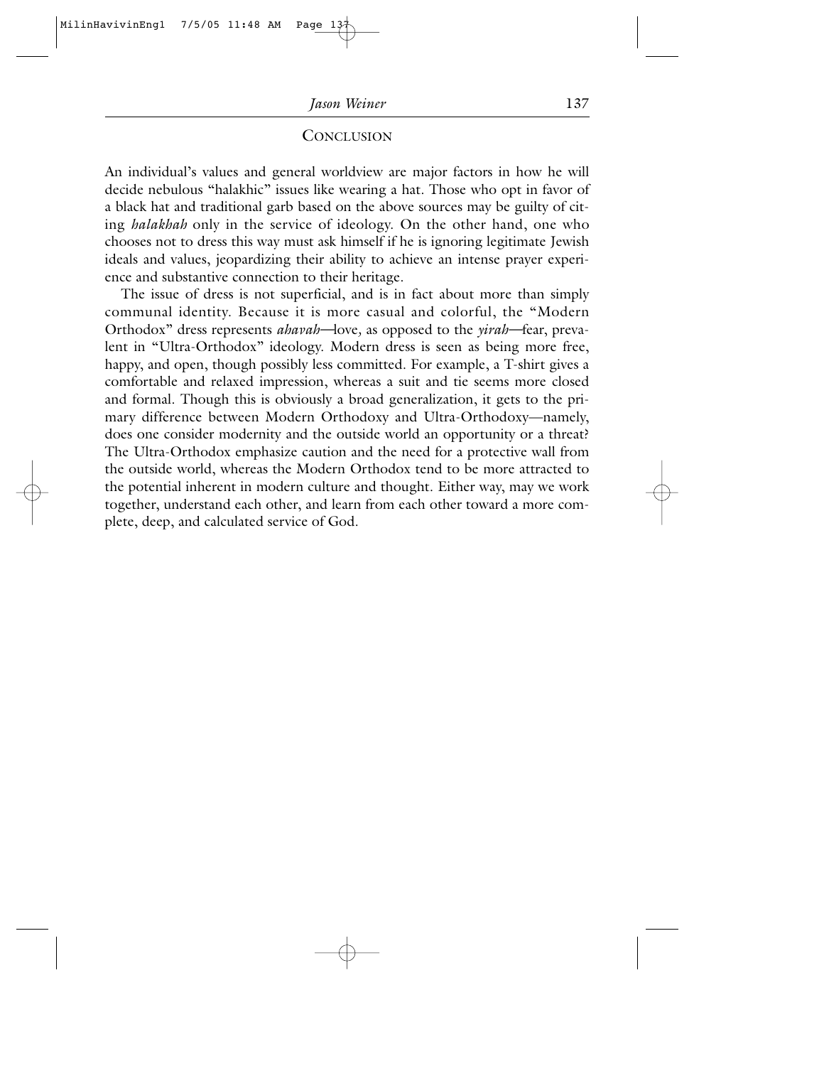## Conclusion

An individual's values and general worldview are major factors in how he will decide nebulous "halakhic" issues like wearing a hat. Those who opt in favor of a black hat and traditional garb based on the above sources may be guilty of citing *halakhah* only in the service of ideology. On the other hand, one who chooses not to dress this way must ask himself if he is ignoring legitimate Jewish ideals and values, jeopardizing their ability to achieve an intense prayer experience and substantive connection to their heritage.

The issue of dress is not superficial, and is in fact about more than simply communal identity. Because it is more casual and colorful, the "Modern Orthodox" dress represents *ahavah*—love, as opposed to the *yirah*—fear, prevalent in "Ultra-Orthodox" ideology. Modern dress is seen as being more free, happy, and open, though possibly less committed. For example, a T-shirt gives a comfortable and relaxed impression, whereas a suit and tie seems more closed and formal. Though this is obviously a broad generalization, it gets to the primary difference between Modern Orthodoxy and Ultra-Orthodoxy—namely, does one consider modernity and the outside world an opportunity or a threat? The Ultra-Orthodox emphasize caution and the need for a protective wall from the outside world, whereas the Modern Orthodox tend to be more attracted to the potential inherent in modern culture and thought. Either way, may we work together, understand each other, and learn from each other toward a more complete, deep, and calculated service of God.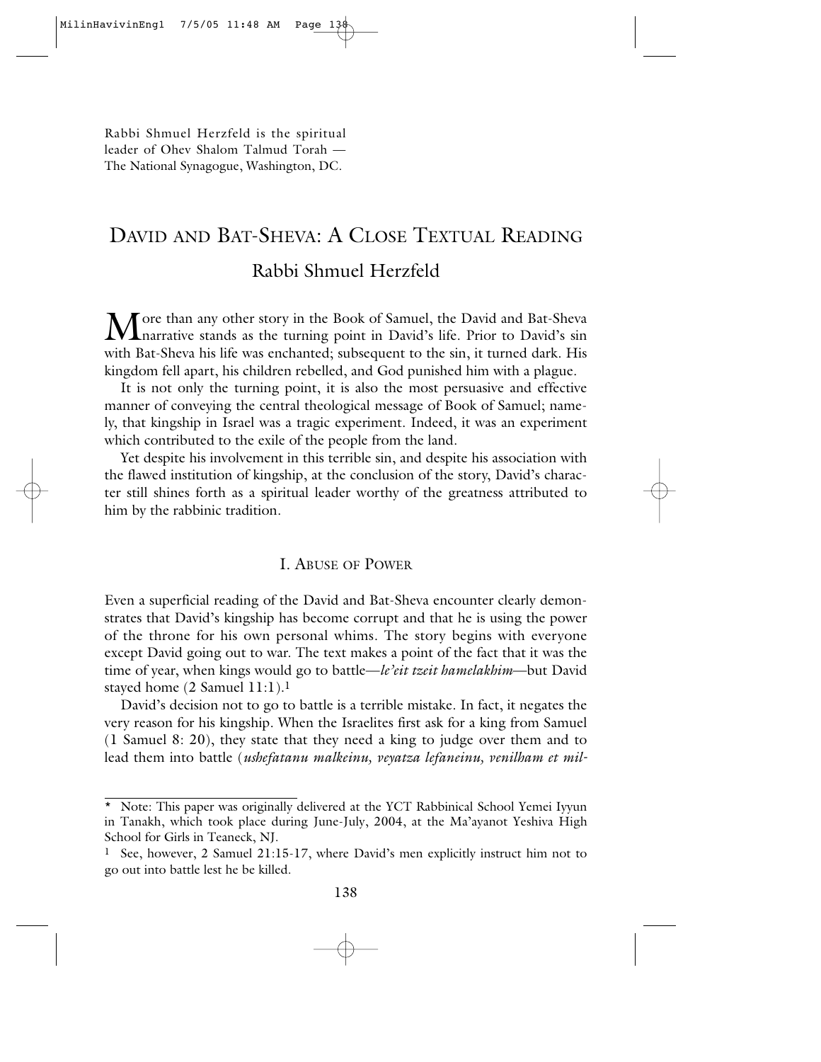Rabbi Shmuel Herzfeld is the spiritual leader of Ohev Shalom Talmud Torah — The National Synagogue, Washington, DC.

# David and Bat-Sheva: A Close Textual Reading

## Rabbi Shmuel Herzfeld

More than any other story in the Book of Samuel, the David and Bat-Sheva narrative stands as the turning point in David's life. Prior to David's sin with Bat-Sheva his life was enchanted; subsequent to the sin, it turned dark. His kingdom fell apart, his children rebelled, and God punished him with a plague.

It is not only the turning point, it is also the most persuasive and effective manner of conveying the central theological message of Book of Samuel; namely, that kingship in Israel was a tragic experiment. Indeed, it was an experiment which contributed to the exile of the people from the land.

Yet despite his involvement in this terrible sin, and despite his association with the flawed institution of kingship, at the conclusion of the story, David's character still shines forth as a spiritual leader worthy of the greatness attributed to him by the rabbinic tradition.

### I. Abuse of Power

Even a superficial reading of the David and Bat-Sheva encounter clearly demonstrates that David's kingship has become corrupt and that he is using the power of the throne for his own personal whims. The story begins with everyone except David going out to war. The text makes a point of the fact that it was the time of year, when kings would go to battle—*le'eit tzeit hamelakhim*—but David stayed home (2 Samuel 11:1).[1]

David's decision not to go to battle is a terrible mistake. In fact, it negates the very reason for his kingship. When the Israelites first ask for a king from Samuel (1 Samuel 8: 20), they state that they need a king to judge over them and to lead them into battle (*ushefatanu malkeinu, veyatza lefaneinu, venilham et mil-*

---

\* Note: This paper was originally delivered at the YCT Rabbinical School Yemei Iyyun in Tanakh, which took place during June-July, 2004, at the Ma'ayanot Yeshiva High School for Girls in Teaneck, NJ.

[1] See, however, 2 Samuel 21:15-17, where David's men explicitly instruct him not to go out into battle lest he be killed.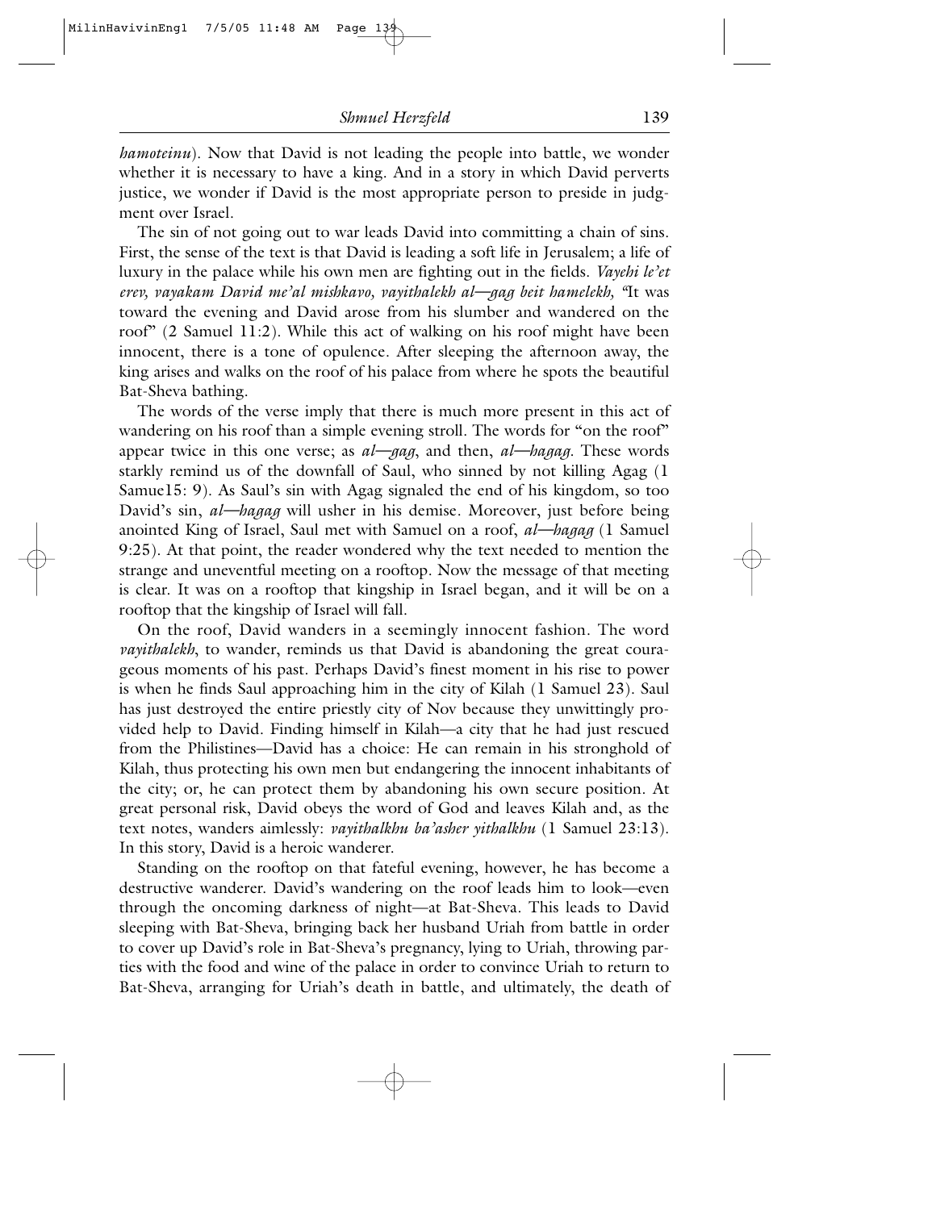*hamoteinu*). Now that David is not leading the people into battle, we wonder whether it is necessary to have a king. And in a story in which David perverts justice, we wonder if David is the most appropriate person to preside in judgment over Israel.

The sin of not going out to war leads David into committing a chain of sins. First, the sense of the text is that David is leading a soft life in Jerusalem; a life of luxury in the palace while his own men are fighting out in the fields. *Vayehi le'et erev, vayakam David me'al mishkavo, vayithalekh al—gag beit hamelekh,* "It was toward the evening and David arose from his slumber and wandered on the roof" (2 Samuel 11:2). While this act of walking on his roof might have been innocent, there is a tone of opulence. After sleeping the afternoon away, the king arises and walks on the roof of his palace from where he spots the beautiful Bat-Sheva bathing.

The words of the verse imply that there is much more present in this act of wandering on his roof than a simple evening stroll. The words for "on the roof" appear twice in this one verse; as *al—gag*, and then, *al—hagag*. These words starkly remind us of the downfall of Saul, who sinned by not killing Agag (1 Samue15: 9). As Saul's sin with Agag signaled the end of his kingdom, so too David's sin, *al—hagag* will usher in his demise. Moreover, just before being anointed King of Israel, Saul met with Samuel on a roof, *al—hagag* (1 Samuel 9:25). At that point, the reader wondered why the text needed to mention the strange and uneventful meeting on a rooftop. Now the message of that meeting is clear. It was on a rooftop that kingship in Israel began, and it will be on a rooftop that the kingship of Israel will fall.

On the roof, David wanders in a seemingly innocent fashion. The word *vayithalekh*, to wander, reminds us that David is abandoning the great courageous moments of his past. Perhaps David's finest moment in his rise to power is when he finds Saul approaching him in the city of Kilah (1 Samuel 23). Saul has just destroyed the entire priestly city of Nov because they unwittingly provided help to David. Finding himself in Kilah—a city that he had just rescued from the Philistines—David has a choice: He can remain in his stronghold of Kilah, thus protecting his own men but endangering the innocent inhabitants of the city; or, he can protect them by abandoning his own secure position. At great personal risk, David obeys the word of God and leaves Kilah and, as the text notes, wanders aimlessly: *vayithalkhu ba'asher yithalkhu* (1 Samuel 23:13). In this story, David is a heroic wanderer.

Standing on the rooftop on that fateful evening, however, he has become a destructive wanderer. David's wandering on the roof leads him to look—even through the oncoming darkness of night—at Bat-Sheva. This leads to David sleeping with Bat-Sheva, bringing back her husband Uriah from battle in order to cover up David's role in Bat-Sheva's pregnancy, lying to Uriah, throwing parties with the food and wine of the palace in order to convince Uriah to return to Bat-Sheva, arranging for Uriah's death in battle, and ultimately, the death of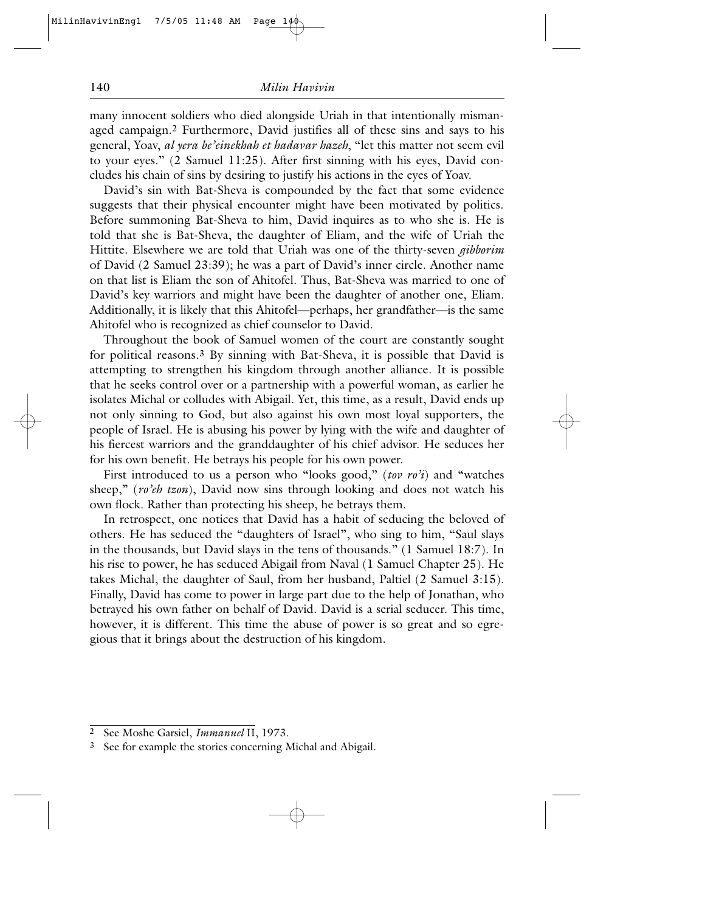many innocent soldiers who died alongside Uriah in that intentionally mismanaged campaign.[2] Furthermore, David justifies all of these sins and says to his general, Yoav, *al yera be'einekhah et hadavar hazeh*, "let this matter not seem evil to your eyes." (2 Samuel 11:25). After first sinning with his eyes, David concludes his chain of sins by desiring to justify his actions in the eyes of Yoav.

David's sin with Bat-Sheva is compounded by the fact that some evidence suggests that their physical encounter might have been motivated by politics. Before summoning Bat-Sheva to him, David inquires as to who she is. He is told that she is Bat-Sheva, the daughter of Eliam, and the wife of Uriah the Hittite. Elsewhere we are told that Uriah was one of the thirty-seven *gibborim* of David (2 Samuel 23:39); he was a part of David's inner circle. Another name on that list is Eliam the son of Ahitofel. Thus, Bat-Sheva was married to one of David's key warriors and might have been the daughter of another one, Eliam. Additionally, it is likely that this Ahitofel—perhaps, her grandfather—is the same Ahitofel who is recognized as chief counselor to David.

Throughout the book of Samuel women of the court are constantly sought for political reasons.[3] By sinning with Bat-Sheva, it is possible that David is attempting to strengthen his kingdom through another alliance. It is possible that he seeks control over or a partnership with a powerful woman, as earlier he isolates Michal or colludes with Abigail. Yet, this time, as a result, David ends up not only sinning to God, but also against his own most loyal supporters, the people of Israel. He is abusing his power by lying with the wife and daughter of his fiercest warriors and the granddaughter of his chief advisor. He seduces her for his own benefit. He betrays his people for his own power.

First introduced to us a person who "looks good," (*tov ro'i*) and "watches sheep," (*ro'eh tzon*), David now sins through looking and does not watch his own flock. Rather than protecting his sheep, he betrays them.

In retrospect, one notices that David has a habit of seducing the beloved of others. He has seduced the "daughters of Israel", who sing to him, "Saul slays in the thousands, but David slays in the tens of thousands." (1 Samuel 18:7). In his rise to power, he has seduced Abigail from Naval (1 Samuel Chapter 25). He takes Michal, the daughter of Saul, from her husband, Paltiel (2 Samuel 3:15). Finally, David has come to power in large part due to the help of Jonathan, who betrayed his own father on behalf of David. David is a serial seducer. This time, however, it is different. This time the abuse of power is so great and so egregious that it brings about the destruction of his kingdom.

---

[2] See Moshe Garsiel, *Immanuel* II, 1973.

[3] See for example the stories concerning Michal and Abigail.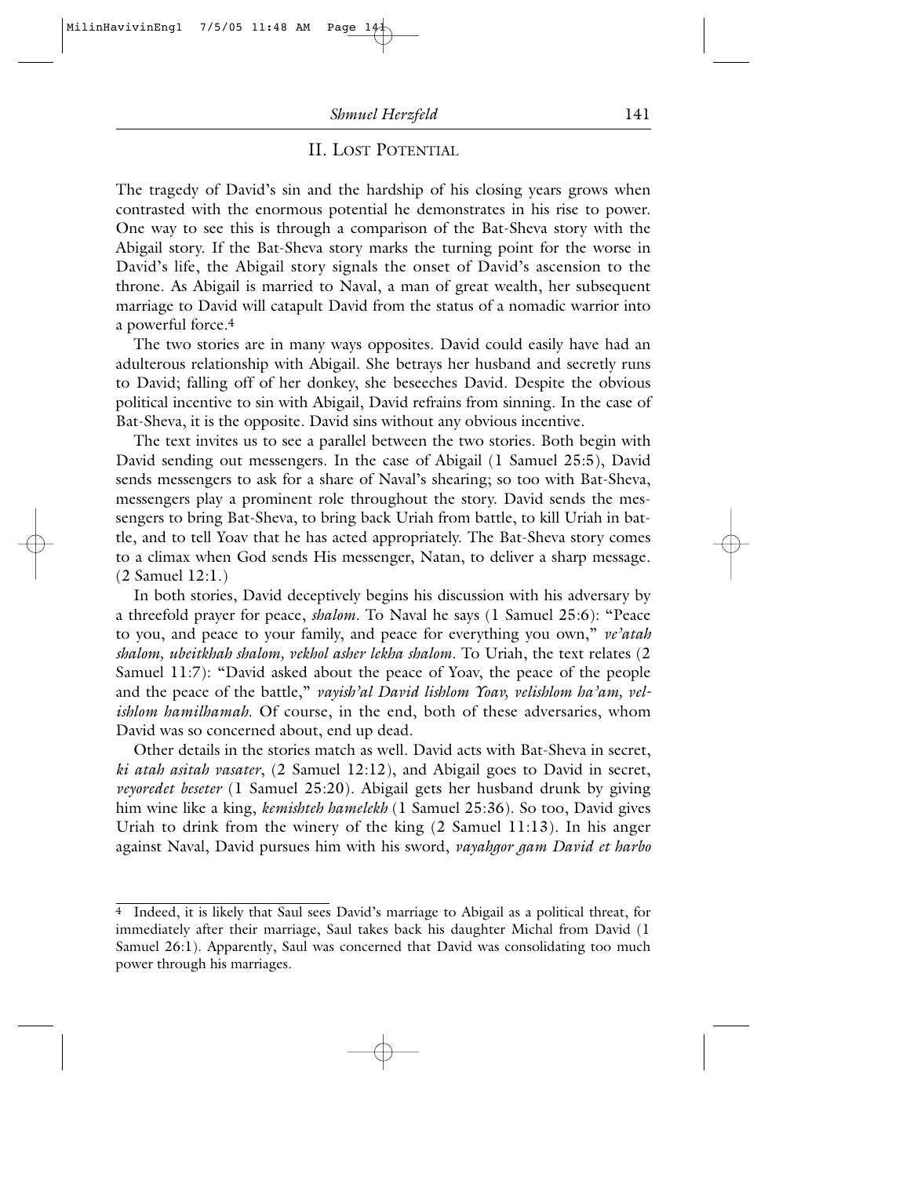## II. Lost Potential

The tragedy of David's sin and the hardship of his closing years grows when contrasted with the enormous potential he demonstrates in his rise to power. One way to see this is through a comparison of the Bat-Sheva story with the Abigail story. If the Bat-Sheva story marks the turning point for the worse in David's life, the Abigail story signals the onset of David's ascension to the throne. As Abigail is married to Naval, a man of great wealth, her subsequent marriage to David will catapult David from the status of a nomadic warrior into a powerful force.[4]

The two stories are in many ways opposites. David could easily have had an adulterous relationship with Abigail. She betrays her husband and secretly runs to David; falling off of her donkey, she beseeches David. Despite the obvious political incentive to sin with Abigail, David refrains from sinning. In the case of Bat-Sheva, it is the opposite. David sins without any obvious incentive.

The text invites us to see a parallel between the two stories. Both begin with David sending out messengers. In the case of Abigail (1 Samuel 25:5), David sends messengers to ask for a share of Naval's shearing; so too with Bat-Sheva, messengers play a prominent role throughout the story. David sends the messengers to bring Bat-Sheva, to bring back Uriah from battle, to kill Uriah in battle, and to tell Yoav that he has acted appropriately. The Bat-Sheva story comes to a climax when God sends His messenger, Natan, to deliver a sharp message. (2 Samuel 12:1.)

In both stories, David deceptively begins his discussion with his adversary by a threefold prayer for peace, *shalom*. To Naval he says (1 Samuel 25:6): "Peace to you, and peace to your family, and peace for everything you own," *ve'atah shalom, ubeitkhah shalom, vekhol asher lekha shalom*. To Uriah, the text relates (2 Samuel 11:7): "David asked about the peace of Yoav, the peace of the people and the peace of the battle," *vayish'al David lishlom Yoav, velishlom ha'am, velishlom hamilhamah*. Of course, in the end, both of these adversaries, whom David was so concerned about, end up dead.

Other details in the stories match as well. David acts with Bat-Sheva in secret, *ki atah asitah vasater*, (2 Samuel 12:12), and Abigail goes to David in secret, *veyoredet beseter* (1 Samuel 25:20). Abigail gets her husband drunk by giving him wine like a king, *kemishteh hamelekh* (1 Samuel 25:36). So too, David gives Uriah to drink from the winery of the king (2 Samuel 11:13). In his anger against Naval, David pursues him with his sword, *vayahgor gam David et harbo*

[4] Indeed, it is likely that Saul sees David's marriage to Abigail as a political threat, for immediately after their marriage, Saul takes back his daughter Michal from David (1 Samuel 26:1). Apparently, Saul was concerned that David was consolidating too much power through his marriages.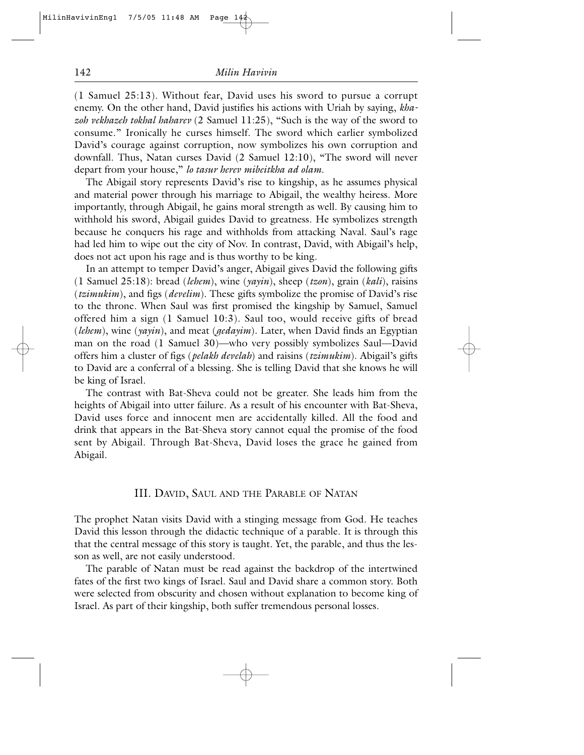(1 Samuel 25:13). Without fear, David uses his sword to pursue a corrupt enemy. On the other hand, David justifies his actions with Uriah by saying, *khazoh vekhazeh tokhal haharev* (2 Samuel 11:25), "Such is the way of the sword to consume." Ironically he curses himself. The sword which earlier symbolized David's courage against corruption, now symbolizes his own corruption and downfall. Thus, Natan curses David (2 Samuel 12:10), "The sword will never depart from your house," *lo tasur herev mibeitkha ad olam.*

The Abigail story represents David's rise to kingship, as he assumes physical and material power through his marriage to Abigail, the wealthy heiress. More importantly, through Abigail, he gains moral strength as well. By causing him to withhold his sword, Abigail guides David to greatness. He symbolizes strength because he conquers his rage and withholds from attacking Naval. Saul's rage had led him to wipe out the city of Nov. In contrast, David, with Abigail's help, does not act upon his rage and is thus worthy to be king.

In an attempt to temper David's anger, Abigail gives David the following gifts (1 Samuel 25:18): bread (*lehem*), wine (*yayin*), sheep (*tzon*), grain (*kali*), raisins (*tzimukim*), and figs (*develim*). These gifts symbolize the promise of David's rise to the throne. When Saul was first promised the kingship by Samuel, Samuel offered him a sign (1 Samuel 10:3). Saul too, would receive gifts of bread (*lehem*), wine (*yayin*), and meat (*gedayim*). Later, when David finds an Egyptian man on the road (1 Samuel 30)—who very possibly symbolizes Saul—David offers him a cluster of figs (*pelakh develah*) and raisins (*tzimukim*). Abigail's gifts to David are a conferral of a blessing. She is telling David that she knows he will be king of Israel.

The contrast with Bat-Sheva could not be greater. She leads him from the heights of Abigail into utter failure. As a result of his encounter with Bat-Sheva, David uses force and innocent men are accidentally killed. All the food and drink that appears in the Bat-Sheva story cannot equal the promise of the food sent by Abigail. Through Bat-Sheva, David loses the grace he gained from Abigail.

## III. David, Saul and the Parable of Natan

The prophet Natan visits David with a stinging message from God. He teaches David this lesson through the didactic technique of a parable. It is through this that the central message of this story is taught. Yet, the parable, and thus the lesson as well, are not easily understood.

The parable of Natan must be read against the backdrop of the intertwined fates of the first two kings of Israel. Saul and David share a common story. Both were selected from obscurity and chosen without explanation to become king of Israel. As part of their kingship, both suffer tremendous personal losses.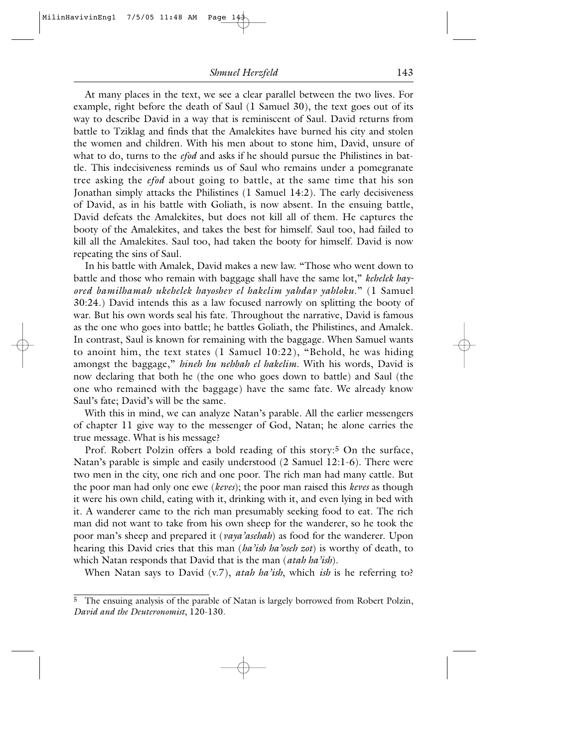At many places in the text, we see a clear parallel between the two lives. For example, right before the death of Saul (1 Samuel 30), the text goes out of its way to describe David in a way that is reminiscent of Saul. David returns from battle to Tziklag and finds that the Amalekites have burned his city and stolen the women and children. With his men about to stone him, David, unsure of what to do, turns to the *efod* and asks if he should pursue the Philistines in battle. This indecisiveness reminds us of Saul who remains under a pomegranate tree asking the *efod* about going to battle, at the same time that his son Jonathan simply attacks the Philistines (1 Samuel 14:2). The early decisiveness of David, as in his battle with Goliath, is now absent. In the ensuing battle, David defeats the Amalekites, but does not kill all of them. He captures the booty of the Amalekites, and takes the best for himself. Saul too, had failed to kill all the Amalekites. Saul too, had taken the booty for himself. David is now repeating the sins of Saul.

In his battle with Amalek, David makes a new law. "Those who went down to battle and those who remain with baggage shall have the same lot," *kehelek hayored bamilhamah ukehelek hayoshev el hakelim yahdav yahloku.*" (1 Samuel 30:24.) David intends this as a law focused narrowly on splitting the booty of war. But his own words seal his fate. Throughout the narrative, David is famous as the one who goes into battle; he battles Goliath, the Philistines, and Amalek. In contrast, Saul is known for remaining with the baggage. When Samuel wants to anoint him, the text states (1 Samuel 10:22), "Behold, he was hiding amongst the baggage," *hineh hu nehbah el hakelim*. With his words, David is now declaring that both he (the one who goes down to battle) and Saul (the one who remained with the baggage) have the same fate. We already know Saul's fate; David's will be the same.

With this in mind, we can analyze Natan's parable. All the earlier messengers of chapter 11 give way to the messenger of God, Natan; he alone carries the true message. What is his message?

Prof. Robert Polzin offers a bold reading of this story:[5] On the surface, Natan's parable is simple and easily understood (2 Samuel 12:1-6). There were two men in the city, one rich and one poor. The rich man had many cattle. But the poor man had only one ewe (*keves*); the poor man raised this *keves* as though it were his own child, eating with it, drinking with it, and even lying in bed with it. A wanderer came to the rich man presumably seeking food to eat. The rich man did not want to take from his own sheep for the wanderer, so he took the poor man's sheep and prepared it (*vaya'asehah*) as food for the wanderer. Upon hearing this David cries that this man (*ha'ish ha'oseh zot*) is worthy of death, to which Natan responds that David that is the man (*atah ha'ish*).

When Natan says to David (v.7), *atah ha'ish*, which *ish* is he referring to?

---

[5] The ensuing analysis of the parable of Natan is largely borrowed from Robert Polzin, *David and the Deuteronomist*, 120-130.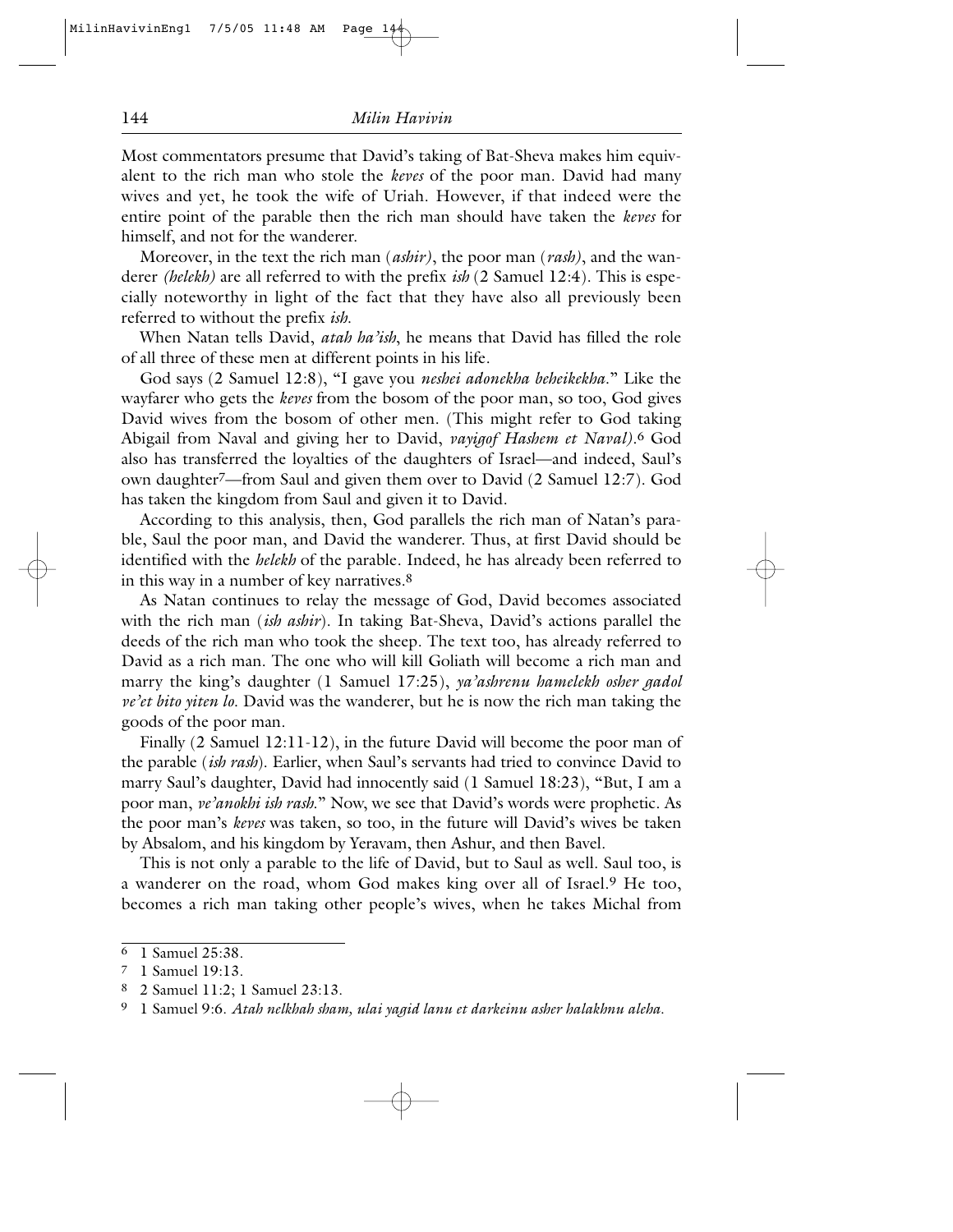Most commentators presume that David's taking of Bat-Sheva makes him equivalent to the rich man who stole the *keves* of the poor man. David had many wives and yet, he took the wife of Uriah. However, if that indeed were the entire point of the parable then the rich man should have taken the *keves* for himself, and not for the wanderer.

Moreover, in the text the rich man (*ashir)*, the poor man (*rash)*, and the wanderer *(helekh)* are all referred to with the prefix *ish* (2 Samuel 12:4). This is especially noteworthy in light of the fact that they have also all previously been referred to without the prefix *ish.*

When Natan tells David, *atah ha'ish*, he means that David has filled the role of all three of these men at different points in his life.

God says (2 Samuel 12:8), "I gave you *neshei adonekha beheikekha*." Like the wayfarer who gets the *keves* from the bosom of the poor man, so too, God gives David wives from the bosom of other men. (This might refer to God taking Abigail from Naval and giving her to David, *vayigof Hashem et Naval)*.[6] God also has transferred the loyalties of the daughters of Israel—and indeed, Saul's own daughter[7]—from Saul and given them over to David (2 Samuel 12:7). God has taken the kingdom from Saul and given it to David.

According to this analysis, then, God parallels the rich man of Natan's parable, Saul the poor man, and David the wanderer. Thus, at first David should be identified with the *helekh* of the parable. Indeed, he has already been referred to in this way in a number of key narratives.[8]

As Natan continues to relay the message of God, David becomes associated with the rich man (*ish ashir*). In taking Bat-Sheva, David's actions parallel the deeds of the rich man who took the sheep. The text too, has already referred to David as a rich man. The one who will kill Goliath will become a rich man and marry the king's daughter (1 Samuel 17:25), *ya'ashrenu hamelekh osher gadol ve'et bito yiten lo.* David was the wanderer, but he is now the rich man taking the goods of the poor man.

Finally (2 Samuel 12:11-12), in the future David will become the poor man of the parable (*ish rash*). Earlier, when Saul's servants had tried to convince David to marry Saul's daughter, David had innocently said (1 Samuel 18:23), "But, I am a poor man, *ve'anokhi ish rash.*" Now, we see that David's words were prophetic. As the poor man's *keves* was taken, so too, in the future will David's wives be taken by Absalom, and his kingdom by Yeravam, then Ashur, and then Bavel.

This is not only a parable to the life of David, but to Saul as well. Saul too, is a wanderer on the road, whom God makes king over all of Israel.[9] He too, becomes a rich man taking other people's wives, when he takes Michal from

---

[6] 1 Samuel 25:38.

[7] 1 Samuel 19:13.

[8] 2 Samuel 11:2; 1 Samuel 23:13.

[9] 1 Samuel 9:6. *Atah nelkhah sham, ulai yagid lanu et darkeinu asher halakhnu aleha.*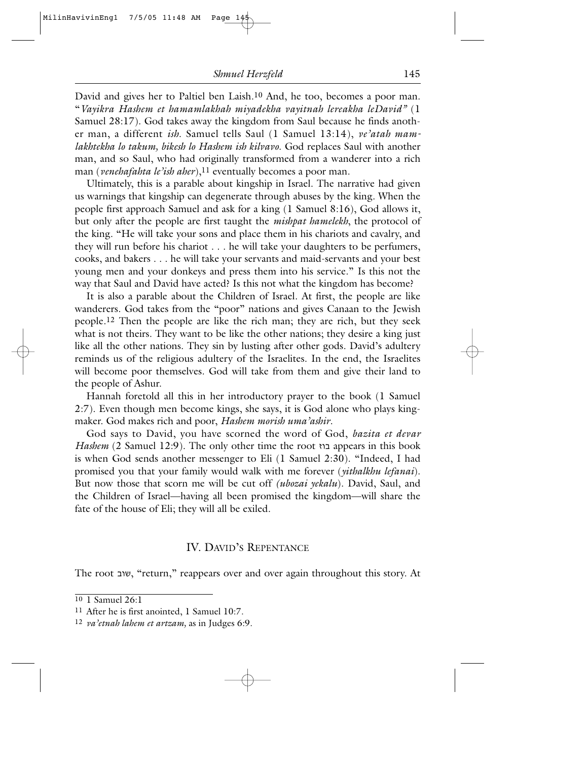David and gives her to Paltiel ben Laish.[10] And, he too, becomes a poor man. "*Vayikra Hashem et hamamlakhah miyadekha vayitnah lereakha leDavid"* (1 Samuel 28:17). God takes away the kingdom from Saul because he finds another man, a different *ish*. Samuel tells Saul (1 Samuel 13:14), *ve'atah mamlakhtekha lo takum, bikesh lo Hashem ish kilvavo*. God replaces Saul with another man, and so Saul, who had originally transformed from a wanderer into a rich man (*venehafahta le'ish aher*),[11] eventually becomes a poor man.

Ultimately, this is a parable about kingship in Israel. The narrative had given us warnings that kingship can degenerate through abuses by the king. When the people first approach Samuel and ask for a king (1 Samuel 8:16), God allows it, but only after the people are first taught the *mishpat hamelekh*, the protocol of the king. "He will take your sons and place them in his chariots and cavalry, and they will run before his chariot . . . he will take your daughters to be perfumers, cooks, and bakers . . . he will take your servants and maid-servants and your best young men and your donkeys and press them into his service." Is this not the way that Saul and David have acted? Is this not what the kingdom has become?

It is also a parable about the Children of Israel. At first, the people are like wanderers. God takes from the "poor" nations and gives Canaan to the Jewish people.[12] Then the people are like the rich man; they are rich, but they seek what is not theirs. They want to be like the other nations; they desire a king just like all the other nations. They sin by lusting after other gods. David's adultery reminds us of the religious adultery of the Israelites. In the end, the Israelites will become poor themselves. God will take from them and give their land to the people of Ashur.

Hannah foretold all this in her introductory prayer to the book (1 Samuel 2:7). Even though men become kings, she says, it is God alone who plays kingmaker. God makes rich and poor, *Hashem morish uma'ashir*.

God says to David, you have scorned the word of God, *bazita et devar Hashem* (2 Samuel 12:9). The only other time the root בזה appears in this book is when God sends another messenger to Eli (1 Samuel 2:30). "Indeed, I had promised you that your family would walk with me forever (*yithalkhu lefanai*). But now those that scorn me will be cut off *(ubozai yekalu*). David, Saul, and the Children of Israel—having all been promised the kingdom—will share the fate of the house of Eli; they will all be exiled.

## IV. David's Repentance

The root שוב, "return," reappears over and over again throughout this story. At

---

[10] 1 Samuel 26:1

[11] After he is first anointed, 1 Samuel 10:7.

[12] *va'etnah lahem et artzam*, as in Judges 6:9.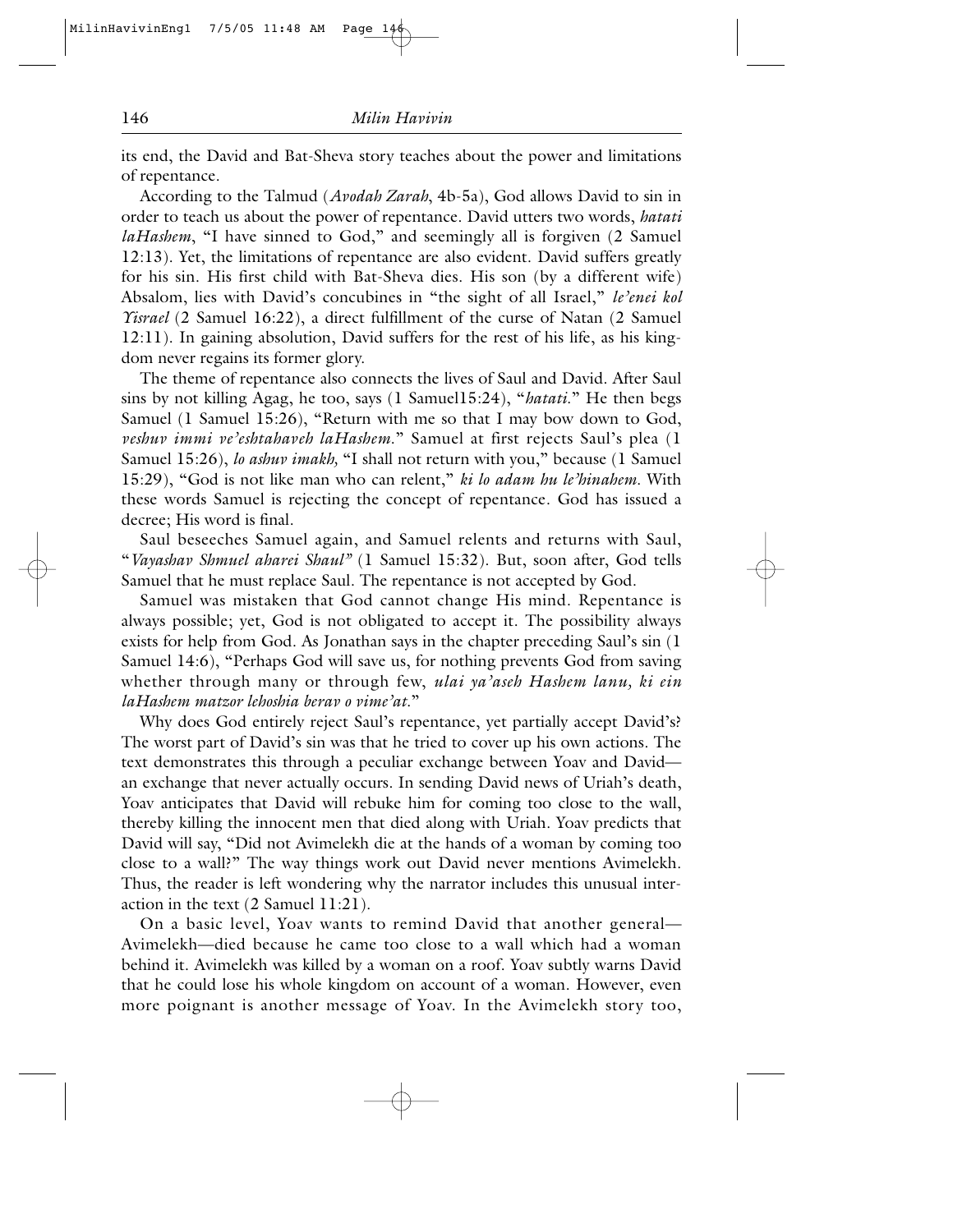its end, the David and Bat-Sheva story teaches about the power and limitations of repentance.

According to the Talmud (*Avodah Zarah*, 4b-5a), God allows David to sin in order to teach us about the power of repentance. David utters two words, *hatati laHashem*, "I have sinned to God," and seemingly all is forgiven (2 Samuel 12:13). Yet, the limitations of repentance are also evident. David suffers greatly for his sin. His first child with Bat-Sheva dies. His son (by a different wife) Absalom, lies with David's concubines in "the sight of all Israel," *le'enei kol Yisrael* (2 Samuel 16:22), a direct fulfillment of the curse of Natan (2 Samuel 12:11). In gaining absolution, David suffers for the rest of his life, as his kingdom never regains its former glory.

The theme of repentance also connects the lives of Saul and David. After Saul sins by not killing Agag, he too, says (1 Samuel15:24), "*hatati.*" He then begs Samuel (1 Samuel 15:26), "Return with me so that I may bow down to God, *veshuv immi ve'eshtahaveh laHashem.*" Samuel at first rejects Saul's plea (1 Samuel 15:26), *lo ashuv imakh,* "I shall not return with you," because (1 Samuel 15:29), "God is not like man who can relent," *ki lo adam hu le'hinahem*. With these words Samuel is rejecting the concept of repentance. God has issued a decree; His word is final.

Saul beseeches Samuel again, and Samuel relents and returns with Saul, "*Vayashav Shmuel aharei Shaul"* (1 Samuel 15:32). But, soon after, God tells Samuel that he must replace Saul. The repentance is not accepted by God.

Samuel was mistaken that God cannot change His mind. Repentance is always possible; yet, God is not obligated to accept it. The possibility always exists for help from God. As Jonathan says in the chapter preceding Saul's sin (1 Samuel 14:6), "Perhaps God will save us, for nothing prevents God from saving whether through many or through few, *ulai ya'aseh Hashem lanu, ki ein laHashem matzor lehoshia berav o vime'at.*"

Why does God entirely reject Saul's repentance, yet partially accept David's? The worst part of David's sin was that he tried to cover up his own actions. The text demonstrates this through a peculiar exchange between Yoav and David—an exchange that never actually occurs. In sending David news of Uriah's death, Yoav anticipates that David will rebuke him for coming too close to the wall, thereby killing the innocent men that died along with Uriah. Yoav predicts that David will say, "Did not Avimelekh die at the hands of a woman by coming too close to a wall?" The way things work out David never mentions Avimelekh. Thus, the reader is left wondering why the narrator includes this unusual interaction in the text (2 Samuel 11:21).

On a basic level, Yoav wants to remind David that another general—Avimelekh—died because he came too close to a wall which had a woman behind it. Avimelekh was killed by a woman on a roof. Yoav subtly warns David that he could lose his whole kingdom on account of a woman. However, even more poignant is another message of Yoav. In the Avimelekh story too,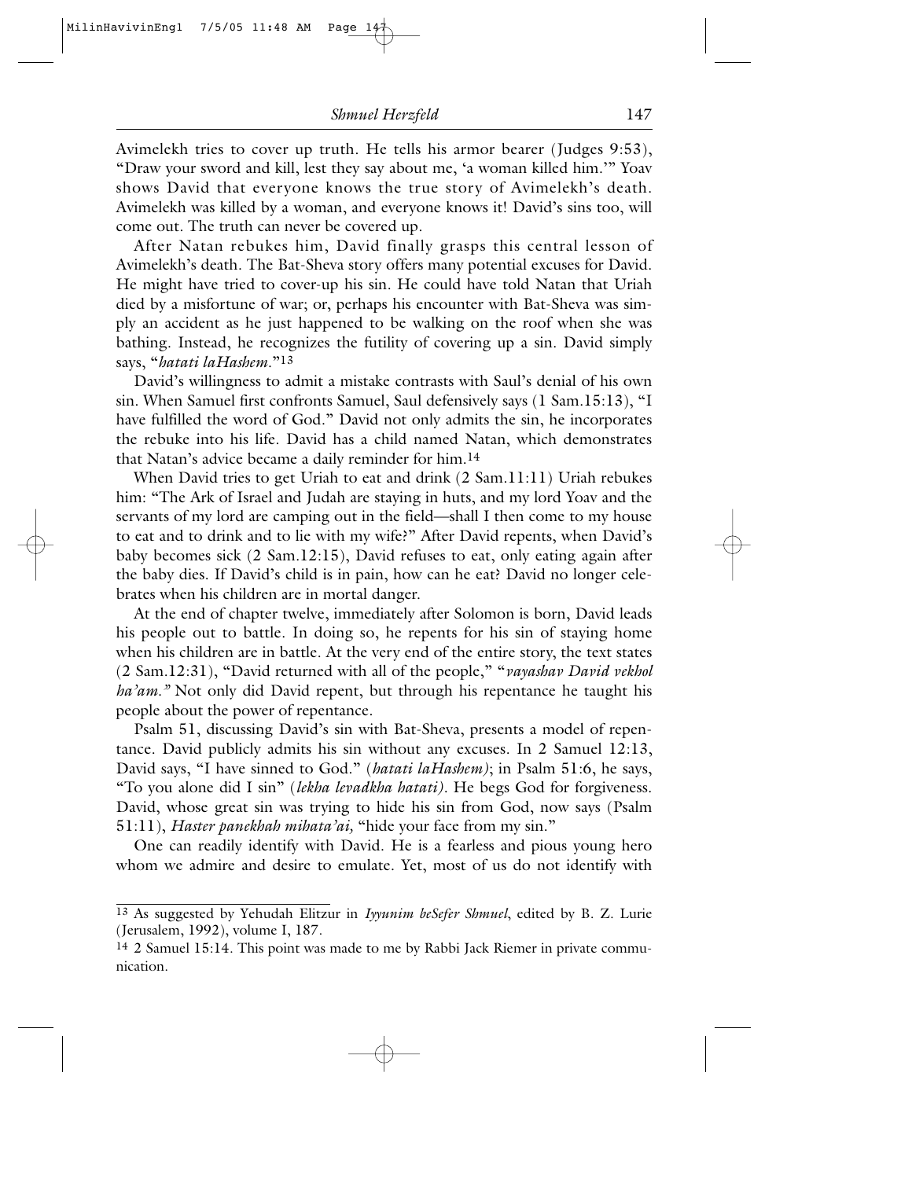Avimelekh tries to cover up truth. He tells his armor bearer (Judges 9:53), "Draw your sword and kill, lest they say about me, 'a woman killed him.'" Yoav shows David that everyone knows the true story of Avimelekh's death. Avimelekh was killed by a woman, and everyone knows it! David's sins too, will come out. The truth can never be covered up.

After Natan rebukes him, David finally grasps this central lesson of Avimelekh's death. The Bat-Sheva story offers many potential excuses for David. He might have tried to cover-up his sin. He could have told Natan that Uriah died by a misfortune of war; or, perhaps his encounter with Bat-Sheva was simply an accident as he just happened to be walking on the roof when she was bathing. Instead, he recognizes the futility of covering up a sin. David simply says, "*hatati laHashem*."[13]

David's willingness to admit a mistake contrasts with Saul's denial of his own sin. When Samuel first confronts Samuel, Saul defensively says (1 Sam.15:13), "I have fulfilled the word of God." David not only admits the sin, he incorporates the rebuke into his life. David has a child named Natan, which demonstrates that Natan's advice became a daily reminder for him.[14]

When David tries to get Uriah to eat and drink (2 Sam.11:11) Uriah rebukes him: "The Ark of Israel and Judah are staying in huts, and my lord Yoav and the servants of my lord are camping out in the field—shall I then come to my house to eat and to drink and to lie with my wife?" After David repents, when David's baby becomes sick (2 Sam.12:15), David refuses to eat, only eating again after the baby dies. If David's child is in pain, how can he eat? David no longer celebrates when his children are in mortal danger.

At the end of chapter twelve, immediately after Solomon is born, David leads his people out to battle. In doing so, he repents for his sin of staying home when his children are in battle. At the very end of the entire story, the text states (2 Sam.12:31), "David returned with all of the people," "*vayashav David vekhol ha'am.*" Not only did David repent, but through his repentance he taught his people about the power of repentance.

Psalm 51, discussing David's sin with Bat-Sheva, presents a model of repentance. David publicly admits his sin without any excuses. In 2 Samuel 12:13, David says, "I have sinned to God." (*hatati laHashem)*; in Psalm 51:6, he says, "To you alone did I sin" (*lekha levadkha hatati)*. He begs God for forgiveness. David, whose great sin was trying to hide his sin from God, now says (Psalm 51:11), *Haster panekhah mihata'ai,* "hide your face from my sin."

One can readily identify with David. He is a fearless and pious young hero whom we admire and desire to emulate. Yet, most of us do not identify with

---

[13] As suggested by Yehudah Elitzur in *Iyyunim beSefer Shmuel*, edited by B. Z. Lurie (Jerusalem, 1992), volume I, 187.

[14] 2 Samuel 15:14. This point was made to me by Rabbi Jack Riemer in private communication.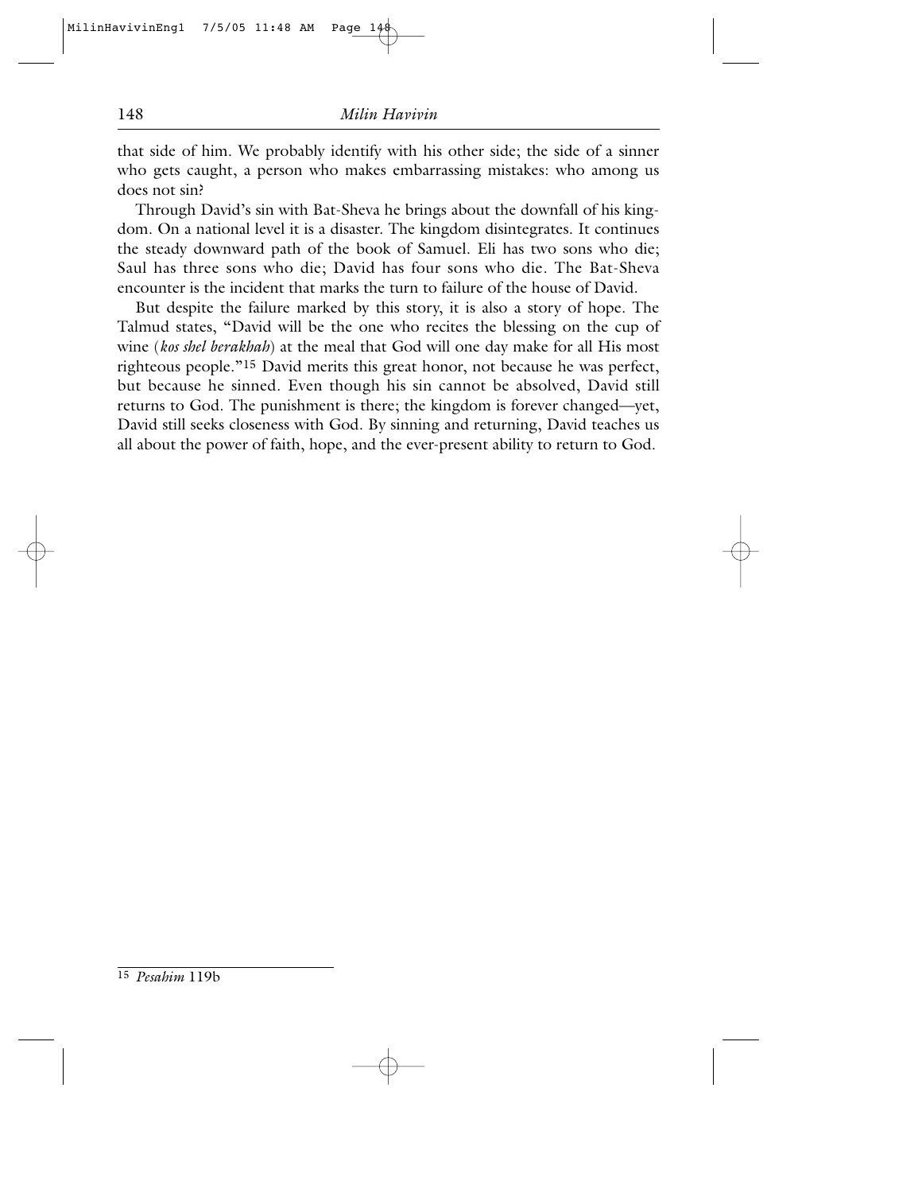that side of him. We probably identify with his other side; the side of a sinner who gets caught, a person who makes embarrassing mistakes: who among us does not sin?

Through David's sin with Bat-Sheva he brings about the downfall of his kingdom. On a national level it is a disaster. The kingdom disintegrates. It continues the steady downward path of the book of Samuel. Eli has two sons who die; Saul has three sons who die; David has four sons who die. The Bat-Sheva encounter is the incident that marks the turn to failure of the house of David.

But despite the failure marked by this story, it is also a story of hope. The Talmud states, "David will be the one who recites the blessing on the cup of wine (*kos shel berakhah*) at the meal that God will one day make for all His most righteous people."[15] David merits this great honor, not because he was perfect, but because he sinned. Even though his sin cannot be absolved, David still returns to God. The punishment is there; the kingdom is forever changed—yet, David still seeks closeness with God. By sinning and returning, David teaches us all about the power of faith, hope, and the ever-present ability to return to God.

---

[15] *Pesahim* 119b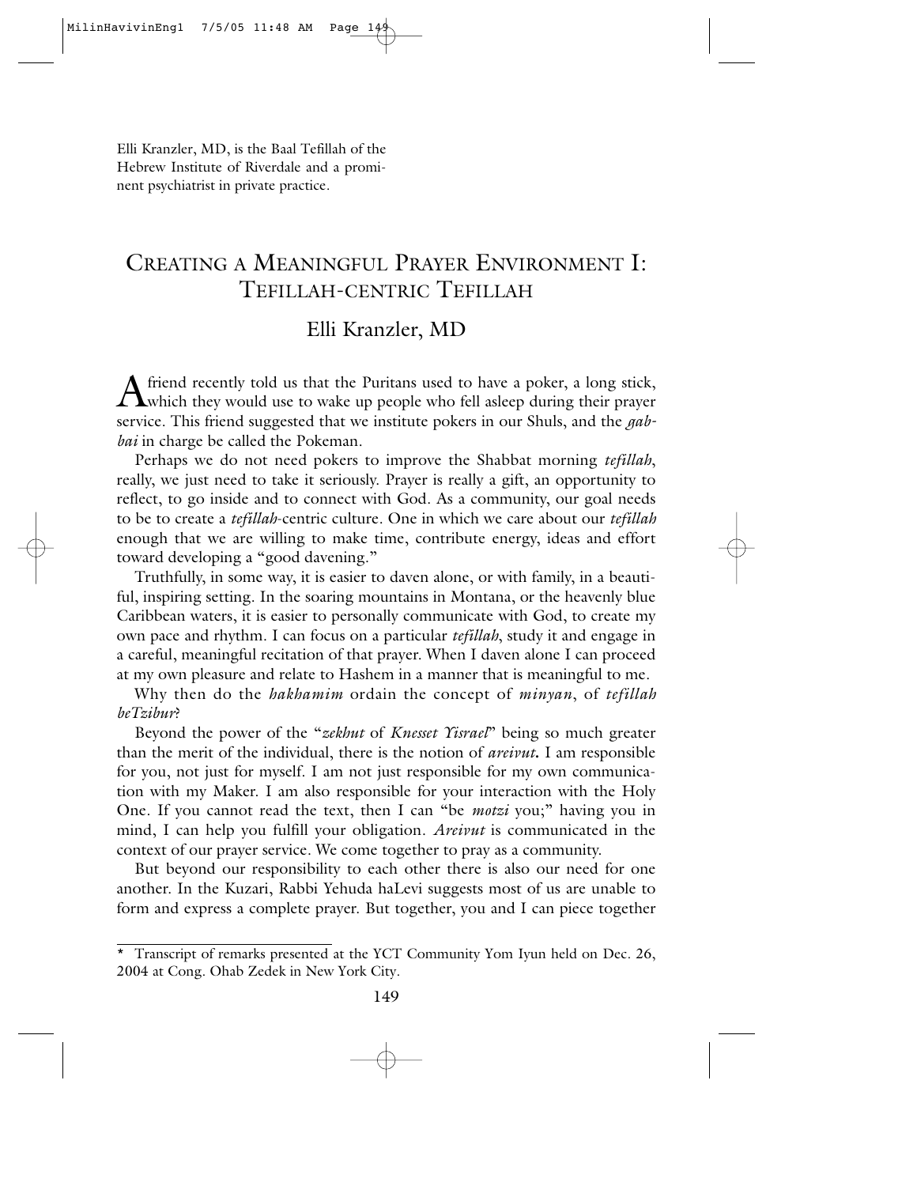Elli Kranzler, MD, is the Baal Tefillah of the Hebrew Institute of Riverdale and a prominent psychiatrist in private practice.

# Creating a Meaningful Prayer Environment I: Tefillah-centric Tefillah

## Elli Kranzler, MD

A friend recently told us that the Puritans used to have a poker, a long stick, which they would use to wake up people who fell asleep during their prayer service. This friend suggested that we institute pokers in our Shuls, and the *gabbai* in charge be called the Pokeman.

Perhaps we do not need pokers to improve the Shabbat morning *tefillah*, really, we just need to take it seriously. Prayer is really a gift, an opportunity to reflect, to go inside and to connect with God. As a community, our goal needs to be to create a *tefillah*-centric culture. One in which we care about our *tefillah* enough that we are willing to make time, contribute energy, ideas and effort toward developing a "good davening."

Truthfully, in some way, it is easier to daven alone, or with family, in a beautiful, inspiring setting. In the soaring mountains in Montana, or the heavenly blue Caribbean waters, it is easier to personally communicate with God, to create my own pace and rhythm. I can focus on a particular *tefillah*, study it and engage in a careful, meaningful recitation of that prayer. When I daven alone I can proceed at my own pleasure and relate to Hashem in a manner that is meaningful to me.

Why then do the *hakhamim* ordain the concept of *minyan*, of *tefillah beTzibur*?

Beyond the power of the "*zekhut* of *Knesset Yisrael*" being so much greater than the merit of the individual, there is the notion of ***areivut.*** I am responsible for you, not just for myself. I am not just responsible for my own communication with my Maker. I am also responsible for your interaction with the Holy One. If you cannot read the text, then I can "be *motzi* you;" having you in mind, I can help you fulfill your obligation. *Areivut* is communicated in the context of our prayer service. We come together to pray as a community.

But beyond our responsibility to each other there is also our need for one another. In the Kuzari, Rabbi Yehuda haLevi suggests most of us are unable to form and express a complete prayer. But together, you and I can piece together

---

* Transcript of remarks presented at the YCT Community Yom Iyun held on Dec. 26, 2004 at Cong. Ohab Zedek in New York City.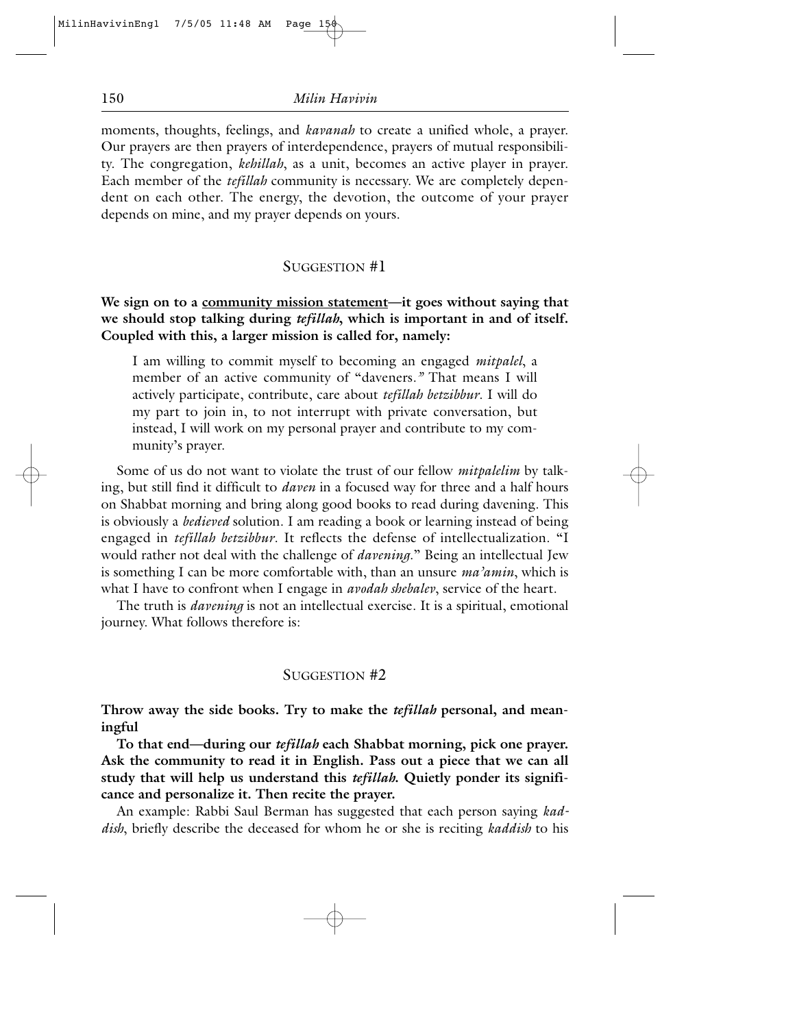moments, thoughts, feelings, and *kavanah* to create a unified whole, a prayer. Our prayers are then prayers of interdependence, prayers of mutual responsibility. The congregation, *kehillah*, as a unit, becomes an active player in prayer. Each member of the *tefillah* community is necessary. We are completely dependent on each other. The energy, the devotion, the outcome of your prayer depends on mine, and my prayer depends on yours.

## Suggestion #1

**We sign on to a <u>community mission statement</u>—it goes without saying that we should stop talking during *tefillah*, which is important in and of itself. Coupled with this, a larger mission is called for, namely:**

> I am willing to commit myself to becoming an engaged *mitpalel*, a member of an active community of "daveners." That means I will actively participate, contribute, care about *tefillah betzibbur*. I will do my part to join in, to not interrupt with private conversation, but instead, I will work on my personal prayer and contribute to my community's prayer.

Some of us do not want to violate the trust of our fellow *mitpalelim* by talking, but still find it difficult to *daven* in a focused way for three and a half hours on Shabbat morning and bring along good books to read during davening. This is obviously a *bedieved* solution. I am reading a book or learning instead of being engaged in *tefillah betzibbur*. It reflects the defense of intellectualization. "I would rather not deal with the challenge of *davening*." Being an intellectual Jew is something I can be more comfortable with, than an unsure *ma'amin*, which is what I have to confront when I engage in *avodah shebalev*, service of the heart.

The truth is *davening* is not an intellectual exercise. It is a spiritual, emotional journey. What follows therefore is:

## Suggestion #2

**Throw away the side books. Try to make the *tefillah* personal, and meaningful**

**To that end—during our *tefillah* each Shabbat morning, pick one prayer. Ask the community to read it in English. Pass out a piece that we can all study that will help us understand this *tefillah*. Quietly ponder its significance and personalize it. Then recite the prayer.**

An example: Rabbi Saul Berman has suggested that each person saying *kaddish*, briefly describe the deceased for whom he or she is reciting *kaddish* to his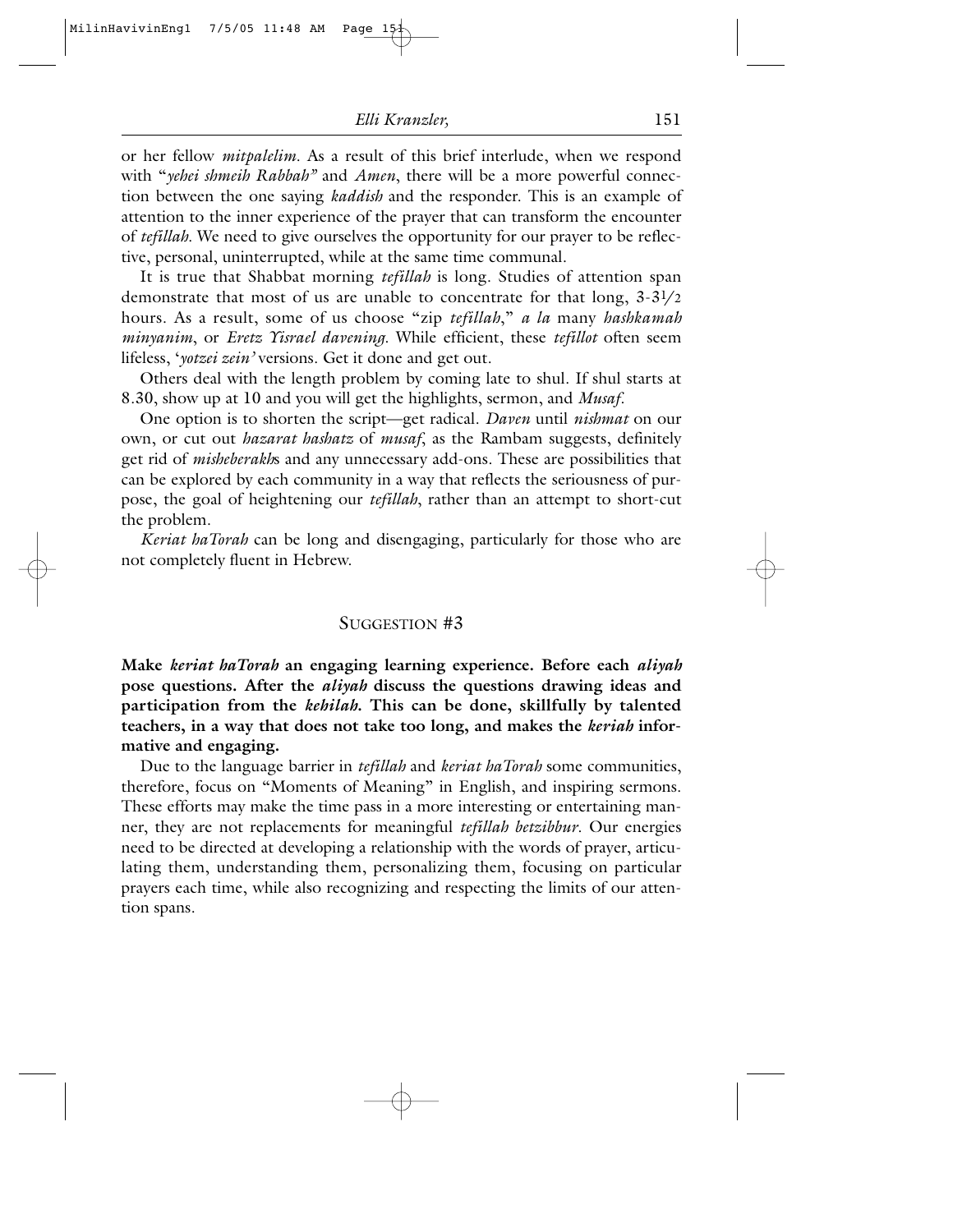or her fellow *mitpalelim*. As a result of this brief interlude, when we respond with "*yehei shmeih Rabbah*" and *Amen*, there will be a more powerful connection between the one saying *kaddish* and the responder. This is an example of attention to the inner experience of the prayer that can transform the encounter of *tefillah*. We need to give ourselves the opportunity for our prayer to be reflective, personal, uninterrupted, while at the same time communal.

It is true that Shabbat morning *tefillah* is long. Studies of attention span demonstrate that most of us are unable to concentrate for that long, 3-3½ hours. As a result, some of us choose "zip *tefillah*," *a la* many *hashkamah minyanim*, or *Eretz Yisrael davening*. While efficient, these *tefillot* often seem lifeless, '*yotzei zein*' versions. Get it done and get out.

Others deal with the length problem by coming late to shul. If shul starts at 8.30, show up at 10 and you will get the highlights, sermon, and *Musaf*.

One option is to shorten the script—get radical. *Daven* until *nishmat* on our own, or cut out *hazarat hashatz* of *musaf*, as the Rambam suggests, definitely get rid of *misheberakh*s and any unnecessary add-ons. These are possibilities that can be explored by each community in a way that reflects the seriousness of purpose, the goal of heightening our *tefillah*, rather than an attempt to short-cut the problem.

*Keriat haTorah* can be long and disengaging, particularly for those who are not completely fluent in Hebrew.

## Suggestion #3

**Make *keriat haTorah* an engaging learning experience. Before each *aliyah* pose questions. After the *aliyah* discuss the questions drawing ideas and participation from the *kehilah*. This can be done, skillfully by talented teachers, in a way that does not take too long, and makes the *keriah* informative and engaging.**

Due to the language barrier in *tefillah* and *keriat haTorah* some communities, therefore, focus on "Moments of Meaning" in English, and inspiring sermons. These efforts may make the time pass in a more interesting or entertaining manner, they are not replacements for meaningful *tefillah betzibbur*. Our energies need to be directed at developing a relationship with the words of prayer, articulating them, understanding them, personalizing them, focusing on particular prayers each time, while also recognizing and respecting the limits of our attention spans.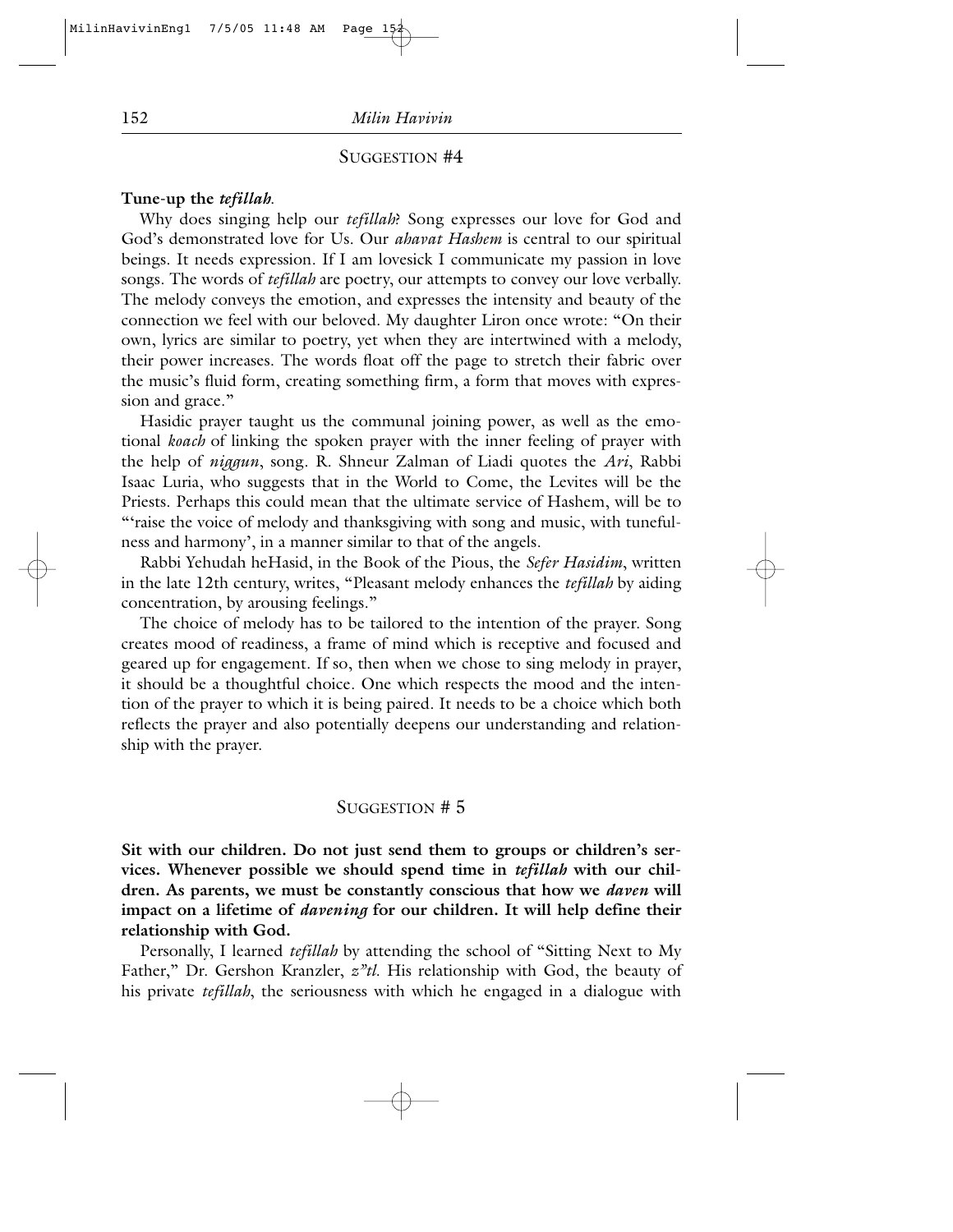## SUGGESTION #4

**Tune-up the *tefillah*.**

Why does singing help our *tefillah*? Song expresses our love for God and God's demonstrated love for Us. Our *ahavat Hashem* is central to our spiritual beings. It needs expression. If I am lovesick I communicate my passion in love songs. The words of *tefillah* are poetry, our attempts to convey our love verbally. The melody conveys the emotion, and expresses the intensity and beauty of the connection we feel with our beloved. My daughter Liron once wrote: "On their own, lyrics are similar to poetry, yet when they are intertwined with a melody, their power increases. The words float off the page to stretch their fabric over the music's fluid form, creating something firm, a form that moves with expression and grace."

Hasidic prayer taught us the communal joining power, as well as the emotional *koach* of linking the spoken prayer with the inner feeling of prayer with the help of *niggun*, song. R. Shneur Zalman of Liadi quotes the *Ari*, Rabbi Isaac Luria, who suggests that in the World to Come, the Levites will be the Priests. Perhaps this could mean that the ultimate service of Hashem, will be to "'raise the voice of melody and thanksgiving with song and music, with tunefulness and harmony', in a manner similar to that of the angels.

Rabbi Yehudah heHasid, in the Book of the Pious, the *Sefer Hasidim*, written in the late 12th century, writes, "Pleasant melody enhances the *tefillah* by aiding concentration, by arousing feelings."

The choice of melody has to be tailored to the intention of the prayer. Song creates mood of readiness, a frame of mind which is receptive and focused and geared up for engagement. If so, then when we chose to sing melody in prayer, it should be a thoughtful choice. One which respects the mood and the intention of the prayer to which it is being paired. It needs to be a choice which both reflects the prayer and also potentially deepens our understanding and relationship with the prayer.

## SUGGESTION # 5

**Sit with our children. Do not just send them to groups or children's services. Whenever possible we should spend time in *tefillah* with our children. As parents, we must be constantly conscious that how we *daven* will impact on a lifetime of *davening* for our children. It will help define their relationship with God.**

Personally, I learned *tefillah* by attending the school of "Sitting Next to My Father," Dr. Gershon Kranzler, *z"tl*. His relationship with God, the beauty of his private *tefillah*, the seriousness with which he engaged in a dialogue with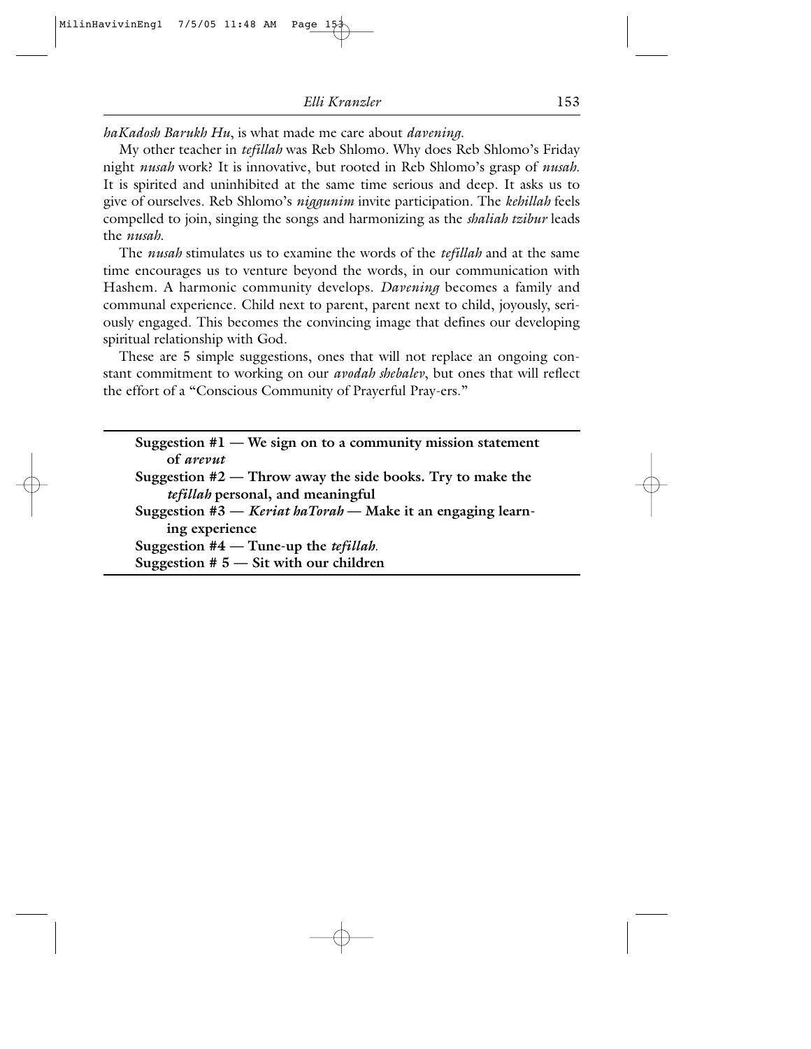*haKadosh Barukh Hu*, is what made me care about *davening*.

My other teacher in *tefillah* was Reb Shlomo. Why does Reb Shlomo's Friday night *nusah* work? It is innovative, but rooted in Reb Shlomo's grasp of *nusah*. It is spirited and uninhibited at the same time serious and deep. It asks us to give of ourselves. Reb Shlomo's *niggunim* invite participation. The *kehillah* feels compelled to join, singing the songs and harmonizing as the *shaliah tzibur* leads the *nusah*.

The *nusah* stimulates us to examine the words of the *tefillah* and at the same time encourages us to venture beyond the words, in our communication with Hashem. A harmonic community develops. *Davening* becomes a family and communal experience. Child next to parent, parent next to child, joyously, seriously engaged. This becomes the convincing image that defines our developing spiritual relationship with God.

These are 5 simple suggestions, ones that will not replace an ongoing constant commitment to working on our *avodah shebalev*, but ones that will reflect the effort of a "Conscious Community of Prayerful Pray-ers."

---

**Suggestion #1 — We sign on to a community mission statement of *arevut***

**Suggestion #2 — Throw away the side books. Try to make the *tefillah* personal, and meaningful**

**Suggestion #3 — *Keriat haTorah* — Make it an engaging learning experience**

**Suggestion #4 — Tune-up the *tefillah*.**

**Suggestion # 5 — Sit with our children**

---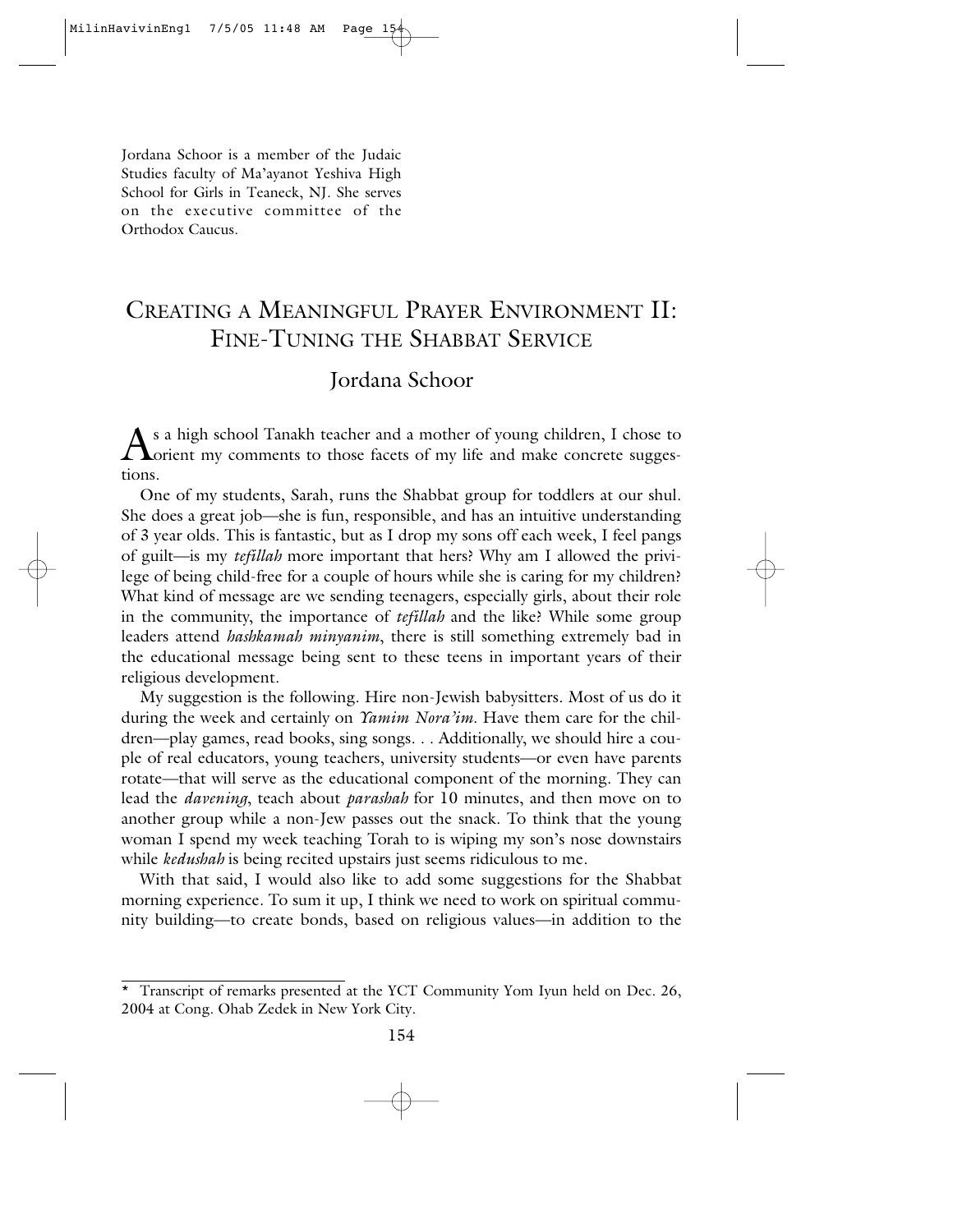Jordana Schoor is a member of the Judaic Studies faculty of Ma'ayanot Yeshiva High School for Girls in Teaneck, NJ. She serves on the executive committee of the Orthodox Caucus.

# Creating a Meaningful Prayer Environment II: Fine-Tuning the Shabbat Service

## Jordana Schoor

As a high school Tanakh teacher and a mother of young children, I chose to orient my comments to those facets of my life and make concrete suggestions.

One of my students, Sarah, runs the Shabbat group for toddlers at our shul. She does a great job—she is fun, responsible, and has an intuitive understanding of 3 year olds. This is fantastic, but as I drop my sons off each week, I feel pangs of guilt—is my *tefillah* more important that hers? Why am I allowed the privilege of being child-free for a couple of hours while she is caring for my children? What kind of message are we sending teenagers, especially girls, about their role in the community, the importance of *tefillah* and the like? While some group leaders attend *hashkamah minyanim*, there is still something extremely bad in the educational message being sent to these teens in important years of their religious development.

My suggestion is the following. Hire non-Jewish babysitters. Most of us do it during the week and certainly on *Yamim Nora'im*. Have them care for the children—play games, read books, sing songs. . . Additionally, we should hire a couple of real educators, young teachers, university students—or even have parents rotate—that will serve as the educational component of the morning. They can lead the *davening*, teach about *parashah* for 10 minutes, and then move on to another group while a non-Jew passes out the snack. To think that the young woman I spend my week teaching Torah to is wiping my son's nose downstairs while *kedushah* is being recited upstairs just seems ridiculous to me.

With that said, I would also like to add some suggestions for the Shabbat morning experience. To sum it up, I think we need to work on spiritual community building—to create bonds, based on religious values—in addition to the

---

\* Transcript of remarks presented at the YCT Community Yom Iyun held on Dec. 26, 2004 at Cong. Ohab Zedek in New York City.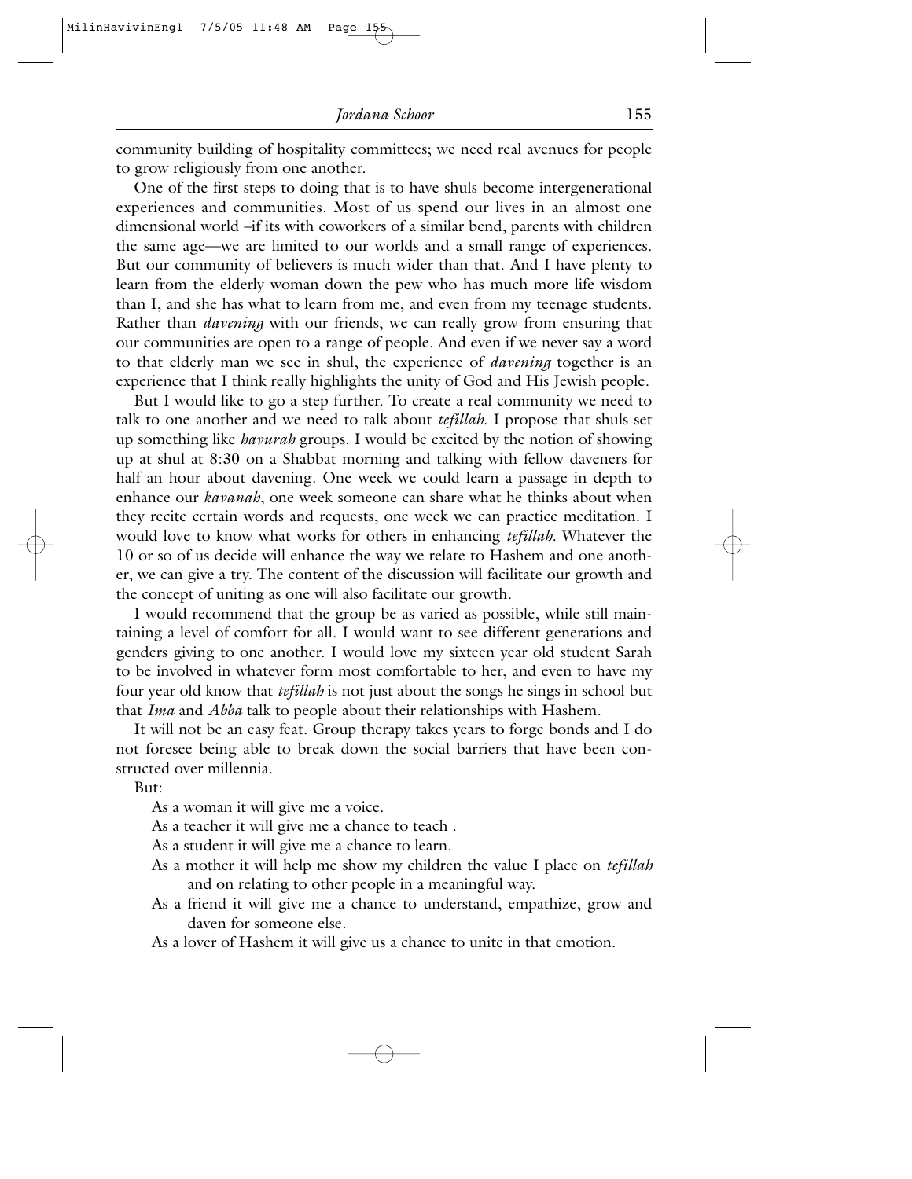community building of hospitality committees; we need real avenues for people to grow religiously from one another.

One of the first steps to doing that is to have shuls become intergenerational experiences and communities. Most of us spend our lives in an almost one dimensional world –if its with coworkers of a similar bend, parents with children the same age—we are limited to our worlds and a small range of experiences. But our community of believers is much wider than that. And I have plenty to learn from the elderly woman down the pew who has much more life wisdom than I, and she has what to learn from me, and even from my teenage students. Rather than *davening* with our friends, we can really grow from ensuring that our communities are open to a range of people. And even if we never say a word to that elderly man we see in shul, the experience of *davening* together is an experience that I think really highlights the unity of God and His Jewish people.

But I would like to go a step further. To create a real community we need to talk to one another and we need to talk about *tefillah*. I propose that shuls set up something like *havurah* groups. I would be excited by the notion of showing up at shul at 8:30 on a Shabbat morning and talking with fellow daveners for half an hour about davening. One week we could learn a passage in depth to enhance our *kavanah*, one week someone can share what he thinks about when they recite certain words and requests, one week we can practice meditation. I would love to know what works for others in enhancing *tefillah*. Whatever the 10 or so of us decide will enhance the way we relate to Hashem and one another, we can give a try. The content of the discussion will facilitate our growth and the concept of uniting as one will also facilitate our growth.

I would recommend that the group be as varied as possible, while still maintaining a level of comfort for all. I would want to see different generations and genders giving to one another. I would love my sixteen year old student Sarah to be involved in whatever form most comfortable to her, and even to have my four year old know that *tefillah* is not just about the songs he sings in school but that *Ima* and *Abba* talk to people about their relationships with Hashem.

It will not be an easy feat. Group therapy takes years to forge bonds and I do not foresee being able to break down the social barriers that have been constructed over millennia.

But:

As a woman it will give me a voice.

As a teacher it will give me a chance to teach .

As a student it will give me a chance to learn.

As a mother it will help me show my children the value I place on *tefillah* and on relating to other people in a meaningful way.

As a friend it will give me a chance to understand, empathize, grow and daven for someone else.

As a lover of Hashem it will give us a chance to unite in that emotion.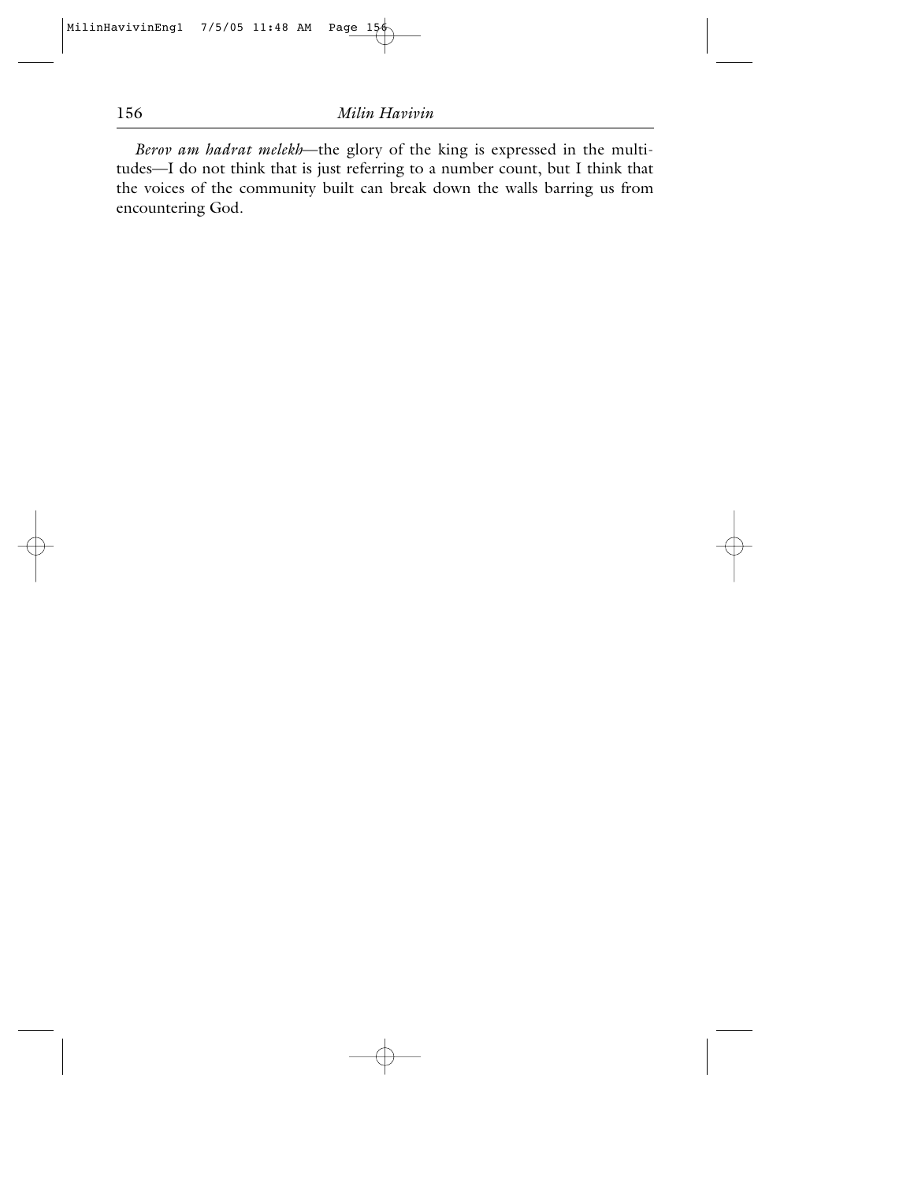*Berov am hadrat melekh*—the glory of the king is expressed in the multitudes—I do not think that is just referring to a number count, but I think that the voices of the community built can break down the walls barring us from encountering God.